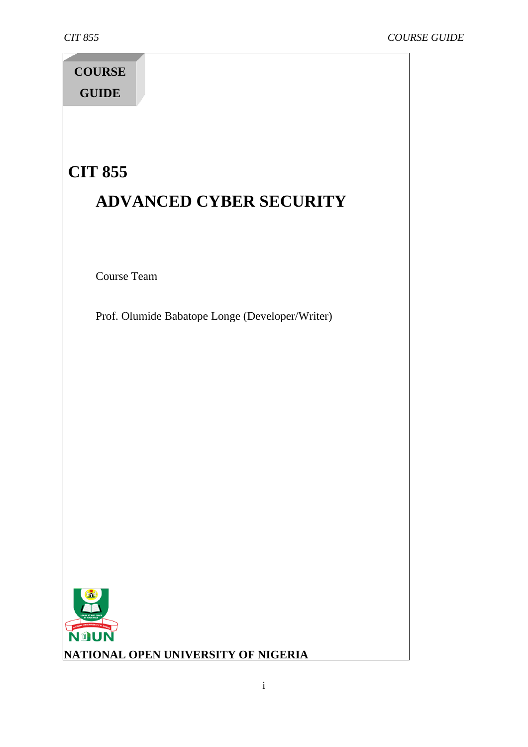**COURSE GUIDE**

# CIT 855

## ADVANCED CYBER SECURITY

Course Team

Prof. Olumide Babatope Longe (Developer/Writer)

**NATIONAL OPEN UNIVERSITY OF NIGERIA**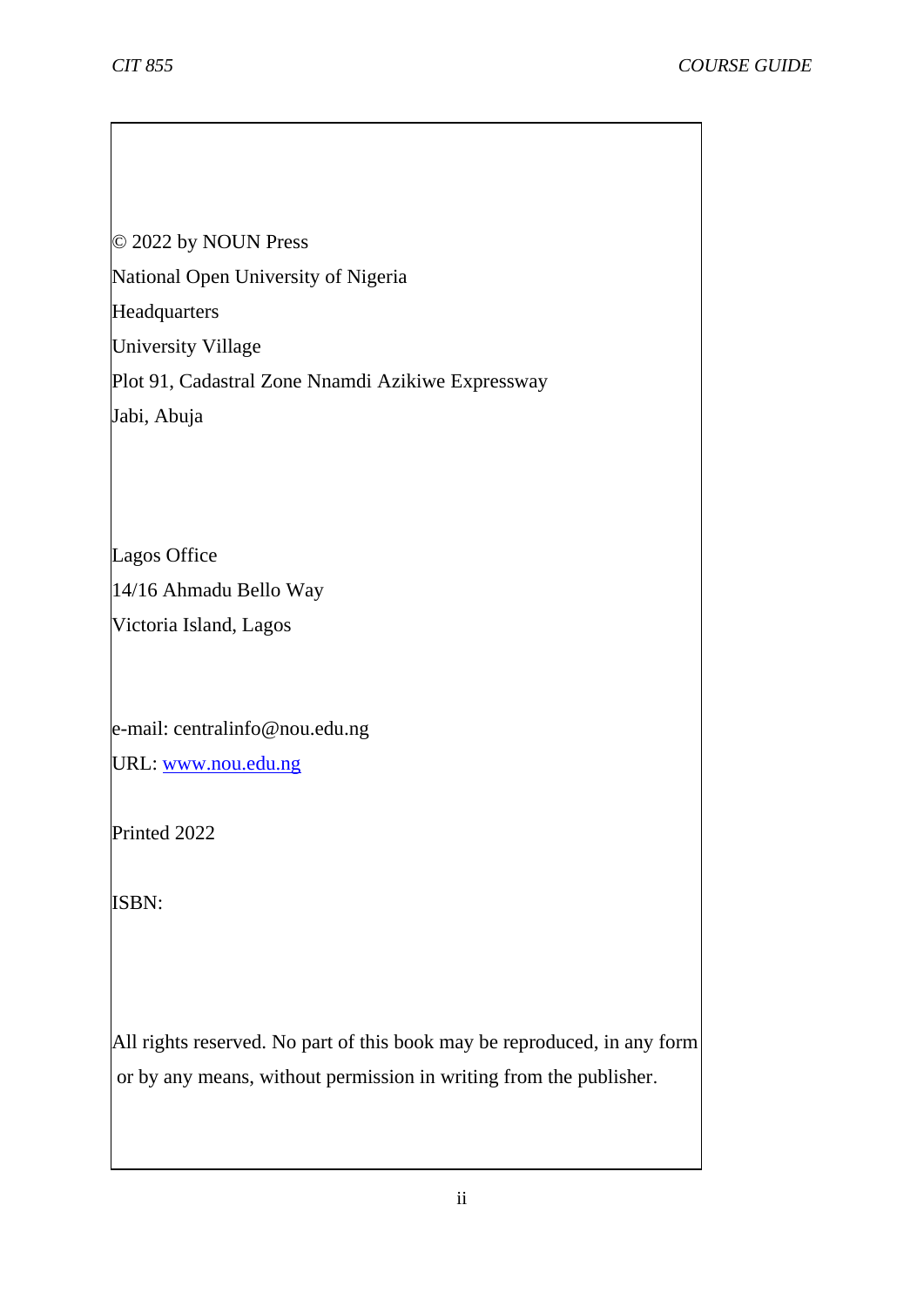© 2022 by NOUN Press

National Open University of Nigeria

Headquarters

University Village

Plot 91, Cadastral Zone Nnamdi Azikiwe Expressway

Jabi, Abuja

Lagos Office

14/16 Ahmadu Bello Way

Victoria Island, Lagos

e-mail: centralinfo@nou.edu.ng

URL: [www.nou.edu.ng](http://www.nou.edu.ng)

Printed 2022

ISBN:

All rights reserved. No part of this book may be reproduced, in any form or by any means, without permission in writing from the publisher.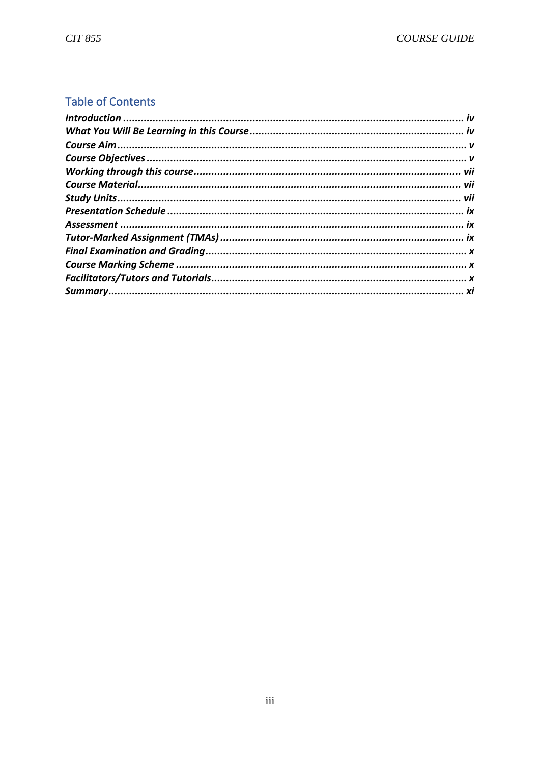## Table of Contents

*Introduction* ..... *iv*
*What You Will Be Learning in this Course* ..... *iv*
*Course Aim* ..... *v*
*Course Objectives* ..... *v*
*Working through this course* ..... *vii*
*Course Material* ..... *vii*
*Study Units* ..... *vii*
*Presentation Schedule* ..... *ix*
*Assessment* ..... *ix*
*Tutor-Marked Assignment (TMAs)* ..... *ix*
*Final Examination and Grading* ..... *x*
*Course Marking Scheme* ..... *x*
*Facilitators/Tutors and Tutorials* ..... *x*
*Summary* ..... *xi*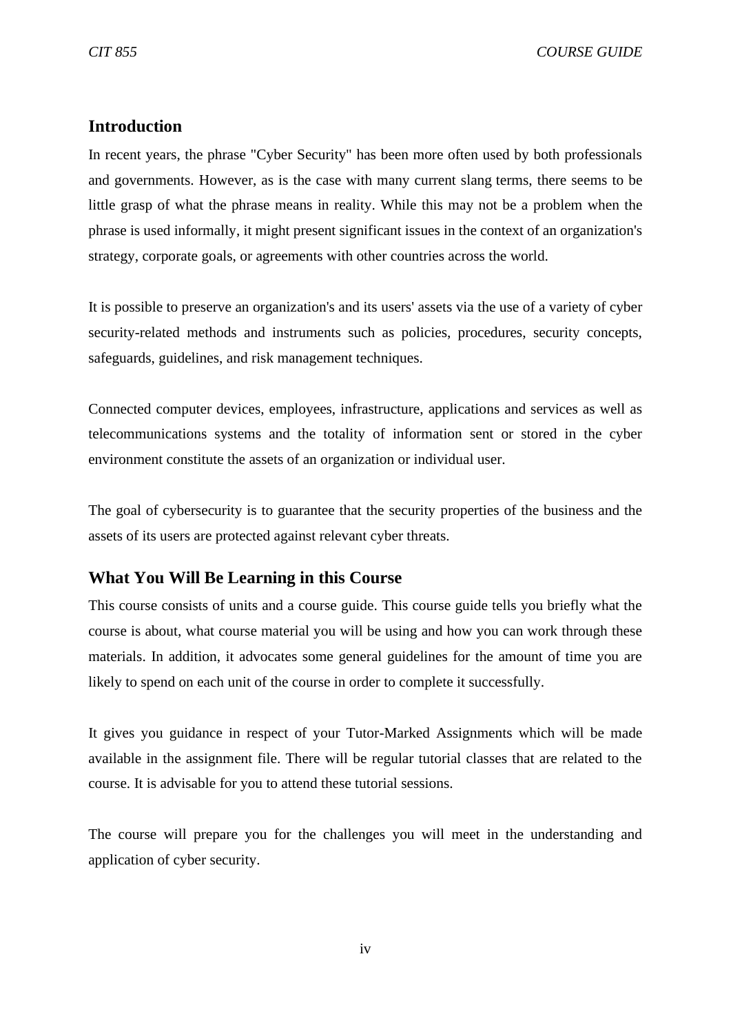## Introduction

In recent years, the phrase "Cyber Security" has been more often used by both professionals and governments. However, as is the case with many current slang terms, there seems to be little grasp of what the phrase means in reality. While this may not be a problem when the phrase is used informally, it might present significant issues in the context of an organization's strategy, corporate goals, or agreements with other countries across the world.

It is possible to preserve an organization's and its users' assets via the use of a variety of cyber security-related methods and instruments such as policies, procedures, security concepts, safeguards, guidelines, and risk management techniques.

Connected computer devices, employees, infrastructure, applications and services as well as telecommunications systems and the totality of information sent or stored in the cyber environment constitute the assets of an organization or individual user.

The goal of cybersecurity is to guarantee that the security properties of the business and the assets of its users are protected against relevant cyber threats.

## What You Will Be Learning in this Course

This course consists of units and a course guide. This course guide tells you briefly what the course is about, what course material you will be using and how you can work through these materials. In addition, it advocates some general guidelines for the amount of time you are likely to spend on each unit of the course in order to complete it successfully.

It gives you guidance in respect of your Tutor-Marked Assignments which will be made available in the assignment file. There will be regular tutorial classes that are related to the course. It is advisable for you to attend these tutorial sessions.

The course will prepare you for the challenges you will meet in the understanding and application of cyber security.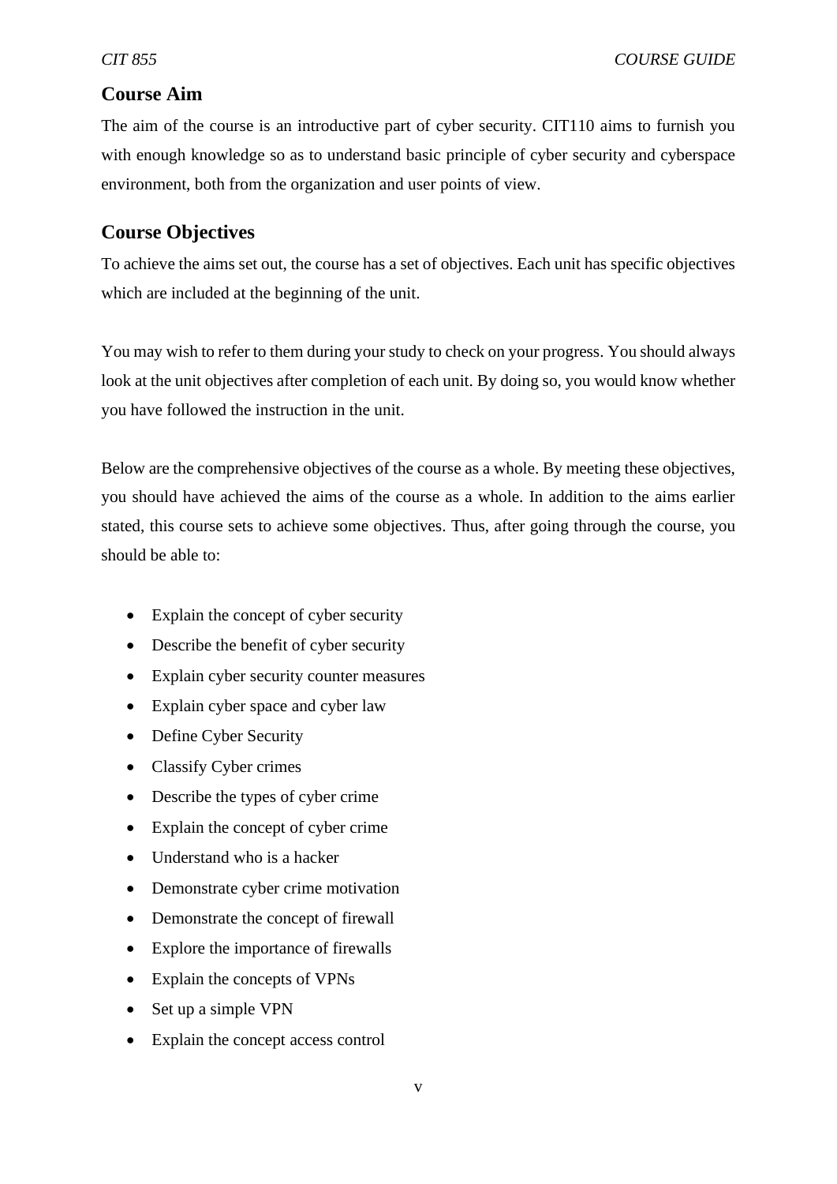## Course Aim

The aim of the course is an introductive part of cyber security. CIT110 aims to furnish you with enough knowledge so as to understand basic principle of cyber security and cyberspace environment, both from the organization and user points of view.

## Course Objectives

To achieve the aims set out, the course has a set of objectives. Each unit has specific objectives which are included at the beginning of the unit.

You may wish to refer to them during your study to check on your progress. You should always look at the unit objectives after completion of each unit. By doing so, you would know whether you have followed the instruction in the unit.

Below are the comprehensive objectives of the course as a whole. By meeting these objectives, you should have achieved the aims of the course as a whole. In addition to the aims earlier stated, this course sets to achieve some objectives. Thus, after going through the course, you should be able to:

- Explain the concept of cyber security
- Describe the benefit of cyber security
- Explain cyber security counter measures
- Explain cyber space and cyber law
- Define Cyber Security
- Classify Cyber crimes
- Describe the types of cyber crime
- Explain the concept of cyber crime
- Understand who is a hacker
- Demonstrate cyber crime motivation
- Demonstrate the concept of firewall
- Explore the importance of firewalls
- Explain the concepts of VPNs
- Set up a simple VPN
- Explain the concept access control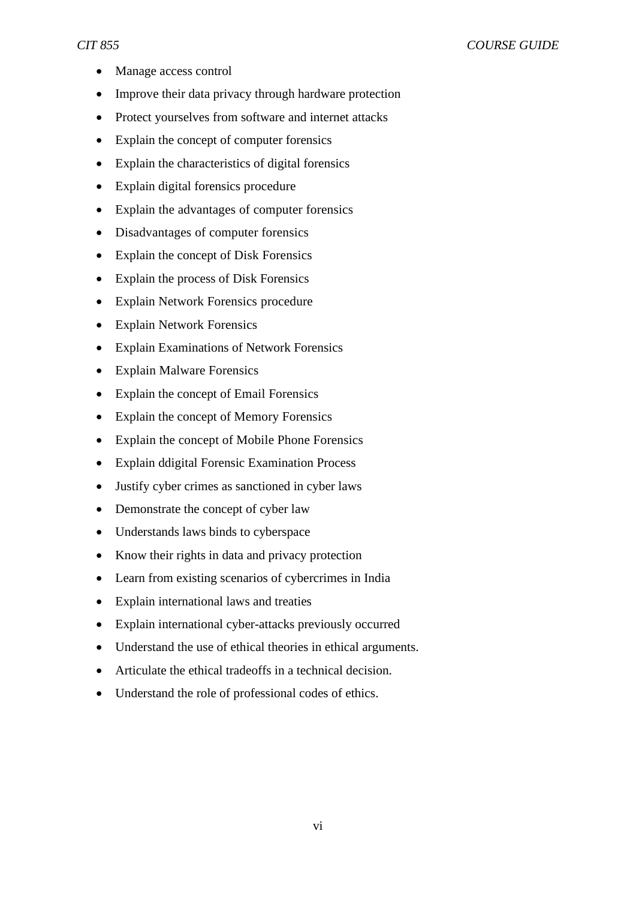- Manage access control
- Improve their data privacy through hardware protection
- Protect yourselves from software and internet attacks
- Explain the concept of computer forensics
- Explain the characteristics of digital forensics
- Explain digital forensics procedure
- Explain the advantages of computer forensics
- Disadvantages of computer forensics
- Explain the concept of Disk Forensics
- Explain the process of Disk Forensics
- Explain Network Forensics procedure
- Explain Network Forensics
- Explain Examinations of Network Forensics
- Explain Malware Forensics
- Explain the concept of Email Forensics
- Explain the concept of Memory Forensics
- Explain the concept of Mobile Phone Forensics
- Explain ddigital Forensic Examination Process
- Justify cyber crimes as sanctioned in cyber laws
- Demonstrate the concept of cyber law
- Understands laws binds to cyberspace
- Know their rights in data and privacy protection
- Learn from existing scenarios of cybercrimes in India
- Explain international laws and treaties
- Explain international cyber-attacks previously occurred
- Understand the use of ethical theories in ethical arguments.
- Articulate the ethical tradeoffs in a technical decision.
- Understand the role of professional codes of ethics.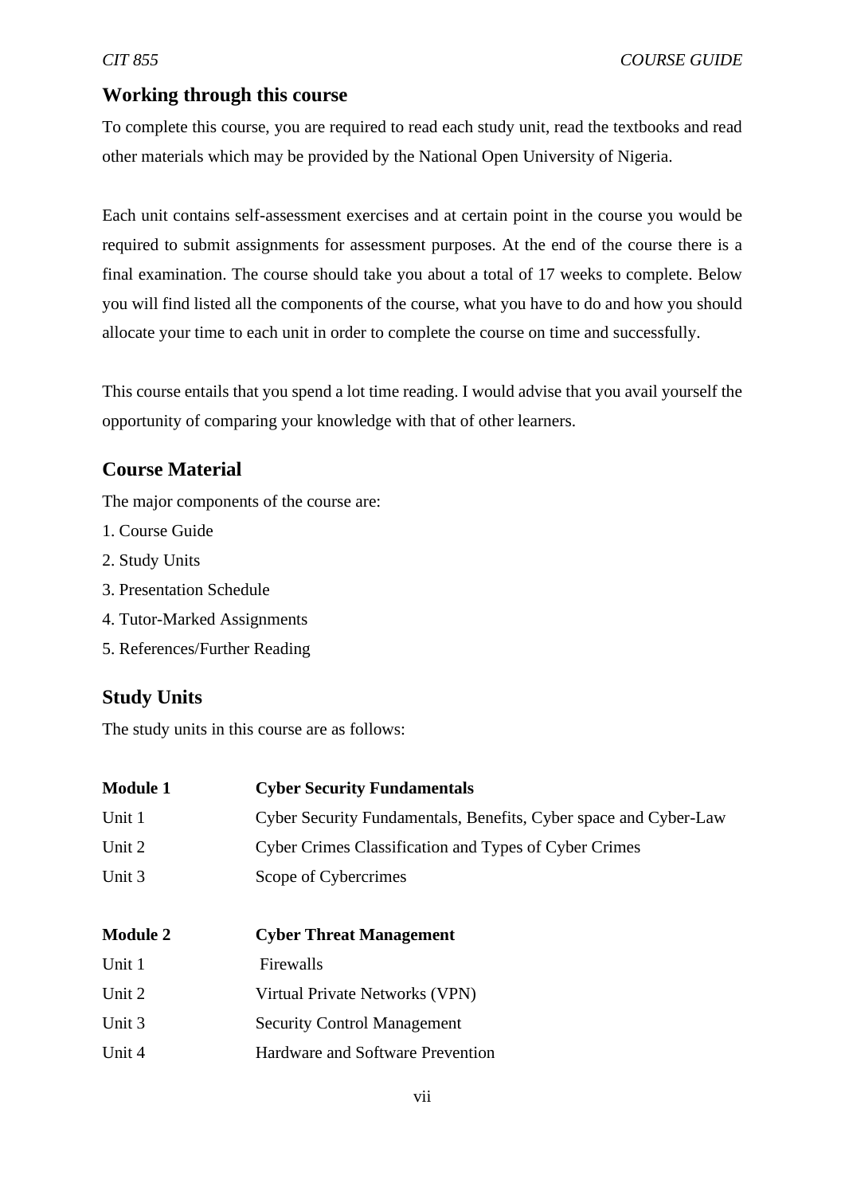## Working through this course

To complete this course, you are required to read each study unit, read the textbooks and read other materials which may be provided by the National Open University of Nigeria.

Each unit contains self-assessment exercises and at certain point in the course you would be required to submit assignments for assessment purposes. At the end of the course there is a final examination. The course should take you about a total of 17 weeks to complete. Below you will find listed all the components of the course, what you have to do and how you should allocate your time to each unit in order to complete the course on time and successfully.

This course entails that you spend a lot time reading. I would advise that you avail yourself the opportunity of comparing your knowledge with that of other learners.

## Course Material

The major components of the course are:

1. Course Guide
2. Study Units
3. Presentation Schedule
4. Tutor-Marked Assignments
5. References/Further Reading

## Study Units

The study units in this course are as follows:

| | |
|---|---|
| **Module 1** | **Cyber Security Fundamentals** |
| Unit 1 | Cyber Security Fundamentals, Benefits, Cyber space and Cyber-Law |
| Unit 2 | Cyber Crimes Classification and Types of Cyber Crimes |
| Unit 3 | Scope of Cybercrimes |
| | |
| **Module 2** | **Cyber Threat Management** |
| Unit 1 | Firewalls |
| Unit 2 | Virtual Private Networks (VPN) |
| Unit 3 | Security Control Management |
| Unit 4 | Hardware and Software Prevention |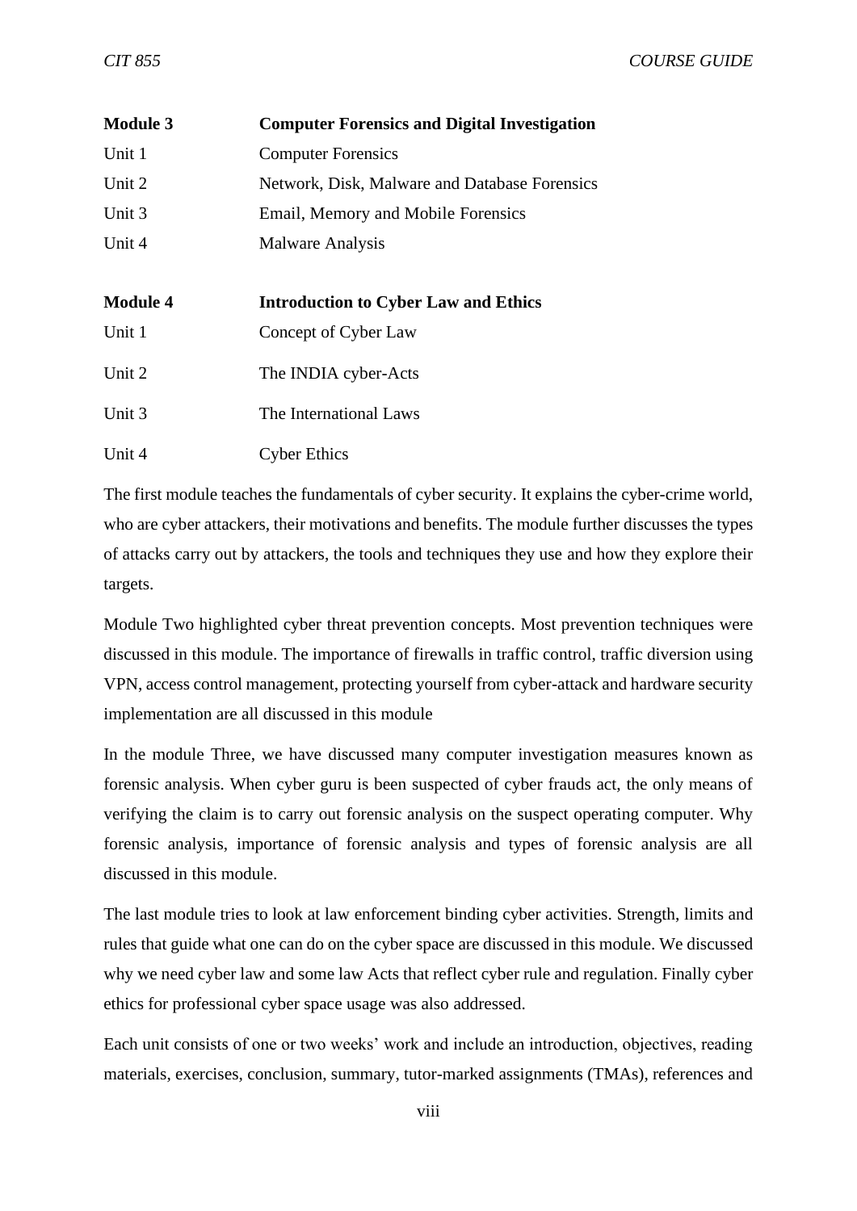| | |
|---|---|
| **Module 3** | **Computer Forensics and Digital Investigation** |
| Unit 1 | Computer Forensics |
| Unit 2 | Network, Disk, Malware and Database Forensics |
| Unit 3 | Email, Memory and Mobile Forensics |
| Unit 4 | Malware Analysis |

| | |
|---|---|
| **Module 4** | **Introduction to Cyber Law and Ethics** |
| Unit 1 | Concept of Cyber Law |
| Unit 2 | The INDIA cyber-Acts |
| Unit 3 | The International Laws |
| Unit 4 | Cyber Ethics |

The first module teaches the fundamentals of cyber security. It explains the cyber-crime world, who are cyber attackers, their motivations and benefits. The module further discusses the types of attacks carry out by attackers, the tools and techniques they use and how they explore their targets.

Module Two highlighted cyber threat prevention concepts. Most prevention techniques were discussed in this module. The importance of firewalls in traffic control, traffic diversion using VPN, access control management, protecting yourself from cyber-attack and hardware security implementation are all discussed in this module

In the module Three, we have discussed many computer investigation measures known as forensic analysis. When cyber guru is been suspected of cyber frauds act, the only means of verifying the claim is to carry out forensic analysis on the suspect operating computer. Why forensic analysis, importance of forensic analysis and types of forensic analysis are all discussed in this module.

The last module tries to look at law enforcement binding cyber activities. Strength, limits and rules that guide what one can do on the cyber space are discussed in this module. We discussed why we need cyber law and some law Acts that reflect cyber rule and regulation. Finally cyber ethics for professional cyber space usage was also addressed.

Each unit consists of one or two weeks' work and include an introduction, objectives, reading materials, exercises, conclusion, summary, tutor-marked assignments (TMAs), references and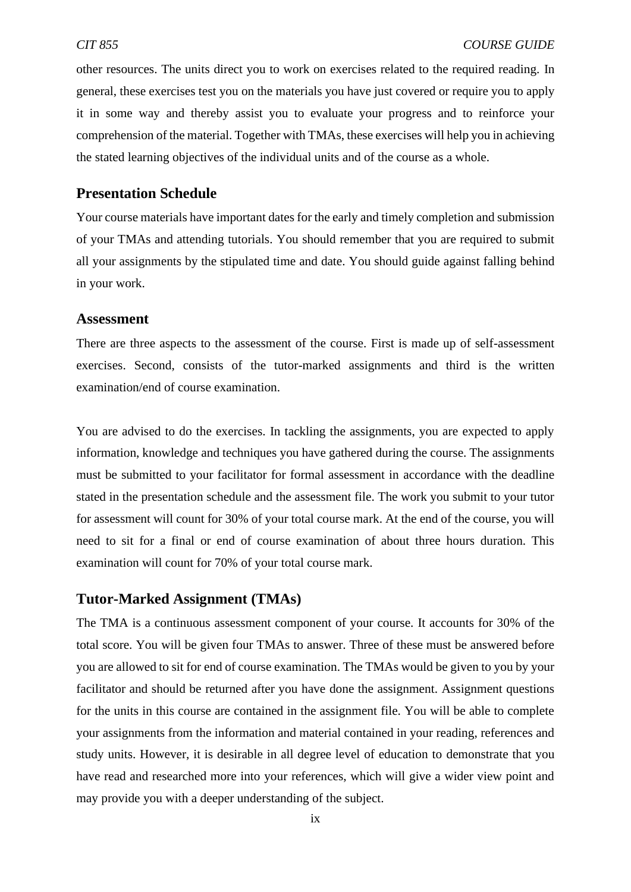other resources. The units direct you to work on exercises related to the required reading. In general, these exercises test you on the materials you have just covered or require you to apply it in some way and thereby assist you to evaluate your progress and to reinforce your comprehension of the material. Together with TMAs, these exercises will help you in achieving the stated learning objectives of the individual units and of the course as a whole.

## Presentation Schedule

Your course materials have important dates for the early and timely completion and submission of your TMAs and attending tutorials. You should remember that you are required to submit all your assignments by the stipulated time and date. You should guide against falling behind in your work.

## Assessment

There are three aspects to the assessment of the course. First is made up of self-assessment exercises. Second, consists of the tutor-marked assignments and third is the written examination/end of course examination.

You are advised to do the exercises. In tackling the assignments, you are expected to apply information, knowledge and techniques you have gathered during the course. The assignments must be submitted to your facilitator for formal assessment in accordance with the deadline stated in the presentation schedule and the assessment file. The work you submit to your tutor for assessment will count for 30% of your total course mark. At the end of the course, you will need to sit for a final or end of course examination of about three hours duration. This examination will count for 70% of your total course mark.

## Tutor-Marked Assignment (TMAs)

The TMA is a continuous assessment component of your course. It accounts for 30% of the total score. You will be given four TMAs to answer. Three of these must be answered before you are allowed to sit for end of course examination. The TMAs would be given to you by your facilitator and should be returned after you have done the assignment. Assignment questions for the units in this course are contained in the assignment file. You will be able to complete your assignments from the information and material contained in your reading, references and study units. However, it is desirable in all degree level of education to demonstrate that you have read and researched more into your references, which will give a wider view point and may provide you with a deeper understanding of the subject.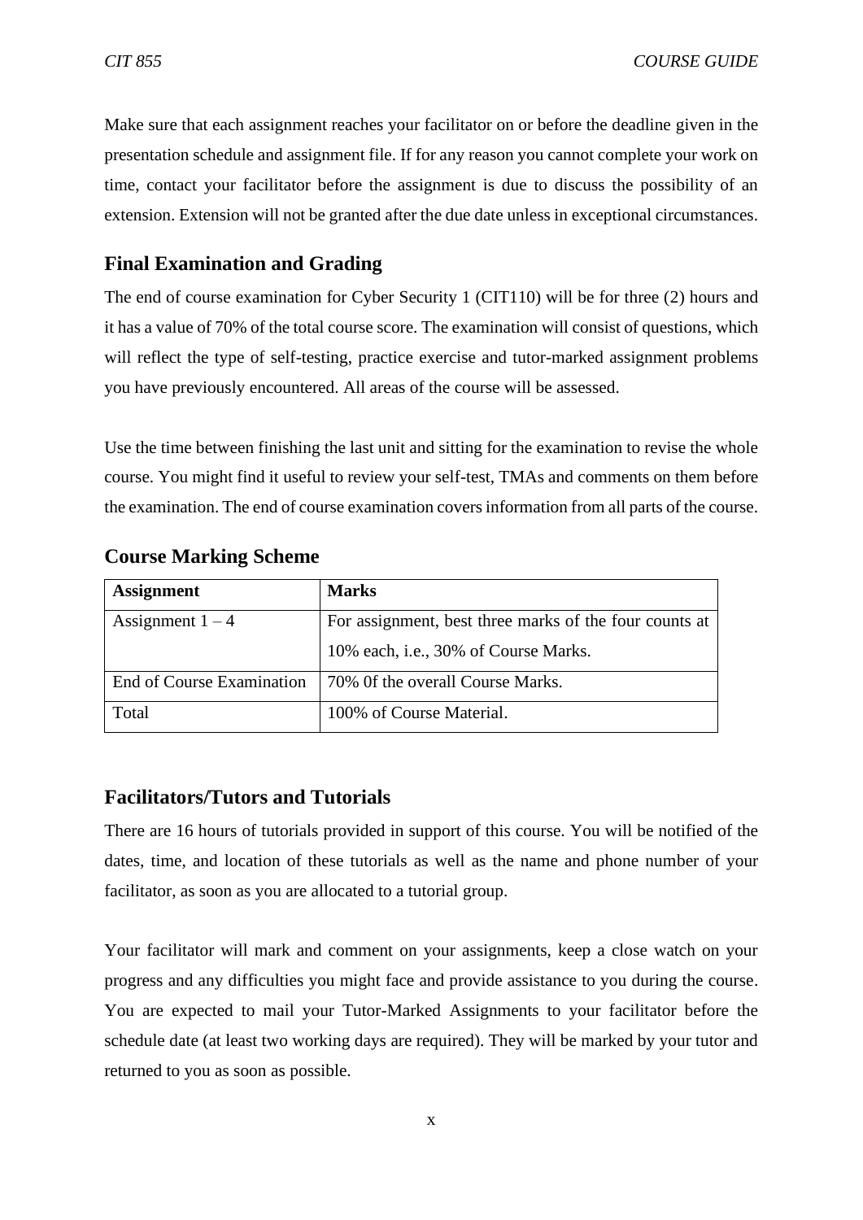Make sure that each assignment reaches your facilitator on or before the deadline given in the presentation schedule and assignment file. If for any reason you cannot complete your work on time, contact your facilitator before the assignment is due to discuss the possibility of an extension. Extension will not be granted after the due date unless in exceptional circumstances.

## Final Examination and Grading

The end of course examination for Cyber Security 1 (CIT110) will be for three (2) hours and it has a value of 70% of the total course score. The examination will consist of questions, which will reflect the type of self-testing, practice exercise and tutor-marked assignment problems you have previously encountered. All areas of the course will be assessed.

Use the time between finishing the last unit and sitting for the examination to revise the whole course. You might find it useful to review your self-test, TMAs and comments on them before the examination. The end of course examination covers information from all parts of the course.

## Course Marking Scheme

| Assignment | Marks |
| --- | --- |
| Assignment 1 – 4 | For assignment, best three marks of the four counts at 10% each, i.e., 30% of Course Marks. |
| End of Course Examination | 70% 0f the overall Course Marks. |
| Total | 100% of Course Material. |

## Facilitators/Tutors and Tutorials

There are 16 hours of tutorials provided in support of this course. You will be notified of the dates, time, and location of these tutorials as well as the name and phone number of your facilitator, as soon as you are allocated to a tutorial group.

Your facilitator will mark and comment on your assignments, keep a close watch on your progress and any difficulties you might face and provide assistance to you during the course. You are expected to mail your Tutor-Marked Assignments to your facilitator before the schedule date (at least two working days are required). They will be marked by your tutor and returned to you as soon as possible.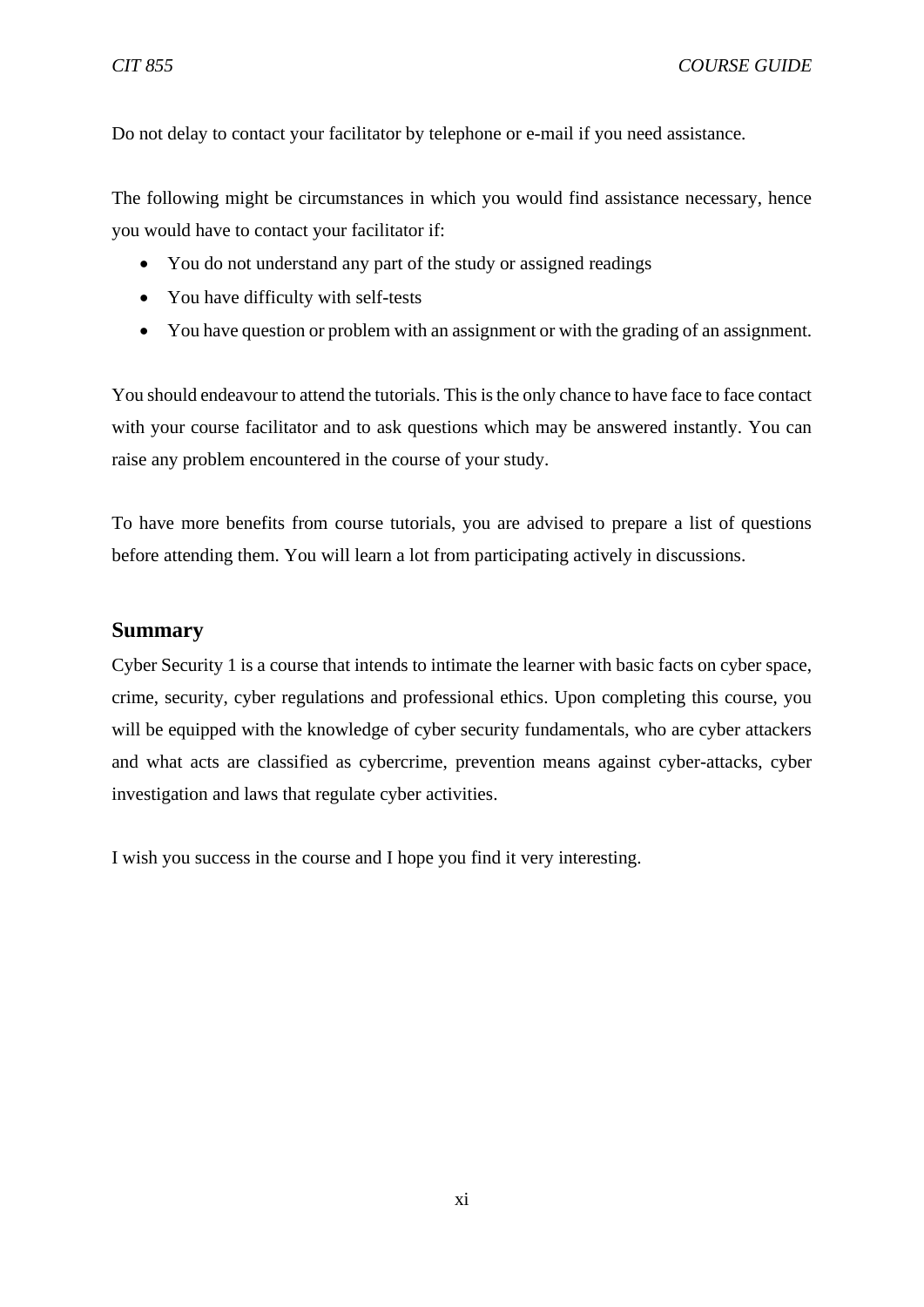Do not delay to contact your facilitator by telephone or e-mail if you need assistance.

The following might be circumstances in which you would find assistance necessary, hence you would have to contact your facilitator if:

- You do not understand any part of the study or assigned readings
- You have difficulty with self-tests
- You have question or problem with an assignment or with the grading of an assignment.

You should endeavour to attend the tutorials. This is the only chance to have face to face contact with your course facilitator and to ask questions which may be answered instantly. You can raise any problem encountered in the course of your study.

To have more benefits from course tutorials, you are advised to prepare a list of questions before attending them. You will learn a lot from participating actively in discussions.

## Summary

Cyber Security 1 is a course that intends to intimate the learner with basic facts on cyber space, crime, security, cyber regulations and professional ethics. Upon completing this course, you will be equipped with the knowledge of cyber security fundamentals, who are cyber attackers and what acts are classified as cybercrime, prevention means against cyber-attacks, cyber investigation and laws that regulate cyber activities.

I wish you success in the course and I hope you find it very interesting.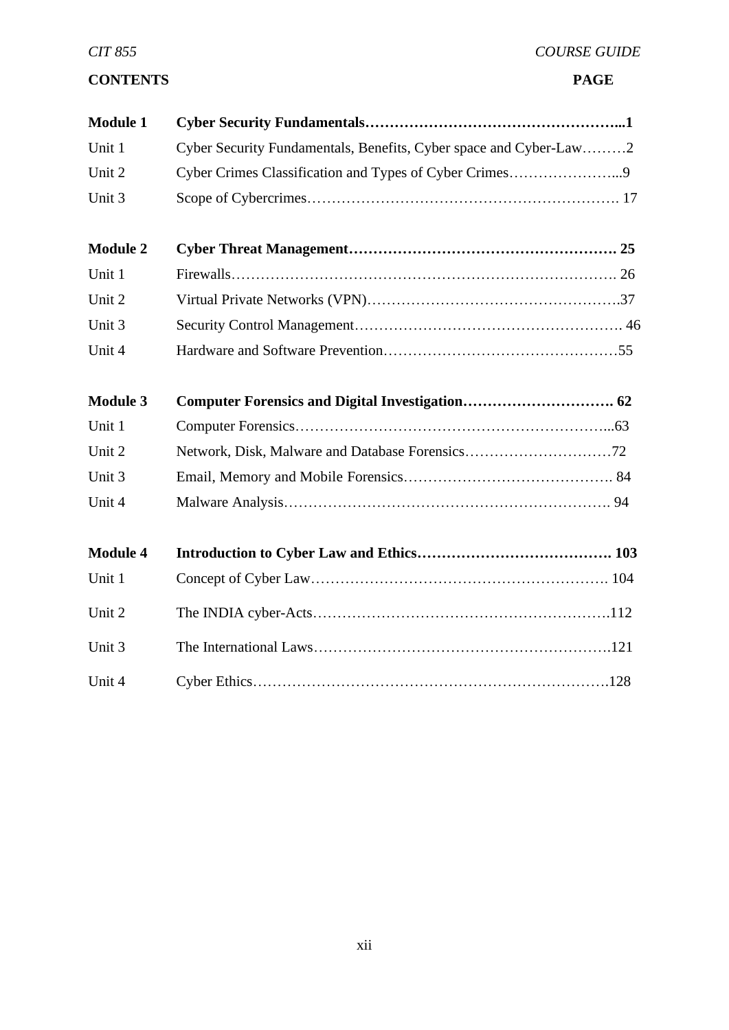**CONTENTS** **PAGE**

| | | |
|---|---|---|
| **Module 1** | **Cyber Security Fundamentals** | **1** |
| Unit 1 | Cyber Security Fundamentals, Benefits, Cyber space and Cyber-Law | 2 |
| Unit 2 | Cyber Crimes Classification and Types of Cyber Crimes | 9 |
| Unit 3 | Scope of Cybercrimes | 17 |
| **Module 2** | **Cyber Threat Management** | **25** |
| Unit 1 | Firewalls | 26 |
| Unit 2 | Virtual Private Networks (VPN) | 37 |
| Unit 3 | Security Control Management | 46 |
| Unit 4 | Hardware and Software Prevention | 55 |
| **Module 3** | **Computer Forensics and Digital Investigation** | **62** |
| Unit 1 | Computer Forensics | 63 |
| Unit 2 | Network, Disk, Malware and Database Forensics | 72 |
| Unit 3 | Email, Memory and Mobile Forensics | 84 |
| Unit 4 | Malware Analysis | 94 |
| **Module 4** | **Introduction to Cyber Law and Ethics** | **103** |
| Unit 1 | Concept of Cyber Law | 104 |
| Unit 2 | The INDIA cyber-Acts | 112 |
| Unit 3 | The International Laws | 121 |
| Unit 4 | Cyber Ethics | 128 |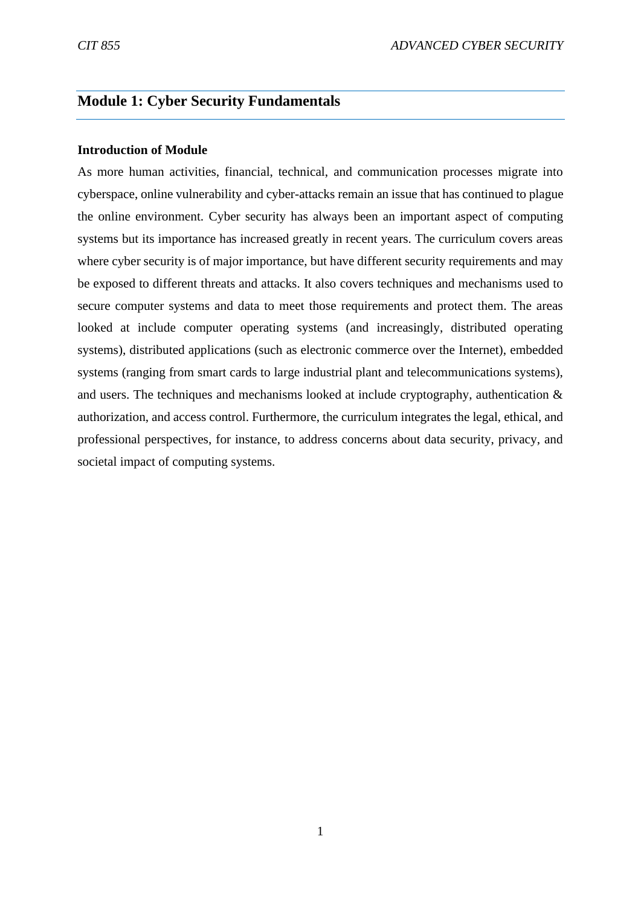# Module 1: Cyber Security Fundamentals

**Introduction of Module**

As more human activities, financial, technical, and communication processes migrate into cyberspace, online vulnerability and cyber-attacks remain an issue that has continued to plague the online environment. Cyber security has always been an important aspect of computing systems but its importance has increased greatly in recent years. The curriculum covers areas where cyber security is of major importance, but have different security requirements and may be exposed to different threats and attacks. It also covers techniques and mechanisms used to secure computer systems and data to meet those requirements and protect them. The areas looked at include computer operating systems (and increasingly, distributed operating systems), distributed applications (such as electronic commerce over the Internet), embedded systems (ranging from smart cards to large industrial plant and telecommunications systems), and users. The techniques and mechanisms looked at include cryptography, authentication & authorization, and access control. Furthermore, the curriculum integrates the legal, ethical, and professional perspectives, for instance, to address concerns about data security, privacy, and societal impact of computing systems.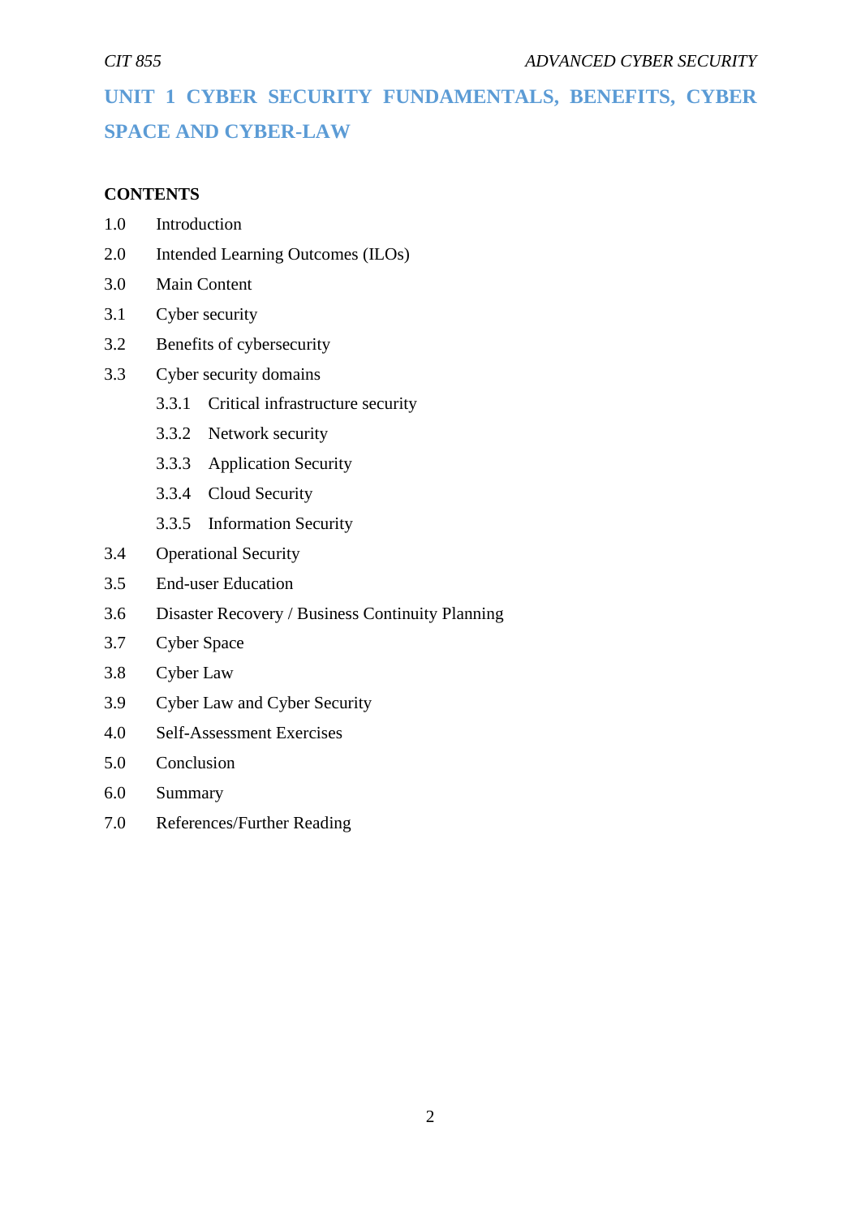# UNIT 1 CYBER SECURITY FUNDAMENTALS, BENEFITS, CYBER SPACE AND CYBER-LAW

**CONTENTS**

1.0 Introduction

2.0 Intended Learning Outcomes (ILOs)

3.0 Main Content

3.1 Cyber security

3.2 Benefits of cybersecurity

3.3 Cyber security domains

- 3.3.1 Critical infrastructure security
- 3.3.2 Network security
- 3.3.3 Application Security
- 3.3.4 Cloud Security
- 3.3.5 Information Security

3.4 Operational Security

3.5 End-user Education

3.6 Disaster Recovery / Business Continuity Planning

3.7 Cyber Space

3.8 Cyber Law

3.9 Cyber Law and Cyber Security

4.0 Self-Assessment Exercises

5.0 Conclusion

6.0 Summary

7.0 References/Further Reading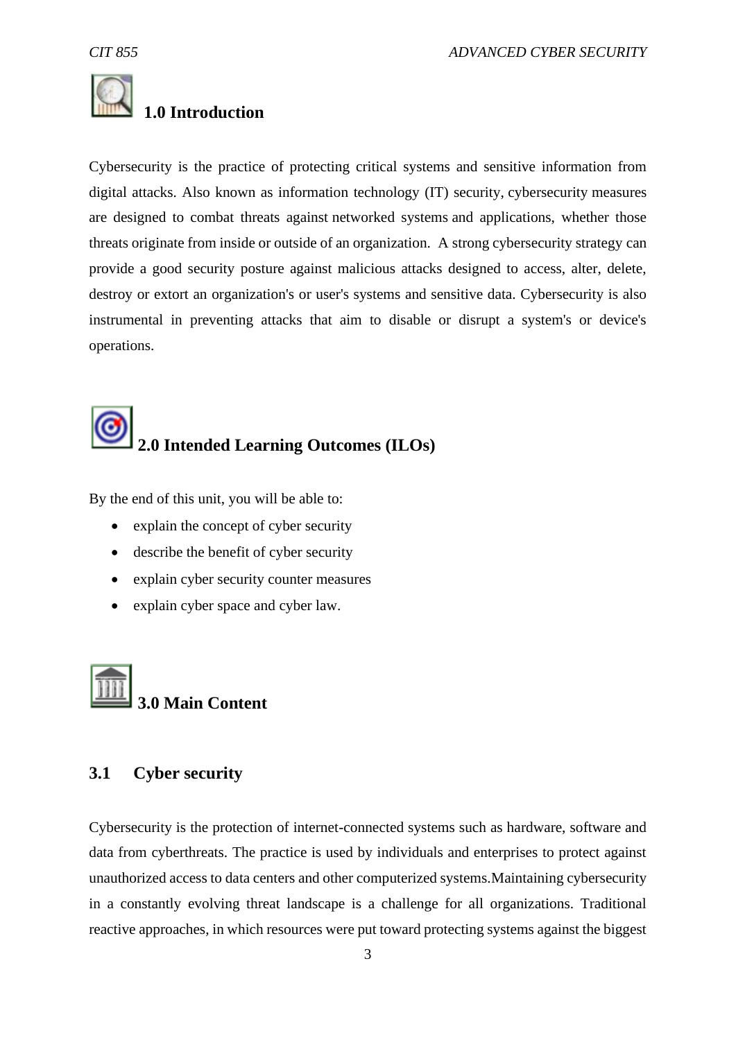## 1.0 Introduction

Cybersecurity is the practice of protecting critical systems and sensitive information from digital attacks. Also known as information technology (IT) security, cybersecurity measures are designed to combat threats against networked systems and applications, whether those threats originate from inside or outside of an organization. A strong cybersecurity strategy can provide a good security posture against malicious attacks designed to access, alter, delete, destroy or extort an organization's or user's systems and sensitive data. Cybersecurity is also instrumental in preventing attacks that aim to disable or disrupt a system's or device's operations.

## 2.0 Intended Learning Outcomes (ILOs)

By the end of this unit, you will be able to:

- explain the concept of cyber security
- describe the benefit of cyber security
- explain cyber security counter measures
- explain cyber space and cyber law.

## 3.0 Main Content

### 3.1 Cyber security

Cybersecurity is the protection of internet-connected systems such as hardware, software and data from cyberthreats. The practice is used by individuals and enterprises to protect against unauthorized access to data centers and other computerized systems.Maintaining cybersecurity in a constantly evolving threat landscape is a challenge for all organizations. Traditional reactive approaches, in which resources were put toward protecting systems against the biggest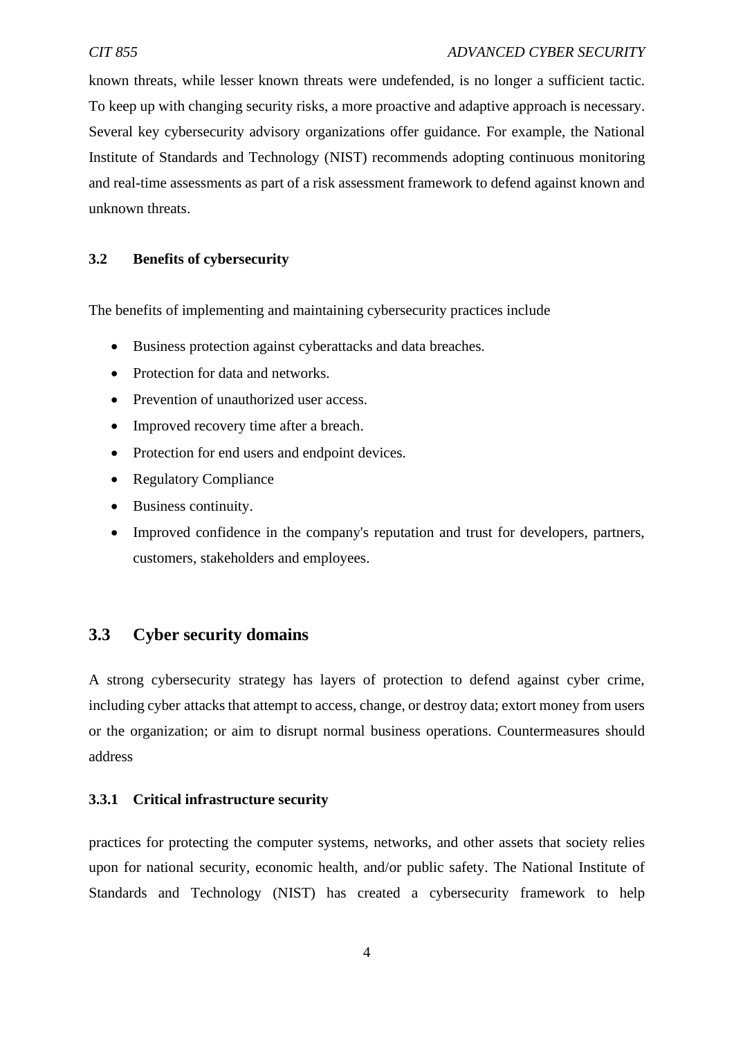known threats, while lesser known threats were undefended, is no longer a sufficient tactic. To keep up with changing security risks, a more proactive and adaptive approach is necessary. Several key cybersecurity advisory organizations offer guidance. For example, the National Institute of Standards and Technology (NIST) recommends adopting continuous monitoring and real-time assessments as part of a risk assessment framework to defend against known and unknown threats.

### 3.2 Benefits of cybersecurity

The benefits of implementing and maintaining cybersecurity practices include

- Business protection against cyberattacks and data breaches.
- Protection for data and networks.
- Prevention of unauthorized user access.
- Improved recovery time after a breach.
- Protection for end users and endpoint devices.
- Regulatory Compliance
- Business continuity.
- Improved confidence in the company's reputation and trust for developers, partners, customers, stakeholders and employees.

## 3.3 Cyber security domains

A strong cybersecurity strategy has layers of protection to defend against cyber crime, including cyber attacks that attempt to access, change, or destroy data; extort money from users or the organization; or aim to disrupt normal business operations. Countermeasures should address

### 3.3.1 Critical infrastructure security

practices for protecting the computer systems, networks, and other assets that society relies upon for national security, economic health, and/or public safety. The National Institute of Standards and Technology (NIST) has created a cybersecurity framework to help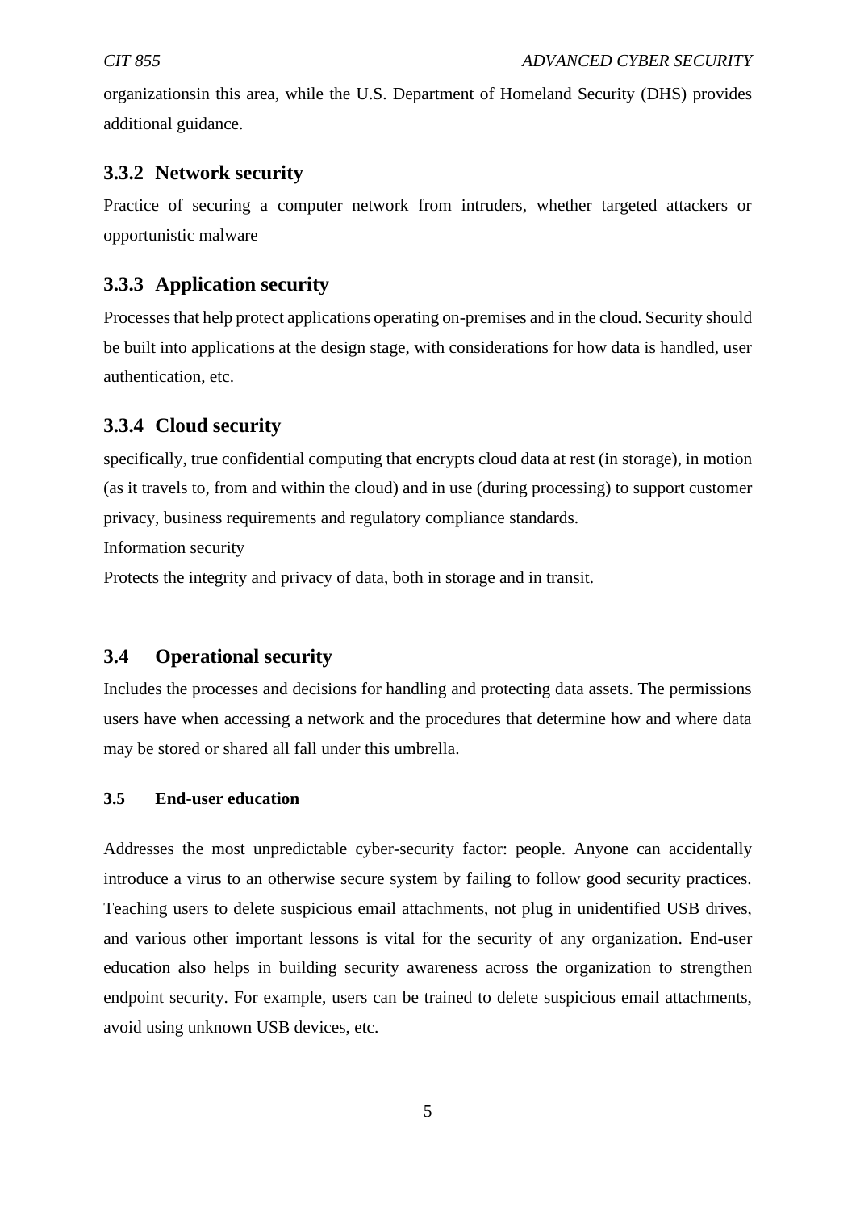organizationsin this area, while the U.S. Department of Homeland Security (DHS) provides additional guidance.

### 3.3.2 Network security

Practice of securing a computer network from intruders, whether targeted attackers or opportunistic malware

### 3.3.3 Application security

Processes that help protect applications operating on-premises and in the cloud. Security should be built into applications at the design stage, with considerations for how data is handled, user authentication, etc.

### 3.3.4 Cloud security

specifically, true confidential computing that encrypts cloud data at rest (in storage), in motion (as it travels to, from and within the cloud) and in use (during processing) to support customer privacy, business requirements and regulatory compliance standards.

Information security

Protects the integrity and privacy of data, both in storage and in transit.

## 3.4 Operational security

Includes the processes and decisions for handling and protecting data assets. The permissions users have when accessing a network and the procedures that determine how and where data may be stored or shared all fall under this umbrella.

### 3.5 End-user education

Addresses the most unpredictable cyber-security factor: people. Anyone can accidentally introduce a virus to an otherwise secure system by failing to follow good security practices. Teaching users to delete suspicious email attachments, not plug in unidentified USB drives, and various other important lessons is vital for the security of any organization. End-user education also helps in building security awareness across the organization to strengthen endpoint security. For example, users can be trained to delete suspicious email attachments, avoid using unknown USB devices, etc.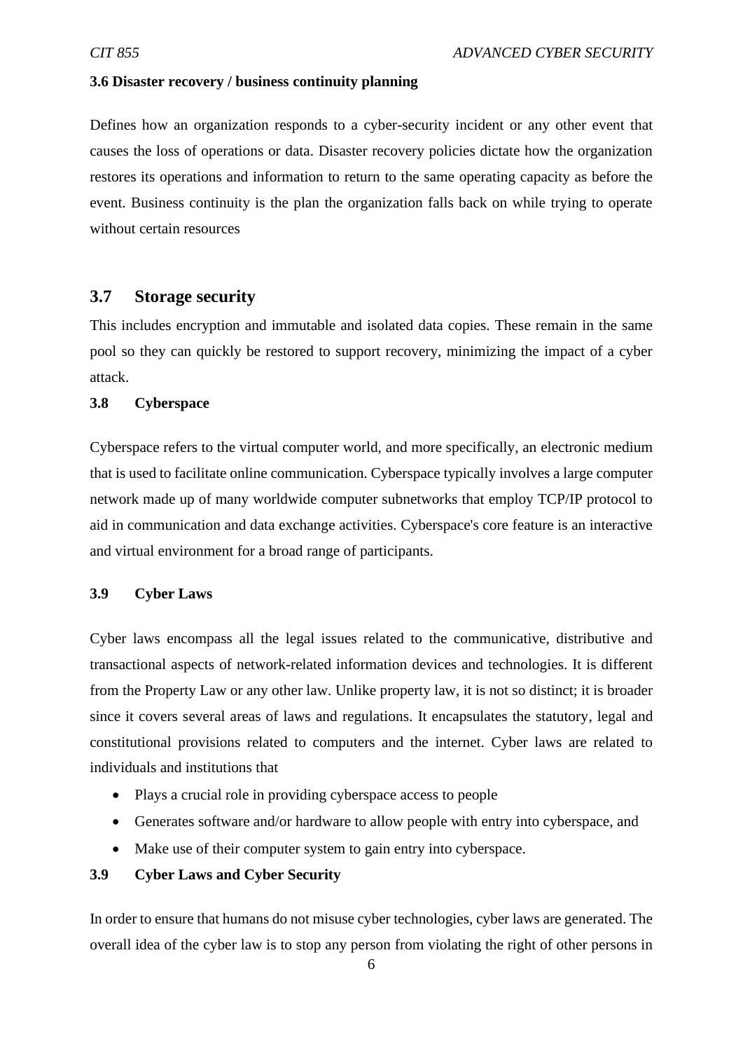### 3.6 Disaster recovery / business continuity planning

Defines how an organization responds to a cyber-security incident or any other event that causes the loss of operations or data. Disaster recovery policies dictate how the organization restores its operations and information to return to the same operating capacity as before the event. Business continuity is the plan the organization falls back on while trying to operate without certain resources

## 3.7 Storage security

This includes encryption and immutable and isolated data copies. These remain in the same pool so they can quickly be restored to support recovery, minimizing the impact of a cyber attack.

### 3.8 Cyberspace

Cyberspace refers to the virtual computer world, and more specifically, an electronic medium that is used to facilitate online communication. Cyberspace typically involves a large computer network made up of many worldwide computer subnetworks that employ TCP/IP protocol to aid in communication and data exchange activities. Cyberspace's core feature is an interactive and virtual environment for a broad range of participants.

### 3.9 Cyber Laws

Cyber laws encompass all the legal issues related to the communicative, distributive and transactional aspects of network-related information devices and technologies. It is different from the Property Law or any other law. Unlike property law, it is not so distinct; it is broader since it covers several areas of laws and regulations. It encapsulates the statutory, legal and constitutional provisions related to computers and the internet. Cyber laws are related to individuals and institutions that

- Plays a crucial role in providing cyberspace access to people
- Generates software and/or hardware to allow people with entry into cyberspace, and
- Make use of their computer system to gain entry into cyberspace.

### 3.9 Cyber Laws and Cyber Security

In order to ensure that humans do not misuse cyber technologies, cyber laws are generated. The overall idea of the cyber law is to stop any person from violating the right of other persons in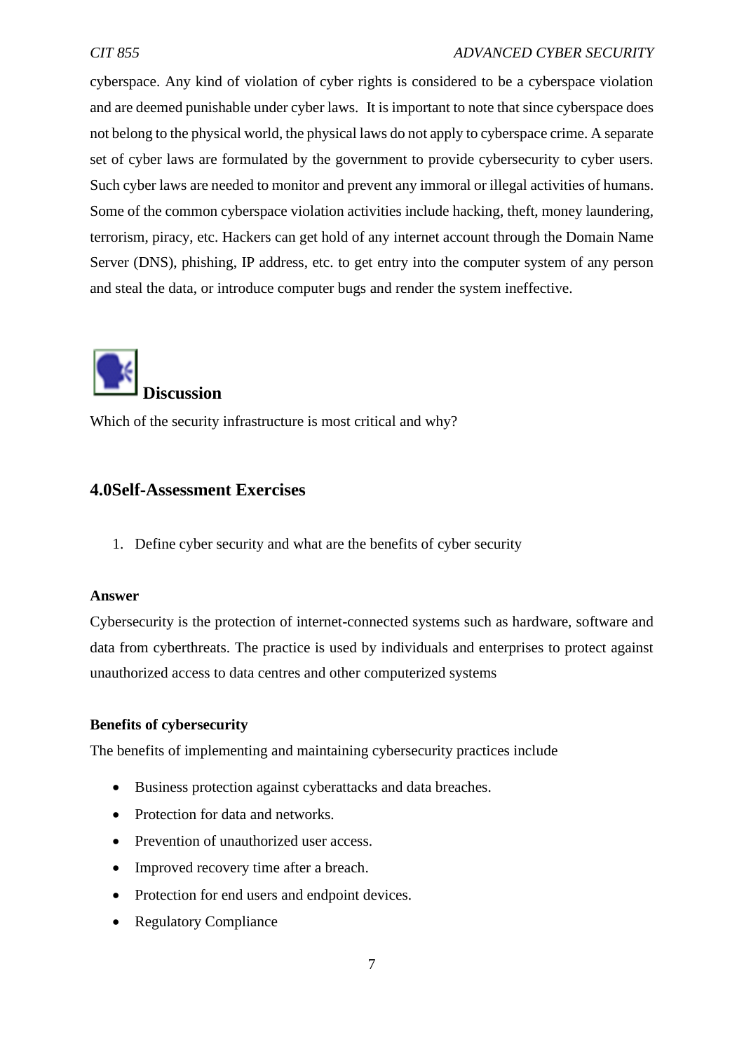cyberspace. Any kind of violation of cyber rights is considered to be a cyberspace violation and are deemed punishable under cyber laws.  It is important to note that since cyberspace does not belong to the physical world, the physical laws do not apply to cyberspace crime. A separate set of cyber laws are formulated by the government to provide cybersecurity to cyber users. Such cyber laws are needed to monitor and prevent any immoral or illegal activities of humans. Some of the common cyberspace violation activities include hacking, theft, money laundering, terrorism, piracy, etc. Hackers can get hold of any internet account through the Domain Name Server (DNS), phishing, IP address, etc. to get entry into the computer system of any person and steal the data, or introduce computer bugs and render the system ineffective.

**Discussion**

Which of the security infrastructure is most critical and why?

## 4.0Self-Assessment Exercises

1. Define cyber security and what are the benefits of cyber security

**Answer**

Cybersecurity is the protection of internet-connected systems such as hardware, software and data from cyberthreats. The practice is used by individuals and enterprises to protect against unauthorized access to data centres and other computerized systems

**Benefits of cybersecurity**

The benefits of implementing and maintaining cybersecurity practices include

- Business protection against cyberattacks and data breaches.
- Protection for data and networks.
- Prevention of unauthorized user access.
- Improved recovery time after a breach.
- Protection for end users and endpoint devices.
- Regulatory Compliance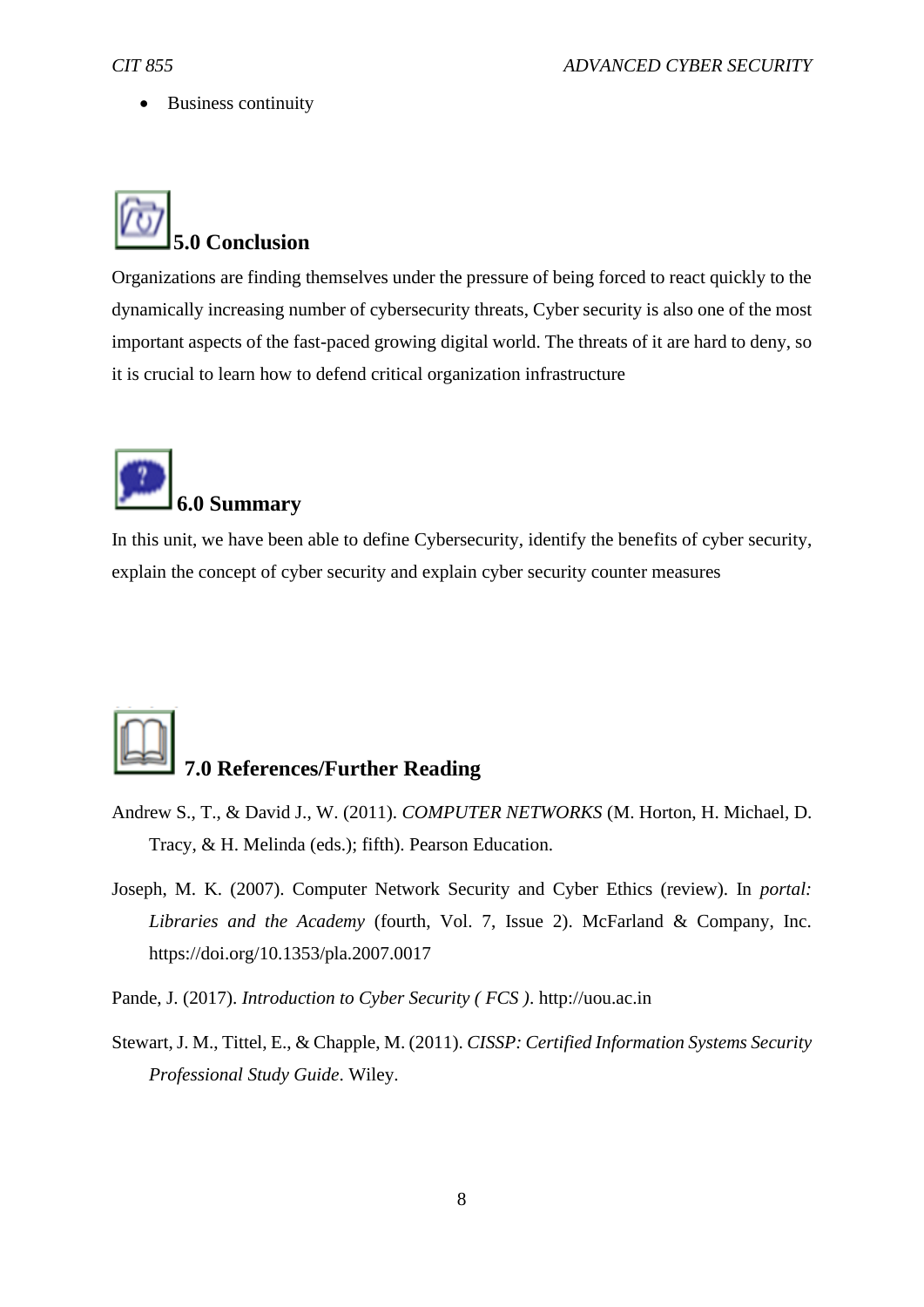- Business continuity

## 5.0 Conclusion

Organizations are finding themselves under the pressure of being forced to react quickly to the dynamically increasing number of cybersecurity threats, Cyber security is also one of the most important aspects of the fast-paced growing digital world. The threats of it are hard to deny, so it is crucial to learn how to defend critical organization infrastructure

## 6.0 Summary

In this unit, we have been able to define Cybersecurity, identify the benefits of cyber security, explain the concept of cyber security and explain cyber security counter measures

## 7.0 References/Further Reading

Andrew S., T., & David J., W. (2011). *COMPUTER NETWORKS* (M. Horton, H. Michael, D. Tracy, & H. Melinda (eds.); fifth). Pearson Education.

Joseph, M. K. (2007). Computer Network Security and Cyber Ethics (review). In *portal: Libraries and the Academy* (fourth, Vol. 7, Issue 2). McFarland & Company, Inc. https://doi.org/10.1353/pla.2007.0017

Pande, J. (2017). *Introduction to Cyber Security ( FCS )*. http://uou.ac.in

Stewart, J. M., Tittel, E., & Chapple, M. (2011). *CISSP: Certified Information Systems Security Professional Study Guide*. Wiley.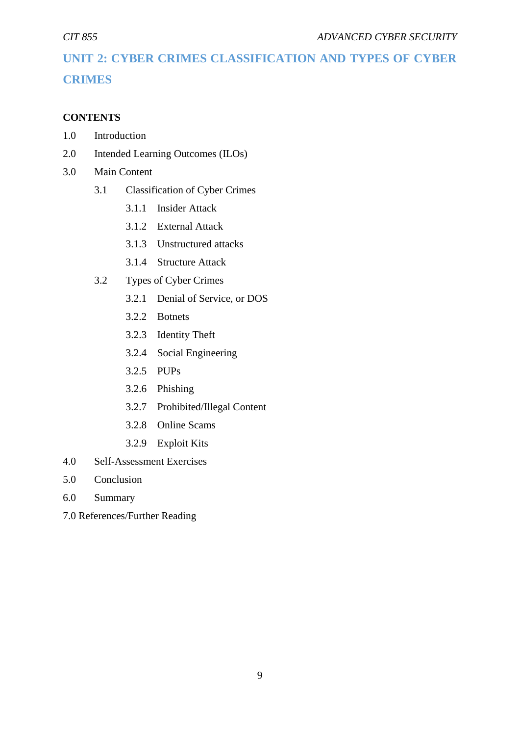# UNIT 2: CYBER CRIMES CLASSIFICATION AND TYPES OF CYBER CRIMES

**CONTENTS**

1.0 Introduction

2.0 Intended Learning Outcomes (ILOs)

3.0 Main Content

- 3.1 Classification of Cyber Crimes
  - 3.1.1 Insider Attack
  - 3.1.2 External Attack
  - 3.1.3 Unstructured attacks
  - 3.1.4 Structure Attack
- 3.2 Types of Cyber Crimes
  - 3.2.1 Denial of Service, or DOS
  - 3.2.2 Botnets
  - 3.2.3 Identity Theft
  - 3.2.4 Social Engineering
  - 3.2.5 PUPs
  - 3.2.6 Phishing
  - 3.2.7 Prohibited/Illegal Content
  - 3.2.8 Online Scams
  - 3.2.9 Exploit Kits

4.0 Self-Assessment Exercises

5.0 Conclusion

6.0 Summary

7.0 References/Further Reading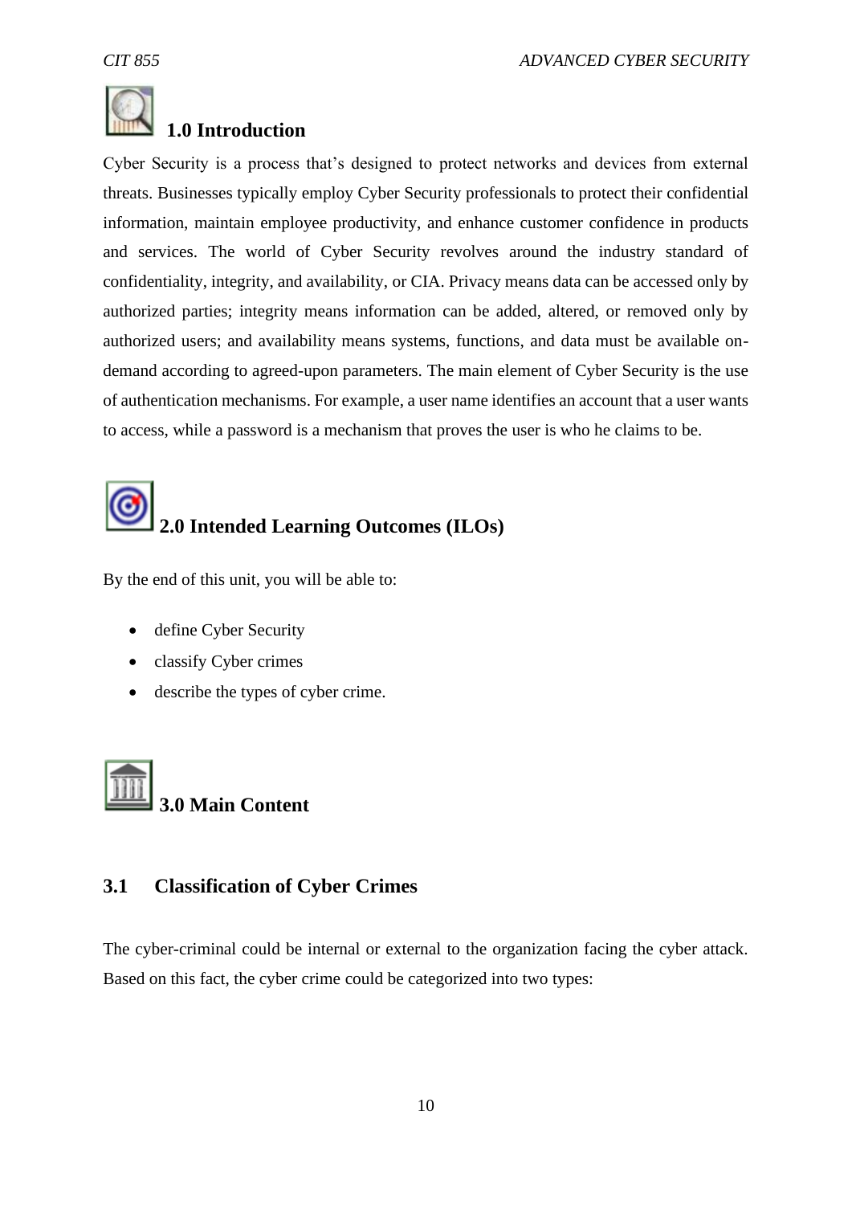## 1.0 Introduction

Cyber Security is a process that's designed to protect networks and devices from external threats. Businesses typically employ Cyber Security professionals to protect their confidential information, maintain employee productivity, and enhance customer confidence in products and services. The world of Cyber Security revolves around the industry standard of confidentiality, integrity, and availability, or CIA. Privacy means data can be accessed only by authorized parties; integrity means information can be added, altered, or removed only by authorized users; and availability means systems, functions, and data must be available on-demand according to agreed-upon parameters. The main element of Cyber Security is the use of authentication mechanisms. For example, a user name identifies an account that a user wants to access, while a password is a mechanism that proves the user is who he claims to be.

## 2.0 Intended Learning Outcomes (ILOs)

By the end of this unit, you will be able to:

- define Cyber Security
- classify Cyber crimes
- describe the types of cyber crime.

## 3.0 Main Content

### 3.1 Classification of Cyber Crimes

The cyber-criminal could be internal or external to the organization facing the cyber attack. Based on this fact, the cyber crime could be categorized into two types: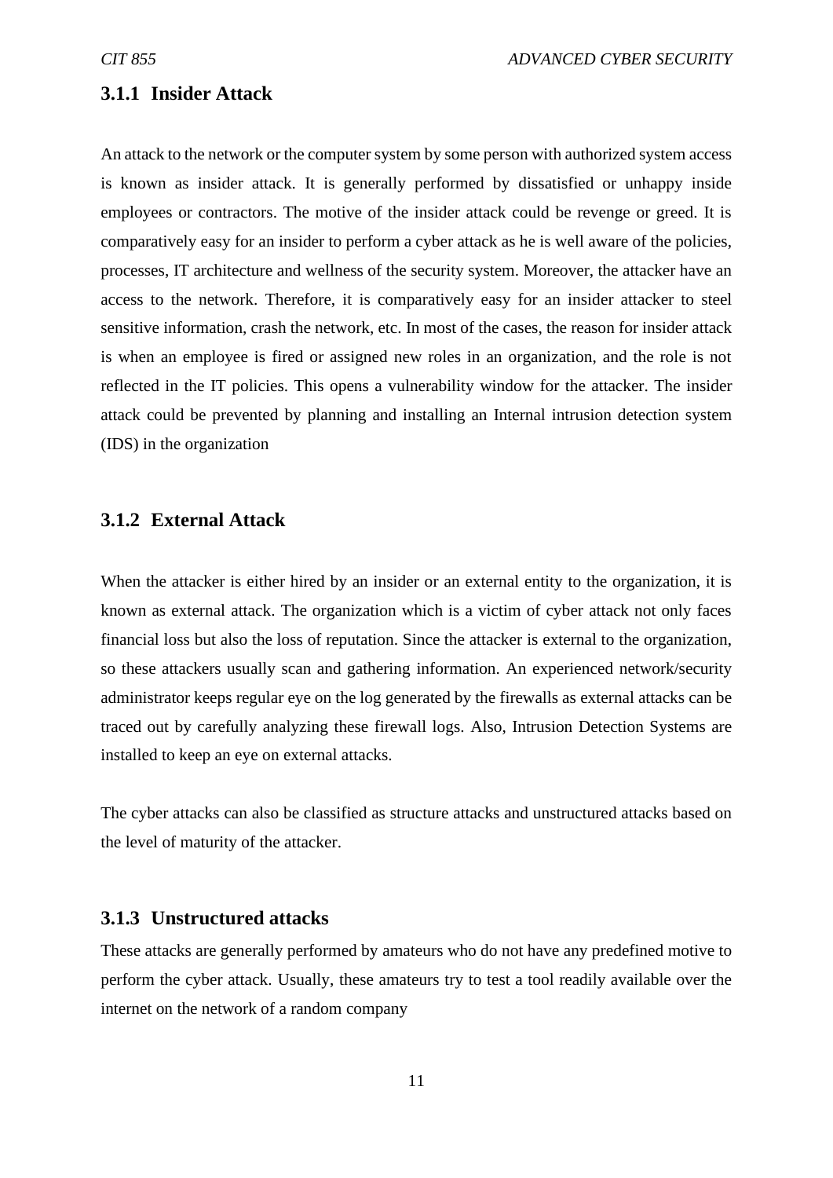### 3.1.1 Insider Attack

An attack to the network or the computer system by some person with authorized system access is known as insider attack. It is generally performed by dissatisfied or unhappy inside employees or contractors. The motive of the insider attack could be revenge or greed. It is comparatively easy for an insider to perform a cyber attack as he is well aware of the policies, processes, IT architecture and wellness of the security system. Moreover, the attacker have an access to the network. Therefore, it is comparatively easy for an insider attacker to steel sensitive information, crash the network, etc. In most of the cases, the reason for insider attack is when an employee is fired or assigned new roles in an organization, and the role is not reflected in the IT policies. This opens a vulnerability window for the attacker. The insider attack could be prevented by planning and installing an Internal intrusion detection system (IDS) in the organization

### 3.1.2 External Attack

When the attacker is either hired by an insider or an external entity to the organization, it is known as external attack. The organization which is a victim of cyber attack not only faces financial loss but also the loss of reputation. Since the attacker is external to the organization, so these attackers usually scan and gathering information. An experienced network/security administrator keeps regular eye on the log generated by the firewalls as external attacks can be traced out by carefully analyzing these firewall logs. Also, Intrusion Detection Systems are installed to keep an eye on external attacks.

The cyber attacks can also be classified as structure attacks and unstructured attacks based on the level of maturity of the attacker.

### 3.1.3 Unstructured attacks

These attacks are generally performed by amateurs who do not have any predefined motive to perform the cyber attack. Usually, these amateurs try to test a tool readily available over the internet on the network of a random company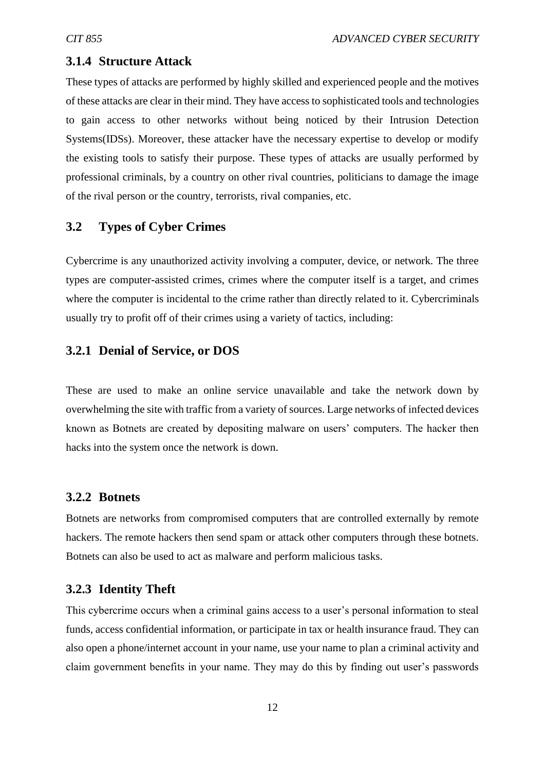### 3.1.4 Structure Attack

These types of attacks are performed by highly skilled and experienced people and the motives of these attacks are clear in their mind. They have access to sophisticated tools and technologies to gain access to other networks without being noticed by their Intrusion Detection Systems(IDSs). Moreover, these attacker have the necessary expertise to develop or modify the existing tools to satisfy their purpose. These types of attacks are usually performed by professional criminals, by a country on other rival countries, politicians to damage the image of the rival person or the country, terrorists, rival companies, etc.

## 3.2 Types of Cyber Crimes

Cybercrime is any unauthorized activity involving a computer, device, or network. The three types are computer-assisted crimes, crimes where the computer itself is a target, and crimes where the computer is incidental to the crime rather than directly related to it. Cybercriminals usually try to profit off of their crimes using a variety of tactics, including:

### 3.2.1 Denial of Service, or DOS

These are used to make an online service unavailable and take the network down by overwhelming the site with traffic from a variety of sources. Large networks of infected devices known as Botnets are created by depositing malware on users' computers. The hacker then hacks into the system once the network is down.

### 3.2.2 Botnets

Botnets are networks from compromised computers that are controlled externally by remote hackers. The remote hackers then send spam or attack other computers through these botnets. Botnets can also be used to act as malware and perform malicious tasks.

### 3.2.3 Identity Theft

This cybercrime occurs when a criminal gains access to a user's personal information to steal funds, access confidential information, or participate in tax or health insurance fraud. They can also open a phone/internet account in your name, use your name to plan a criminal activity and claim government benefits in your name. They may do this by finding out user's passwords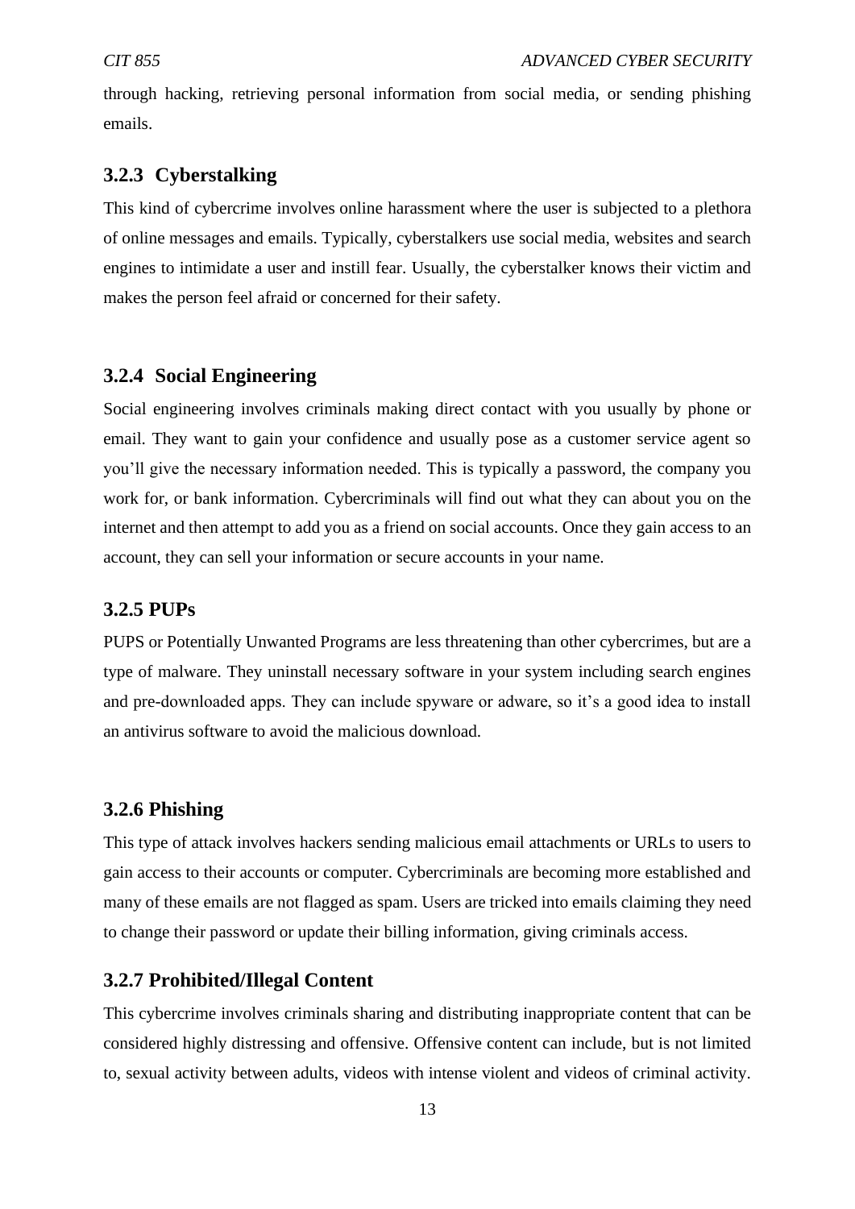through hacking, retrieving personal information from social media, or sending phishing emails.

### 3.2.3 Cyberstalking

This kind of cybercrime involves online harassment where the user is subjected to a plethora of online messages and emails. Typically, cyberstalkers use social media, websites and search engines to intimidate a user and instill fear. Usually, the cyberstalker knows their victim and makes the person feel afraid or concerned for their safety.

### 3.2.4 Social Engineering

Social engineering involves criminals making direct contact with you usually by phone or email. They want to gain your confidence and usually pose as a customer service agent so you'll give the necessary information needed. This is typically a password, the company you work for, or bank information. Cybercriminals will find out what they can about you on the internet and then attempt to add you as a friend on social accounts. Once they gain access to an account, they can sell your information or secure accounts in your name.

### 3.2.5 PUPs

PUPS or Potentially Unwanted Programs are less threatening than other cybercrimes, but are a type of malware. They uninstall necessary software in your system including search engines and pre-downloaded apps. They can include spyware or adware, so it's a good idea to install an antivirus software to avoid the malicious download.

### 3.2.6 Phishing

This type of attack involves hackers sending malicious email attachments or URLs to users to gain access to their accounts or computer. Cybercriminals are becoming more established and many of these emails are not flagged as spam. Users are tricked into emails claiming they need to change their password or update their billing information, giving criminals access.

### 3.2.7 Prohibited/Illegal Content

This cybercrime involves criminals sharing and distributing inappropriate content that can be considered highly distressing and offensive. Offensive content can include, but is not limited to, sexual activity between adults, videos with intense violent and videos of criminal activity.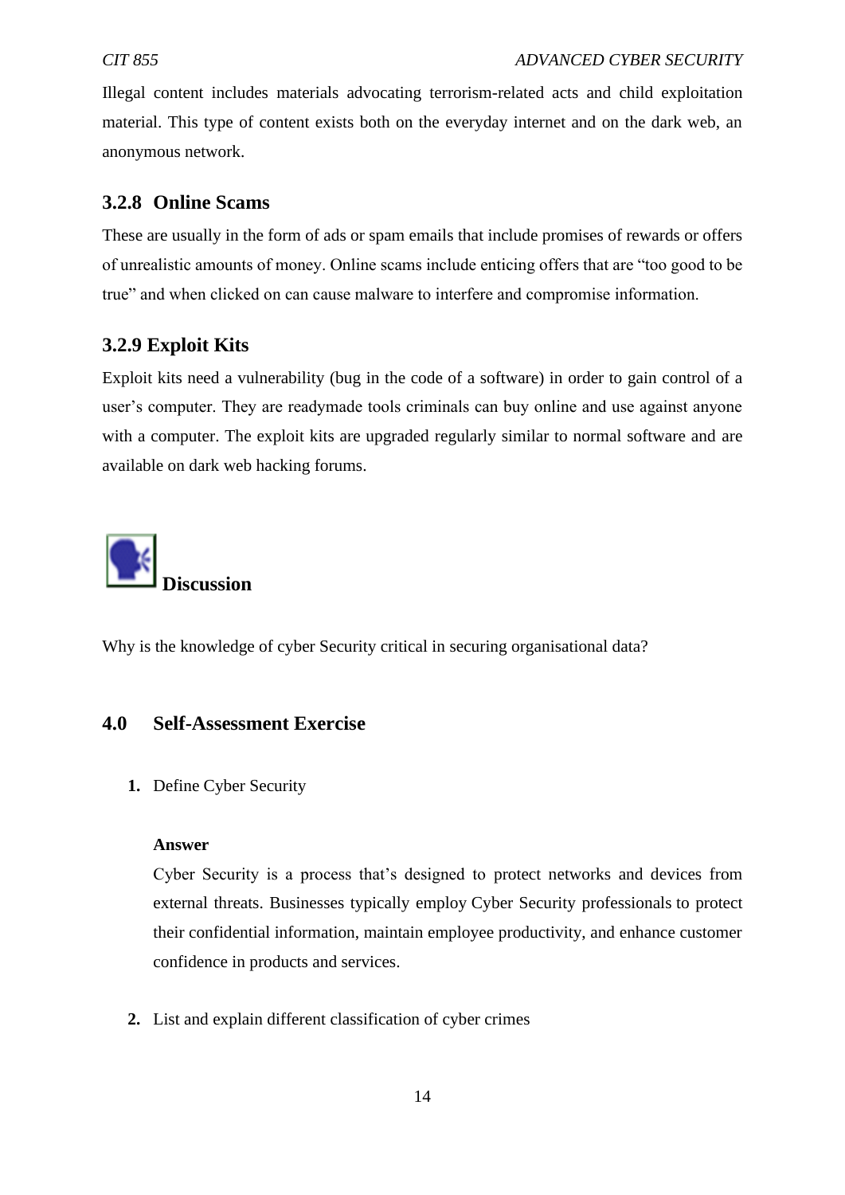Illegal content includes materials advocating terrorism-related acts and child exploitation material. This type of content exists both on the everyday internet and on the dark web, an anonymous network.

### 3.2.8 Online Scams

These are usually in the form of ads or spam emails that include promises of rewards or offers of unrealistic amounts of money. Online scams include enticing offers that are "too good to be true" and when clicked on can cause malware to interfere and compromise information.

### 3.2.9 Exploit Kits

Exploit kits need a vulnerability (bug in the code of a software) in order to gain control of a user's computer. They are readymade tools criminals can buy online and use against anyone with a computer. The exploit kits are upgraded regularly similar to normal software and are available on dark web hacking forums.

**Discussion**

Why is the knowledge of cyber Security critical in securing organisational data?

## 4.0 Self-Assessment Exercise

1. Define Cyber Security

   **Answer**

   Cyber Security is a process that's designed to protect networks and devices from external threats. Businesses typically employ Cyber Security professionals to protect their confidential information, maintain employee productivity, and enhance customer confidence in products and services.

2. List and explain different classification of cyber crimes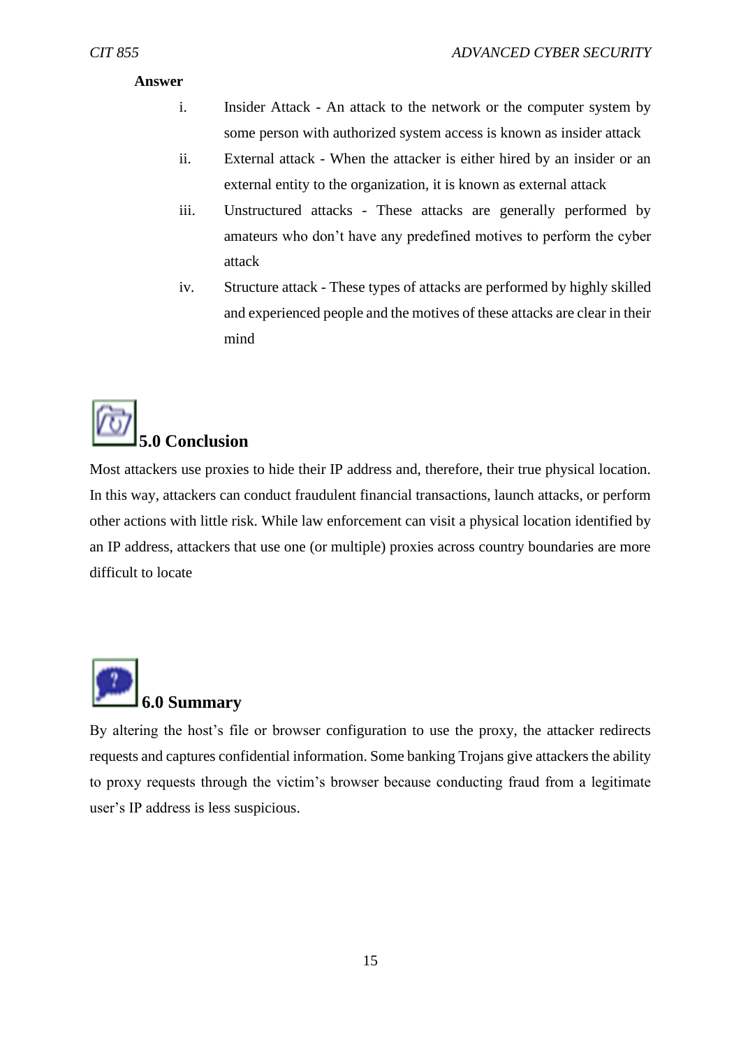**Answer**

i. Insider Attack - An attack to the network or the computer system by some person with authorized system access is known as insider attack

ii. External attack - When the attacker is either hired by an insider or an external entity to the organization, it is known as external attack

iii. Unstructured attacks - These attacks are generally performed by amateurs who don't have any predefined motives to perform the cyber attack

iv. Structure attack - These types of attacks are performed by highly skilled and experienced people and the motives of these attacks are clear in their mind

## 5.0 Conclusion

Most attackers use proxies to hide their IP address and, therefore, their true physical location. In this way, attackers can conduct fraudulent financial transactions, launch attacks, or perform other actions with little risk. While law enforcement can visit a physical location identified by an IP address, attackers that use one (or multiple) proxies across country boundaries are more difficult to locate

## 6.0 Summary

By altering the host's file or browser configuration to use the proxy, the attacker redirects requests and captures confidential information. Some banking Trojans give attackers the ability to proxy requests through the victim's browser because conducting fraud from a legitimate user's IP address is less suspicious.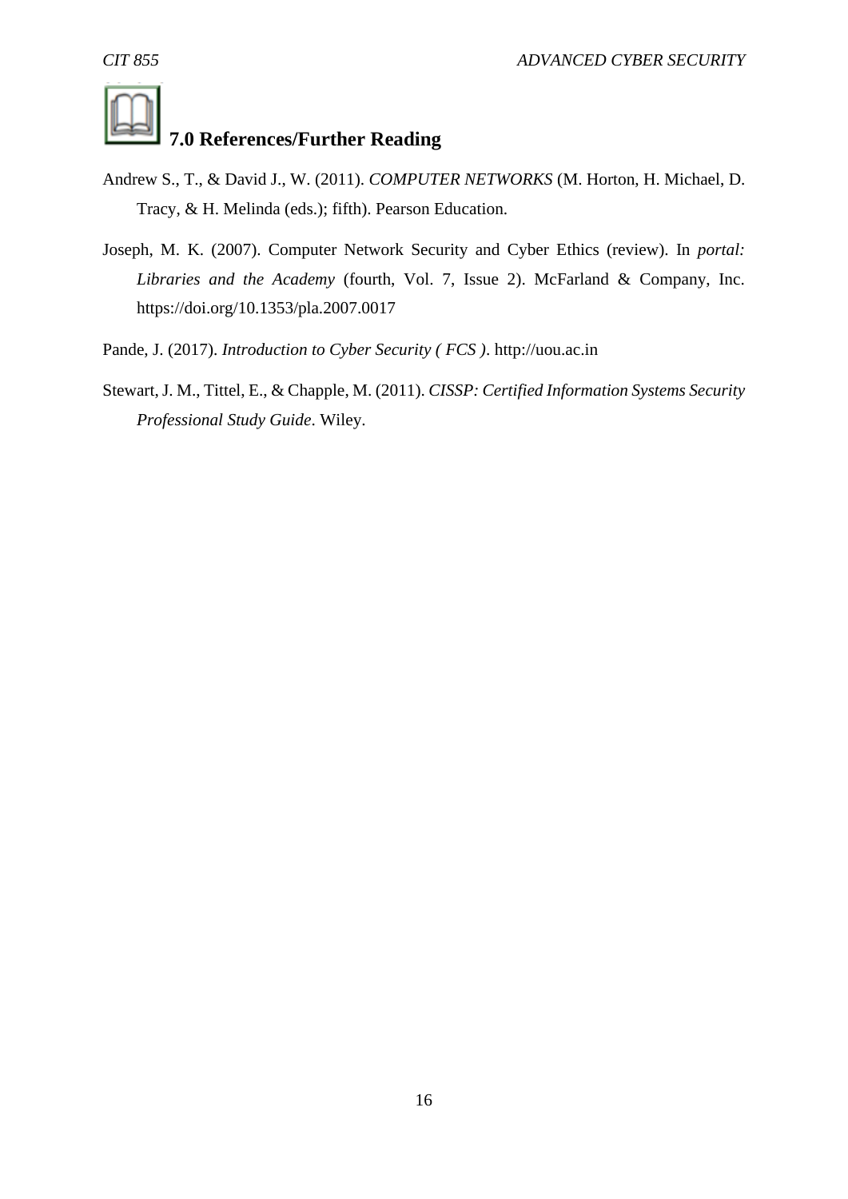## 7.0 References/Further Reading

Andrew S., T., & David J., W. (2011). *COMPUTER NETWORKS* (M. Horton, H. Michael, D. Tracy, & H. Melinda (eds.); fifth). Pearson Education.

Joseph, M. K. (2007). Computer Network Security and Cyber Ethics (review). In *portal: Libraries and the Academy* (fourth, Vol. 7, Issue 2). McFarland & Company, Inc. https://doi.org/10.1353/pla.2007.0017

Pande, J. (2017). *Introduction to Cyber Security ( FCS )*. http://uou.ac.in

Stewart, J. M., Tittel, E., & Chapple, M. (2011). *CISSP: Certified Information Systems Security Professional Study Guide*. Wiley.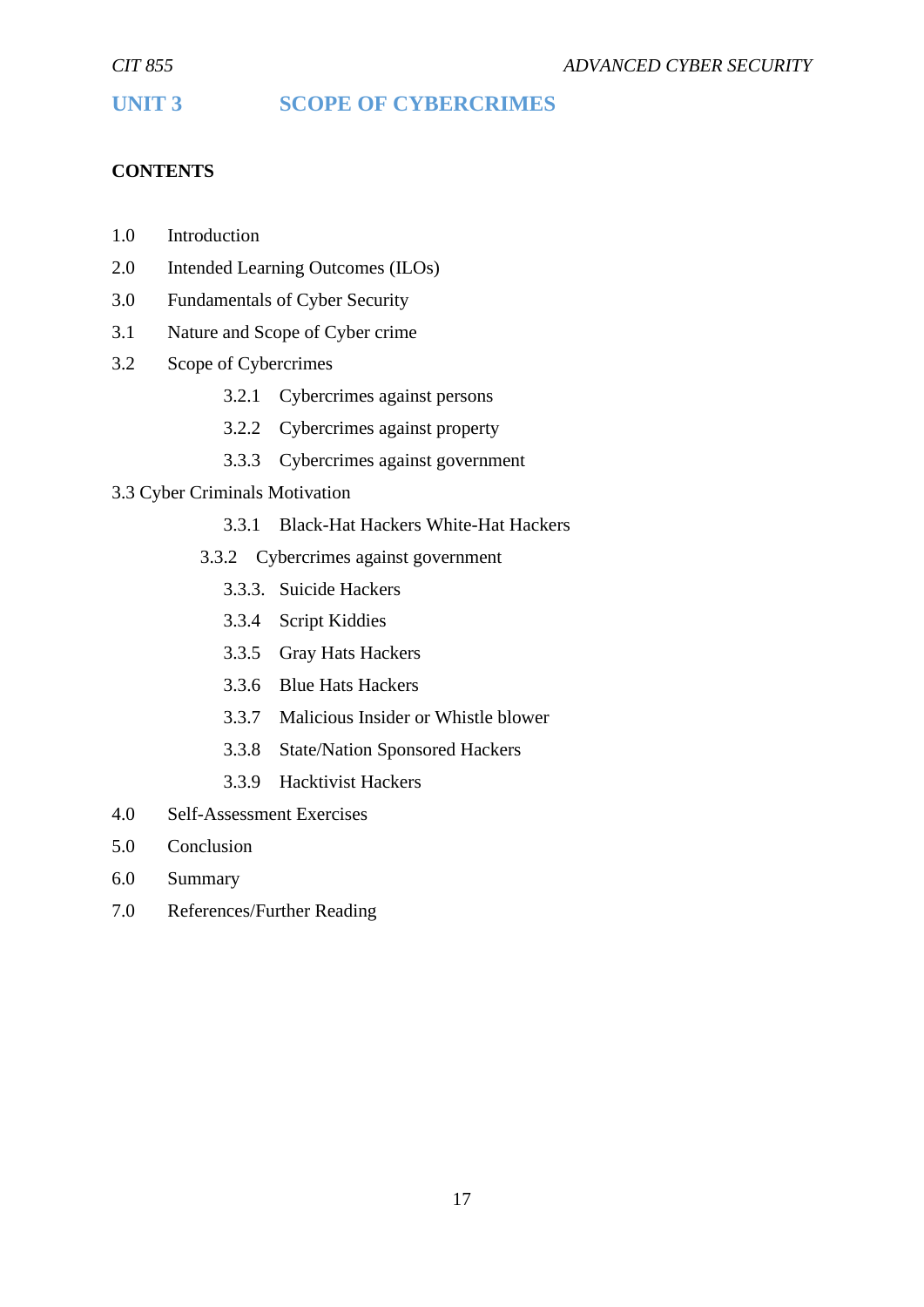# UNIT 3 SCOPE OF CYBERCRIMES

**CONTENTS**

1.0 Introduction

2.0 Intended Learning Outcomes (ILOs)

3.0 Fundamentals of Cyber Security

3.1 Nature and Scope of Cyber crime

3.2 Scope of Cybercrimes

- 3.2.1 Cybercrimes against persons
- 3.2.2 Cybercrimes against property
- 3.3.3 Cybercrimes against government

3.3 Cyber Criminals Motivation

- 3.3.1 Black-Hat Hackers White-Hat Hackers
- 3.3.2 Cybercrimes against government
- 3.3.3. Suicide Hackers
- 3.3.4 Script Kiddies
- 3.3.5 Gray Hats Hackers
- 3.3.6 Blue Hats Hackers
- 3.3.7 Malicious Insider or Whistle blower
- 3.3.8 State/Nation Sponsored Hackers
- 3.3.9 Hacktivist Hackers

4.0 Self-Assessment Exercises

5.0 Conclusion

6.0 Summary

7.0 References/Further Reading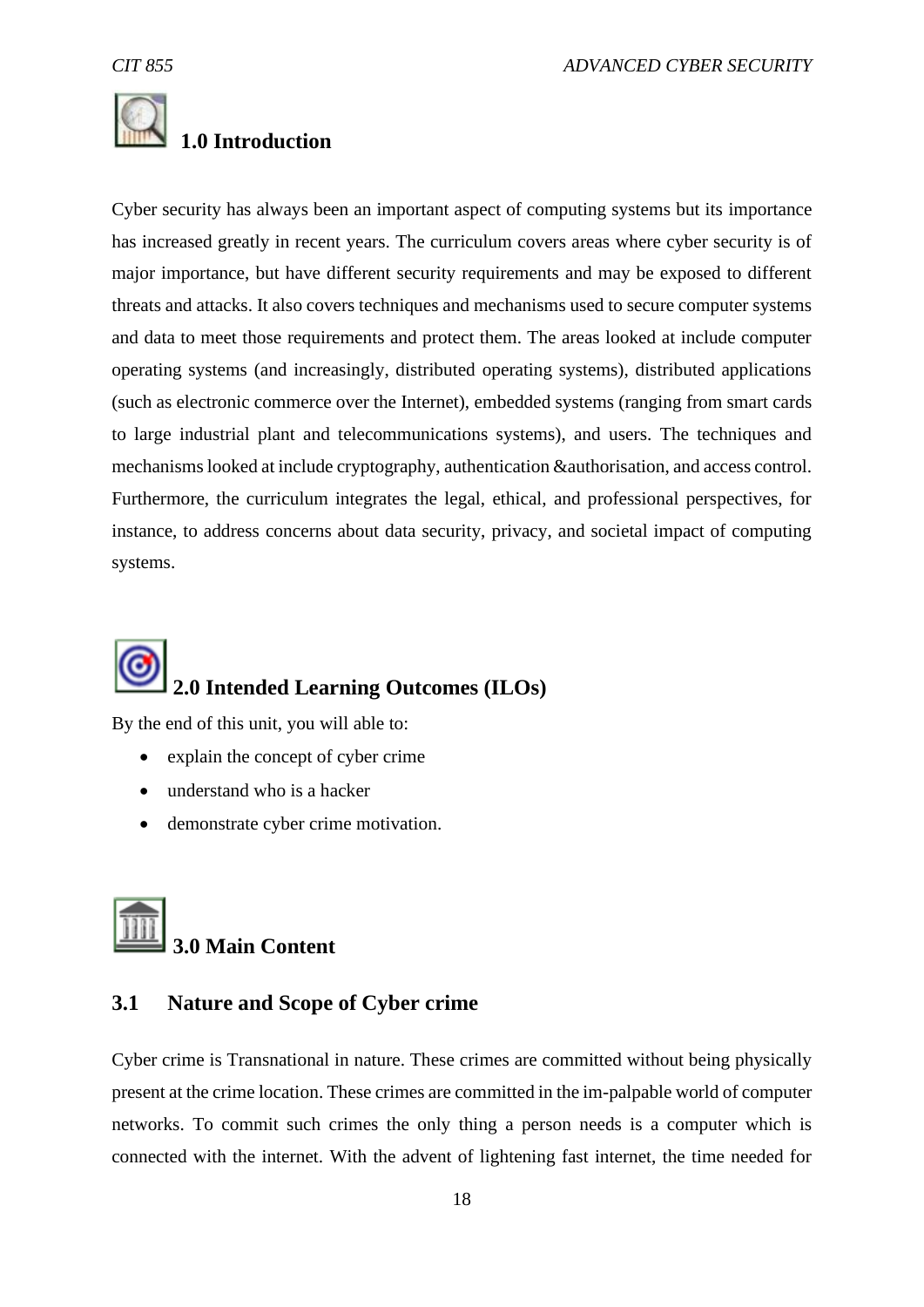## 1.0 Introduction

Cyber security has always been an important aspect of computing systems but its importance has increased greatly in recent years. The curriculum covers areas where cyber security is of major importance, but have different security requirements and may be exposed to different threats and attacks. It also covers techniques and mechanisms used to secure computer systems and data to meet those requirements and protect them. The areas looked at include computer operating systems (and increasingly, distributed operating systems), distributed applications (such as electronic commerce over the Internet), embedded systems (ranging from smart cards to large industrial plant and telecommunications systems), and users. The techniques and mechanisms looked at include cryptography, authentication &authorisation, and access control. Furthermore, the curriculum integrates the legal, ethical, and professional perspectives, for instance, to address concerns about data security, privacy, and societal impact of computing systems.

## 2.0 Intended Learning Outcomes (ILOs)

By the end of this unit, you will able to:

- explain the concept of cyber crime
- understand who is a hacker
- demonstrate cyber crime motivation.

## 3.0 Main Content

### 3.1 Nature and Scope of Cyber crime

Cyber crime is Transnational in nature. These crimes are committed without being physically present at the crime location. These crimes are committed in the im-palpable world of computer networks. To commit such crimes the only thing a person needs is a computer which is connected with the internet. With the advent of lightening fast internet, the time needed for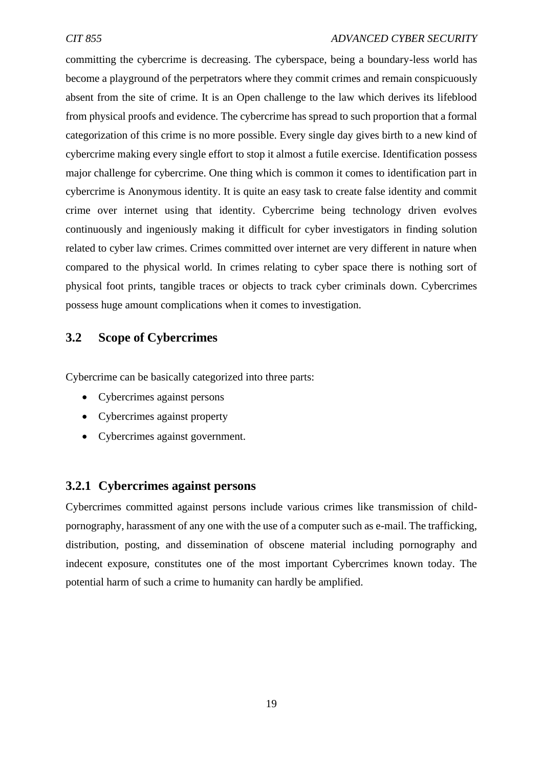committing the cybercrime is decreasing. The cyberspace, being a boundary-less world has become a playground of the perpetrators where they commit crimes and remain conspicuously absent from the site of crime. It is an Open challenge to the law which derives its lifeblood from physical proofs and evidence. The cybercrime has spread to such proportion that a formal categorization of this crime is no more possible. Every single day gives birth to a new kind of cybercrime making every single effort to stop it almost a futile exercise. Identification possess major challenge for cybercrime. One thing which is common it comes to identification part in cybercrime is Anonymous identity. It is quite an easy task to create false identity and commit crime over internet using that identity. Cybercrime being technology driven evolves continuously and ingeniously making it difficult for cyber investigators in finding solution related to cyber law crimes. Crimes committed over internet are very different in nature when compared to the physical world. In crimes relating to cyber space there is nothing sort of physical foot prints, tangible traces or objects to track cyber criminals down. Cybercrimes possess huge amount complications when it comes to investigation.

## 3.2 Scope of Cybercrimes

Cybercrime can be basically categorized into three parts:

- Cybercrimes against persons
- Cybercrimes against property
- Cybercrimes against government.

### 3.2.1 Cybercrimes against persons

Cybercrimes committed against persons include various crimes like transmission of child-pornography, harassment of any one with the use of a computer such as e-mail. The trafficking, distribution, posting, and dissemination of obscene material including pornography and indecent exposure, constitutes one of the most important Cybercrimes known today. The potential harm of such a crime to humanity can hardly be amplified.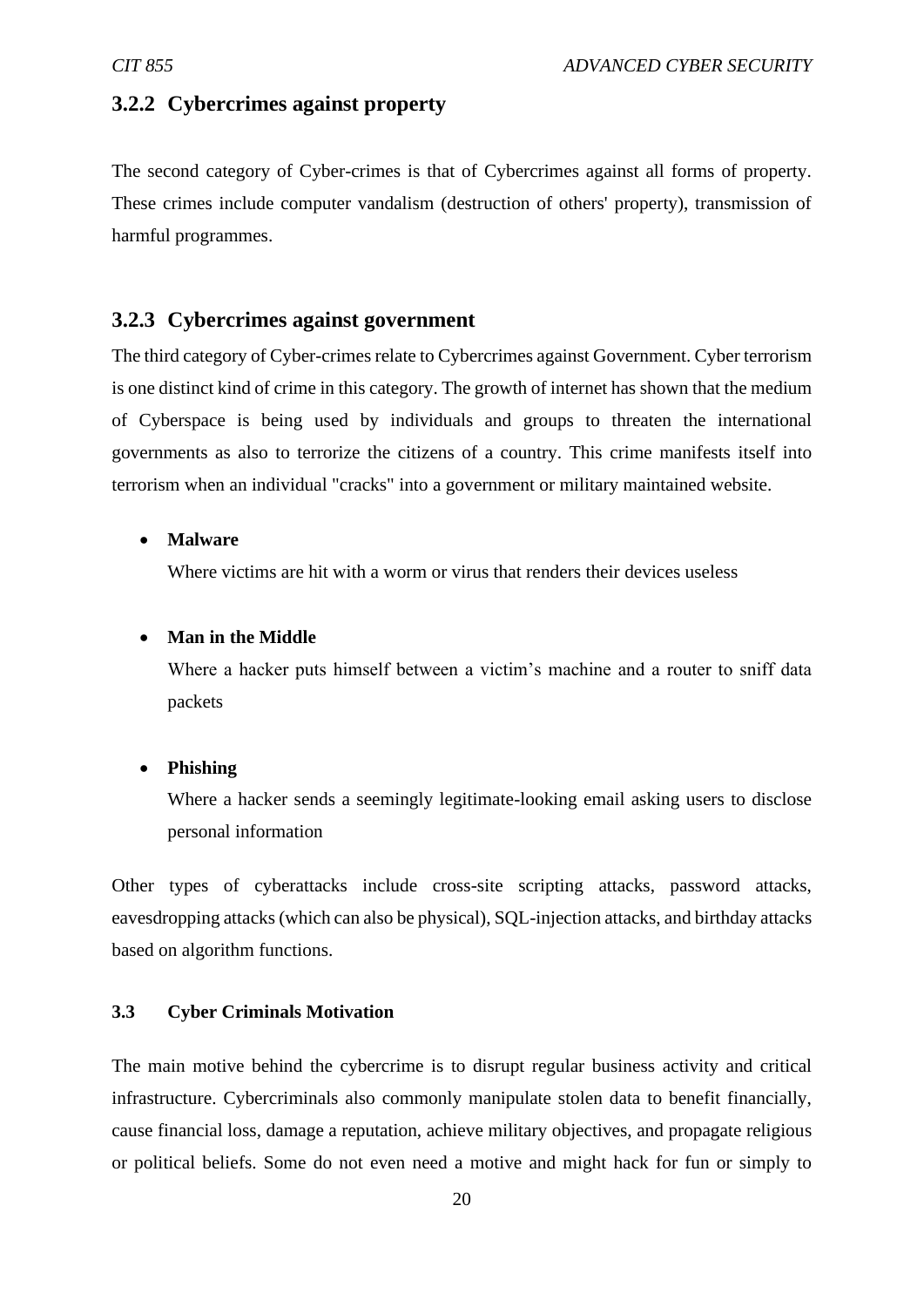### 3.2.2 Cybercrimes against property

The second category of Cyber-crimes is that of Cybercrimes against all forms of property. These crimes include computer vandalism (destruction of others' property), transmission of harmful programmes.

### 3.2.3 Cybercrimes against government

The third category of Cyber-crimes relate to Cybercrimes against Government. Cyber terrorism is one distinct kind of crime in this category. The growth of internet has shown that the medium of Cyberspace is being used by individuals and groups to threaten the international governments as also to terrorize the citizens of a country. This crime manifests itself into terrorism when an individual "cracks" into a government or military maintained website.

- **Malware**

  Where victims are hit with a worm or virus that renders their devices useless

- **Man in the Middle**

  Where a hacker puts himself between a victim's machine and a router to sniff data packets

- **Phishing**

  Where a hacker sends a seemingly legitimate-looking email asking users to disclose personal information

Other types of cyberattacks include cross-site scripting attacks, password attacks, eavesdropping attacks (which can also be physical), SQL-injection attacks, and birthday attacks based on algorithm functions.

### 3.3 Cyber Criminals Motivation

The main motive behind the cybercrime is to disrupt regular business activity and critical infrastructure. Cybercriminals also commonly manipulate stolen data to benefit financially, cause financial loss, damage a reputation, achieve military objectives, and propagate religious or political beliefs. Some do not even need a motive and might hack for fun or simply to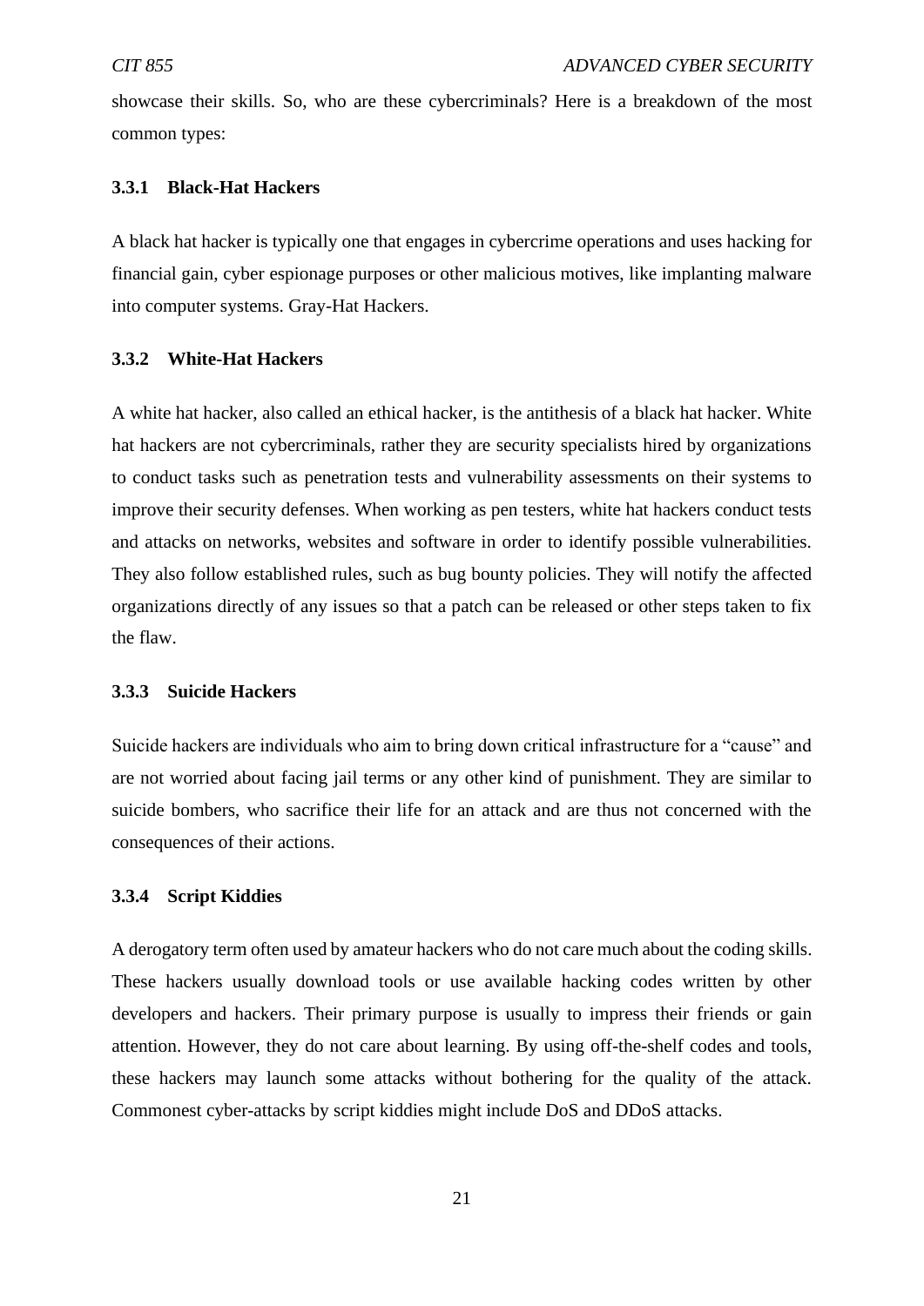showcase their skills. So, who are these cybercriminals? Here is a breakdown of the most common types:

### 3.3.1 Black-Hat Hackers

A black hat hacker is typically one that engages in cybercrime operations and uses hacking for financial gain, cyber espionage purposes or other malicious motives, like implanting malware into computer systems. Gray-Hat Hackers.

### 3.3.2 White-Hat Hackers

A white hat hacker, also called an ethical hacker, is the antithesis of a black hat hacker. White hat hackers are not cybercriminals, rather they are security specialists hired by organizations to conduct tasks such as penetration tests and vulnerability assessments on their systems to improve their security defenses. When working as pen testers, white hat hackers conduct tests and attacks on networks, websites and software in order to identify possible vulnerabilities. They also follow established rules, such as bug bounty policies. They will notify the affected organizations directly of any issues so that a patch can be released or other steps taken to fix the flaw.

### 3.3.3 Suicide Hackers

Suicide hackers are individuals who aim to bring down critical infrastructure for a "cause" and are not worried about facing jail terms or any other kind of punishment. They are similar to suicide bombers, who sacrifice their life for an attack and are thus not concerned with the consequences of their actions.

### 3.3.4 Script Kiddies

A derogatory term often used by amateur hackers who do not care much about the coding skills. These hackers usually download tools or use available hacking codes written by other developers and hackers. Their primary purpose is usually to impress their friends or gain attention. However, they do not care about learning. By using off-the-shelf codes and tools, these hackers may launch some attacks without bothering for the quality of the attack. Commonest cyber-attacks by script kiddies might include DoS and DDoS attacks.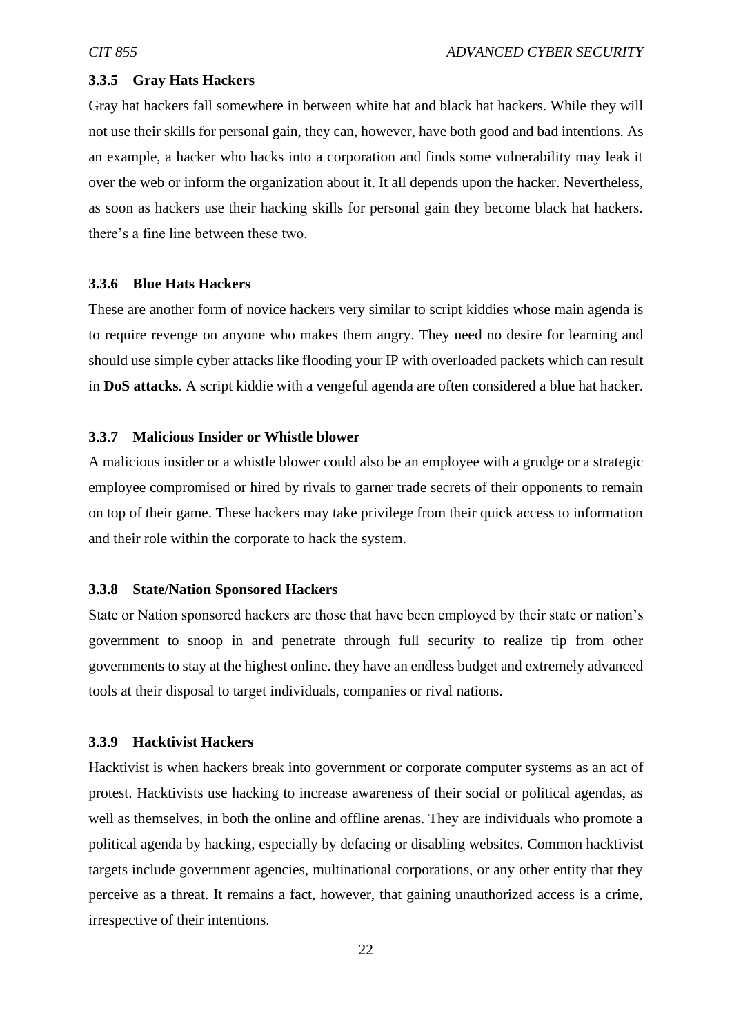### 3.3.5 Gray Hats Hackers

Gray hat hackers fall somewhere in between white hat and black hat hackers. While they will not use their skills for personal gain, they can, however, have both good and bad intentions. As an example, a hacker who hacks into a corporation and finds some vulnerability may leak it over the web or inform the organization about it. It all depends upon the hacker. Nevertheless, as soon as hackers use their hacking skills for personal gain they become black hat hackers. there's a fine line between these two.

### 3.3.6 Blue Hats Hackers

These are another form of novice hackers very similar to script kiddies whose main agenda is to require revenge on anyone who makes them angry. They need no desire for learning and should use simple cyber attacks like flooding your IP with overloaded packets which can result in **DoS attacks**. A script kiddie with a vengeful agenda are often considered a blue hat hacker.

### 3.3.7 Malicious Insider or Whistle blower

A malicious insider or a whistle blower could also be an employee with a grudge or a strategic employee compromised or hired by rivals to garner trade secrets of their opponents to remain on top of their game. These hackers may take privilege from their quick access to information and their role within the corporate to hack the system.

### 3.3.8 State/Nation Sponsored Hackers

State or Nation sponsored hackers are those that have been employed by their state or nation's government to snoop in and penetrate through full security to realize tip from other governments to stay at the highest online. they have an endless budget and extremely advanced tools at their disposal to target individuals, companies or rival nations.

### 3.3.9 Hacktivist Hackers

Hacktivist is when hackers break into government or corporate computer systems as an act of protest. Hacktivists use hacking to increase awareness of their social or political agendas, as well as themselves, in both the online and offline arenas. They are individuals who promote a political agenda by hacking, especially by defacing or disabling websites. Common hacktivist targets include government agencies, multinational corporations, or any other entity that they perceive as a threat. It remains a fact, however, that gaining unauthorized access is a crime, irrespective of their intentions.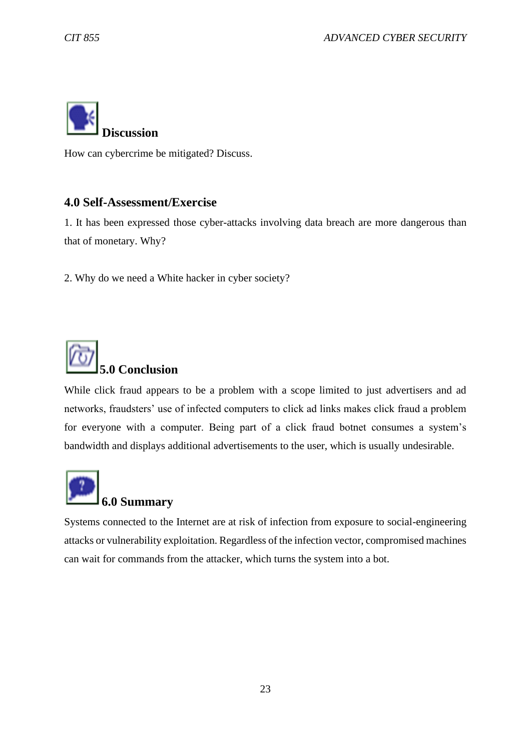## Discussion

How can cybercrime be mitigated? Discuss.

## 4.0 Self-Assessment/Exercise

1. It has been expressed those cyber-attacks involving data breach are more dangerous than that of monetary. Why?

2. Why do we need a White hacker in cyber society?

## 5.0 Conclusion

While click fraud appears to be a problem with a scope limited to just advertisers and ad networks, fraudsters' use of infected computers to click ad links makes click fraud a problem for everyone with a computer. Being part of a click fraud botnet consumes a system's bandwidth and displays additional advertisements to the user, which is usually undesirable.

## 6.0 Summary

Systems connected to the Internet are at risk of infection from exposure to social-engineering attacks or vulnerability exploitation. Regardless of the infection vector, compromised machines can wait for commands from the attacker, which turns the system into a bot.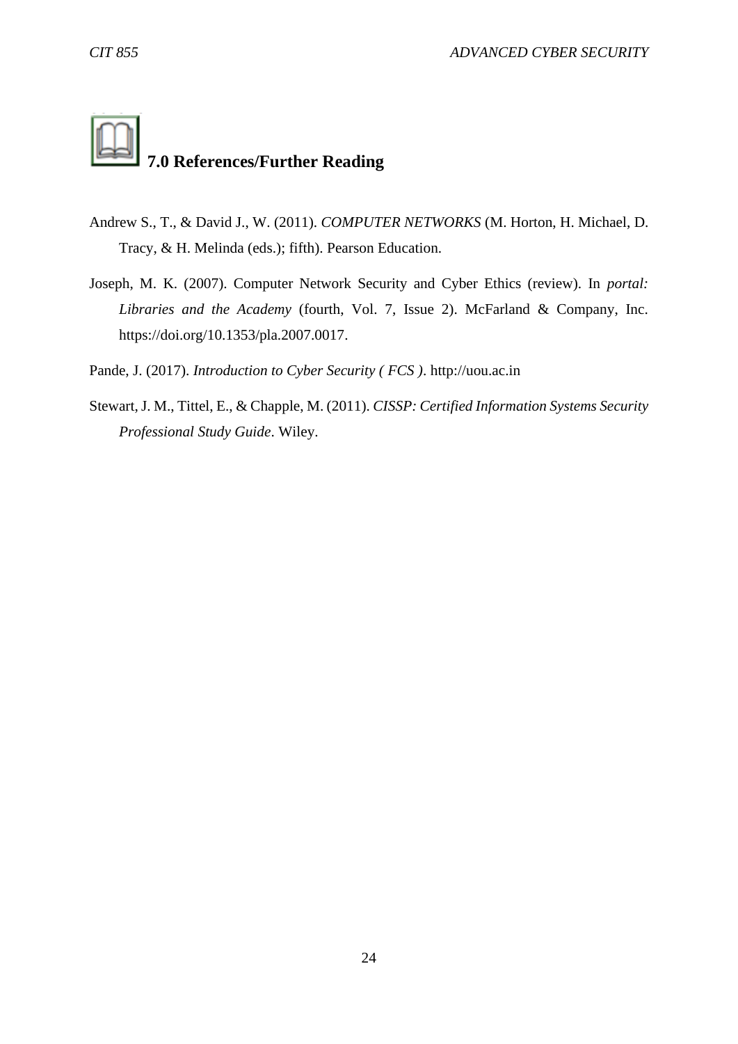## 7.0 References/Further Reading

Andrew S., T., & David J., W. (2011). *COMPUTER NETWORKS* (M. Horton, H. Michael, D. Tracy, & H. Melinda (eds.); fifth). Pearson Education.

Joseph, M. K. (2007). Computer Network Security and Cyber Ethics (review). In *portal: Libraries and the Academy* (fourth, Vol. 7, Issue 2). McFarland & Company, Inc. https://doi.org/10.1353/pla.2007.0017.

Pande, J. (2017). *Introduction to Cyber Security ( FCS )*. http://uou.ac.in

Stewart, J. M., Tittel, E., & Chapple, M. (2011). *CISSP: Certified Information Systems Security Professional Study Guide*. Wiley.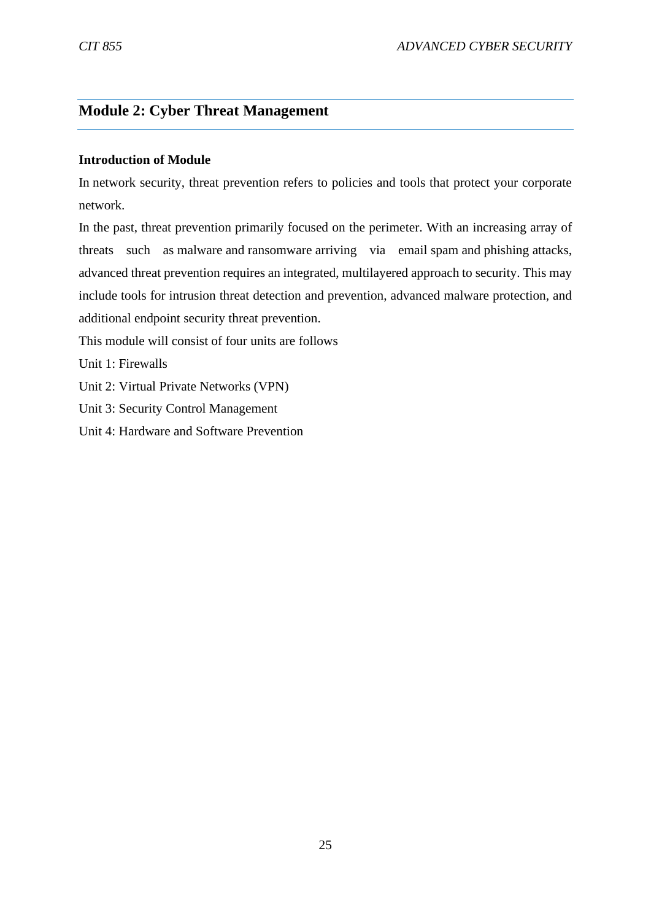## Module 2: Cyber Threat Management

**Introduction of Module**

In network security, threat prevention refers to policies and tools that protect your corporate network.

In the past, threat prevention primarily focused on the perimeter. With an increasing array of threats such as malware and ransomware arriving via email spam and phishing attacks, advanced threat prevention requires an integrated, multilayered approach to security. This may include tools for intrusion threat detection and prevention, advanced malware protection, and additional endpoint security threat prevention.

This module will consist of four units are follows

Unit 1: Firewalls

Unit 2: Virtual Private Networks (VPN)

Unit 3: Security Control Management

Unit 4: Hardware and Software Prevention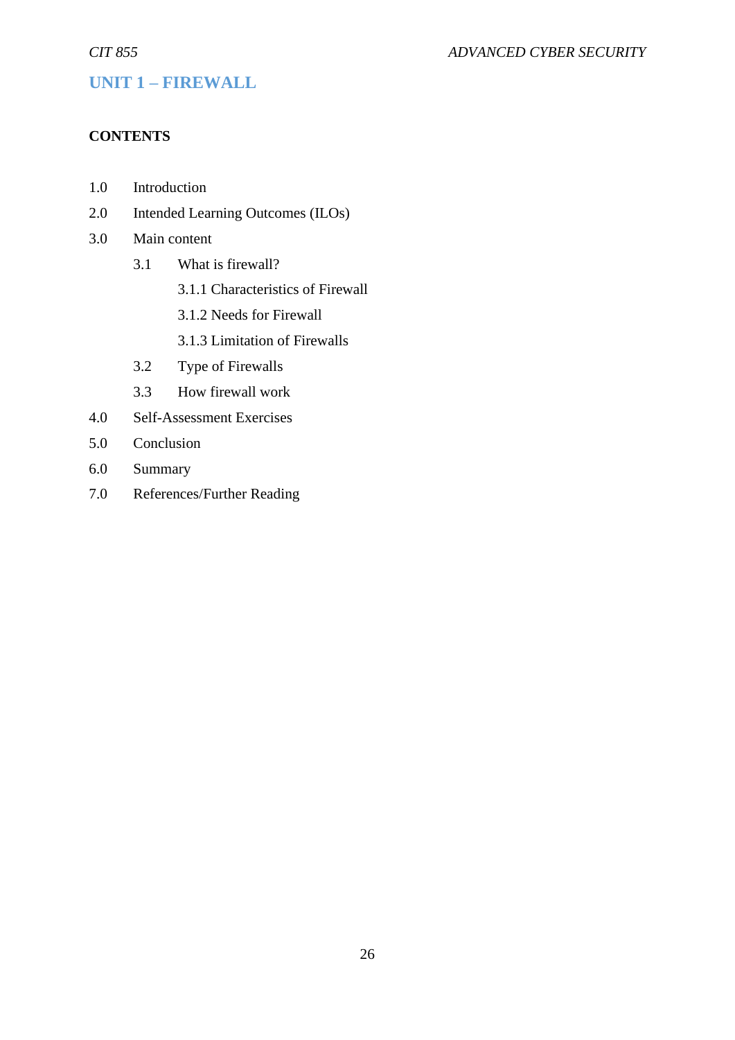# UNIT 1 – FIREWALL

**CONTENTS**

1.0 Introduction

2.0 Intended Learning Outcomes (ILOs)

3.0 Main content

- 3.1 What is firewall?
  - 3.1.1 Characteristics of Firewall
  - 3.1.2 Needs for Firewall
  - 3.1.3 Limitation of Firewalls
- 3.2 Type of Firewalls
- 3.3 How firewall work

4.0 Self-Assessment Exercises

5.0 Conclusion

6.0 Summary

7.0 References/Further Reading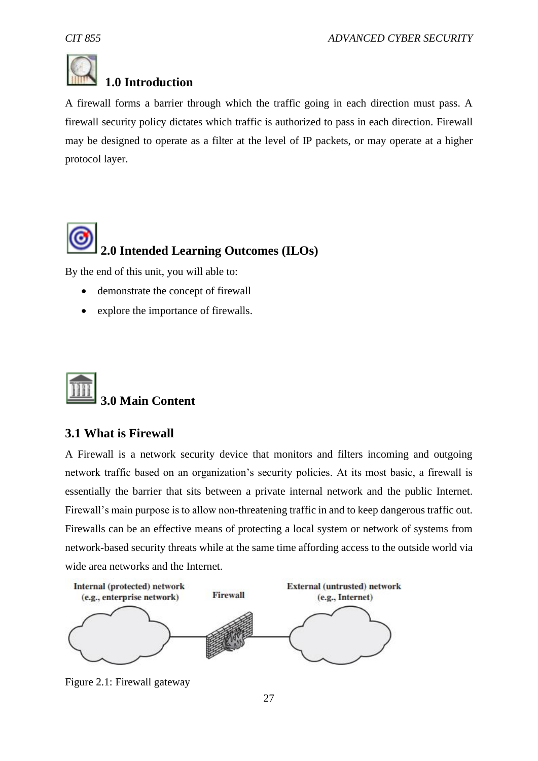## 1.0 Introduction

A firewall forms a barrier through which the traffic going in each direction must pass. A firewall security policy dictates which traffic is authorized to pass in each direction. Firewall may be designed to operate as a filter at the level of IP packets, or may operate at a higher protocol layer.

## 2.0 Intended Learning Outcomes (ILOs)

By the end of this unit, you will able to:

- demonstrate the concept of firewall
- explore the importance of firewalls.

## 3.0 Main Content

### 3.1 What is Firewall

A Firewall is a network security device that monitors and filters incoming and outgoing network traffic based on an organization's security policies. At its most basic, a firewall is essentially the barrier that sits between a private internal network and the public Internet. Firewall's main purpose is to allow non-threatening traffic in and to keep dangerous traffic out. Firewalls can be an effective means of protecting a local system or network of systems from network-based security threats while at the same time affording access to the outside world via wide area networks and the Internet.

Internal (protected) network (e.g., enterprise network) — Firewall — External (untrusted) network (e.g., Internet)

Figure 2.1: Firewall gateway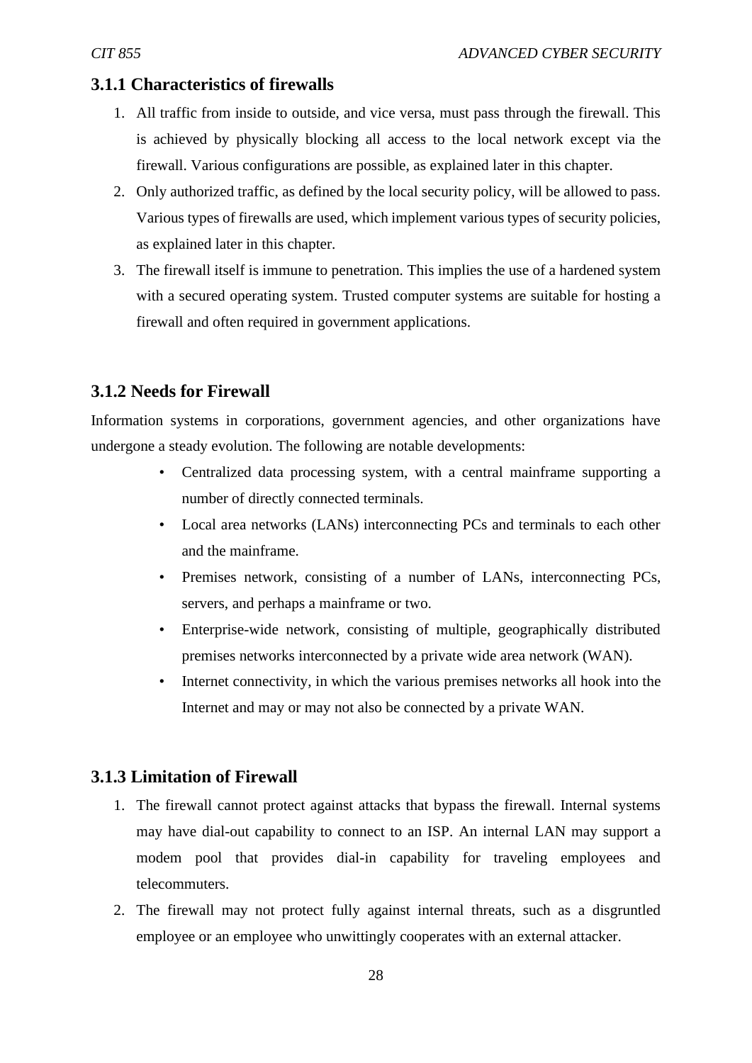### 3.1.1 Characteristics of firewalls

1. All traffic from inside to outside, and vice versa, must pass through the firewall. This is achieved by physically blocking all access to the local network except via the firewall. Various configurations are possible, as explained later in this chapter.
2. Only authorized traffic, as defined by the local security policy, will be allowed to pass. Various types of firewalls are used, which implement various types of security policies, as explained later in this chapter.
3. The firewall itself is immune to penetration. This implies the use of a hardened system with a secured operating system. Trusted computer systems are suitable for hosting a firewall and often required in government applications.

### 3.1.2 Needs for Firewall

Information systems in corporations, government agencies, and other organizations have undergone a steady evolution. The following are notable developments:

- Centralized data processing system, with a central mainframe supporting a number of directly connected terminals.
- Local area networks (LANs) interconnecting PCs and terminals to each other and the mainframe.
- Premises network, consisting of a number of LANs, interconnecting PCs, servers, and perhaps a mainframe or two.
- Enterprise-wide network, consisting of multiple, geographically distributed premises networks interconnected by a private wide area network (WAN).
- Internet connectivity, in which the various premises networks all hook into the Internet and may or may not also be connected by a private WAN.

### 3.1.3 Limitation of Firewall

1. The firewall cannot protect against attacks that bypass the firewall. Internal systems may have dial-out capability to connect to an ISP. An internal LAN may support a modem pool that provides dial-in capability for traveling employees and telecommuters.
2. The firewall may not protect fully against internal threats, such as a disgruntled employee or an employee who unwittingly cooperates with an external attacker.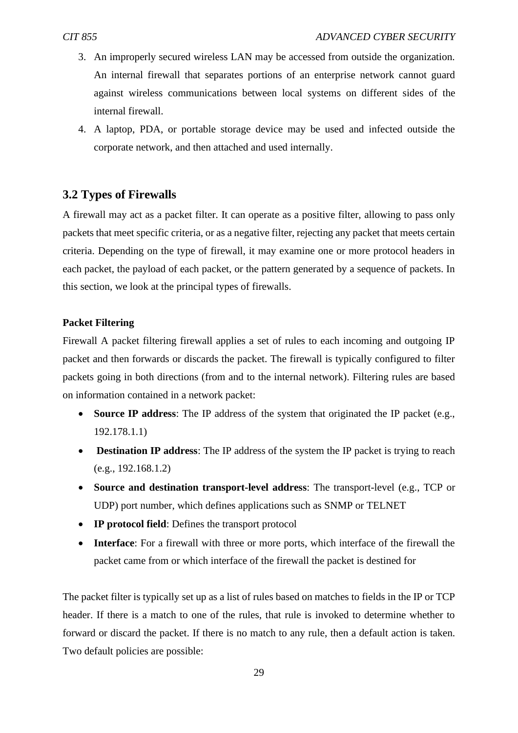3. An improperly secured wireless LAN may be accessed from outside the organization. An internal firewall that separates portions of an enterprise network cannot guard against wireless communications between local systems on different sides of the internal firewall.
4. A laptop, PDA, or portable storage device may be used and infected outside the corporate network, and then attached and used internally.

## 3.2 Types of Firewalls

A firewall may act as a packet filter. It can operate as a positive filter, allowing to pass only packets that meet specific criteria, or as a negative filter, rejecting any packet that meets certain criteria. Depending on the type of firewall, it may examine one or more protocol headers in each packet, the payload of each packet, or the pattern generated by a sequence of packets. In this section, we look at the principal types of firewalls.

**Packet Filtering**

Firewall A packet filtering firewall applies a set of rules to each incoming and outgoing IP packet and then forwards or discards the packet. The firewall is typically configured to filter packets going in both directions (from and to the internal network). Filtering rules are based on information contained in a network packet:

- **Source IP address**: The IP address of the system that originated the IP packet (e.g., 192.178.1.1)
- **Destination IP address**: The IP address of the system the IP packet is trying to reach (e.g., 192.168.1.2)
- **Source and destination transport-level address**: The transport-level (e.g., TCP or UDP) port number, which defines applications such as SNMP or TELNET
- **IP protocol field**: Defines the transport protocol
- **Interface**: For a firewall with three or more ports, which interface of the firewall the packet came from or which interface of the firewall the packet is destined for

The packet filter is typically set up as a list of rules based on matches to fields in the IP or TCP header. If there is a match to one of the rules, that rule is invoked to determine whether to forward or discard the packet. If there is no match to any rule, then a default action is taken. Two default policies are possible: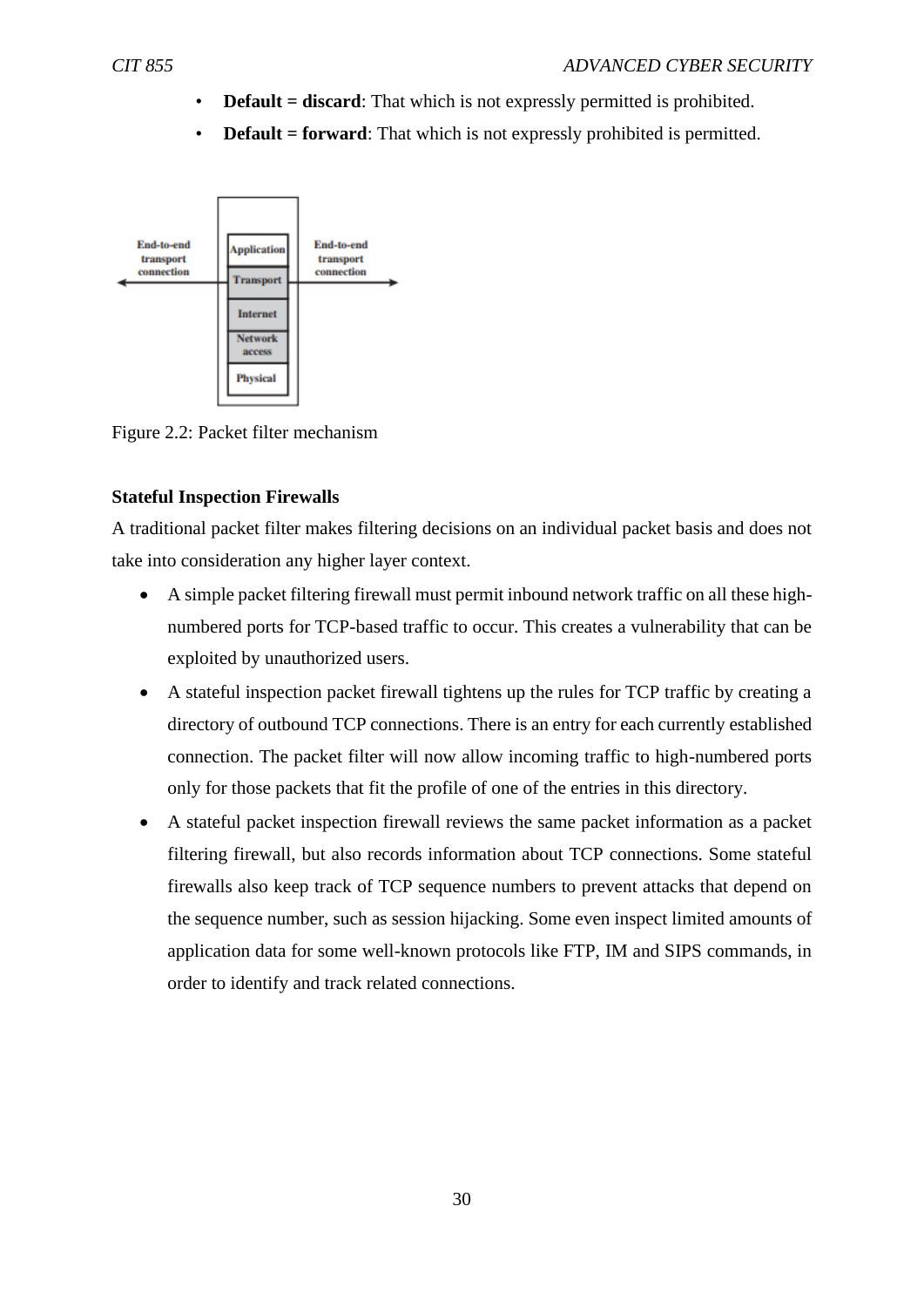- **Default = discard**: That which is not expressly permitted is prohibited.
- **Default = forward**: That which is not expressly prohibited is permitted.

End-to-end transport connection | Application | Transport | Internet | Network access | Physical | End-to-end transport connection

Figure 2.2: Packet filter mechanism

**Stateful Inspection Firewalls**

A traditional packet filter makes filtering decisions on an individual packet basis and does not take into consideration any higher layer context.

- A simple packet filtering firewall must permit inbound network traffic on all these high-numbered ports for TCP-based traffic to occur. This creates a vulnerability that can be exploited by unauthorized users.
- A stateful inspection packet firewall tightens up the rules for TCP traffic by creating a directory of outbound TCP connections. There is an entry for each currently established connection. The packet filter will now allow incoming traffic to high-numbered ports only for those packets that fit the profile of one of the entries in this directory.
- A stateful packet inspection firewall reviews the same packet information as a packet filtering firewall, but also records information about TCP connections. Some stateful firewalls also keep track of TCP sequence numbers to prevent attacks that depend on the sequence number, such as session hijacking. Some even inspect limited amounts of application data for some well-known protocols like FTP, IM and SIPS commands, in order to identify and track related connections.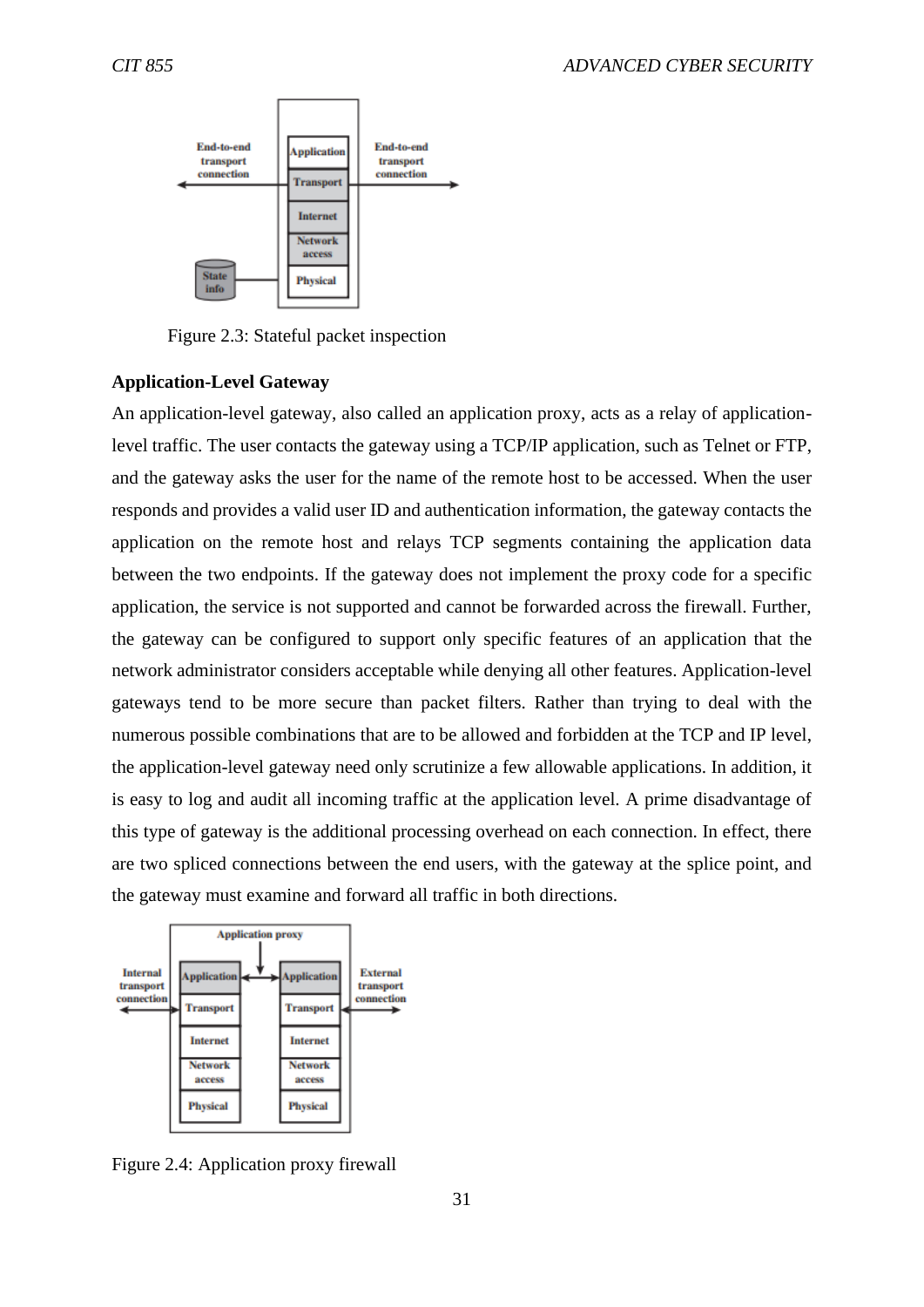Figure 2.3: Stateful packet inspection

**Application-Level Gateway**

An application-level gateway, also called an application proxy, acts as a relay of application-level traffic. The user contacts the gateway using a TCP/IP application, such as Telnet or FTP, and the gateway asks the user for the name of the remote host to be accessed. When the user responds and provides a valid user ID and authentication information, the gateway contacts the application on the remote host and relays TCP segments containing the application data between the two endpoints. If the gateway does not implement the proxy code for a specific application, the service is not supported and cannot be forwarded across the firewall. Further, the gateway can be configured to support only specific features of an application that the network administrator considers acceptable while denying all other features. Application-level gateways tend to be more secure than packet filters. Rather than trying to deal with the numerous possible combinations that are to be allowed and forbidden at the TCP and IP level, the application-level gateway need only scrutinize a few allowable applications. In addition, it is easy to log and audit all incoming traffic at the application level. A prime disadvantage of this type of gateway is the additional processing overhead on each connection. In effect, there are two spliced connections between the end users, with the gateway at the splice point, and the gateway must examine and forward all traffic in both directions.

Figure 2.4: Application proxy firewall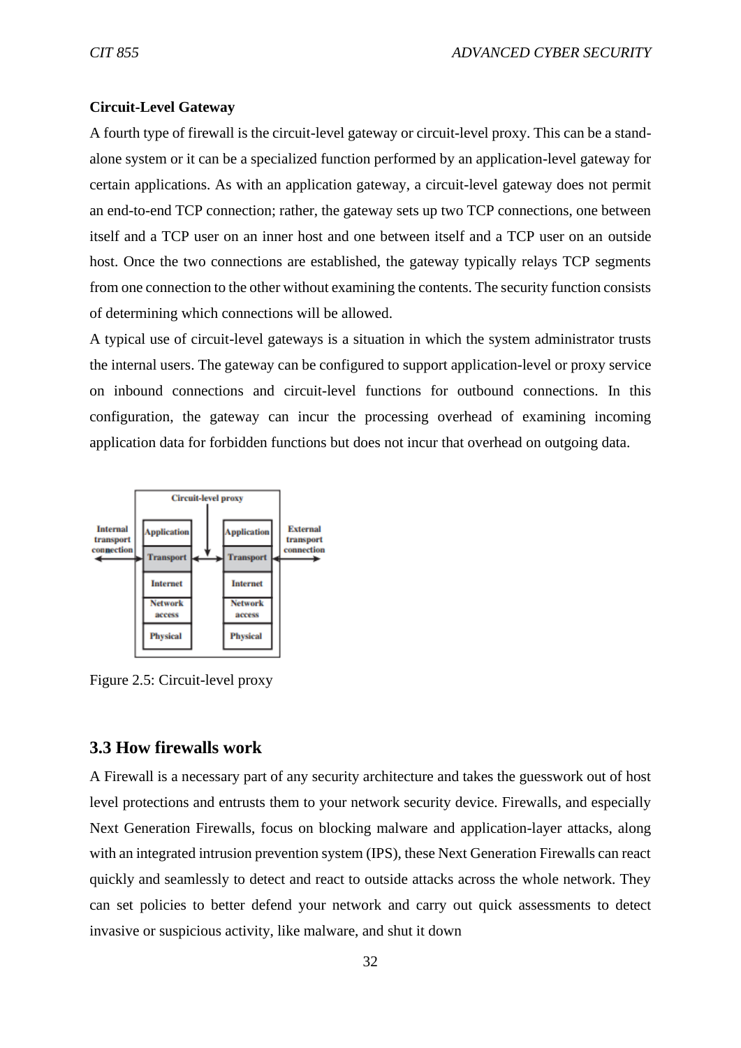**Circuit-Level Gateway**

A fourth type of firewall is the circuit-level gateway or circuit-level proxy. This can be a stand-alone system or it can be a specialized function performed by an application-level gateway for certain applications. As with an application gateway, a circuit-level gateway does not permit an end-to-end TCP connection; rather, the gateway sets up two TCP connections, one between itself and a TCP user on an inner host and one between itself and a TCP user on an outside host. Once the two connections are established, the gateway typically relays TCP segments from one connection to the other without examining the contents. The security function consists of determining which connections will be allowed.

A typical use of circuit-level gateways is a situation in which the system administrator trusts the internal users. The gateway can be configured to support application-level or proxy service on inbound connections and circuit-level functions for outbound connections. In this configuration, the gateway can incur the processing overhead of examining incoming application data for forbidden functions but does not incur that overhead on outgoing data.

Figure 2.5: Circuit-level proxy

## 3.3 How firewalls work

A Firewall is a necessary part of any security architecture and takes the guesswork out of host level protections and entrusts them to your network security device. Firewalls, and especially Next Generation Firewalls, focus on blocking malware and application-layer attacks, along with an integrated intrusion prevention system (IPS), these Next Generation Firewalls can react quickly and seamlessly to detect and react to outside attacks across the whole network. They can set policies to better defend your network and carry out quick assessments to detect invasive or suspicious activity, like malware, and shut it down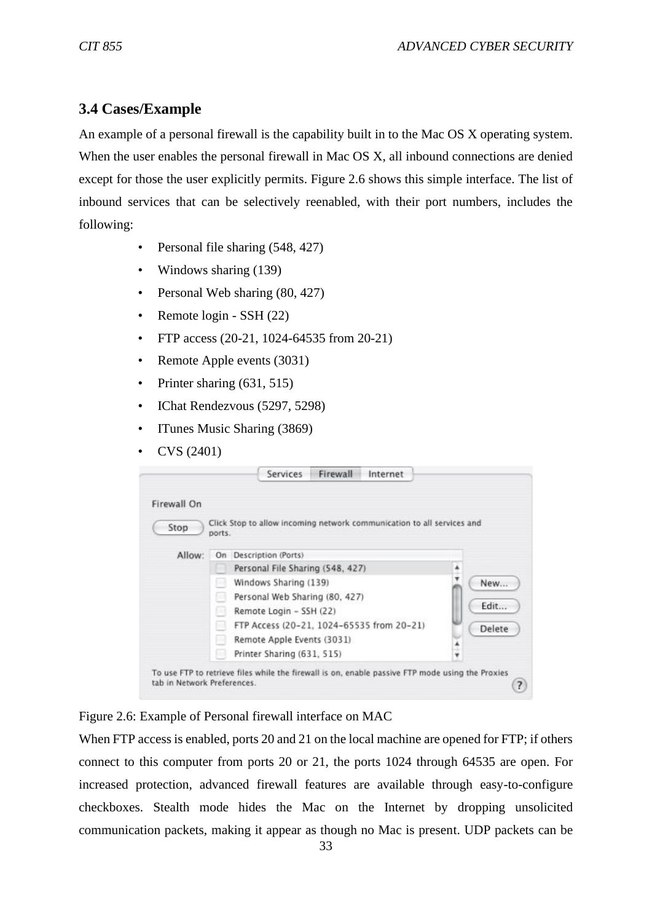### 3.4 Cases/Example

An example of a personal firewall is the capability built in to the Mac OS X operating system. When the user enables the personal firewall in Mac OS X, all inbound connections are denied except for those the user explicitly permits. Figure 2.6 shows this simple interface. The list of inbound services that can be selectively reenabled, with their port numbers, includes the following:

- Personal file sharing (548, 427)
- Windows sharing (139)
- Personal Web sharing (80, 427)
- Remote login - SSH (22)
- FTP access (20-21, 1024-64535 from 20-21)
- Remote Apple events (3031)
- Printer sharing (631, 515)
- IChat Rendezvous (5297, 5298)
- ITunes Music Sharing (3869)
- CVS (2401)

Figure 2.6: Example of Personal firewall interface on MAC

When FTP access is enabled, ports 20 and 21 on the local machine are opened for FTP; if others connect to this computer from ports 20 or 21, the ports 1024 through 64535 are open. For increased protection, advanced firewall features are available through easy-to-configure checkboxes. Stealth mode hides the Mac on the Internet by dropping unsolicited communication packets, making it appear as though no Mac is present. UDP packets can be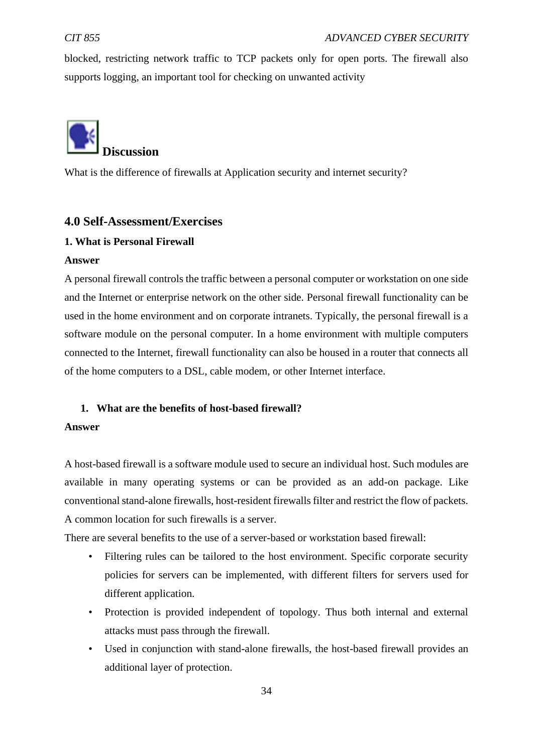blocked, restricting network traffic to TCP packets only for open ports. The firewall also supports logging, an important tool for checking on unwanted activity

**Discussion**

What is the difference of firewalls at Application security and internet security?

## 4.0 Self-Assessment/Exercises

**1. What is Personal Firewall**

**Answer**

A personal firewall controls the traffic between a personal computer or workstation on one side and the Internet or enterprise network on the other side. Personal firewall functionality can be used in the home environment and on corporate intranets. Typically, the personal firewall is a software module on the personal computer. In a home environment with multiple computers connected to the Internet, firewall functionality can also be housed in a router that connects all of the home computers to a DSL, cable modem, or other Internet interface.

1. **What are the benefits of host-based firewall?**

**Answer**

A host-based firewall is a software module used to secure an individual host. Such modules are available in many operating systems or can be provided as an add-on package. Like conventional stand-alone firewalls, host-resident firewalls filter and restrict the flow of packets. A common location for such firewalls is a server.

There are several benefits to the use of a server-based or workstation based firewall:

- Filtering rules can be tailored to the host environment. Specific corporate security policies for servers can be implemented, with different filters for servers used for different application.
- Protection is provided independent of topology. Thus both internal and external attacks must pass through the firewall.
- Used in conjunction with stand-alone firewalls, the host-based firewall provides an additional layer of protection.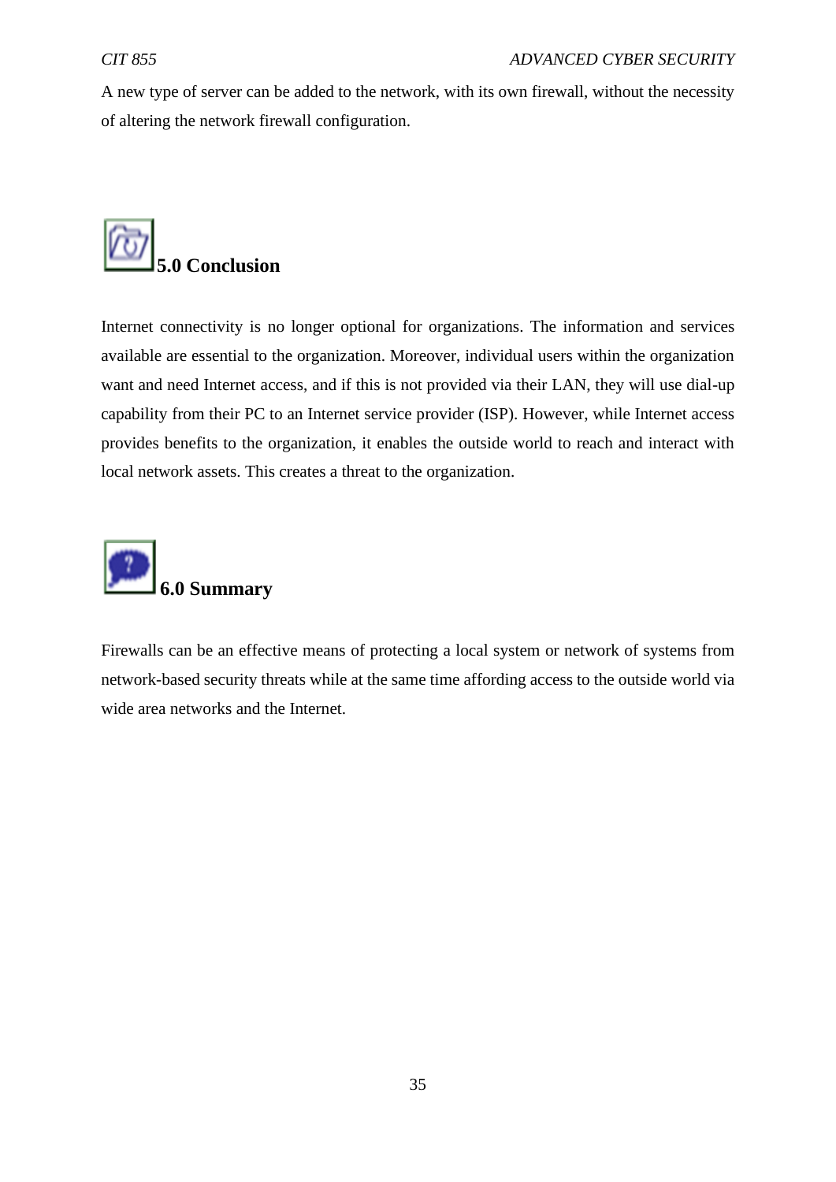A new type of server can be added to the network, with its own firewall, without the necessity of altering the network firewall configuration.

## 5.0 Conclusion

Internet connectivity is no longer optional for organizations. The information and services available are essential to the organization. Moreover, individual users within the organization want and need Internet access, and if this is not provided via their LAN, they will use dial-up capability from their PC to an Internet service provider (ISP). However, while Internet access provides benefits to the organization, it enables the outside world to reach and interact with local network assets. This creates a threat to the organization.

## 6.0 Summary

Firewalls can be an effective means of protecting a local system or network of systems from network-based security threats while at the same time affording access to the outside world via wide area networks and the Internet.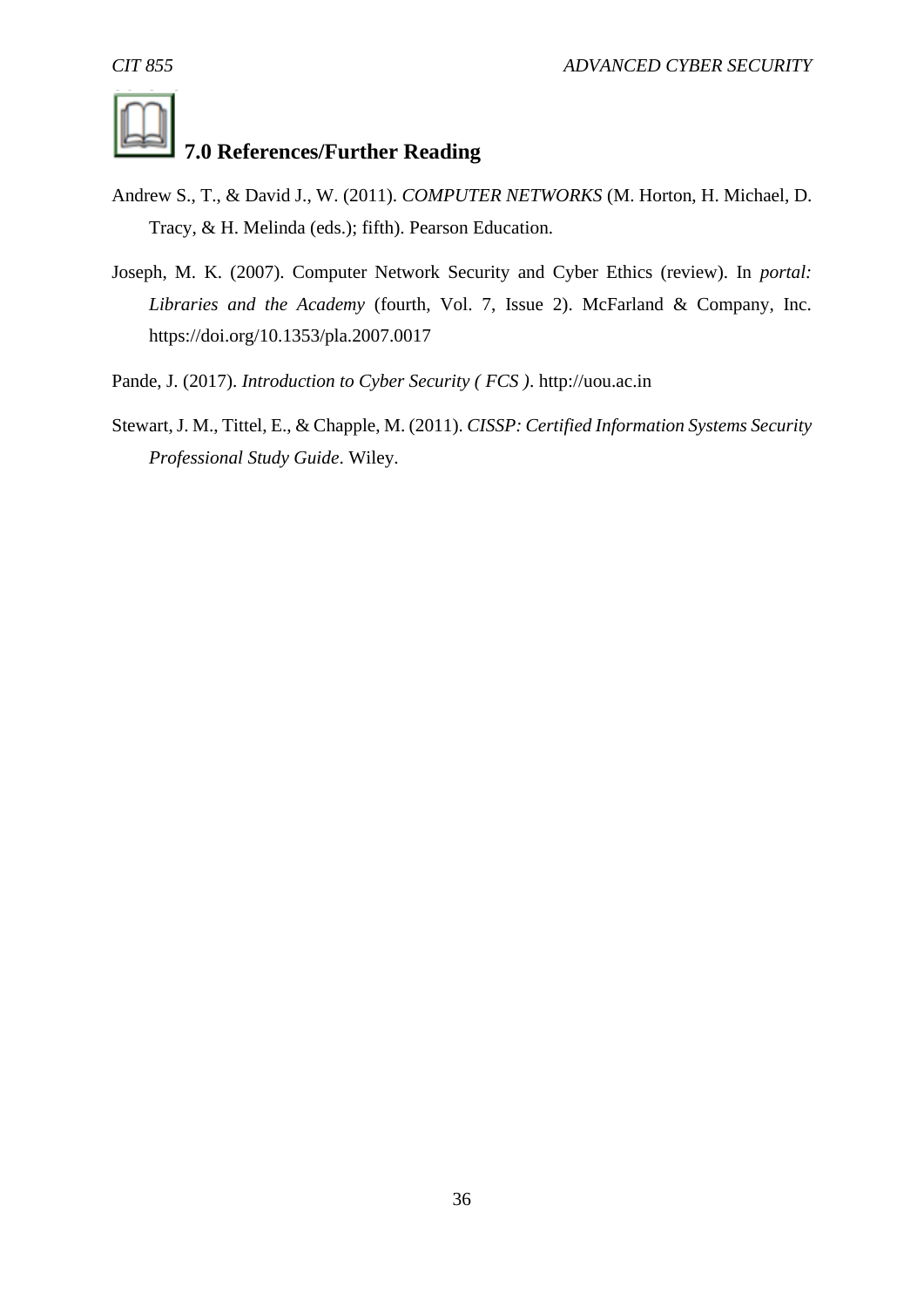## 7.0 References/Further Reading

Andrew S., T., & David J., W. (2011). *COMPUTER NETWORKS* (M. Horton, H. Michael, D. Tracy, & H. Melinda (eds.); fifth). Pearson Education.

Joseph, M. K. (2007). Computer Network Security and Cyber Ethics (review). In *portal: Libraries and the Academy* (fourth, Vol. 7, Issue 2). McFarland & Company, Inc. https://doi.org/10.1353/pla.2007.0017

Pande, J. (2017). *Introduction to Cyber Security ( FCS )*. http://uou.ac.in

Stewart, J. M., Tittel, E., & Chapple, M. (2011). *CISSP: Certified Information Systems Security Professional Study Guide*. Wiley.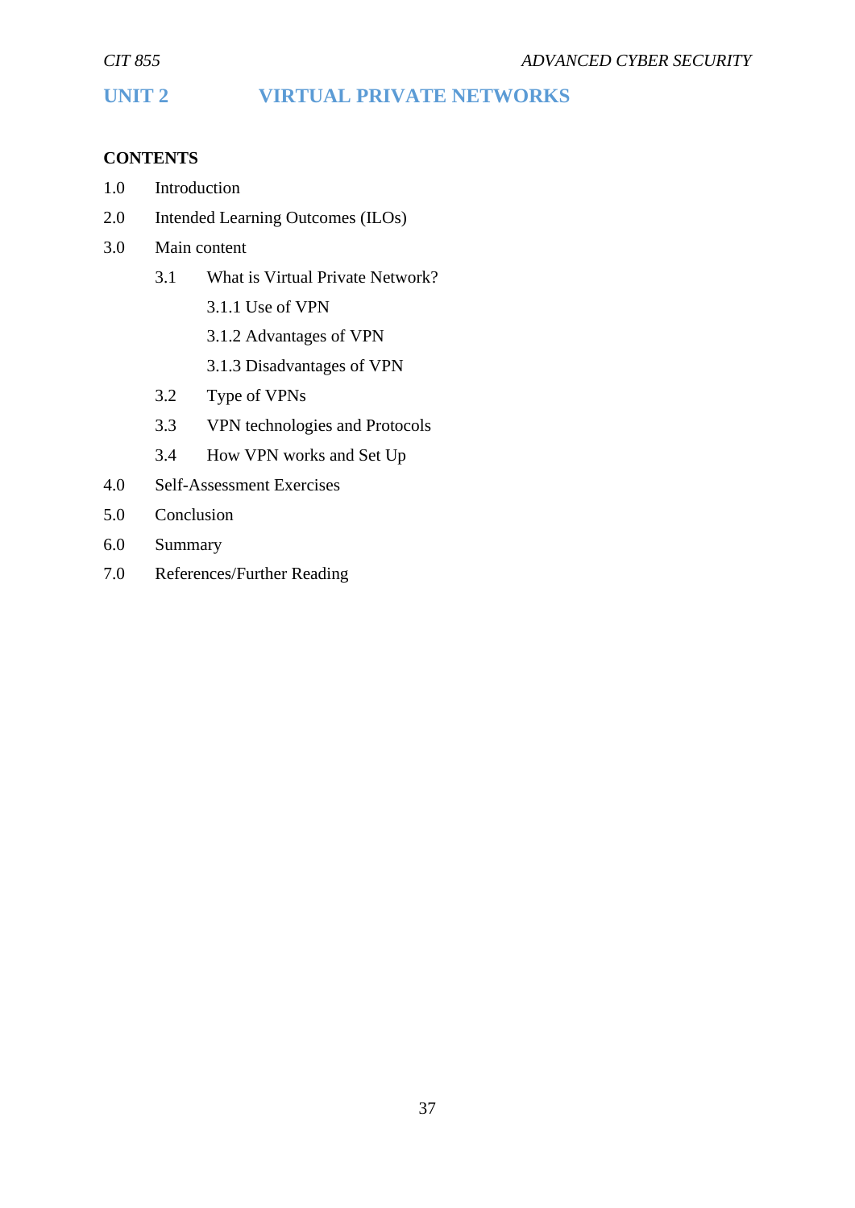# UNIT 2 VIRTUAL PRIVATE NETWORKS

**CONTENTS**

1.0 Introduction

2.0 Intended Learning Outcomes (ILOs)

3.0 Main content

- 3.1 What is Virtual Private Network?
  - 3.1.1 Use of VPN
  - 3.1.2 Advantages of VPN
  - 3.1.3 Disadvantages of VPN
- 3.2 Type of VPNs
- 3.3 VPN technologies and Protocols
- 3.4 How VPN works and Set Up

4.0 Self-Assessment Exercises

5.0 Conclusion

6.0 Summary

7.0 References/Further Reading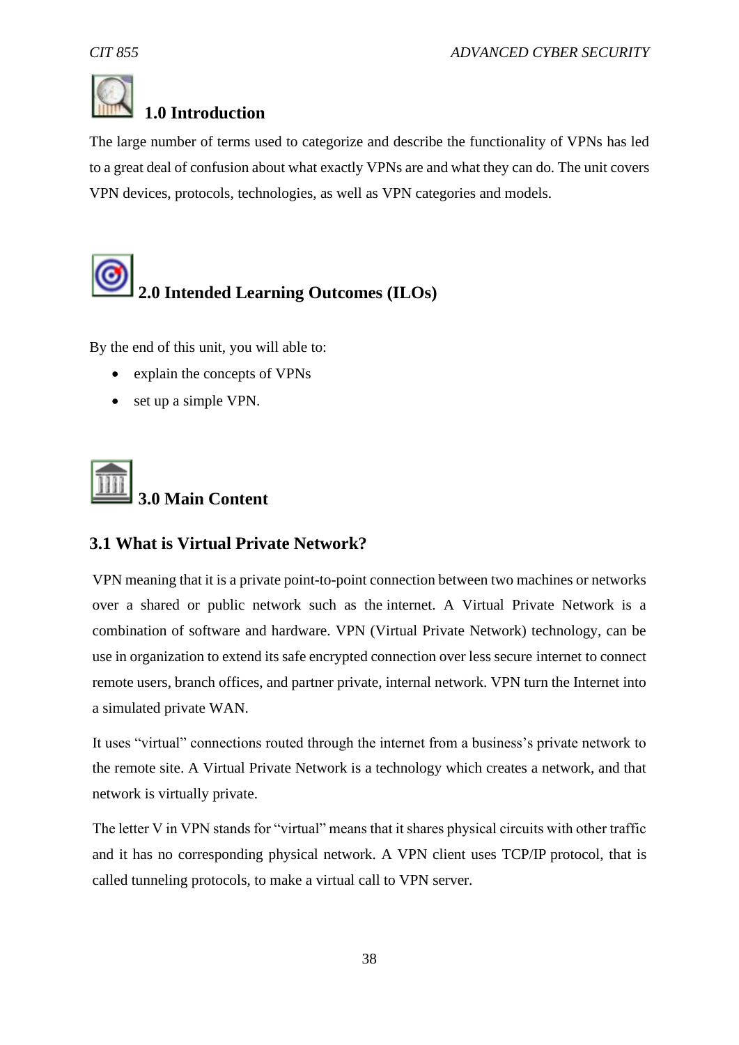## 1.0 Introduction

The large number of terms used to categorize and describe the functionality of VPNs has led to a great deal of confusion about what exactly VPNs are and what they can do. The unit covers VPN devices, protocols, technologies, as well as VPN categories and models.

## 2.0 Intended Learning Outcomes (ILOs)

By the end of this unit, you will able to:

- explain the concepts of VPNs
- set up a simple VPN.

## 3.0 Main Content

### 3.1 What is Virtual Private Network?

VPN meaning that it is a private point-to-point connection between two machines or networks over a shared or public network such as the internet. A Virtual Private Network is a combination of software and hardware. VPN (Virtual Private Network) technology, can be use in organization to extend its safe encrypted connection over less secure internet to connect remote users, branch offices, and partner private, internal network. VPN turn the Internet into a simulated private WAN.

It uses "virtual" connections routed through the internet from a business's private network to the remote site. A Virtual Private Network is a technology which creates a network, and that network is virtually private.

The letter V in VPN stands for "virtual" means that it shares physical circuits with other traffic and it has no corresponding physical network. A VPN client uses TCP/IP protocol, that is called tunneling protocols, to make a virtual call to VPN server.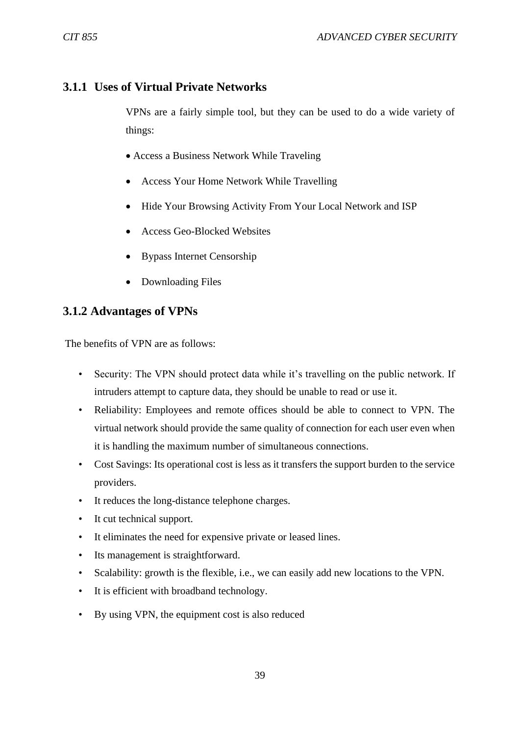### 3.1.1 Uses of Virtual Private Networks

VPNs are a fairly simple tool, but they can be used to do a wide variety of things:

- Access a Business Network While Traveling
- Access Your Home Network While Travelling
- Hide Your Browsing Activity From Your Local Network and ISP
- Access Geo-Blocked Websites
- Bypass Internet Censorship
- Downloading Files

### 3.1.2 Advantages of VPNs

The benefits of VPN are as follows:

- Security: The VPN should protect data while it's travelling on the public network. If intruders attempt to capture data, they should be unable to read or use it.
- Reliability: Employees and remote offices should be able to connect to VPN. The virtual network should provide the same quality of connection for each user even when it is handling the maximum number of simultaneous connections.
- Cost Savings: Its operational cost is less as it transfers the support burden to the service providers.
- It reduces the long-distance telephone charges.
- It cut technical support.
- It eliminates the need for expensive private or leased lines.
- Its management is straightforward.
- Scalability: growth is the flexible, i.e., we can easily add new locations to the VPN.
- It is efficient with broadband technology.
- By using VPN, the equipment cost is also reduced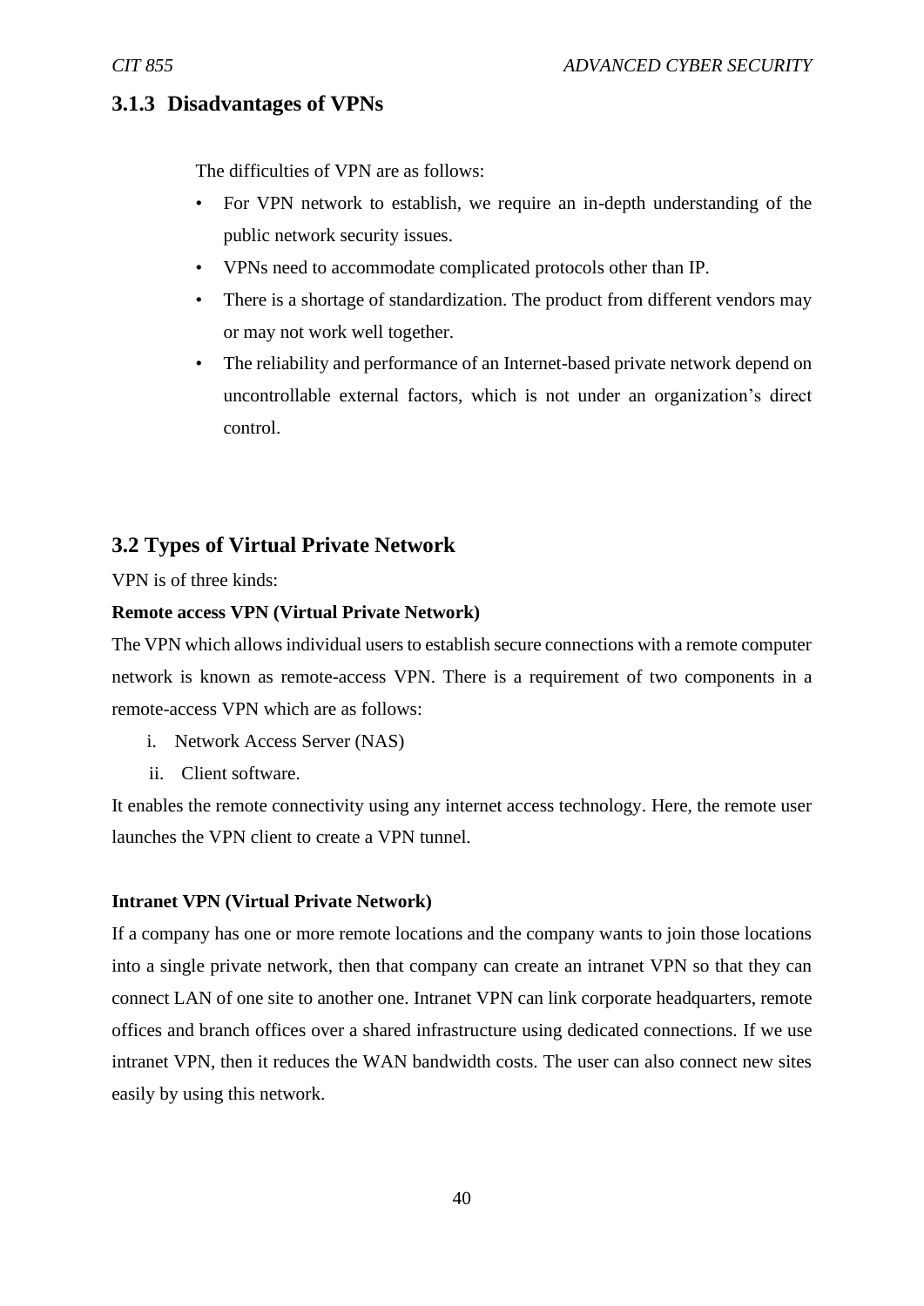### 3.1.3 Disadvantages of VPNs

The difficulties of VPN are as follows:

- For VPN network to establish, we require an in-depth understanding of the public network security issues.
- VPNs need to accommodate complicated protocols other than IP.
- There is a shortage of standardization. The product from different vendors may or may not work well together.
- The reliability and performance of an Internet-based private network depend on uncontrollable external factors, which is not under an organization's direct control.

## 3.2 Types of Virtual Private Network

VPN is of three kinds:

**Remote access VPN (Virtual Private Network)**

The VPN which allows individual users to establish secure connections with a remote computer network is known as remote-access VPN. There is a requirement of two components in a remote-access VPN which are as follows:

i. Network Access Server (NAS)
ii. Client software.

It enables the remote connectivity using any internet access technology. Here, the remote user launches the VPN client to create a VPN tunnel.

**Intranet VPN (Virtual Private Network)**

If a company has one or more remote locations and the company wants to join those locations into a single private network, then that company can create an intranet VPN so that they can connect LAN of one site to another one. Intranet VPN can link corporate headquarters, remote offices and branch offices over a shared infrastructure using dedicated connections. If we use intranet VPN, then it reduces the WAN bandwidth costs. The user can also connect new sites easily by using this network.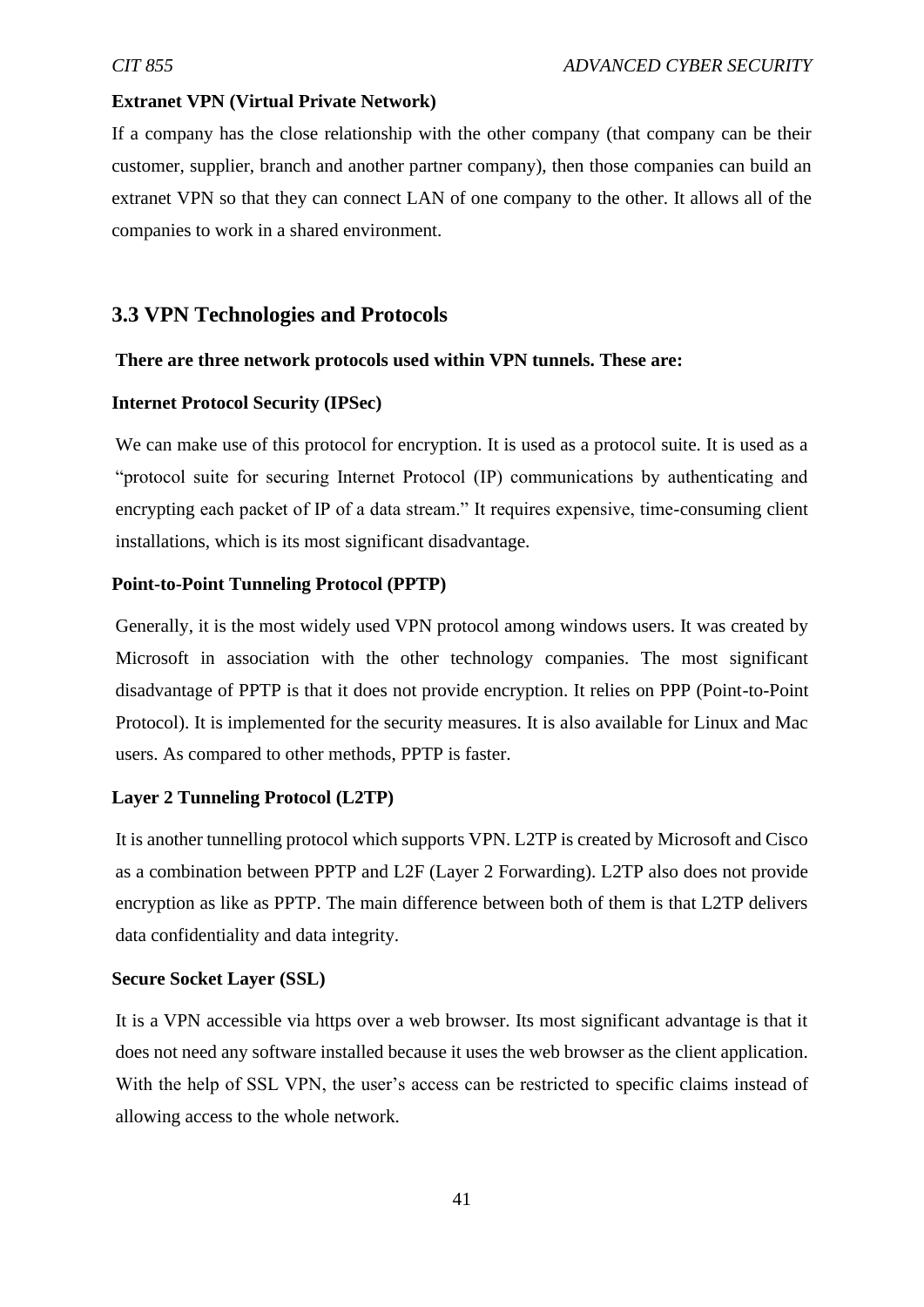**Extranet VPN (Virtual Private Network)**

If a company has the close relationship with the other company (that company can be their customer, supplier, branch and another partner company), then those companies can build an extranet VPN so that they can connect LAN of one company to the other. It allows all of the companies to work in a shared environment.

## 3.3 VPN Technologies and Protocols

**There are three network protocols used within VPN tunnels. These are:**

**Internet Protocol Security (IPSec)**

We can make use of this protocol for encryption. It is used as a protocol suite. It is used as a "protocol suite for securing Internet Protocol (IP) communications by authenticating and encrypting each packet of IP of a data stream." It requires expensive, time-consuming client installations, which is its most significant disadvantage.

**Point-to-Point Tunneling Protocol (PPTP)**

Generally, it is the most widely used VPN protocol among windows users. It was created by Microsoft in association with the other technology companies. The most significant disadvantage of PPTP is that it does not provide encryption. It relies on PPP (Point-to-Point Protocol). It is implemented for the security measures. It is also available for Linux and Mac users. As compared to other methods, PPTP is faster.

**Layer 2 Tunneling Protocol (L2TP)**

It is another tunnelling protocol which supports VPN. L2TP is created by Microsoft and Cisco as a combination between PPTP and L2F (Layer 2 Forwarding). L2TP also does not provide encryption as like as PPTP. The main difference between both of them is that L2TP delivers data confidentiality and data integrity.

**Secure Socket Layer (SSL)**

It is a VPN accessible via https over a web browser. Its most significant advantage is that it does not need any software installed because it uses the web browser as the client application. With the help of SSL VPN, the user's access can be restricted to specific claims instead of allowing access to the whole network.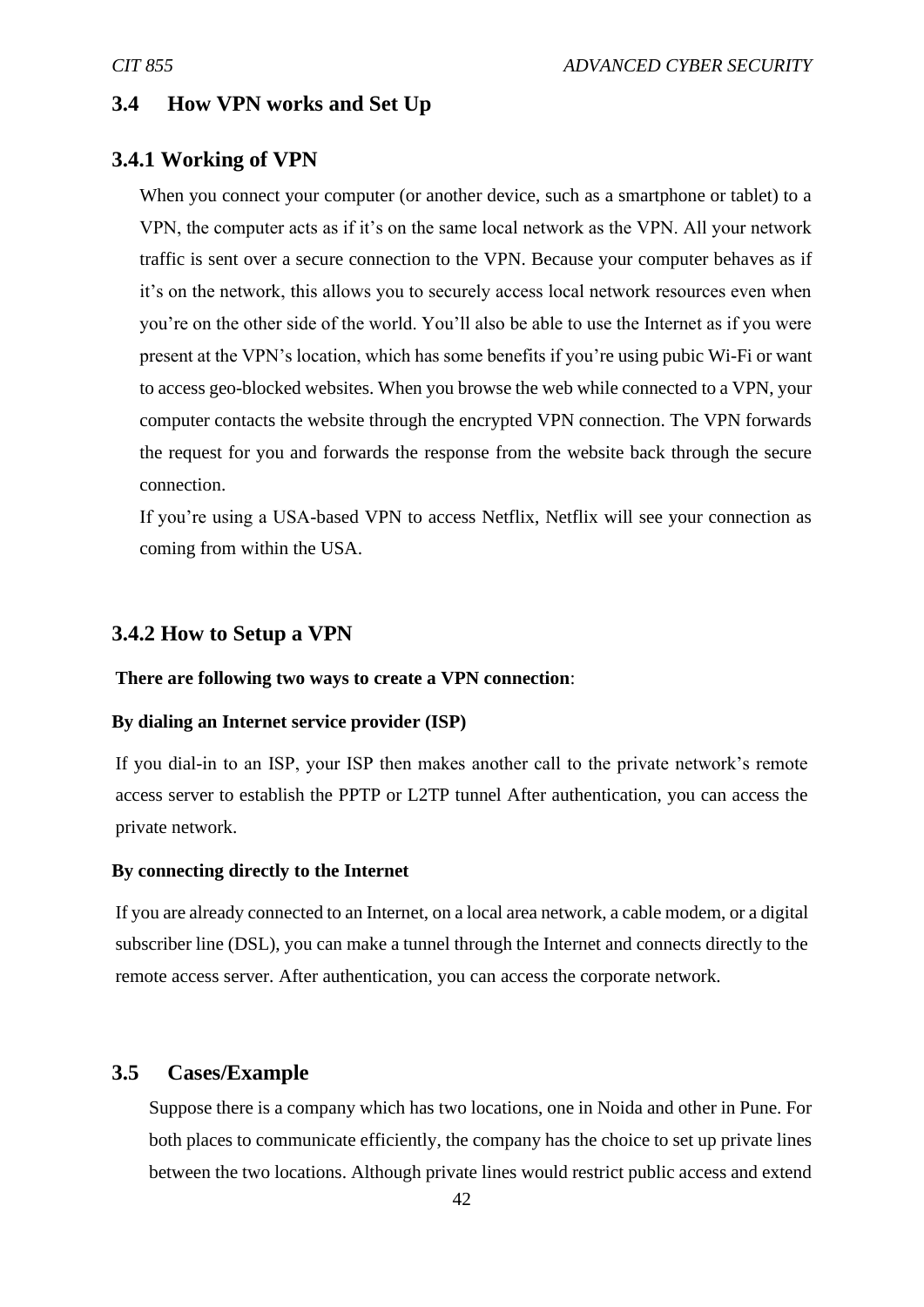## 3.4 How VPN works and Set Up

### 3.4.1 Working of VPN

When you connect your computer (or another device, such as a smartphone or tablet) to a VPN, the computer acts as if it's on the same local network as the VPN. All your network traffic is sent over a secure connection to the VPN. Because your computer behaves as if it's on the network, this allows you to securely access local network resources even when you're on the other side of the world. You'll also be able to use the Internet as if you were present at the VPN's location, which has some benefits if you're using pubic Wi-Fi or want to access geo-blocked websites. When you browse the web while connected to a VPN, your computer contacts the website through the encrypted VPN connection. The VPN forwards the request for you and forwards the response from the website back through the secure connection.

If you're using a USA-based VPN to access Netflix, Netflix will see your connection as coming from within the USA.

### 3.4.2 How to Setup a VPN

**There are following two ways to create a VPN connection**:

**By dialing an Internet service provider (ISP)**

If you dial-in to an ISP, your ISP then makes another call to the private network's remote access server to establish the PPTP or L2TP tunnel After authentication, you can access the private network.

**By connecting directly to the Internet**

If you are already connected to an Internet, on a local area network, a cable modem, or a digital subscriber line (DSL), you can make a tunnel through the Internet and connects directly to the remote access server. After authentication, you can access the corporate network.

## 3.5 Cases/Example

Suppose there is a company which has two locations, one in Noida and other in Pune. For both places to communicate efficiently, the company has the choice to set up private lines between the two locations. Although private lines would restrict public access and extend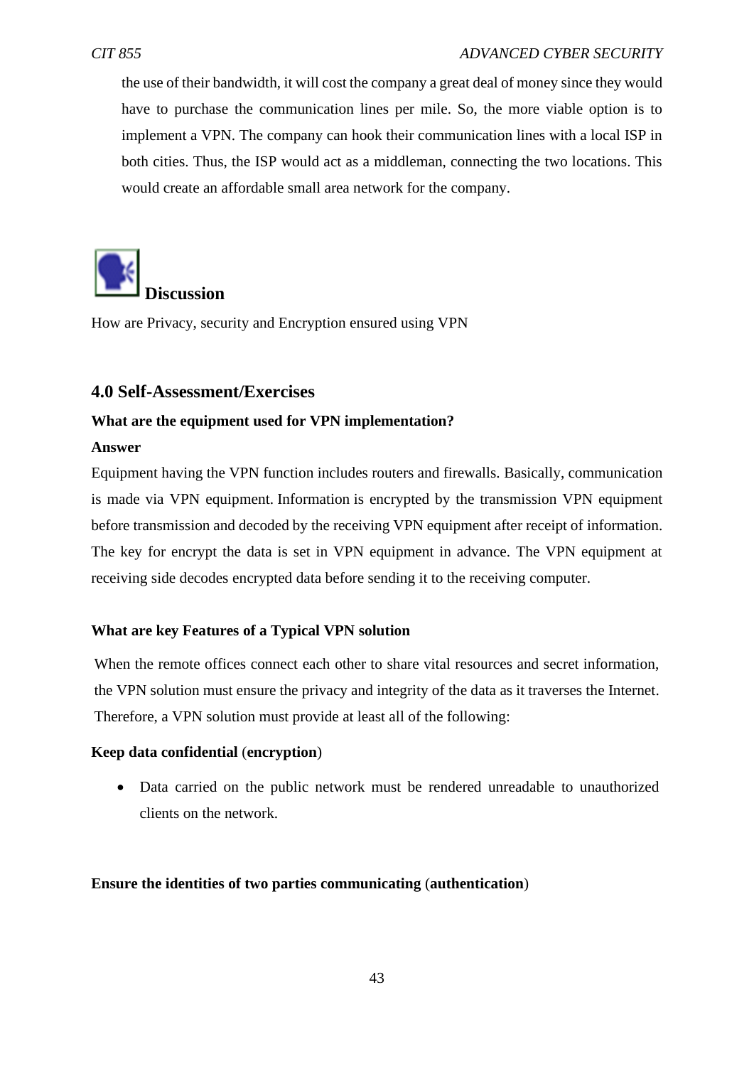the use of their bandwidth, it will cost the company a great deal of money since they would have to purchase the communication lines per mile. So, the more viable option is to implement a VPN. The company can hook their communication lines with a local ISP in both cities. Thus, the ISP would act as a middleman, connecting the two locations. This would create an affordable small area network for the company.

## Discussion

How are Privacy, security and Encryption ensured using VPN

## 4.0 Self-Assessment/Exercises

**What are the equipment used for VPN implementation?**

**Answer**

Equipment having the VPN function includes routers and firewalls. Basically, communication is made via VPN equipment. Information is encrypted by the transmission VPN equipment before transmission and decoded by the receiving VPN equipment after receipt of information. The key for encrypt the data is set in VPN equipment in advance. The VPN equipment at receiving side decodes encrypted data before sending it to the receiving computer.

**What are key Features of a Typical VPN solution**

When the remote offices connect each other to share vital resources and secret information, the VPN solution must ensure the privacy and integrity of the data as it traverses the Internet. Therefore, a VPN solution must provide at least all of the following:

**Keep data confidential** (**encryption**)

- Data carried on the public network must be rendered unreadable to unauthorized clients on the network.

**Ensure the identities of two parties communicating** (**authentication**)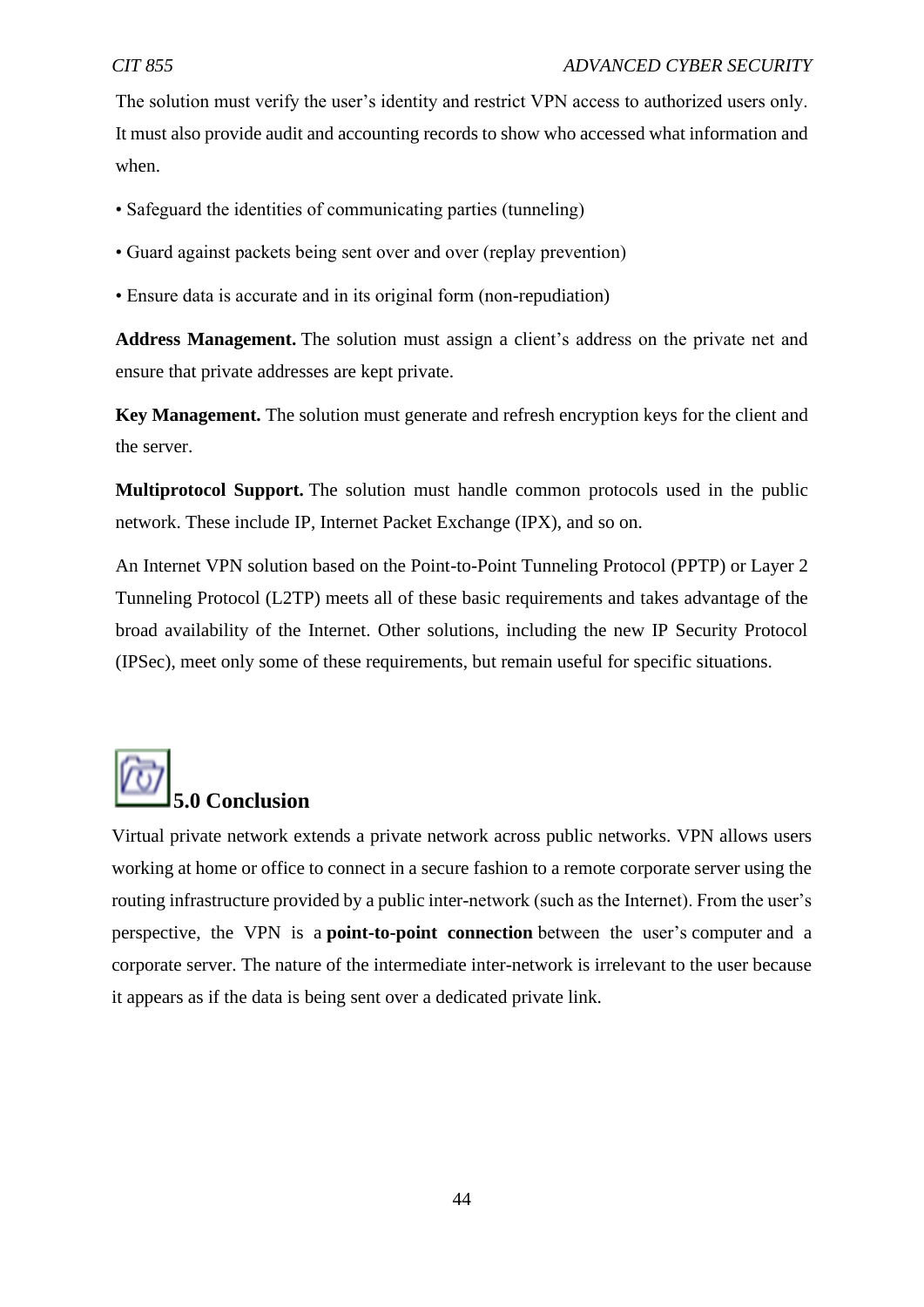The solution must verify the user's identity and restrict VPN access to authorized users only. It must also provide audit and accounting records to show who accessed what information and when.

- Safeguard the identities of communicating parties (tunneling)
- Guard against packets being sent over and over (replay prevention)
- Ensure data is accurate and in its original form (non-repudiation)

**Address Management.** The solution must assign a client's address on the private net and ensure that private addresses are kept private.

**Key Management.** The solution must generate and refresh encryption keys for the client and the server.

**Multiprotocol Support.** The solution must handle common protocols used in the public network. These include IP, Internet Packet Exchange (IPX), and so on.

An Internet VPN solution based on the Point-to-Point Tunneling Protocol (PPTP) or Layer 2 Tunneling Protocol (L2TP) meets all of these basic requirements and takes advantage of the broad availability of the Internet. Other solutions, including the new IP Security Protocol (IPSec), meet only some of these requirements, but remain useful for specific situations.

## 5.0 Conclusion

Virtual private network extends a private network across public networks. VPN allows users working at home or office to connect in a secure fashion to a remote corporate server using the routing infrastructure provided by a public inter-network (such as the Internet). From the user's perspective, the VPN is a **point-to-point connection** between the user's computer and a corporate server. The nature of the intermediate inter-network is irrelevant to the user because it appears as if the data is being sent over a dedicated private link.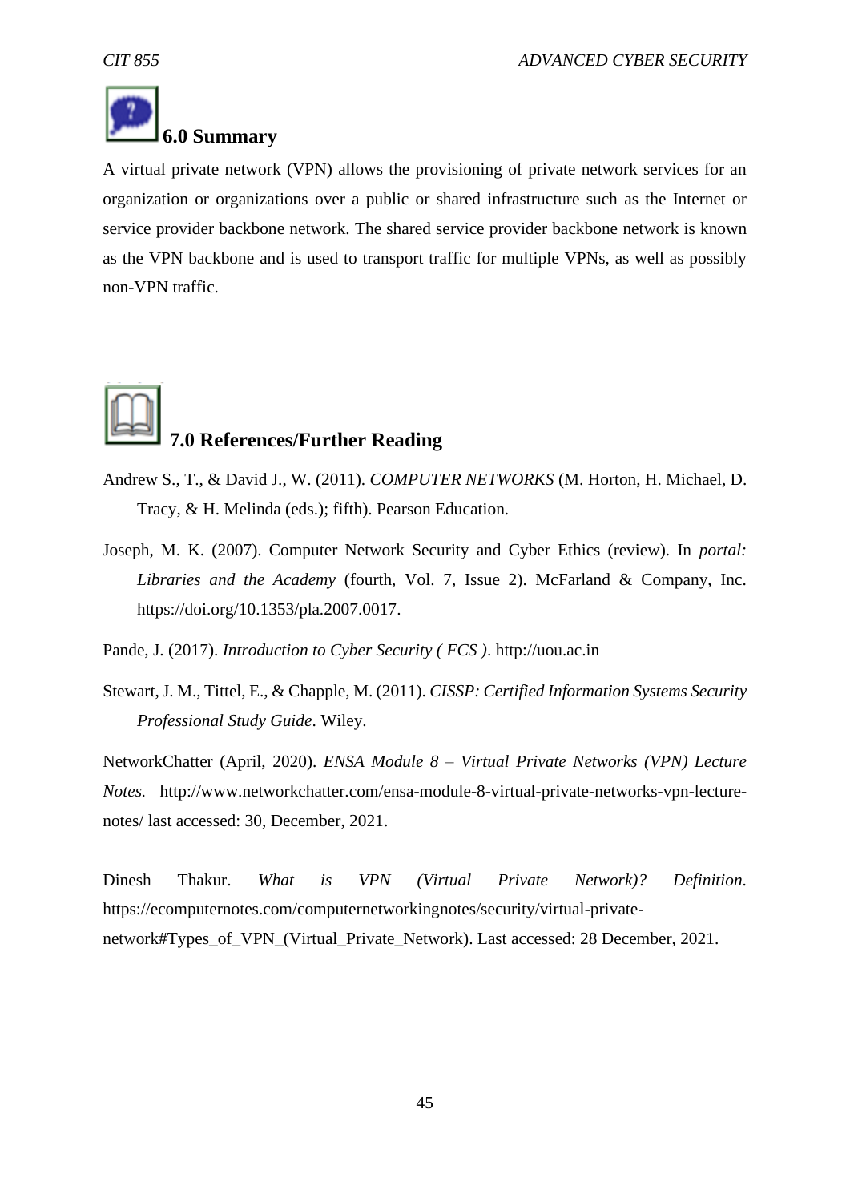## 6.0 Summary

A virtual private network (VPN) allows the provisioning of private network services for an organization or organizations over a public or shared infrastructure such as the Internet or service provider backbone network. The shared service provider backbone network is known as the VPN backbone and is used to transport traffic for multiple VPNs, as well as possibly non-VPN traffic.

## 7.0 References/Further Reading

Andrew S., T., & David J., W. (2011). *COMPUTER NETWORKS* (M. Horton, H. Michael, D. Tracy, & H. Melinda (eds.); fifth). Pearson Education.

Joseph, M. K. (2007). Computer Network Security and Cyber Ethics (review). In *portal: Libraries and the Academy* (fourth, Vol. 7, Issue 2). McFarland & Company, Inc. https://doi.org/10.1353/pla.2007.0017.

Pande, J. (2017). *Introduction to Cyber Security ( FCS )*. http://uou.ac.in

Stewart, J. M., Tittel, E., & Chapple, M. (2011). *CISSP: Certified Information Systems Security Professional Study Guide*. Wiley.

NetworkChatter (April, 2020). *ENSA Module 8 – Virtual Private Networks (VPN) Lecture Notes.* http://www.networkchatter.com/ensa-module-8-virtual-private-networks-vpn-lecture-notes/ last accessed: 30, December, 2021.

Dinesh Thakur. *What is VPN (Virtual Private Network)? Definition.* https://ecomputernotes.com/computernetworkingnotes/security/virtual-private-network#Types_of_VPN_(Virtual_Private_Network). Last accessed: 28 December, 2021.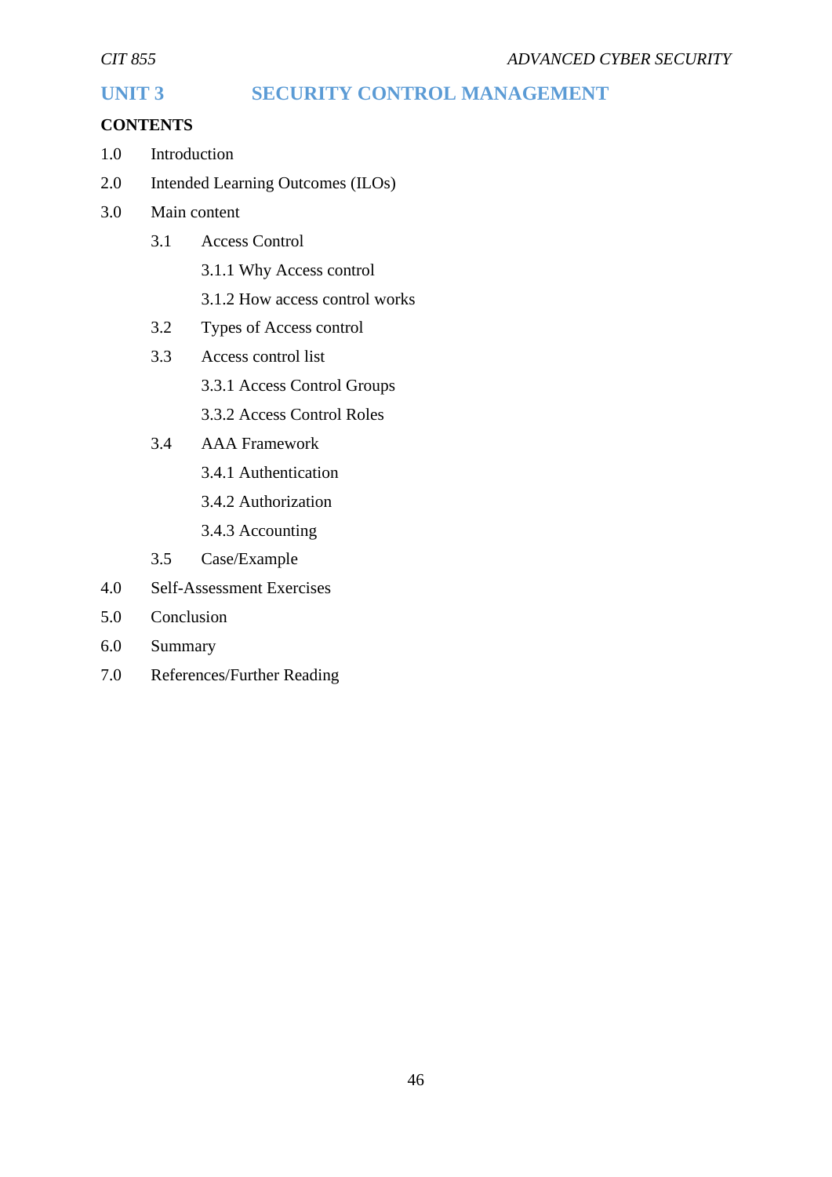## UNIT 3 SECURITY CONTROL MANAGEMENT

**CONTENTS**

1.0 Introduction

2.0 Intended Learning Outcomes (ILOs)

3.0 Main content

- 3.1 Access Control
  - 3.1.1 Why Access control
  - 3.1.2 How access control works
- 3.2 Types of Access control
- 3.3 Access control list
  - 3.3.1 Access Control Groups
  - 3.3.2 Access Control Roles
- 3.4 AAA Framework
  - 3.4.1 Authentication
  - 3.4.2 Authorization
  - 3.4.3 Accounting
- 3.5 Case/Example

4.0 Self-Assessment Exercises

5.0 Conclusion

6.0 Summary

7.0 References/Further Reading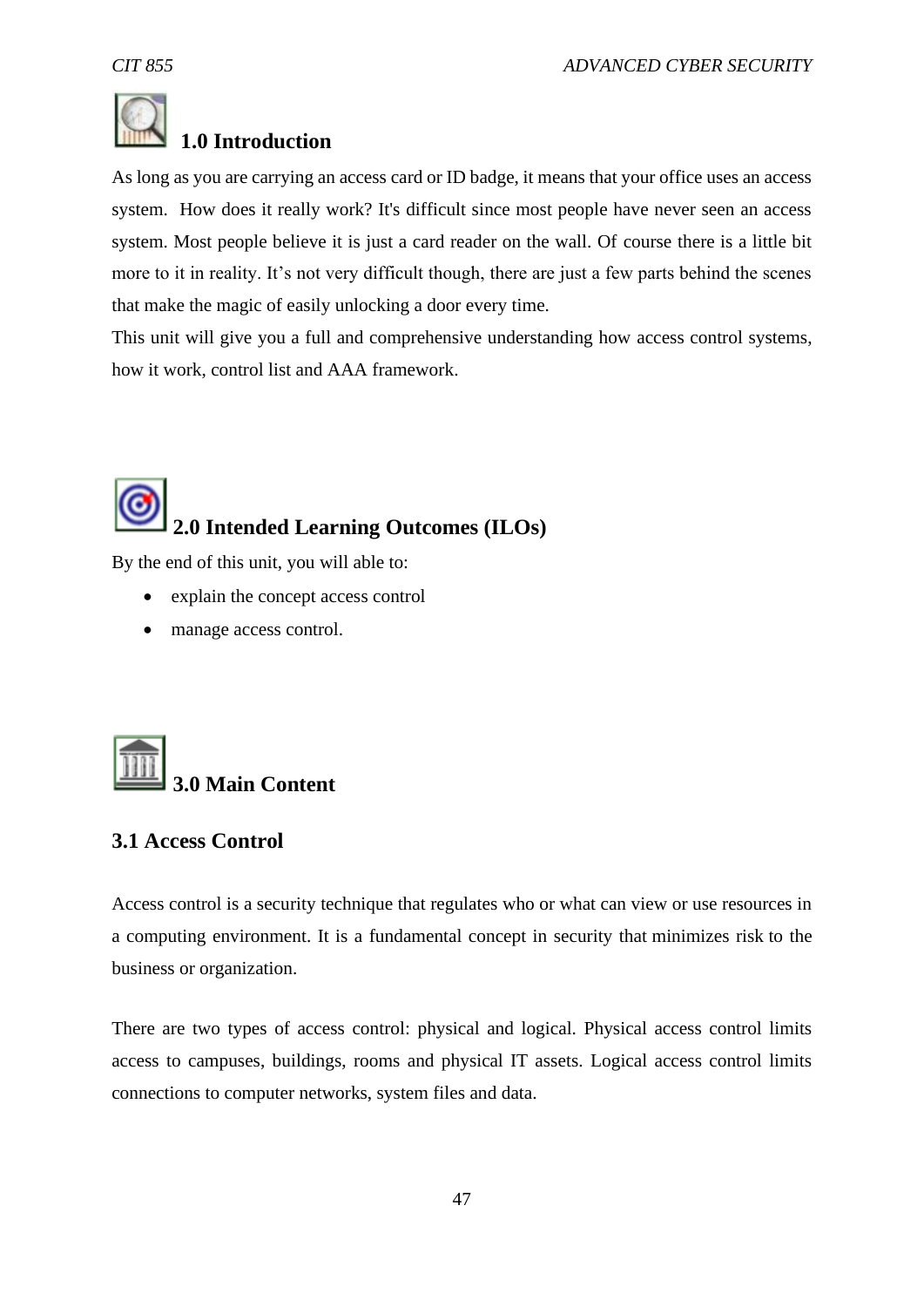## 1.0 Introduction

As long as you are carrying an access card or ID badge, it means that your office uses an access system.  How does it really work? It's difficult since most people have never seen an access system. Most people believe it is just a card reader on the wall. Of course there is a little bit more to it in reality. It’s not very difficult though, there are just a few parts behind the scenes that make the magic of easily unlocking a door every time.

This unit will give you a full and comprehensive understanding how access control systems, how it work, control list and AAA framework.

## 2.0 Intended Learning Outcomes (ILOs)

By the end of this unit, you will able to:

- explain the concept access control
- manage access control.

## 3.0 Main Content

### 3.1 Access Control

Access control is a security technique that regulates who or what can view or use resources in a computing environment. It is a fundamental concept in security that minimizes risk to the business or organization.

There are two types of access control: physical and logical. Physical access control limits access to campuses, buildings, rooms and physical IT assets. Logical access control limits connections to computer networks, system files and data.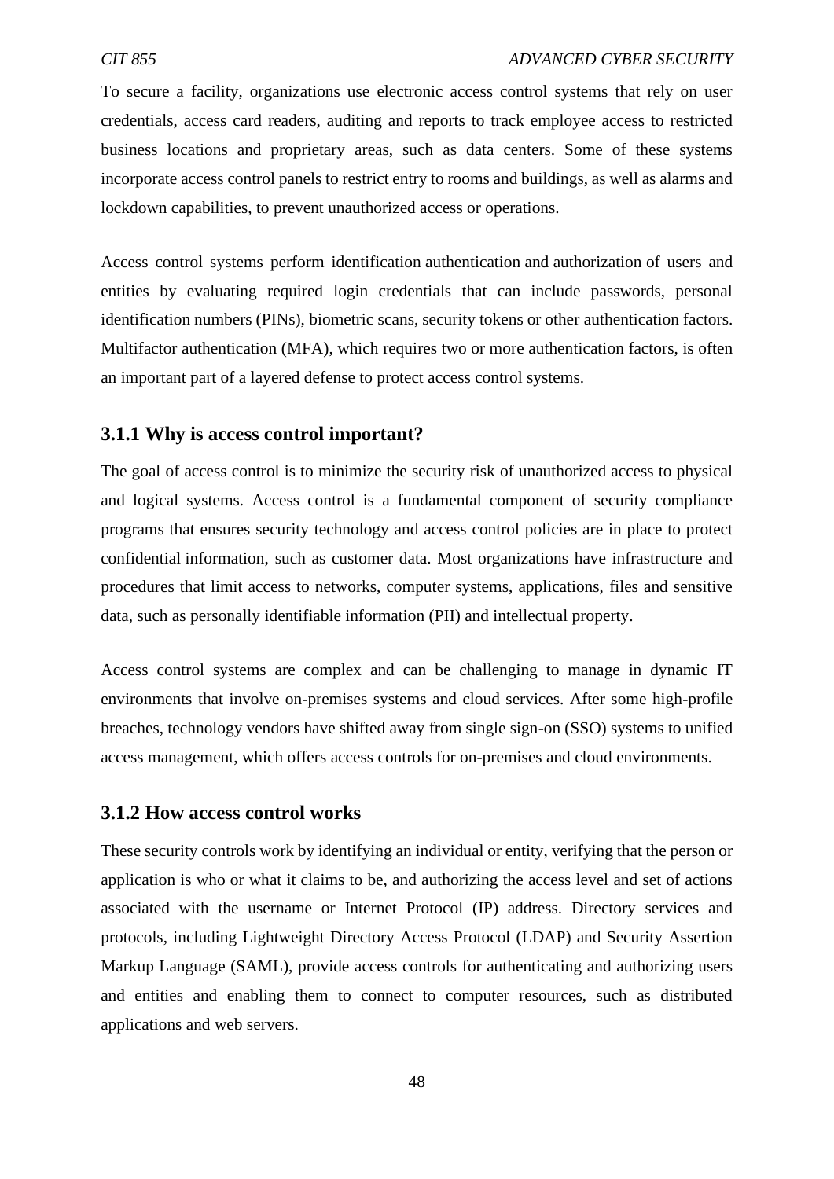To secure a facility, organizations use electronic access control systems that rely on user credentials, access card readers, auditing and reports to track employee access to restricted business locations and proprietary areas, such as data centers. Some of these systems incorporate access control panels to restrict entry to rooms and buildings, as well as alarms and lockdown capabilities, to prevent unauthorized access or operations.

Access control systems perform identification authentication and authorization of users and entities by evaluating required login credentials that can include passwords, personal identification numbers (PINs), biometric scans, security tokens or other authentication factors. Multifactor authentication (MFA), which requires two or more authentication factors, is often an important part of a layered defense to protect access control systems.

### 3.1.1 Why is access control important?

The goal of access control is to minimize the security risk of unauthorized access to physical and logical systems. Access control is a fundamental component of security compliance programs that ensures security technology and access control policies are in place to protect confidential information, such as customer data. Most organizations have infrastructure and procedures that limit access to networks, computer systems, applications, files and sensitive data, such as personally identifiable information (PII) and intellectual property.

Access control systems are complex and can be challenging to manage in dynamic IT environments that involve on-premises systems and cloud services. After some high-profile breaches, technology vendors have shifted away from single sign-on (SSO) systems to unified access management, which offers access controls for on-premises and cloud environments.

### 3.1.2 How access control works

These security controls work by identifying an individual or entity, verifying that the person or application is who or what it claims to be, and authorizing the access level and set of actions associated with the username or Internet Protocol (IP) address. Directory services and protocols, including Lightweight Directory Access Protocol (LDAP) and Security Assertion Markup Language (SAML), provide access controls for authenticating and authorizing users and entities and enabling them to connect to computer resources, such as distributed applications and web servers.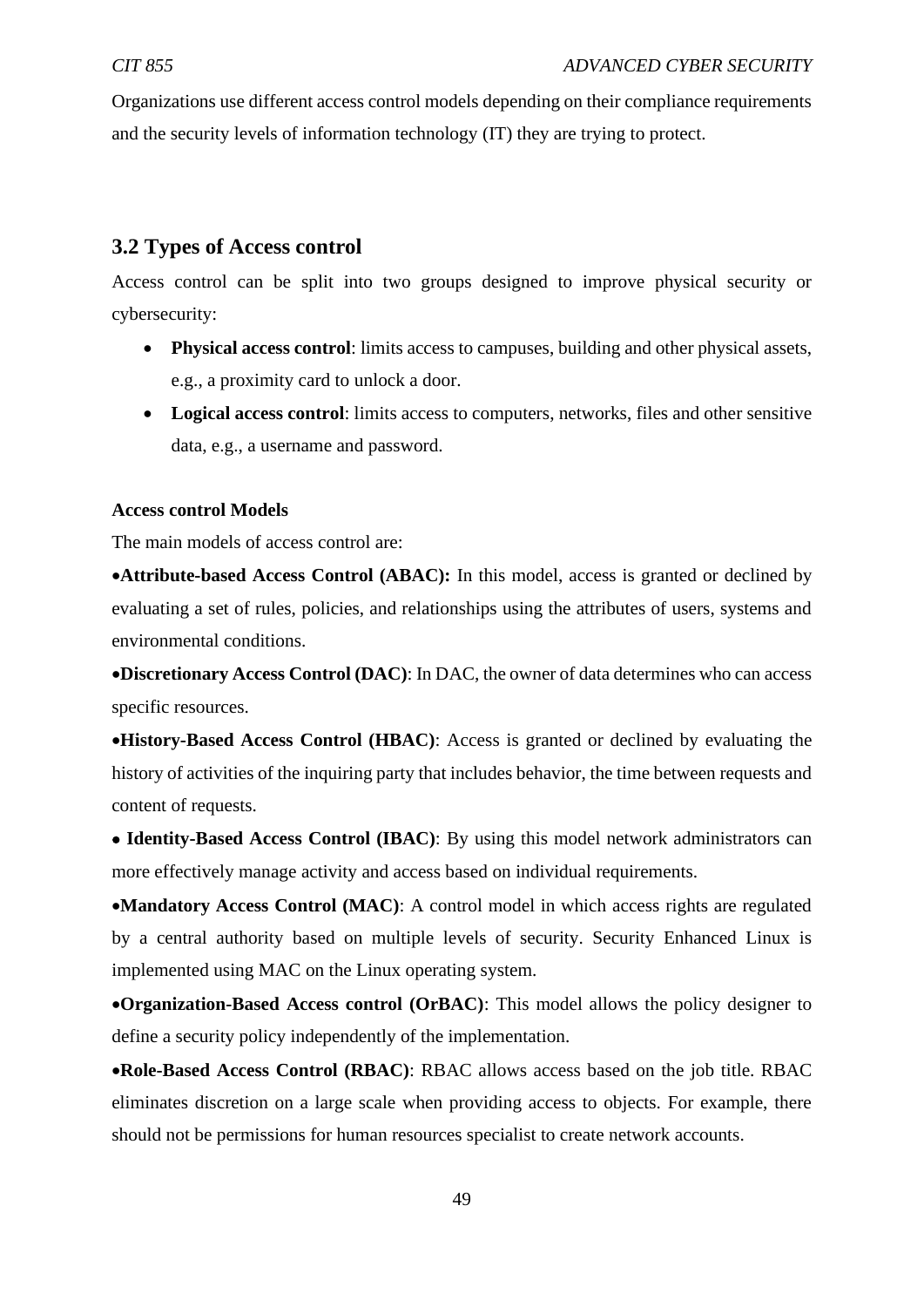Organizations use different access control models depending on their compliance requirements and the security levels of information technology (IT) they are trying to protect.

## 3.2 Types of Access control

Access control can be split into two groups designed to improve physical security or cybersecurity:

- **Physical access control**: limits access to campuses, building and other physical assets, e.g., a proximity card to unlock a door.
- **Logical access control**: limits access to computers, networks, files and other sensitive data, e.g., a username and password.

**Access control Models**

The main models of access control are:

- **Attribute-based Access Control (ABAC):** In this model, access is granted or declined by evaluating a set of rules, policies, and relationships using the attributes of users, systems and environmental conditions.
- **Discretionary Access Control (DAC)**: In DAC, the owner of data determines who can access specific resources.
- **History-Based Access Control (HBAC)**: Access is granted or declined by evaluating the history of activities of the inquiring party that includes behavior, the time between requests and content of requests.
- **Identity-Based Access Control (IBAC)**: By using this model network administrators can more effectively manage activity and access based on individual requirements.
- **Mandatory Access Control (MAC)**: A control model in which access rights are regulated by a central authority based on multiple levels of security. Security Enhanced Linux is implemented using MAC on the Linux operating system.
- **Organization-Based Access control (OrBAC)**: This model allows the policy designer to define a security policy independently of the implementation.
- **Role-Based Access Control (RBAC)**: RBAC allows access based on the job title. RBAC eliminates discretion on a large scale when providing access to objects. For example, there should not be permissions for human resources specialist to create network accounts.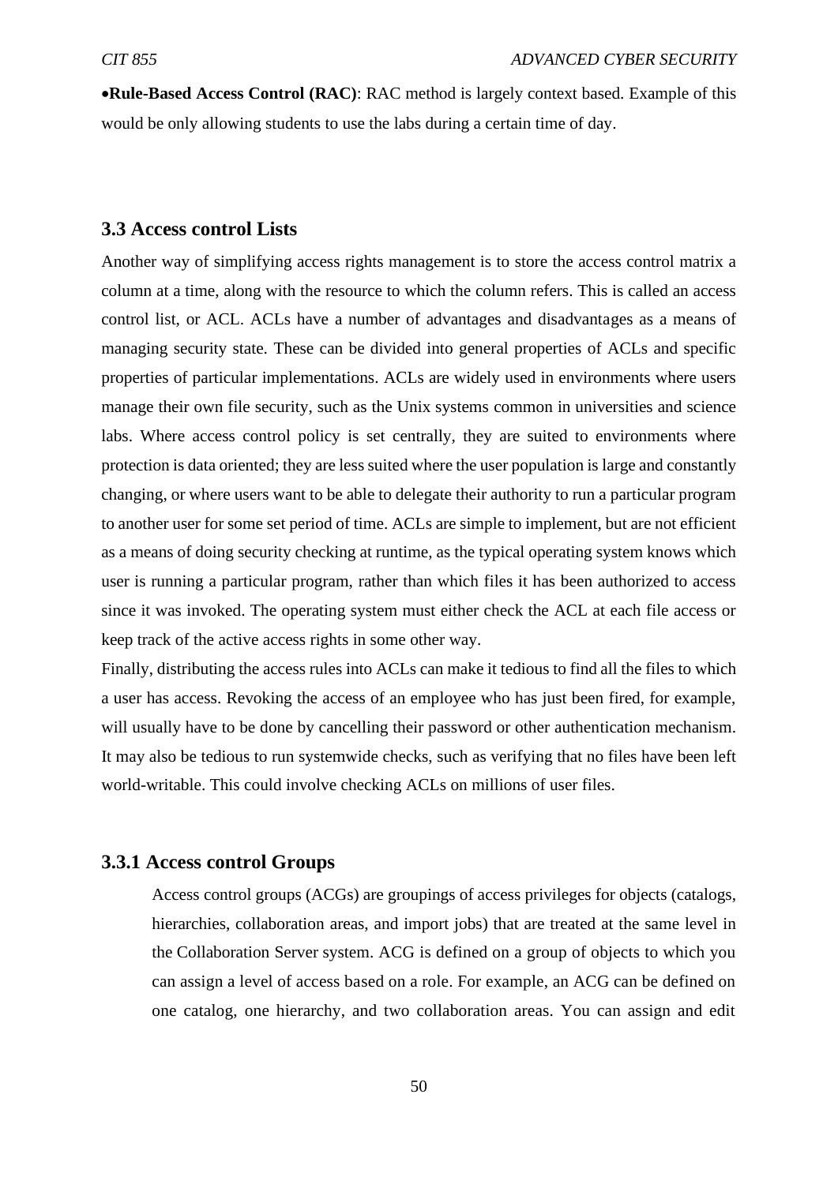- **Rule-Based Access Control (RAC)**: RAC method is largely context based. Example of this would be only allowing students to use the labs during a certain time of day.

### 3.3 Access control Lists

Another way of simplifying access rights management is to store the access control matrix a column at a time, along with the resource to which the column refers. This is called an access control list, or ACL. ACLs have a number of advantages and disadvantages as a means of managing security state. These can be divided into general properties of ACLs and specific properties of particular implementations. ACLs are widely used in environments where users manage their own file security, such as the Unix systems common in universities and science labs. Where access control policy is set centrally, they are suited to environments where protection is data oriented; they are less suited where the user population is large and constantly changing, or where users want to be able to delegate their authority to run a particular program to another user for some set period of time. ACLs are simple to implement, but are not efficient as a means of doing security checking at runtime, as the typical operating system knows which user is running a particular program, rather than which files it has been authorized to access since it was invoked. The operating system must either check the ACL at each file access or keep track of the active access rights in some other way.

Finally, distributing the access rules into ACLs can make it tedious to find all the files to which a user has access. Revoking the access of an employee who has just been fired, for example, will usually have to be done by cancelling their password or other authentication mechanism. It may also be tedious to run systemwide checks, such as verifying that no files have been left world-writable. This could involve checking ACLs on millions of user files.

#### 3.3.1 Access control Groups

Access control groups (ACGs) are groupings of access privileges for objects (catalogs, hierarchies, collaboration areas, and import jobs) that are treated at the same level in the Collaboration Server system. ACG is defined on a group of objects to which you can assign a level of access based on a role. For example, an ACG can be defined on one catalog, one hierarchy, and two collaboration areas. You can assign and edit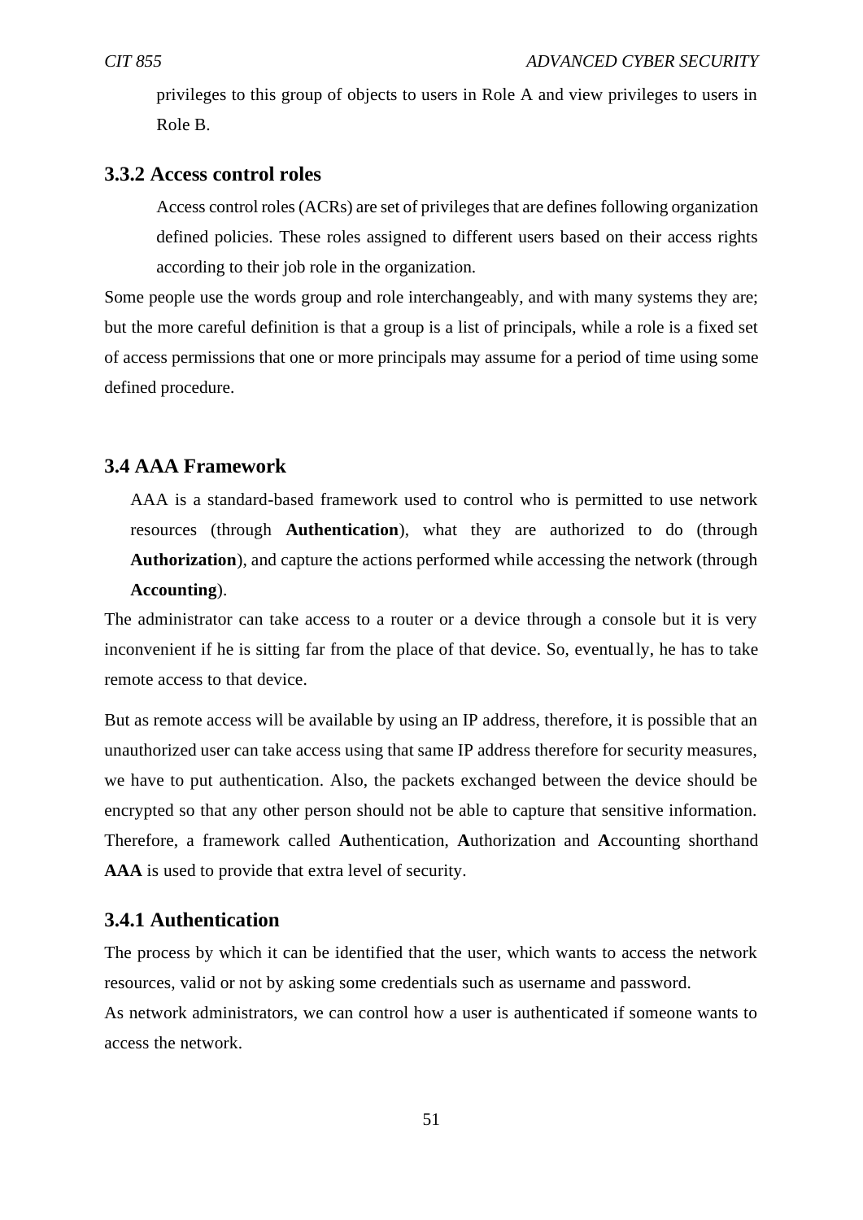privileges to this group of objects to users in Role A and view privileges to users in Role B.

### 3.3.2 Access control roles

Access control roles (ACRs) are set of privileges that are defines following organization defined policies. These roles assigned to different users based on their access rights according to their job role in the organization.

Some people use the words group and role interchangeably, and with many systems they are; but the more careful definition is that a group is a list of principals, while a role is a fixed set of access permissions that one or more principals may assume for a period of time using some defined procedure.

## 3.4 AAA Framework

AAA is a standard-based framework used to control who is permitted to use network resources (through **Authentication**), what they are authorized to do (through **Authorization**), and capture the actions performed while accessing the network (through **Accounting**).

The administrator can take access to a router or a device through a console but it is very inconvenient if he is sitting far from the place of that device. So, eventually, he has to take remote access to that device.

But as remote access will be available by using an IP address, therefore, it is possible that an unauthorized user can take access using that same IP address therefore for security measures, we have to put authentication. Also, the packets exchanged between the device should be encrypted so that any other person should not be able to capture that sensitive information. Therefore, a framework called **A**uthentication, **A**uthorization and **A**ccounting shorthand **AAA** is used to provide that extra level of security.

### 3.4.1 Authentication

The process by which it can be identified that the user, which wants to access the network resources, valid or not by asking some credentials such as username and password.

As network administrators, we can control how a user is authenticated if someone wants to access the network.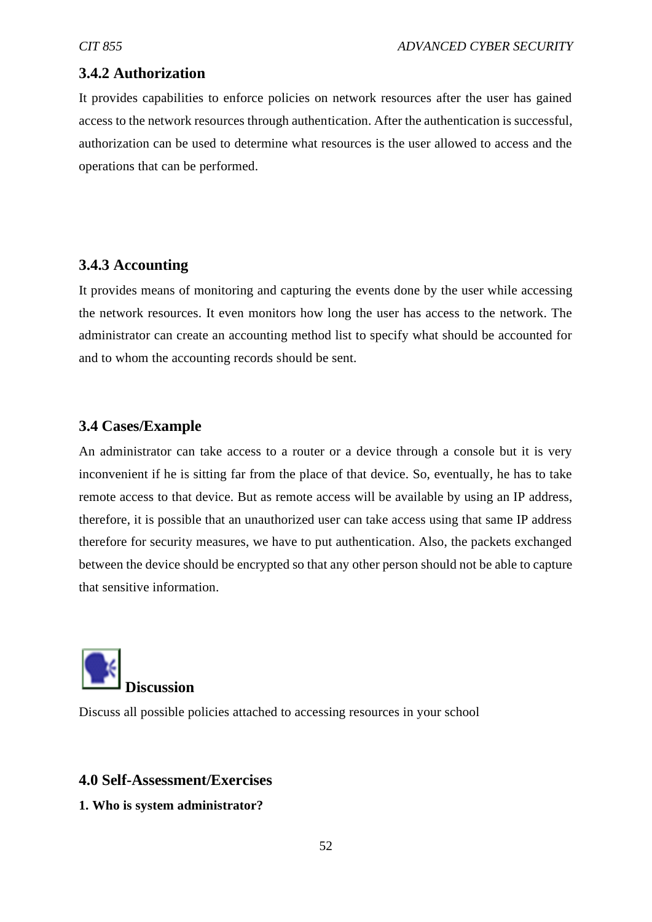### 3.4.2 Authorization

It provides capabilities to enforce policies on network resources after the user has gained access to the network resources through authentication. After the authentication is successful, authorization can be used to determine what resources is the user allowed to access and the operations that can be performed.

### 3.4.3 Accounting

It provides means of monitoring and capturing the events done by the user while accessing the network resources. It even monitors how long the user has access to the network. The administrator can create an accounting method list to specify what should be accounted for and to whom the accounting records should be sent.

### 3.4 Cases/Example

An administrator can take access to a router or a device through a console but it is very inconvenient if he is sitting far from the place of that device. So, eventually, he has to take remote access to that device. But as remote access will be available by using an IP address, therefore, it is possible that an unauthorized user can take access using that same IP address therefore for security measures, we have to put authentication. Also, the packets exchanged between the device should be encrypted so that any other person should not be able to capture that sensitive information.

**Discussion**

Discuss all possible policies attached to accessing resources in your school

## 4.0 Self-Assessment/Exercises

**1. Who is system administrator?**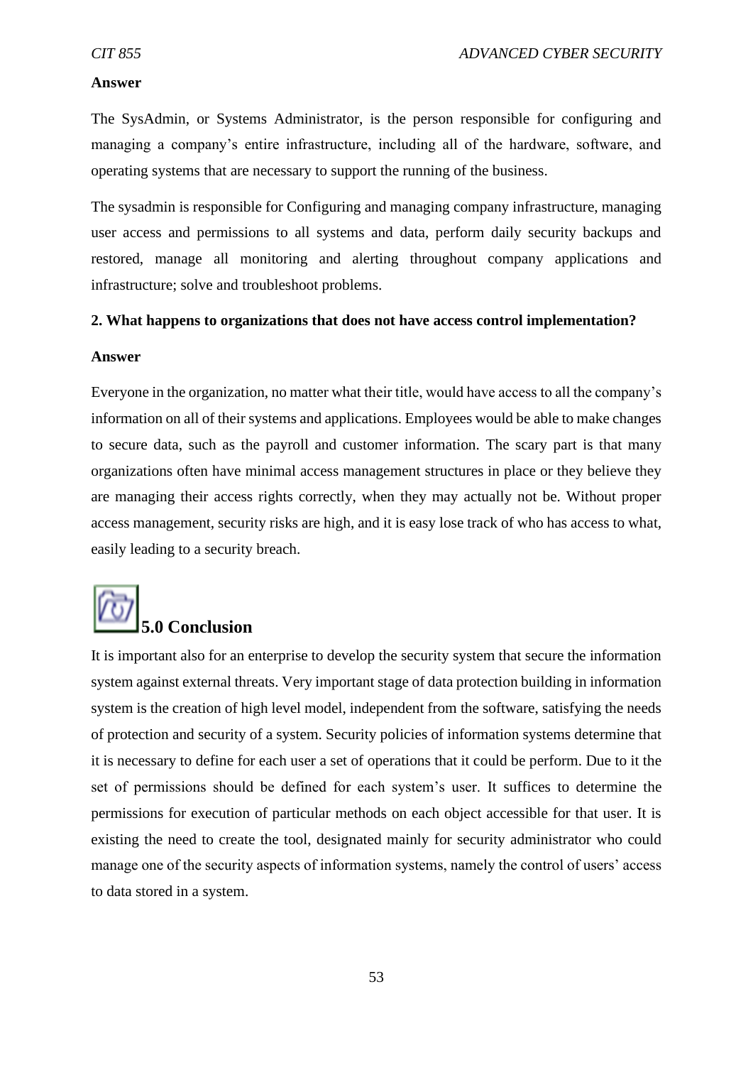**Answer**

The SysAdmin, or Systems Administrator, is the person responsible for configuring and managing a company's entire infrastructure, including all of the hardware, software, and operating systems that are necessary to support the running of the business.

The sysadmin is responsible for Configuring and managing company infrastructure, managing user access and permissions to all systems and data, perform daily security backups and restored, manage all monitoring and alerting throughout company applications and infrastructure; solve and troubleshoot problems.

**2. What happens to organizations that does not have access control implementation?**

**Answer**

Everyone in the organization, no matter what their title, would have access to all the company's information on all of their systems and applications. Employees would be able to make changes to secure data, such as the payroll and customer information. The scary part is that many organizations often have minimal access management structures in place or they believe they are managing their access rights correctly, when they may actually not be. Without proper access management, security risks are high, and it is easy lose track of who has access to what, easily leading to a security breach.

## 5.0 Conclusion

It is important also for an enterprise to develop the security system that secure the information system against external threats. Very important stage of data protection building in information system is the creation of high level model, independent from the software, satisfying the needs of protection and security of a system. Security policies of information systems determine that it is necessary to define for each user a set of operations that it could be perform. Due to it the set of permissions should be defined for each system's user. It suffices to determine the permissions for execution of particular methods on each object accessible for that user. It is existing the need to create the tool, designated mainly for security administrator who could manage one of the security aspects of information systems, namely the control of users' access to data stored in a system.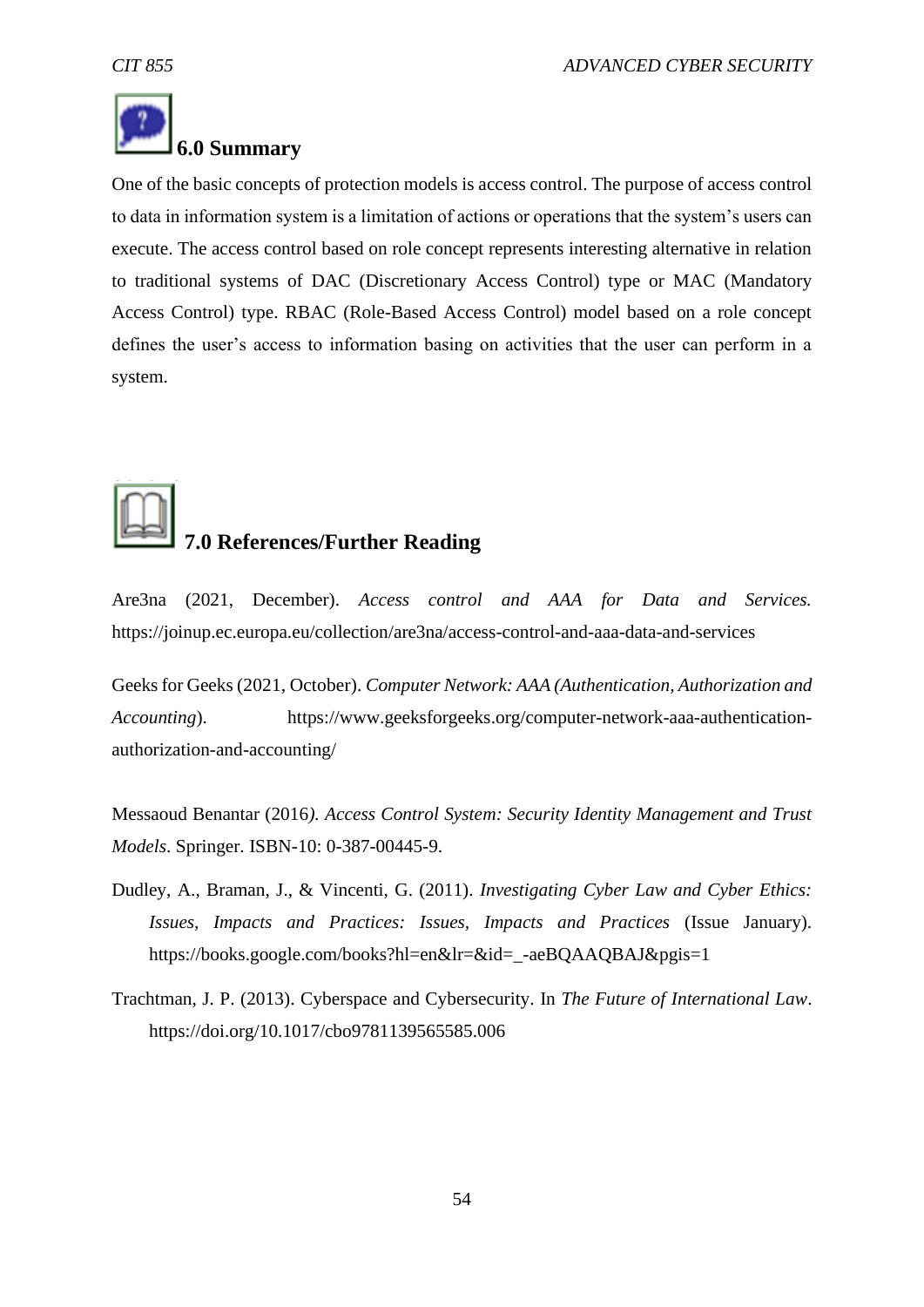## 6.0 Summary

One of the basic concepts of protection models is access control. The purpose of access control to data in information system is a limitation of actions or operations that the system's users can execute. The access control based on role concept represents interesting alternative in relation to traditional systems of DAC (Discretionary Access Control) type or MAC (Mandatory Access Control) type. RBAC (Role-Based Access Control) model based on a role concept defines the user's access to information basing on activities that the user can perform in a system.

## 7.0 References/Further Reading

Are3na (2021, December). *Access control and AAA for Data and Services.* https://joinup.ec.europa.eu/collection/are3na/access-control-and-aaa-data-and-services

Geeks for Geeks (2021, October). *Computer Network: AAA (Authentication, Authorization and Accounting*). https://www.geeksforgeeks.org/computer-network-aaa-authentication-authorization-and-accounting/

Messaoud Benantar (2016*). Access Control System: Security Identity Management and Trust Models*. Springer. ISBN-10: 0-387-00445-9.

Dudley, A., Braman, J., & Vincenti, G. (2011). *Investigating Cyber Law and Cyber Ethics: Issues, Impacts and Practices: Issues, Impacts and Practices* (Issue January). https://books.google.com/books?hl=en&lr=&id=_-aeBQAAQBAJ&pgis=1

Trachtman, J. P. (2013). Cyberspace and Cybersecurity. In *The Future of International Law*. https://doi.org/10.1017/cbo9781139565585.006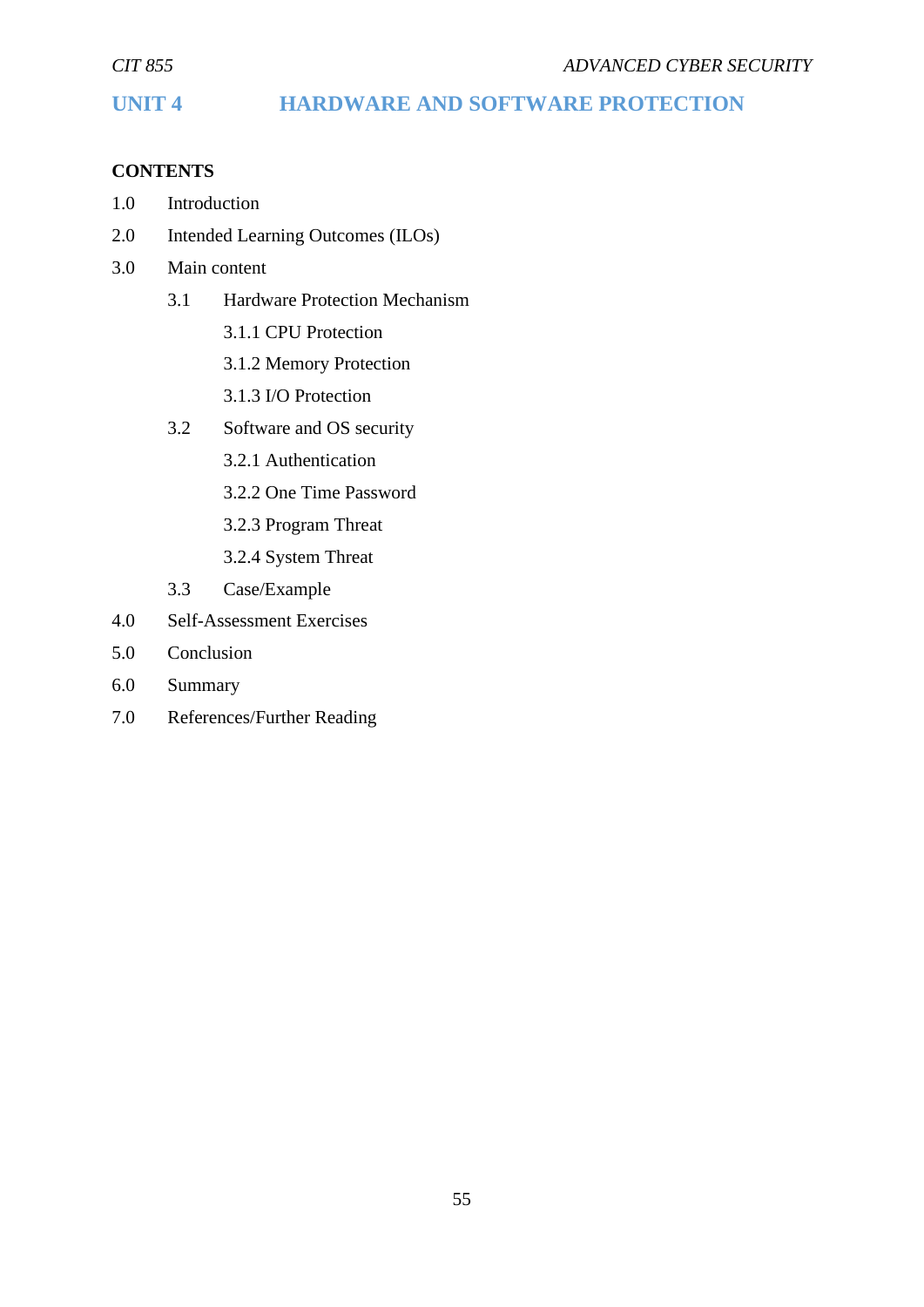# UNIT 4 HARDWARE AND SOFTWARE PROTECTION

**CONTENTS**

1.0 Introduction

2.0 Intended Learning Outcomes (ILOs)

3.0 Main content

- 3.1 Hardware Protection Mechanism
  - 3.1.1 CPU Protection
  - 3.1.2 Memory Protection
  - 3.1.3 I/O Protection
- 3.2 Software and OS security
  - 3.2.1 Authentication
  - 3.2.2 One Time Password
  - 3.2.3 Program Threat
  - 3.2.4 System Threat
- 3.3 Case/Example

4.0 Self-Assessment Exercises

5.0 Conclusion

6.0 Summary

7.0 References/Further Reading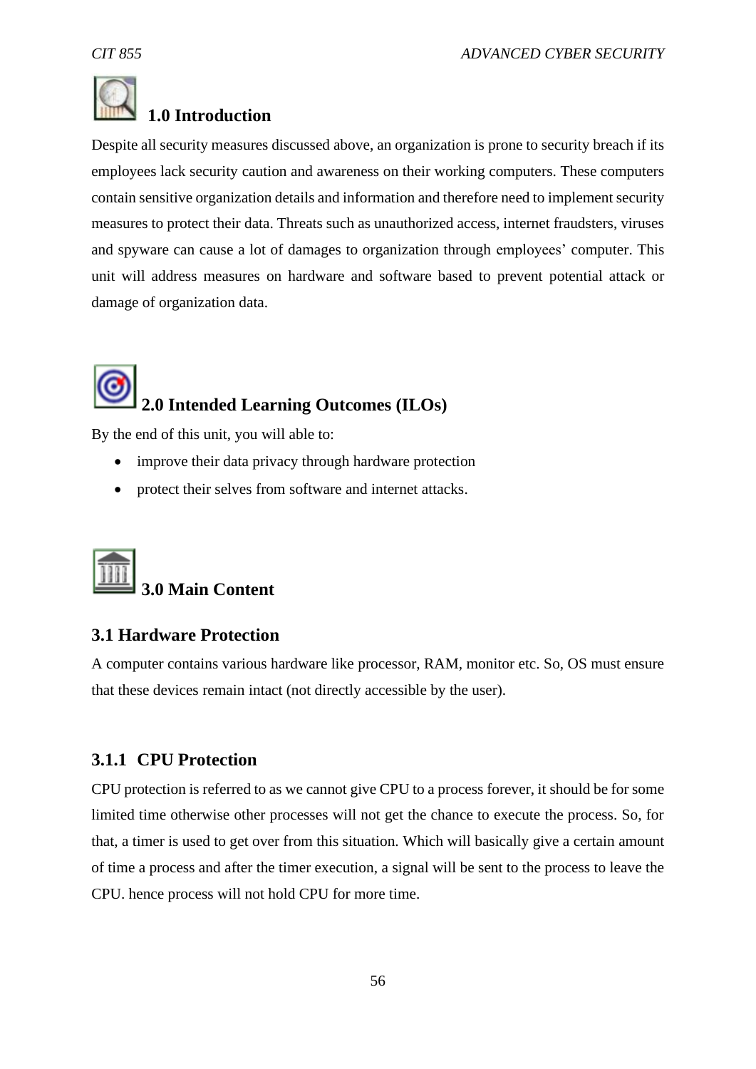## 1.0 Introduction

Despite all security measures discussed above, an organization is prone to security breach if its employees lack security caution and awareness on their working computers. These computers contain sensitive organization details and information and therefore need to implement security measures to protect their data. Threats such as unauthorized access, internet fraudsters, viruses and spyware can cause a lot of damages to organization through employees' computer. This unit will address measures on hardware and software based to prevent potential attack or damage of organization data.

## 2.0 Intended Learning Outcomes (ILOs)

By the end of this unit, you will able to:

- improve their data privacy through hardware protection
- protect their selves from software and internet attacks.

## 3.0 Main Content

### 3.1 Hardware Protection

A computer contains various hardware like processor, RAM, monitor etc. So, OS must ensure that these devices remain intact (not directly accessible by the user).

#### 3.1.1 CPU Protection

CPU protection is referred to as we cannot give CPU to a process forever, it should be for some limited time otherwise other processes will not get the chance to execute the process. So, for that, a timer is used to get over from this situation. Which will basically give a certain amount of time a process and after the timer execution, a signal will be sent to the process to leave the CPU. hence process will not hold CPU for more time.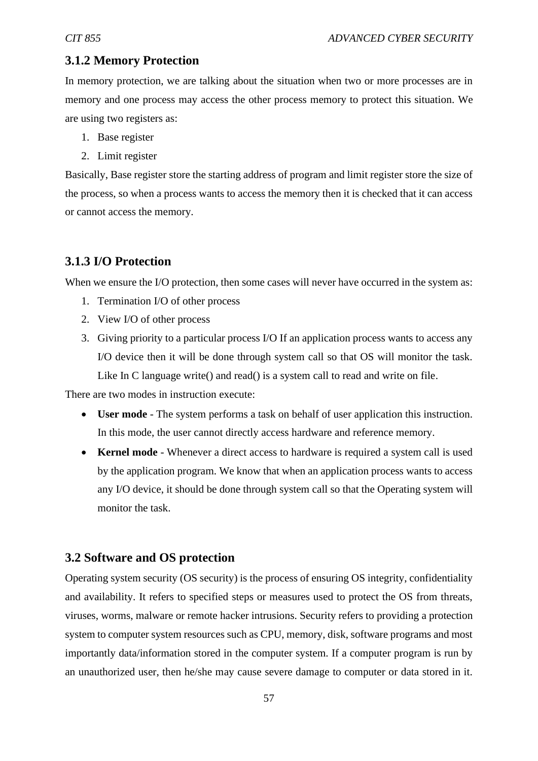### 3.1.2 Memory Protection

In memory protection, we are talking about the situation when two or more processes are in memory and one process may access the other process memory to protect this situation. We are using two registers as:

1. Base register
2. Limit register

Basically, Base register store the starting address of program and limit register store the size of the process, so when a process wants to access the memory then it is checked that it can access or cannot access the memory.

### 3.1.3 I/O Protection

When we ensure the I/O protection, then some cases will never have occurred in the system as:

1. Termination I/O of other process
2. View I/O of other process
3. Giving priority to a particular process I/O If an application process wants to access any I/O device then it will be done through system call so that OS will monitor the task. Like In C language write() and read() is a system call to read and write on file.

There are two modes in instruction execute:

- **User mode** - The system performs a task on behalf of user application this instruction. In this mode, the user cannot directly access hardware and reference memory.
- **Kernel mode** - Whenever a direct access to hardware is required a system call is used by the application program. We know that when an application process wants to access any I/O device, it should be done through system call so that the Operating system will monitor the task.

## 3.2 Software and OS protection

Operating system security (OS security) is the process of ensuring OS integrity, confidentiality and availability. It refers to specified steps or measures used to protect the OS from threats, viruses, worms, malware or remote hacker intrusions. Security refers to providing a protection system to computer system resources such as CPU, memory, disk, software programs and most importantly data/information stored in the computer system. If a computer program is run by an unauthorized user, then he/she may cause severe damage to computer or data stored in it.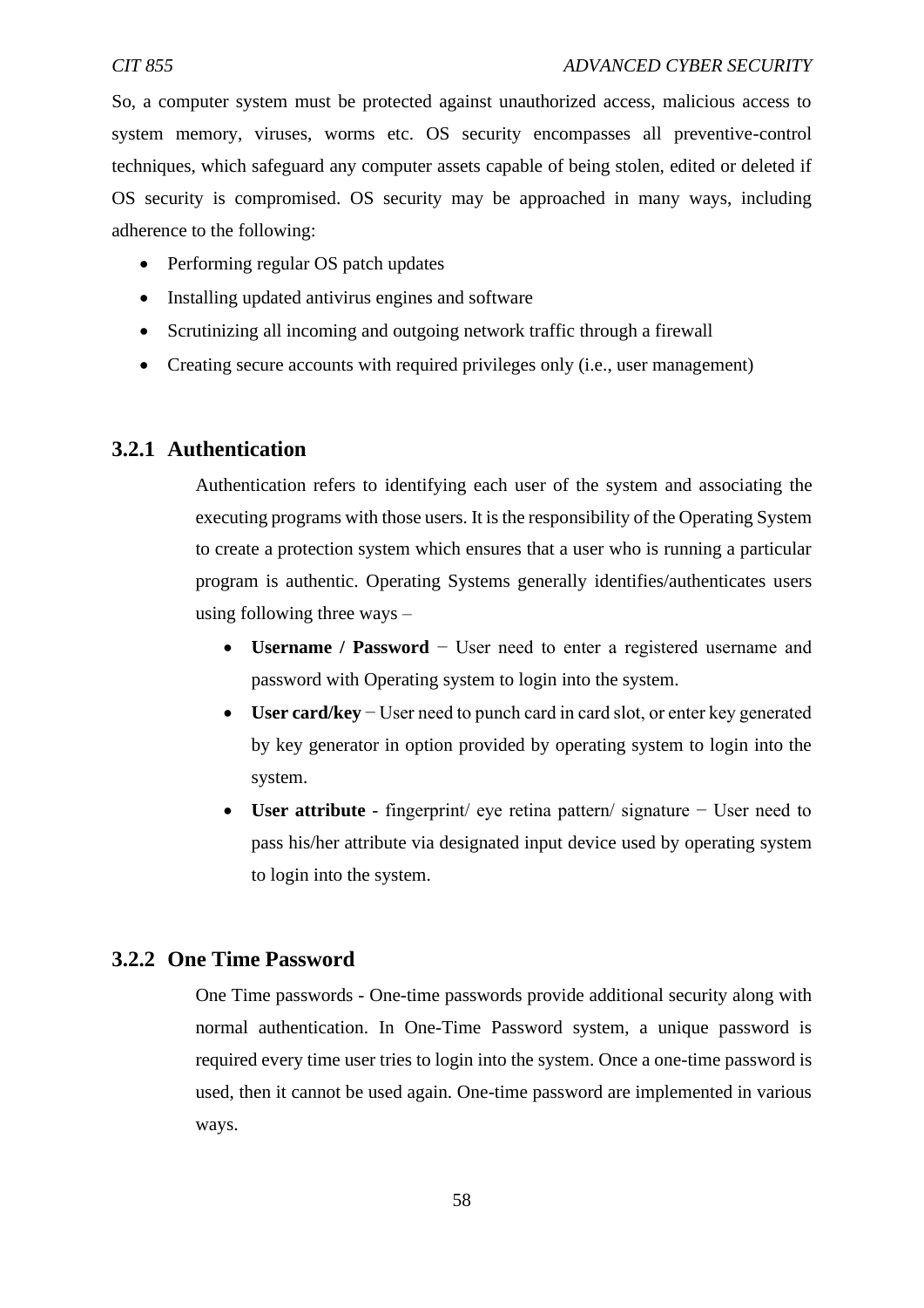So, a computer system must be protected against unauthorized access, malicious access to system memory, viruses, worms etc. OS security encompasses all preventive-control techniques, which safeguard any computer assets capable of being stolen, edited or deleted if OS security is compromised. OS security may be approached in many ways, including adherence to the following:

- Performing regular OS patch updates
- Installing updated antivirus engines and software
- Scrutinizing all incoming and outgoing network traffic through a firewall
- Creating secure accounts with required privileges only (i.e., user management)

### 3.2.1 Authentication

Authentication refers to identifying each user of the system and associating the executing programs with those users. It is the responsibility of the Operating System to create a protection system which ensures that a user who is running a particular program is authentic. Operating Systems generally identifies/authenticates users using following three ways –

- **Username / Password** − User need to enter a registered username and password with Operating system to login into the system.
- **User card/key** − User need to punch card in card slot, or enter key generated by key generator in option provided by operating system to login into the system.
- **User attribute** - fingerprint/ eye retina pattern/ signature − User need to pass his/her attribute via designated input device used by operating system to login into the system.

### 3.2.2 One Time Password

One Time passwords - One-time passwords provide additional security along with normal authentication. In One-Time Password system, a unique password is required every time user tries to login into the system. Once a one-time password is used, then it cannot be used again. One-time password are implemented in various ways.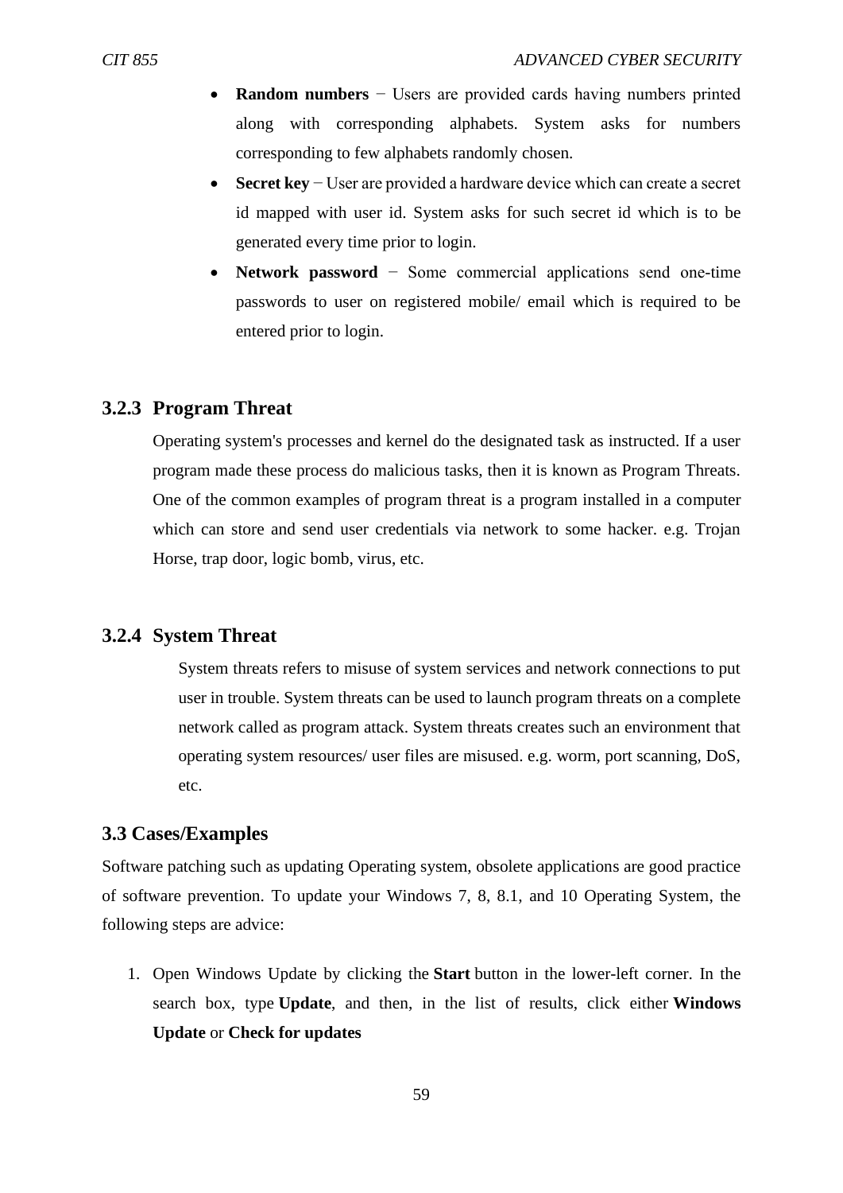- **Random numbers** − Users are provided cards having numbers printed along with corresponding alphabets. System asks for numbers corresponding to few alphabets randomly chosen.
- **Secret key** − User are provided a hardware device which can create a secret id mapped with user id. System asks for such secret id which is to be generated every time prior to login.
- **Network password** − Some commercial applications send one-time passwords to user on registered mobile/ email which is required to be entered prior to login.

### 3.2.3 Program Threat

Operating system's processes and kernel do the designated task as instructed. If a user program made these process do malicious tasks, then it is known as Program Threats. One of the common examples of program threat is a program installed in a computer which can store and send user credentials via network to some hacker. e.g. Trojan Horse, trap door, logic bomb, virus, etc.

### 3.2.4 System Threat

System threats refers to misuse of system services and network connections to put user in trouble. System threats can be used to launch program threats on a complete network called as program attack. System threats creates such an environment that operating system resources/ user files are misused. e.g. worm, port scanning, DoS, etc.

## 3.3 Cases/Examples

Software patching such as updating Operating system, obsolete applications are good practice of software prevention. To update your Windows 7, 8, 8.1, and 10 Operating System, the following steps are advice:

1. Open Windows Update by clicking the **Start** button in the lower-left corner. In the search box, type **Update**, and then, in the list of results, click either **Windows Update** or **Check for updates**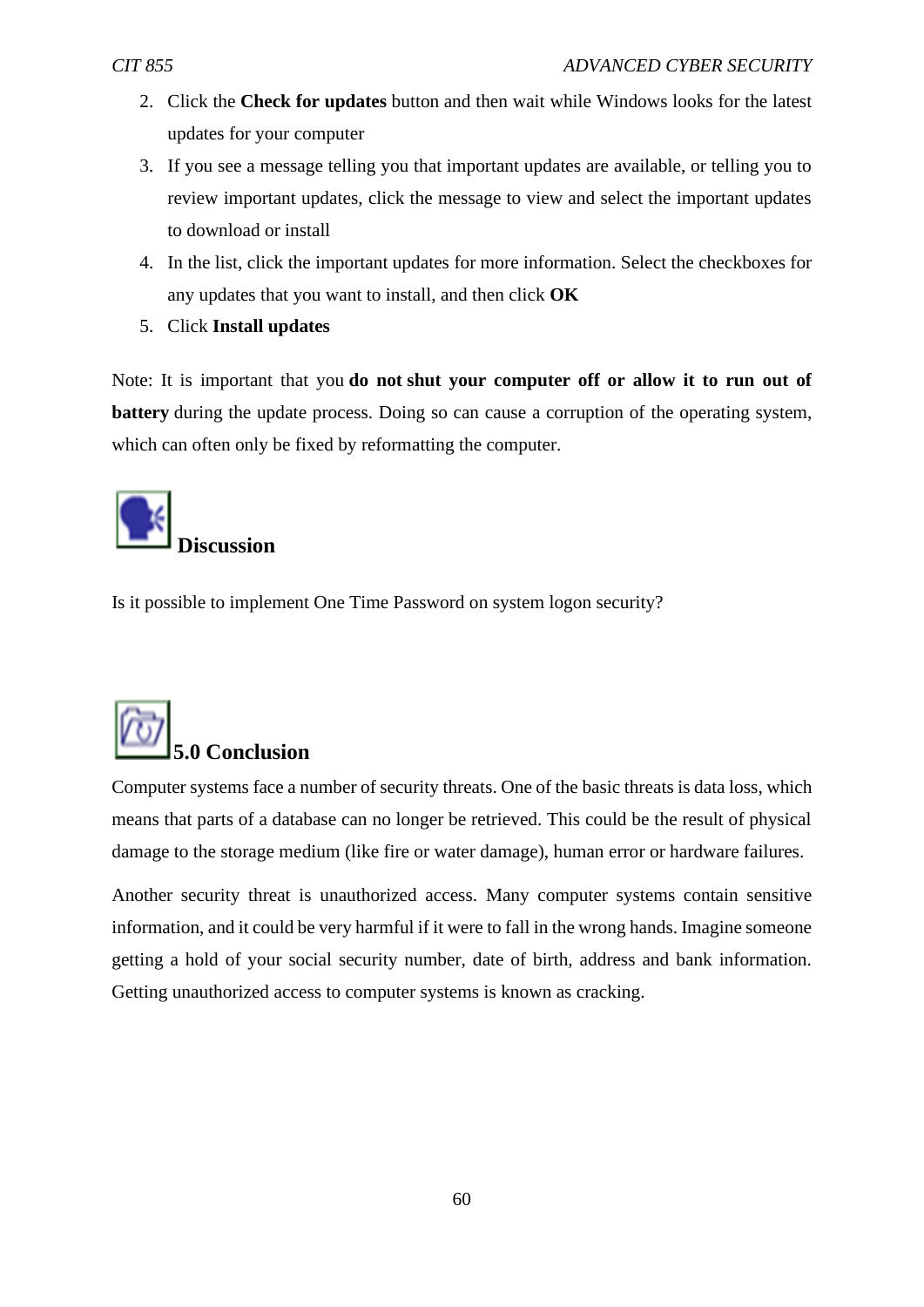2. Click the **Check for updates** button and then wait while Windows looks for the latest updates for your computer
3. If you see a message telling you that important updates are available, or telling you to review important updates, click the message to view and select the important updates to download or install
4. In the list, click the important updates for more information. Select the checkboxes for any updates that you want to install, and then click **OK**
5. Click **Install updates**

Note: It is important that you **do not shut your computer off or allow it to run out of battery** during the update process. Doing so can cause a corruption of the operating system, which can often only be fixed by reformatting the computer.

## Discussion

Is it possible to implement One Time Password on system logon security?

## 5.0 Conclusion

Computer systems face a number of security threats. One of the basic threats is data loss, which means that parts of a database can no longer be retrieved. This could be the result of physical damage to the storage medium (like fire or water damage), human error or hardware failures.

Another security threat is unauthorized access. Many computer systems contain sensitive information, and it could be very harmful if it were to fall in the wrong hands. Imagine someone getting a hold of your social security number, date of birth, address and bank information. Getting unauthorized access to computer systems is known as cracking.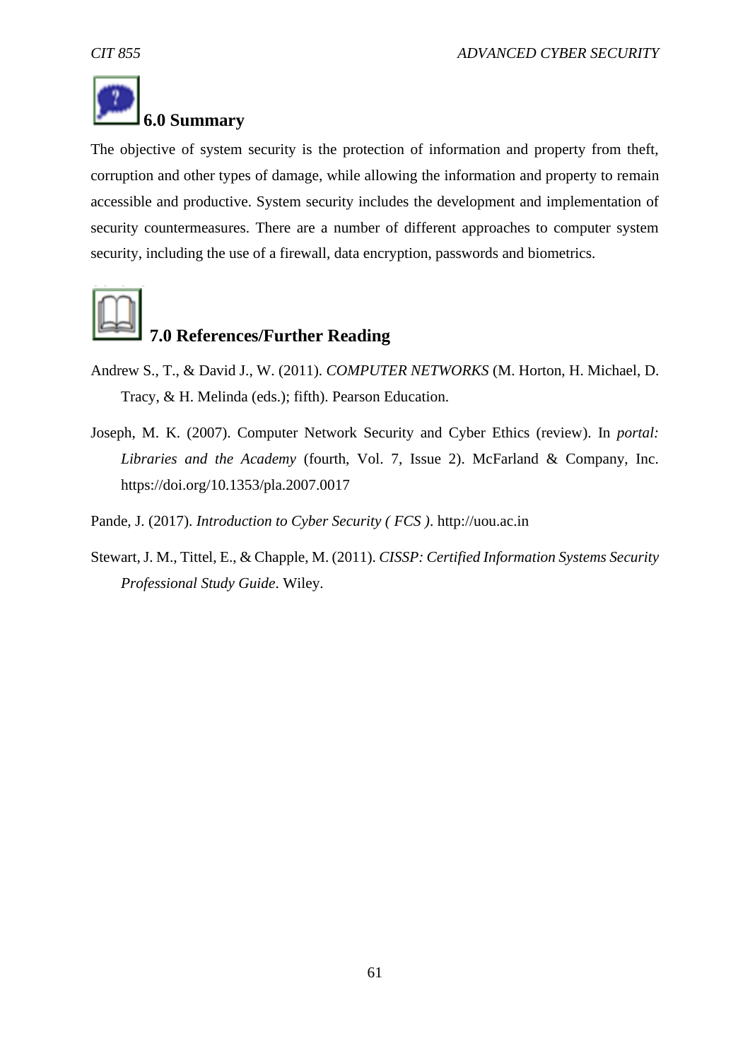## 6.0 Summary

The objective of system security is the protection of information and property from theft, corruption and other types of damage, while allowing the information and property to remain accessible and productive. System security includes the development and implementation of security countermeasures. There are a number of different approaches to computer system security, including the use of a firewall, data encryption, passwords and biometrics.

## 7.0 References/Further Reading

Andrew S., T., & David J., W. (2011). *COMPUTER NETWORKS* (M. Horton, H. Michael, D. Tracy, & H. Melinda (eds.); fifth). Pearson Education.

Joseph, M. K. (2007). Computer Network Security and Cyber Ethics (review). In *portal: Libraries and the Academy* (fourth, Vol. 7, Issue 2). McFarland & Company, Inc. https://doi.org/10.1353/pla.2007.0017

Pande, J. (2017). *Introduction to Cyber Security ( FCS )*. http://uou.ac.in

Stewart, J. M., Tittel, E., & Chapple, M. (2011). *CISSP: Certified Information Systems Security Professional Study Guide*. Wiley.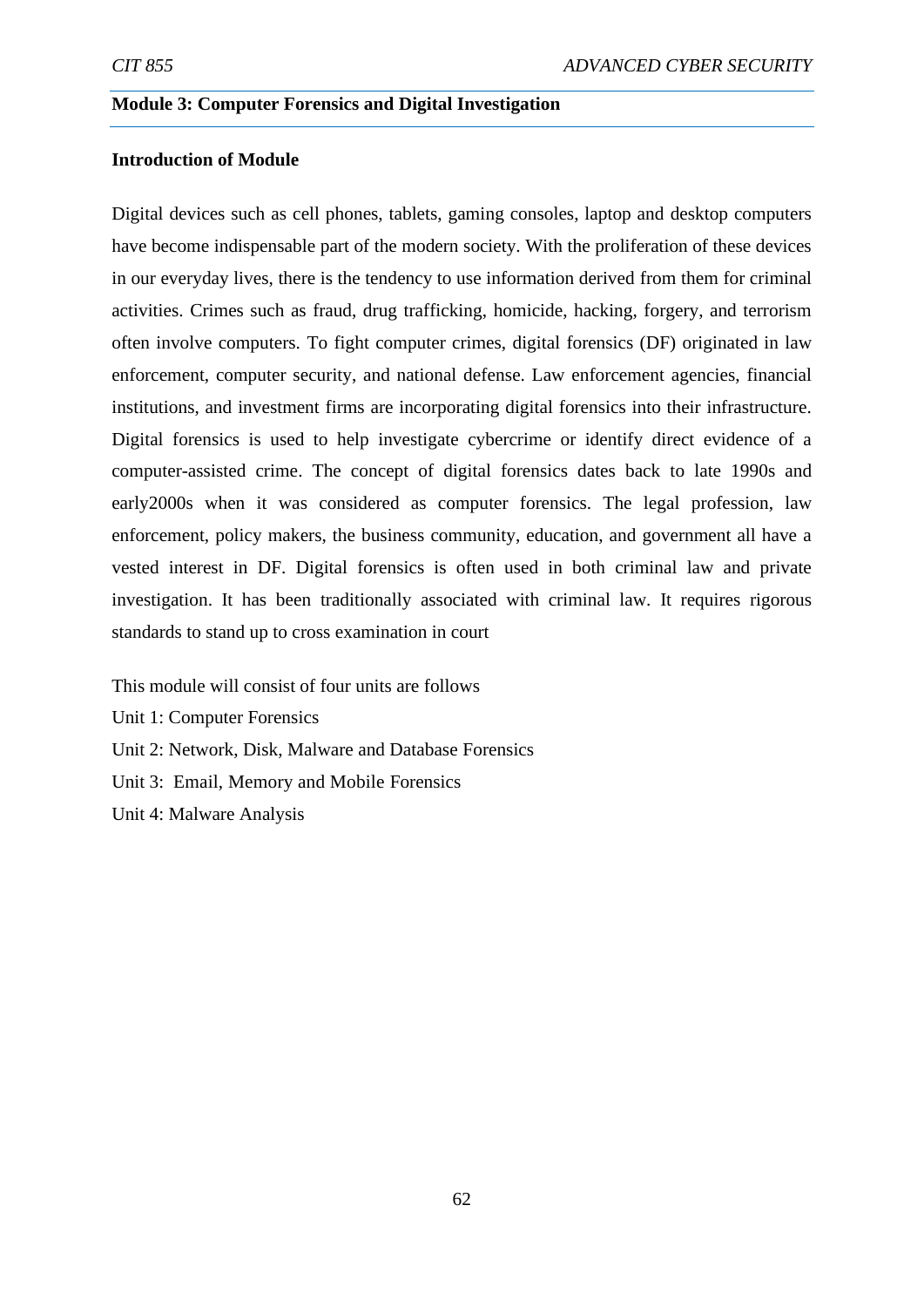## Module 3: Computer Forensics and Digital Investigation

### Introduction of Module

Digital devices such as cell phones, tablets, gaming consoles, laptop and desktop computers have become indispensable part of the modern society. With the proliferation of these devices in our everyday lives, there is the tendency to use information derived from them for criminal activities. Crimes such as fraud, drug trafficking, homicide, hacking, forgery, and terrorism often involve computers. To fight computer crimes, digital forensics (DF) originated in law enforcement, computer security, and national defense. Law enforcement agencies, financial institutions, and investment firms are incorporating digital forensics into their infrastructure. Digital forensics is used to help investigate cybercrime or identify direct evidence of a computer-assisted crime. The concept of digital forensics dates back to late 1990s and early2000s when it was considered as computer forensics. The legal profession, law enforcement, policy makers, the business community, education, and government all have a vested interest in DF. Digital forensics is often used in both criminal law and private investigation. It has been traditionally associated with criminal law. It requires rigorous standards to stand up to cross examination in court

This module will consist of four units are follows

Unit 1: Computer Forensics

Unit 2: Network, Disk, Malware and Database Forensics

Unit 3: Email, Memory and Mobile Forensics

Unit 4: Malware Analysis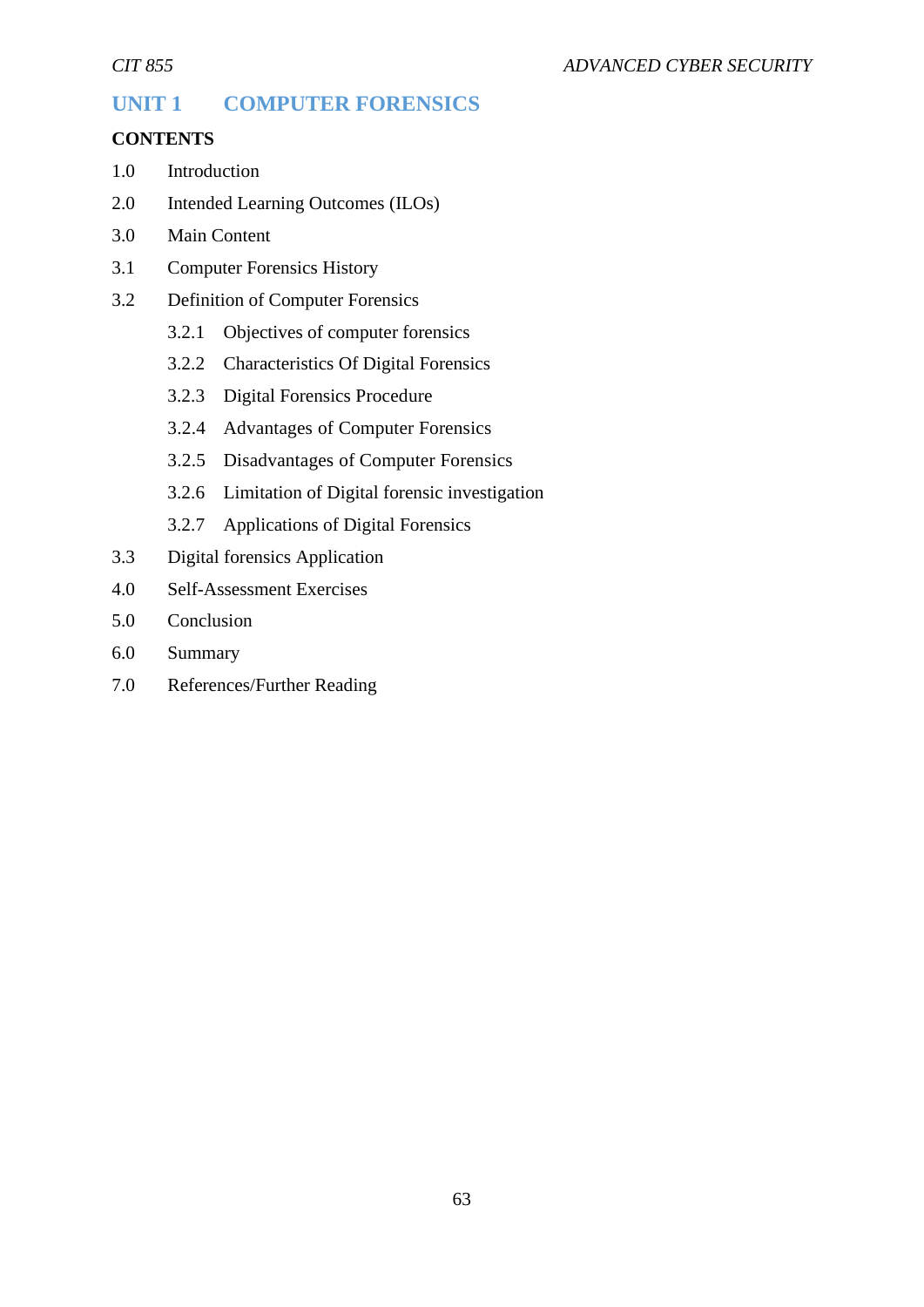# UNIT 1 COMPUTER FORENSICS

**CONTENTS**

1.0 Introduction

2.0 Intended Learning Outcomes (ILOs)

3.0 Main Content

3.1 Computer Forensics History

3.2 Definition of Computer Forensics

- 3.2.1 Objectives of computer forensics
- 3.2.2 Characteristics Of Digital Forensics
- 3.2.3 Digital Forensics Procedure
- 3.2.4 Advantages of Computer Forensics
- 3.2.5 Disadvantages of Computer Forensics
- 3.2.6 Limitation of Digital forensic investigation
- 3.2.7 Applications of Digital Forensics

3.3 Digital forensics Application

4.0 Self-Assessment Exercises

5.0 Conclusion

6.0 Summary

7.0 References/Further Reading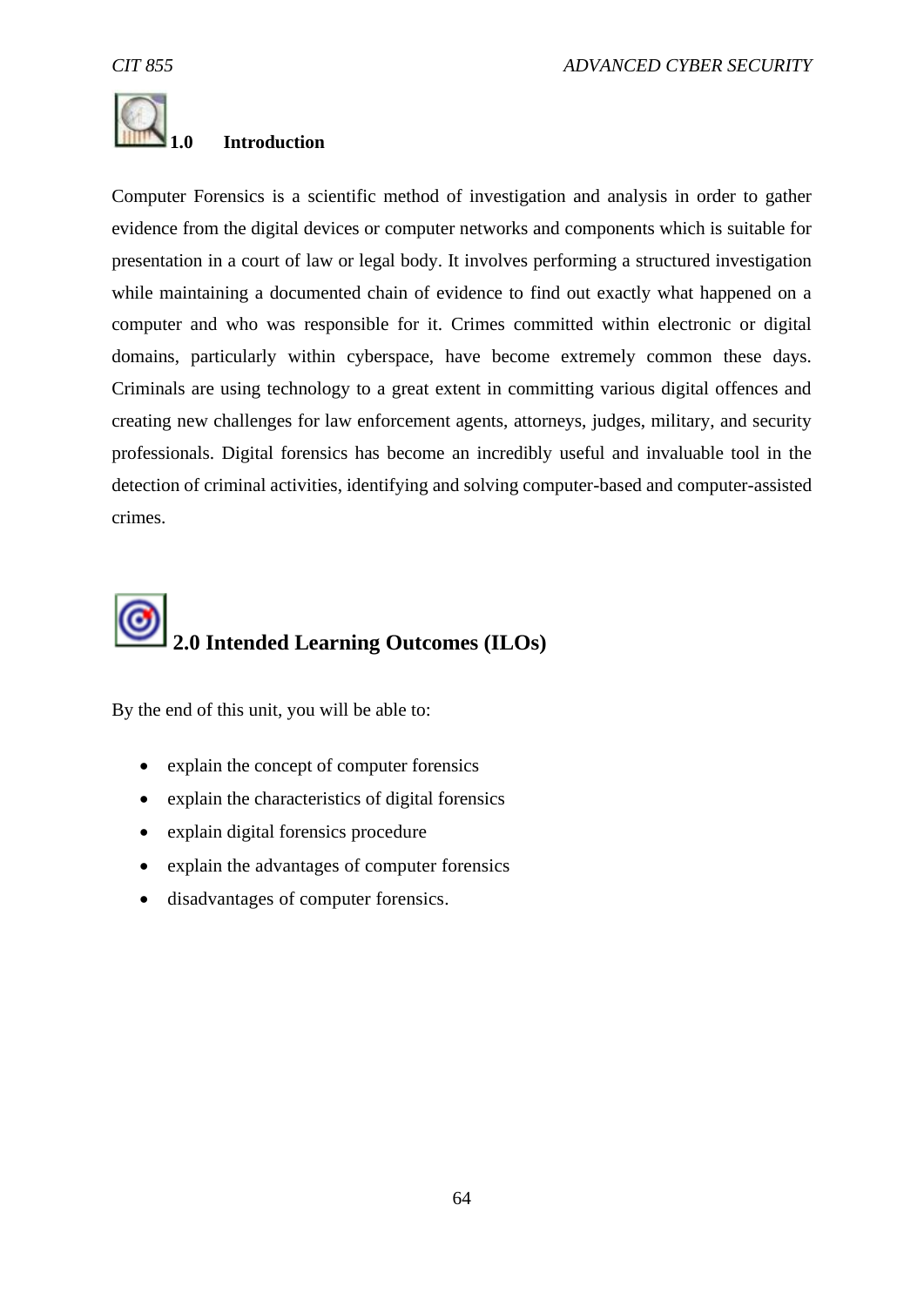## 1.0 Introduction

Computer Forensics is a scientific method of investigation and analysis in order to gather evidence from the digital devices or computer networks and components which is suitable for presentation in a court of law or legal body. It involves performing a structured investigation while maintaining a documented chain of evidence to find out exactly what happened on a computer and who was responsible for it. Crimes committed within electronic or digital domains, particularly within cyberspace, have become extremely common these days. Criminals are using technology to a great extent in committing various digital offences and creating new challenges for law enforcement agents, attorneys, judges, military, and security professionals. Digital forensics has become an incredibly useful and invaluable tool in the detection of criminal activities, identifying and solving computer-based and computer-assisted crimes.

## 2.0 Intended Learning Outcomes (ILOs)

By the end of this unit, you will be able to:

- explain the concept of computer forensics
- explain the characteristics of digital forensics
- explain digital forensics procedure
- explain the advantages of computer forensics
- disadvantages of computer forensics.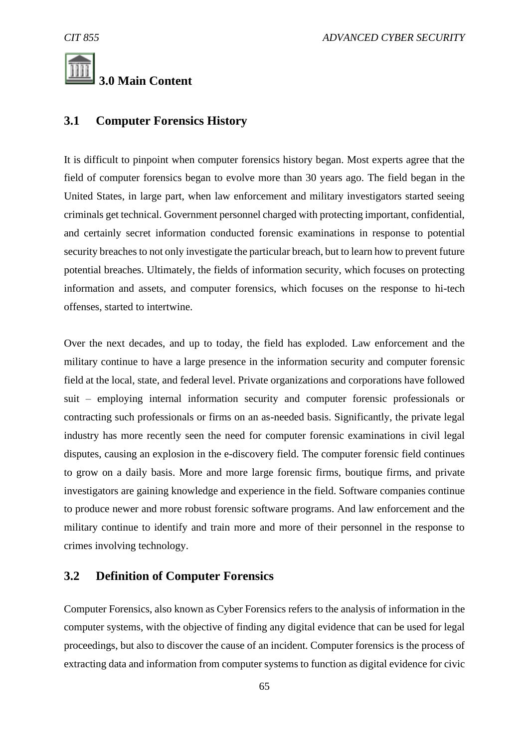## 3.0 Main Content

### 3.1 Computer Forensics History

It is difficult to pinpoint when computer forensics history began. Most experts agree that the field of computer forensics began to evolve more than 30 years ago. The field began in the United States, in large part, when law enforcement and military investigators started seeing criminals get technical. Government personnel charged with protecting important, confidential, and certainly secret information conducted forensic examinations in response to potential security breaches to not only investigate the particular breach, but to learn how to prevent future potential breaches. Ultimately, the fields of information security, which focuses on protecting information and assets, and computer forensics, which focuses on the response to hi-tech offenses, started to intertwine.

Over the next decades, and up to today, the field has exploded. Law enforcement and the military continue to have a large presence in the information security and computer forensic field at the local, state, and federal level. Private organizations and corporations have followed suit – employing internal information security and computer forensic professionals or contracting such professionals or firms on an as-needed basis. Significantly, the private legal industry has more recently seen the need for computer forensic examinations in civil legal disputes, causing an explosion in the e-discovery field. The computer forensic field continues to grow on a daily basis. More and more large forensic firms, boutique firms, and private investigators are gaining knowledge and experience in the field. Software companies continue to produce newer and more robust forensic software programs. And law enforcement and the military continue to identify and train more and more of their personnel in the response to crimes involving technology.

### 3.2 Definition of Computer Forensics

Computer Forensics, also known as Cyber Forensics refers to the analysis of information in the computer systems, with the objective of finding any digital evidence that can be used for legal proceedings, but also to discover the cause of an incident. Computer forensics is the process of extracting data and information from computer systems to function as digital evidence for civic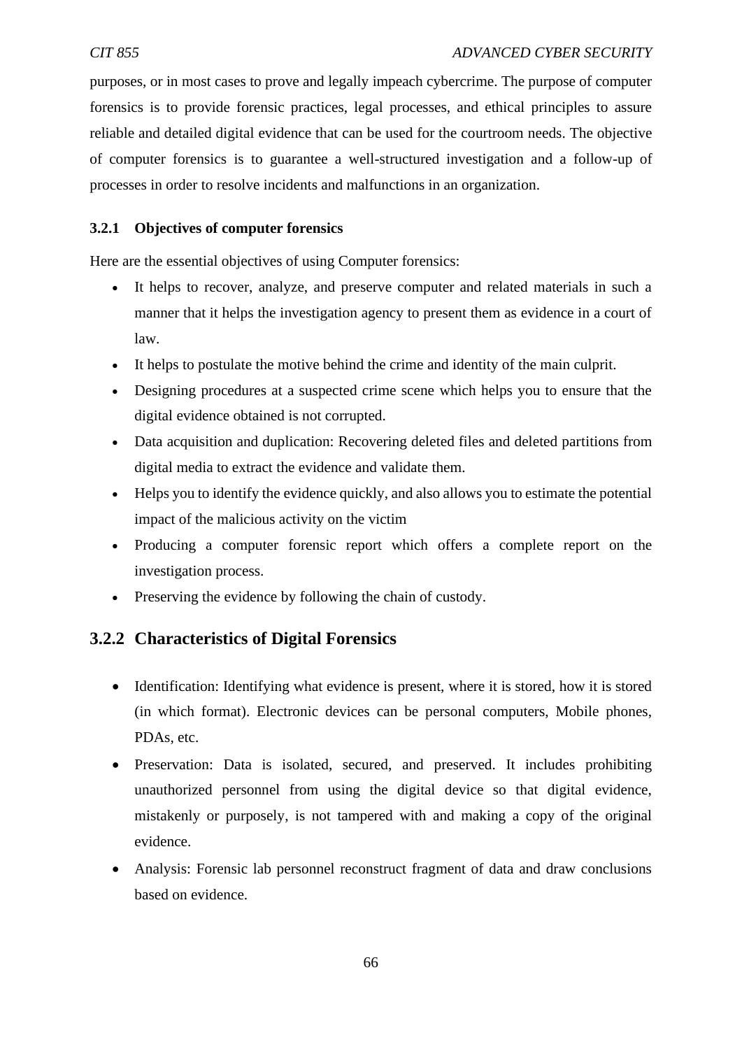purposes, or in most cases to prove and legally impeach cybercrime. The purpose of computer forensics is to provide forensic practices, legal processes, and ethical principles to assure reliable and detailed digital evidence that can be used for the courtroom needs. The objective of computer forensics is to guarantee a well-structured investigation and a follow-up of processes in order to resolve incidents and malfunctions in an organization.

### 3.2.1 Objectives of computer forensics

Here are the essential objectives of using Computer forensics:

- It helps to recover, analyze, and preserve computer and related materials in such a manner that it helps the investigation agency to present them as evidence in a court of law.
- It helps to postulate the motive behind the crime and identity of the main culprit.
- Designing procedures at a suspected crime scene which helps you to ensure that the digital evidence obtained is not corrupted.
- Data acquisition and duplication: Recovering deleted files and deleted partitions from digital media to extract the evidence and validate them.
- Helps you to identify the evidence quickly, and also allows you to estimate the potential impact of the malicious activity on the victim
- Producing a computer forensic report which offers a complete report on the investigation process.
- Preserving the evidence by following the chain of custody.

## 3.2.2 Characteristics of Digital Forensics

- Identification: Identifying what evidence is present, where it is stored, how it is stored (in which format). Electronic devices can be personal computers, Mobile phones, PDAs, etc.
- Preservation: Data is isolated, secured, and preserved. It includes prohibiting unauthorized personnel from using the digital device so that digital evidence, mistakenly or purposely, is not tampered with and making a copy of the original evidence.
- Analysis: Forensic lab personnel reconstruct fragment of data and draw conclusions based on evidence.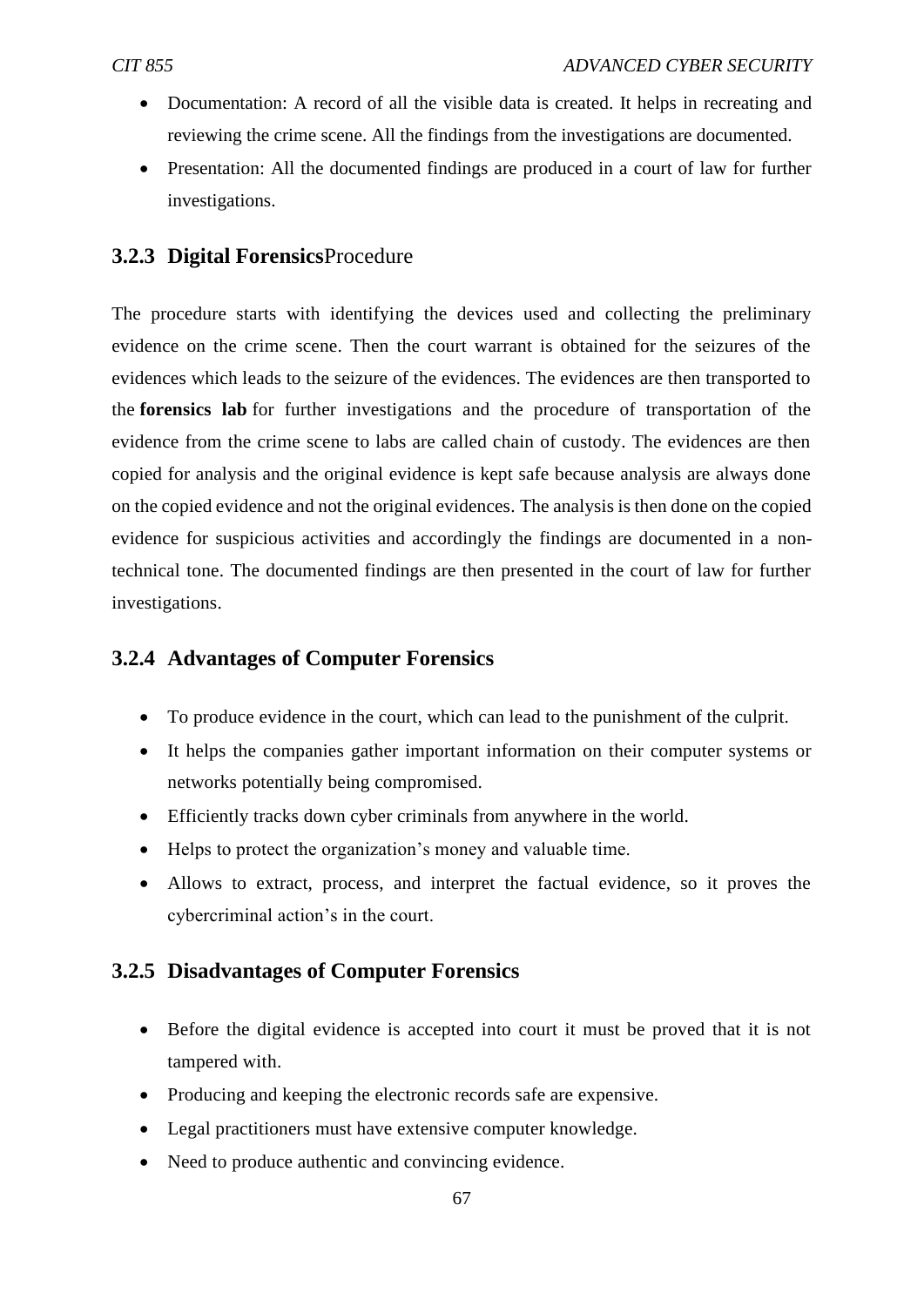- Documentation: A record of all the visible data is created. It helps in recreating and reviewing the crime scene. All the findings from the investigations are documented.
- Presentation: All the documented findings are produced in a court of law for further investigations.

### 3.2.3 Digital Forensics Procedure

The procedure starts with identifying the devices used and collecting the preliminary evidence on the crime scene. Then the court warrant is obtained for the seizures of the evidences which leads to the seizure of the evidences. The evidences are then transported to the **forensics lab** for further investigations and the procedure of transportation of the evidence from the crime scene to labs are called chain of custody. The evidences are then copied for analysis and the original evidence is kept safe because analysis are always done on the copied evidence and not the original evidences. The analysis is then done on the copied evidence for suspicious activities and accordingly the findings are documented in a non-technical tone. The documented findings are then presented in the court of law for further investigations.

### 3.2.4 Advantages of Computer Forensics

- To produce evidence in the court, which can lead to the punishment of the culprit.
- It helps the companies gather important information on their computer systems or networks potentially being compromised.
- Efficiently tracks down cyber criminals from anywhere in the world.
- Helps to protect the organization's money and valuable time.
- Allows to extract, process, and interpret the factual evidence, so it proves the cybercriminal action's in the court.

### 3.2.5 Disadvantages of Computer Forensics

- Before the digital evidence is accepted into court it must be proved that it is not tampered with.
- Producing and keeping the electronic records safe are expensive.
- Legal practitioners must have extensive computer knowledge.
- Need to produce authentic and convincing evidence.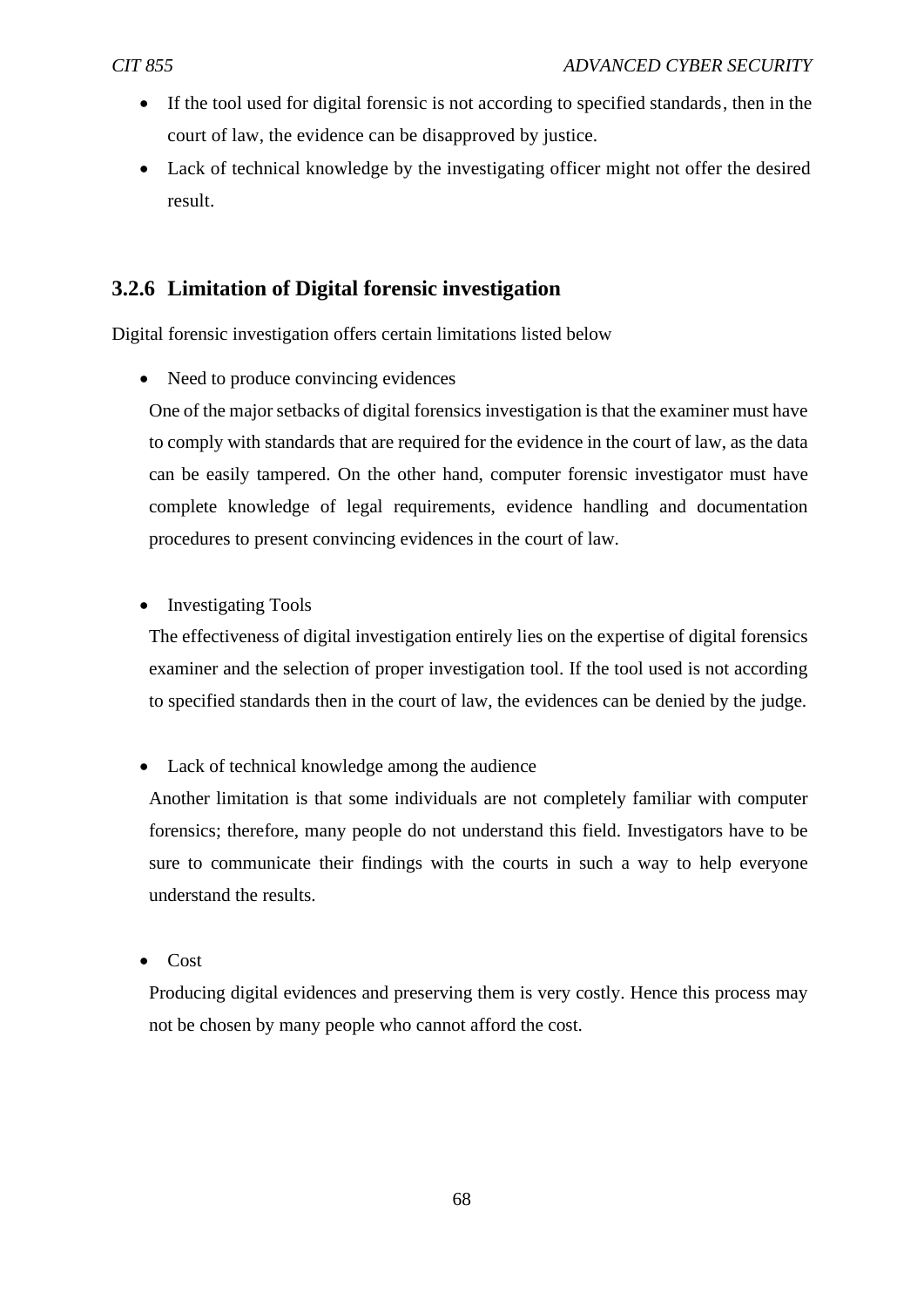- If the tool used for digital forensic is not according to specified standards, then in the court of law, the evidence can be disapproved by justice.
- Lack of technical knowledge by the investigating officer might not offer the desired result.

### 3.2.6 Limitation of Digital forensic investigation

Digital forensic investigation offers certain limitations listed below

- Need to produce convincing evidences

  One of the major setbacks of digital forensics investigation is that the examiner must have to comply with standards that are required for the evidence in the court of law, as the data can be easily tampered. On the other hand, computer forensic investigator must have complete knowledge of legal requirements, evidence handling and documentation procedures to present convincing evidences in the court of law.

- Investigating Tools

  The effectiveness of digital investigation entirely lies on the expertise of digital forensics examiner and the selection of proper investigation tool. If the tool used is not according to specified standards then in the court of law, the evidences can be denied by the judge.

- Lack of technical knowledge among the audience

  Another limitation is that some individuals are not completely familiar with computer forensics; therefore, many people do not understand this field. Investigators have to be sure to communicate their findings with the courts in such a way to help everyone understand the results.

- Cost

  Producing digital evidences and preserving them is very costly. Hence this process may not be chosen by many people who cannot afford the cost.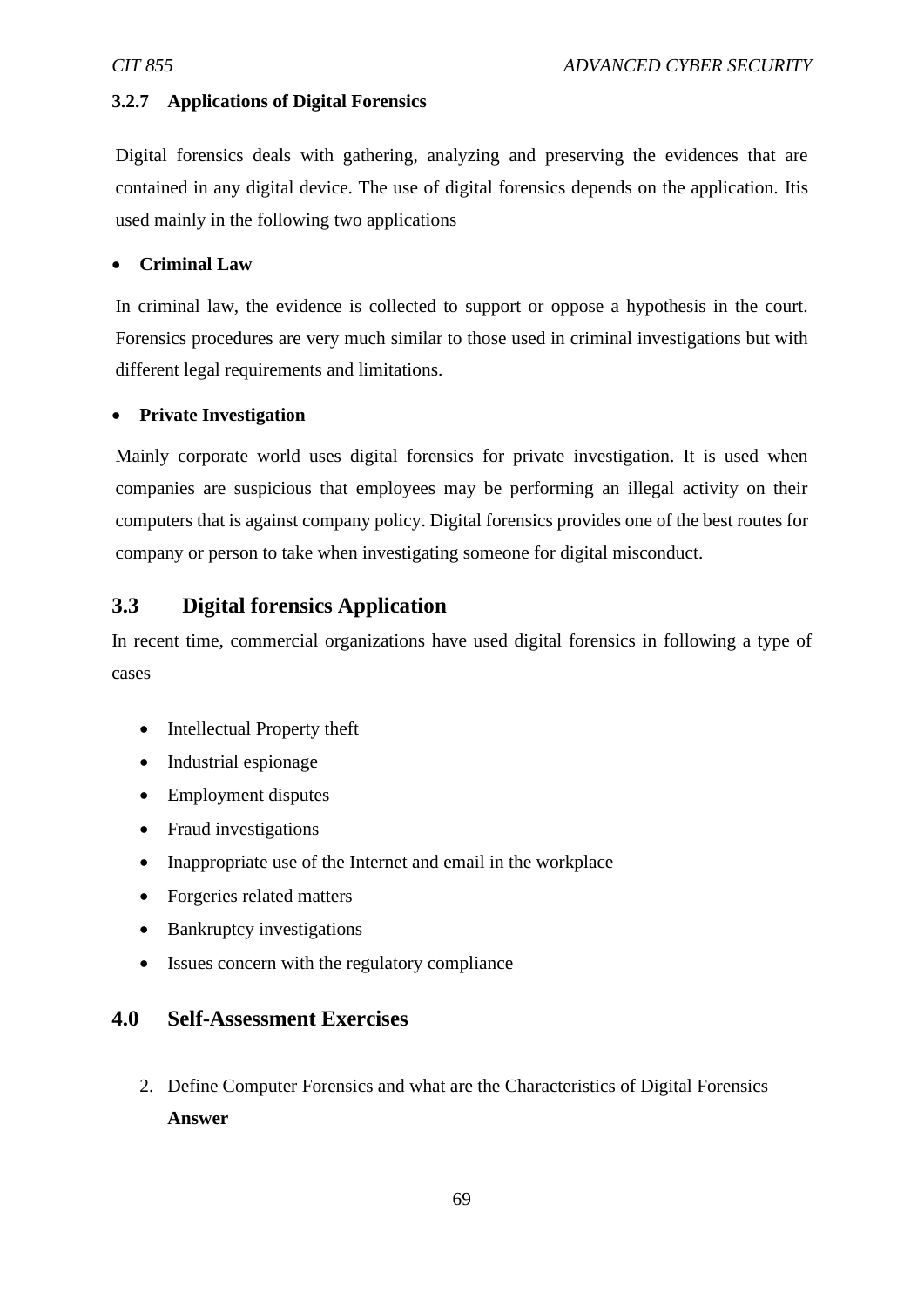### 3.2.7 Applications of Digital Forensics

Digital forensics deals with gathering, analyzing and preserving the evidences that are contained in any digital device. The use of digital forensics depends on the application. Itis used mainly in the following two applications

- **Criminal Law**

In criminal law, the evidence is collected to support or oppose a hypothesis in the court. Forensics procedures are very much similar to those used in criminal investigations but with different legal requirements and limitations.

- **Private Investigation**

Mainly corporate world uses digital forensics for private investigation. It is used when companies are suspicious that employees may be performing an illegal activity on their computers that is against company policy. Digital forensics provides one of the best routes for company or person to take when investigating someone for digital misconduct.

## 3.3 Digital forensics Application

In recent time, commercial organizations have used digital forensics in following a type of cases

- Intellectual Property theft
- Industrial espionage
- Employment disputes
- Fraud investigations
- Inappropriate use of the Internet and email in the workplace
- Forgeries related matters
- Bankruptcy investigations
- Issues concern with the regulatory compliance

## 4.0 Self-Assessment Exercises

2. Define Computer Forensics and what are the Characteristics of Digital Forensics
   **Answer**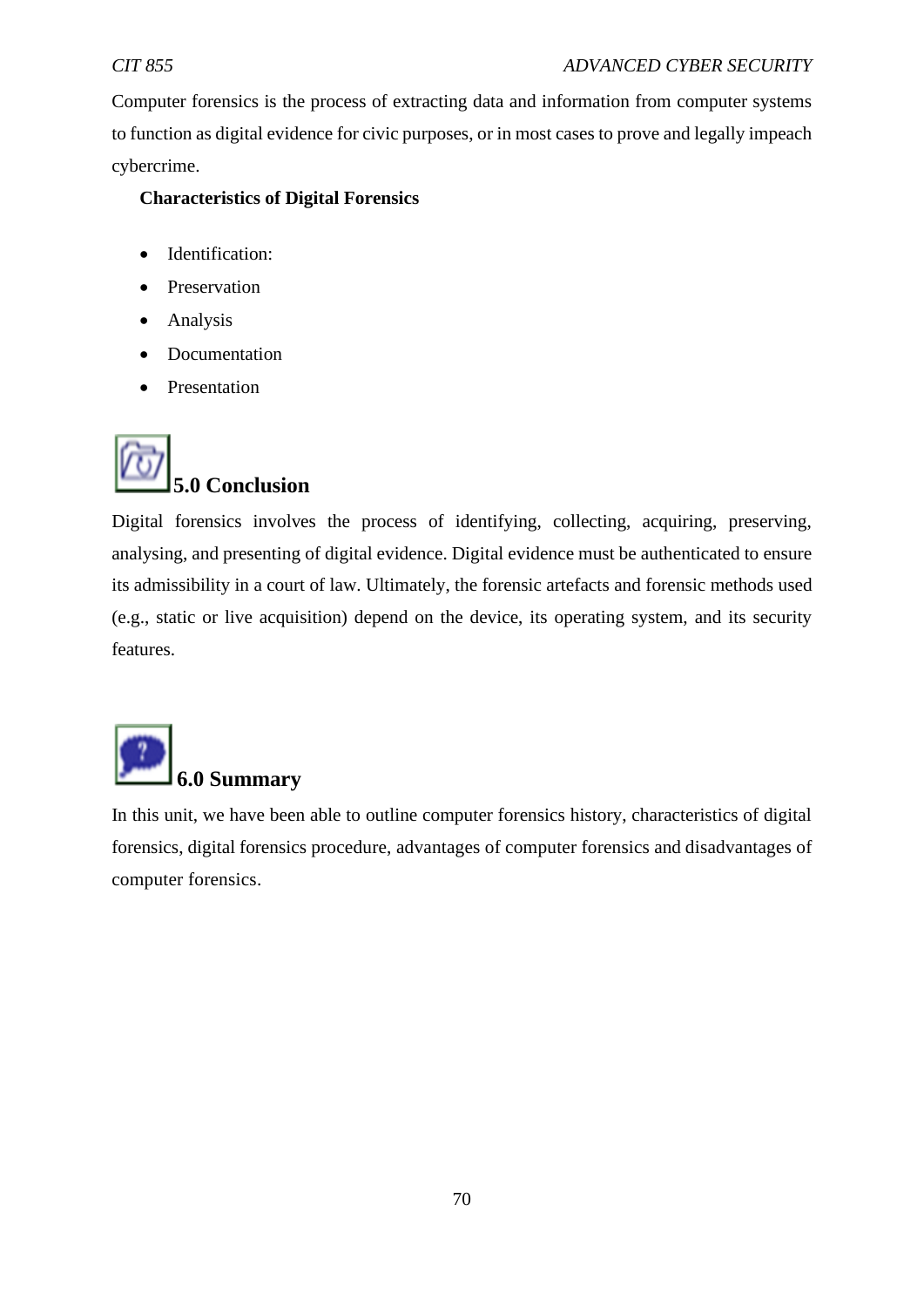Computer forensics is the process of extracting data and information from computer systems to function as digital evidence for civic purposes, or in most cases to prove and legally impeach cybercrime.

**Characteristics of Digital Forensics**

- Identification:
- Preservation
- Analysis
- Documentation
- Presentation

## 5.0 Conclusion

Digital forensics involves the process of identifying, collecting, acquiring, preserving, analysing, and presenting of digital evidence. Digital evidence must be authenticated to ensure its admissibility in a court of law. Ultimately, the forensic artefacts and forensic methods used (e.g., static or live acquisition) depend on the device, its operating system, and its security features.

## 6.0 Summary

In this unit, we have been able to outline computer forensics history, characteristics of digital forensics, digital forensics procedure, advantages of computer forensics and disadvantages of computer forensics.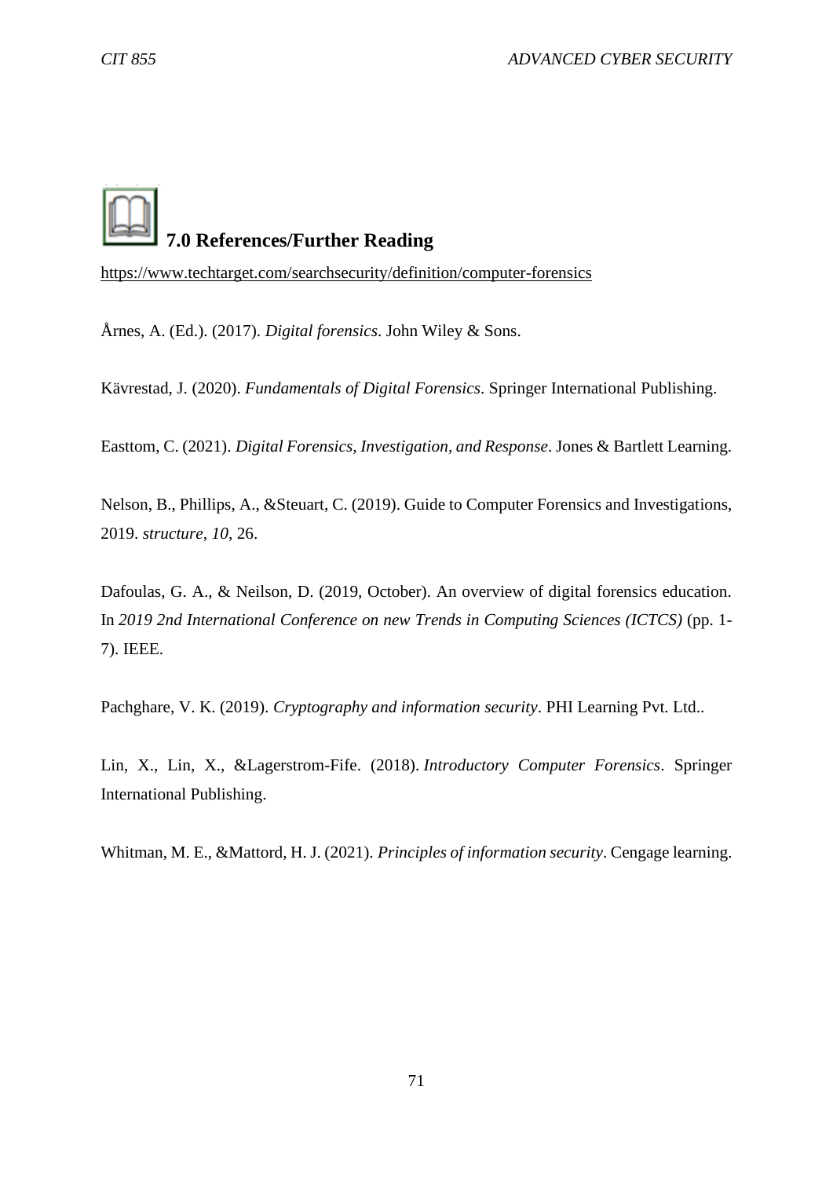## 7.0 References/Further Reading

https://www.techtarget.com/searchsecurity/definition/computer-forensics

Årnes, A. (Ed.). (2017). *Digital forensics*. John Wiley & Sons.

Kävrestad, J. (2020). *Fundamentals of Digital Forensics*. Springer International Publishing.

Easttom, C. (2021). *Digital Forensics, Investigation, and Response*. Jones & Bartlett Learning.

Nelson, B., Phillips, A., &Steuart, C. (2019). Guide to Computer Forensics and Investigations, 2019. *structure*, *10*, 26.

Dafoulas, G. A., & Neilson, D. (2019, October). An overview of digital forensics education. In *2019 2nd International Conference on new Trends in Computing Sciences (ICTCS)* (pp. 1-7). IEEE.

Pachghare, V. K. (2019). *Cryptography and information security*. PHI Learning Pvt. Ltd..

Lin, X., Lin, X., &Lagerstrom-Fife. (2018). *Introductory Computer Forensics*. Springer International Publishing.

Whitman, M. E., &Mattord, H. J. (2021). *Principles of information security*. Cengage learning.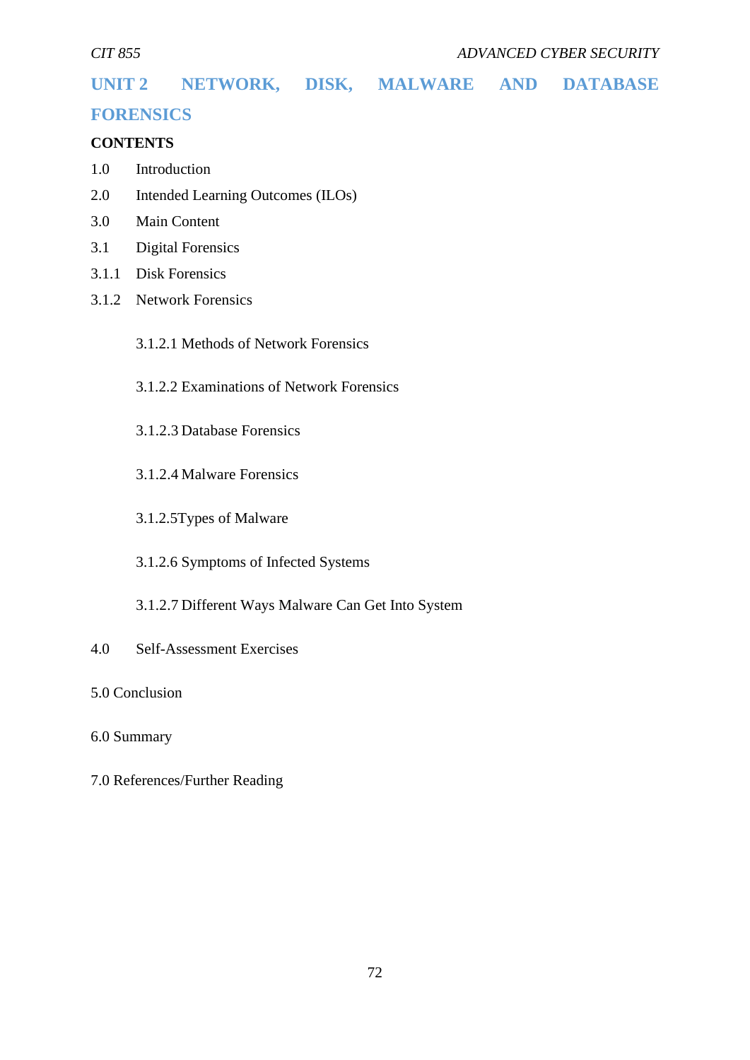## UNIT 2 NETWORK, DISK, MALWARE AND DATABASE FORENSICS

**CONTENTS**

1.0 Introduction

2.0 Intended Learning Outcomes (ILOs)

3.0 Main Content

3.1 Digital Forensics

3.1.1 Disk Forensics

3.1.2 Network Forensics

3.1.2.1 Methods of Network Forensics

3.1.2.2 Examinations of Network Forensics

3.1.2.3 Database Forensics

3.1.2.4 Malware Forensics

3.1.2.5Types of Malware

3.1.2.6 Symptoms of Infected Systems

3.1.2.7 Different Ways Malware Can Get Into System

4.0 Self-Assessment Exercises

5.0 Conclusion

6.0 Summary

7.0 References/Further Reading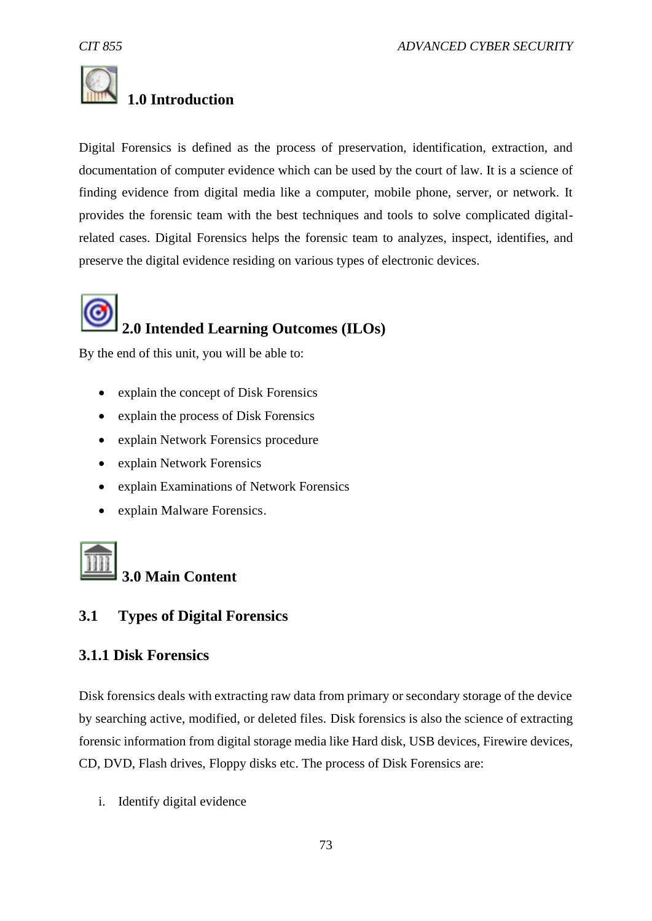## 1.0 Introduction

Digital Forensics is defined as the process of preservation, identification, extraction, and documentation of computer evidence which can be used by the court of law. It is a science of finding evidence from digital media like a computer, mobile phone, server, or network. It provides the forensic team with the best techniques and tools to solve complicated digital-related cases. Digital Forensics helps the forensic team to analyzes, inspect, identifies, and preserve the digital evidence residing on various types of electronic devices.

## 2.0 Intended Learning Outcomes (ILOs)

By the end of this unit, you will be able to:

- explain the concept of Disk Forensics
- explain the process of Disk Forensics
- explain Network Forensics procedure
- explain Network Forensics
- explain Examinations of Network Forensics
- explain Malware Forensics.

## 3.0 Main Content

### 3.1 Types of Digital Forensics

#### 3.1.1 Disk Forensics

Disk forensics deals with extracting raw data from primary or secondary storage of the device by searching active, modified, or deleted files. Disk forensics is also the science of extracting forensic information from digital storage media like Hard disk, USB devices, Firewire devices, CD, DVD, Flash drives, Floppy disks etc. The process of Disk Forensics are:

i. Identify digital evidence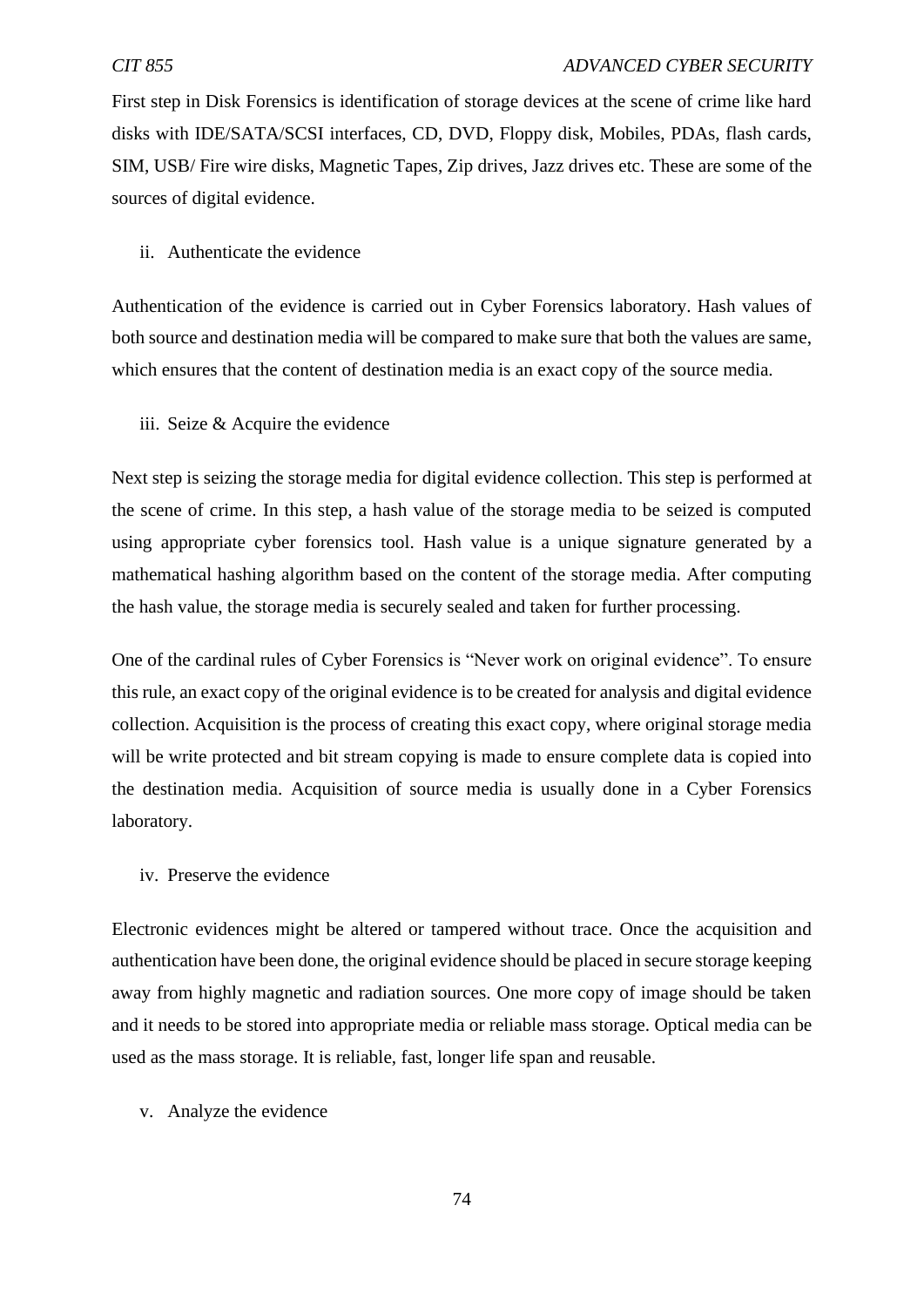First step in Disk Forensics is identification of storage devices at the scene of crime like hard disks with IDE/SATA/SCSI interfaces, CD, DVD, Floppy disk, Mobiles, PDAs, flash cards, SIM, USB/ Fire wire disks, Magnetic Tapes, Zip drives, Jazz drives etc. These are some of the sources of digital evidence.

ii. Authenticate the evidence

Authentication of the evidence is carried out in Cyber Forensics laboratory. Hash values of both source and destination media will be compared to make sure that both the values are same, which ensures that the content of destination media is an exact copy of the source media.

iii. Seize & Acquire the evidence

Next step is seizing the storage media for digital evidence collection. This step is performed at the scene of crime. In this step, a hash value of the storage media to be seized is computed using appropriate cyber forensics tool. Hash value is a unique signature generated by a mathematical hashing algorithm based on the content of the storage media. After computing the hash value, the storage media is securely sealed and taken for further processing.

One of the cardinal rules of Cyber Forensics is "Never work on original evidence". To ensure this rule, an exact copy of the original evidence is to be created for analysis and digital evidence collection. Acquisition is the process of creating this exact copy, where original storage media will be write protected and bit stream copying is made to ensure complete data is copied into the destination media. Acquisition of source media is usually done in a Cyber Forensics laboratory.

iv. Preserve the evidence

Electronic evidences might be altered or tampered without trace. Once the acquisition and authentication have been done, the original evidence should be placed in secure storage keeping away from highly magnetic and radiation sources. One more copy of image should be taken and it needs to be stored into appropriate media or reliable mass storage. Optical media can be used as the mass storage. It is reliable, fast, longer life span and reusable.

v. Analyze the evidence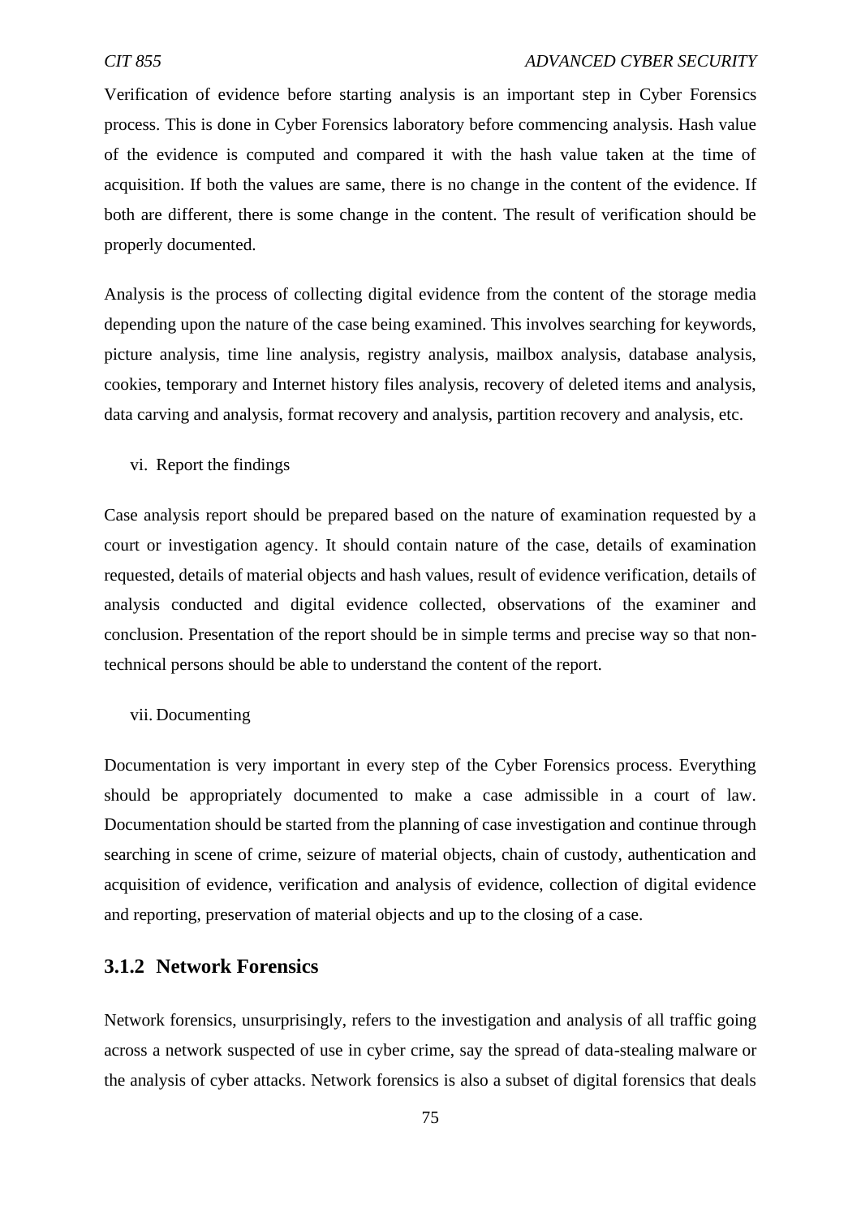Verification of evidence before starting analysis is an important step in Cyber Forensics process. This is done in Cyber Forensics laboratory before commencing analysis. Hash value of the evidence is computed and compared it with the hash value taken at the time of acquisition. If both the values are same, there is no change in the content of the evidence. If both are different, there is some change in the content. The result of verification should be properly documented.

Analysis is the process of collecting digital evidence from the content of the storage media depending upon the nature of the case being examined. This involves searching for keywords, picture analysis, time line analysis, registry analysis, mailbox analysis, database analysis, cookies, temporary and Internet history files analysis, recovery of deleted items and analysis, data carving and analysis, format recovery and analysis, partition recovery and analysis, etc.

vi. Report the findings

Case analysis report should be prepared based on the nature of examination requested by a court or investigation agency. It should contain nature of the case, details of examination requested, details of material objects and hash values, result of evidence verification, details of analysis conducted and digital evidence collected, observations of the examiner and conclusion. Presentation of the report should be in simple terms and precise way so that non-technical persons should be able to understand the content of the report.

vii. Documenting

Documentation is very important in every step of the Cyber Forensics process. Everything should be appropriately documented to make a case admissible in a court of law. Documentation should be started from the planning of case investigation and continue through searching in scene of crime, seizure of material objects, chain of custody, authentication and acquisition of evidence, verification and analysis of evidence, collection of digital evidence and reporting, preservation of material objects and up to the closing of a case.

### 3.1.2 Network Forensics

Network forensics, unsurprisingly, refers to the investigation and analysis of all traffic going across a network suspected of use in cyber crime, say the spread of data-stealing malware or the analysis of cyber attacks. Network forensics is also a subset of digital forensics that deals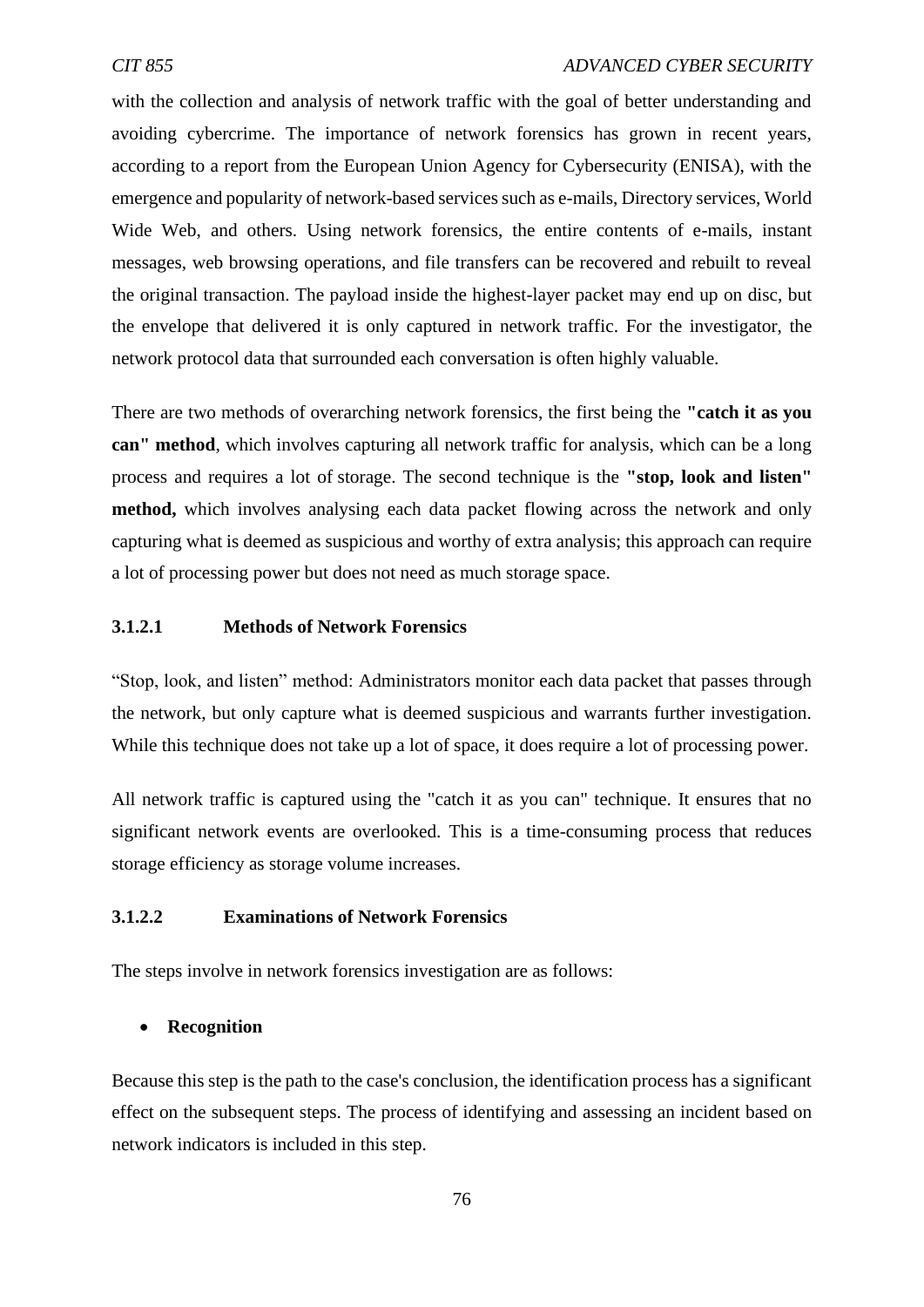with the collection and analysis of network traffic with the goal of better understanding and avoiding cybercrime. The importance of network forensics has grown in recent years, according to a report from the European Union Agency for Cybersecurity (ENISA), with the emergence and popularity of network-based services such as e-mails, Directory services, World Wide Web, and others. Using network forensics, the entire contents of e-mails, instant messages, web browsing operations, and file transfers can be recovered and rebuilt to reveal the original transaction. The payload inside the highest-layer packet may end up on disc, but the envelope that delivered it is only captured in network traffic. For the investigator, the network protocol data that surrounded each conversation is often highly valuable.

There are two methods of overarching network forensics, the first being the **"catch it as you can" method**, which involves capturing all network traffic for analysis, which can be a long process and requires a lot of storage. The second technique is the **"stop, look and listen" method,** which involves analysing each data packet flowing across the network and only capturing what is deemed as suspicious and worthy of extra analysis; this approach can require a lot of processing power but does not need as much storage space.

#### 3.1.2.1 Methods of Network Forensics

"Stop, look, and listen" method: Administrators monitor each data packet that passes through the network, but only capture what is deemed suspicious and warrants further investigation. While this technique does not take up a lot of space, it does require a lot of processing power.

All network traffic is captured using the "catch it as you can" technique. It ensures that no significant network events are overlooked. This is a time-consuming process that reduces storage efficiency as storage volume increases.

#### 3.1.2.2 Examinations of Network Forensics

The steps involve in network forensics investigation are as follows:

- **Recognition**

Because this step is the path to the case's conclusion, the identification process has a significant effect on the subsequent steps. The process of identifying and assessing an incident based on network indicators is included in this step.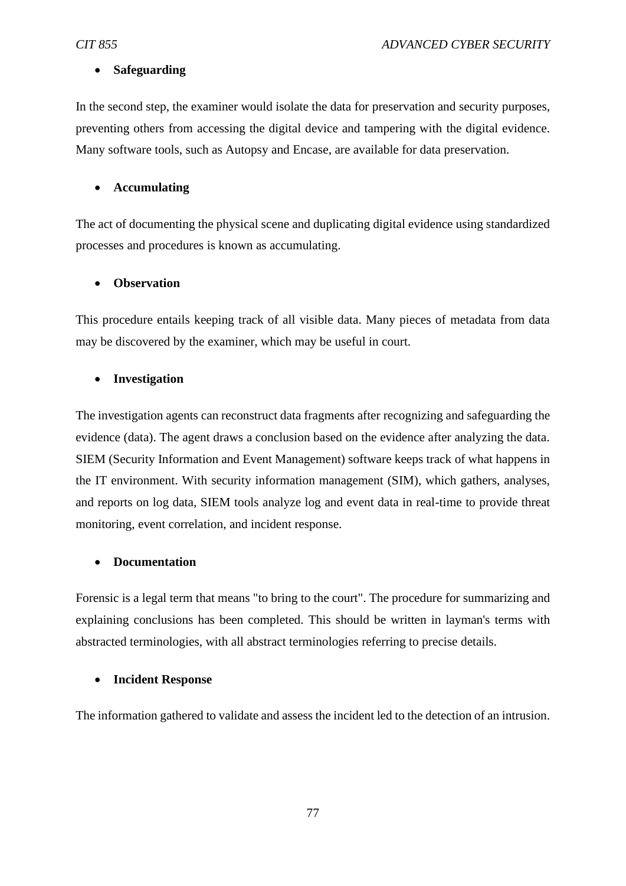- **Safeguarding**

In the second step, the examiner would isolate the data for preservation and security purposes, preventing others from accessing the digital device and tampering with the digital evidence. Many software tools, such as Autopsy and Encase, are available for data preservation.

- **Accumulating**

The act of documenting the physical scene and duplicating digital evidence using standardized processes and procedures is known as accumulating.

- **Observation**

This procedure entails keeping track of all visible data. Many pieces of metadata from data may be discovered by the examiner, which may be useful in court.

- **Investigation**

The investigation agents can reconstruct data fragments after recognizing and safeguarding the evidence (data). The agent draws a conclusion based on the evidence after analyzing the data. SIEM (Security Information and Event Management) software keeps track of what happens in the IT environment. With security information management (SIM), which gathers, analyses, and reports on log data, SIEM tools analyze log and event data in real-time to provide threat monitoring, event correlation, and incident response.

- **Documentation**

Forensic is a legal term that means "to bring to the court". The procedure for summarizing and explaining conclusions has been completed. This should be written in layman's terms with abstracted terminologies, with all abstract terminologies referring to precise details.

- **Incident Response**

The information gathered to validate and assess the incident led to the detection of an intrusion.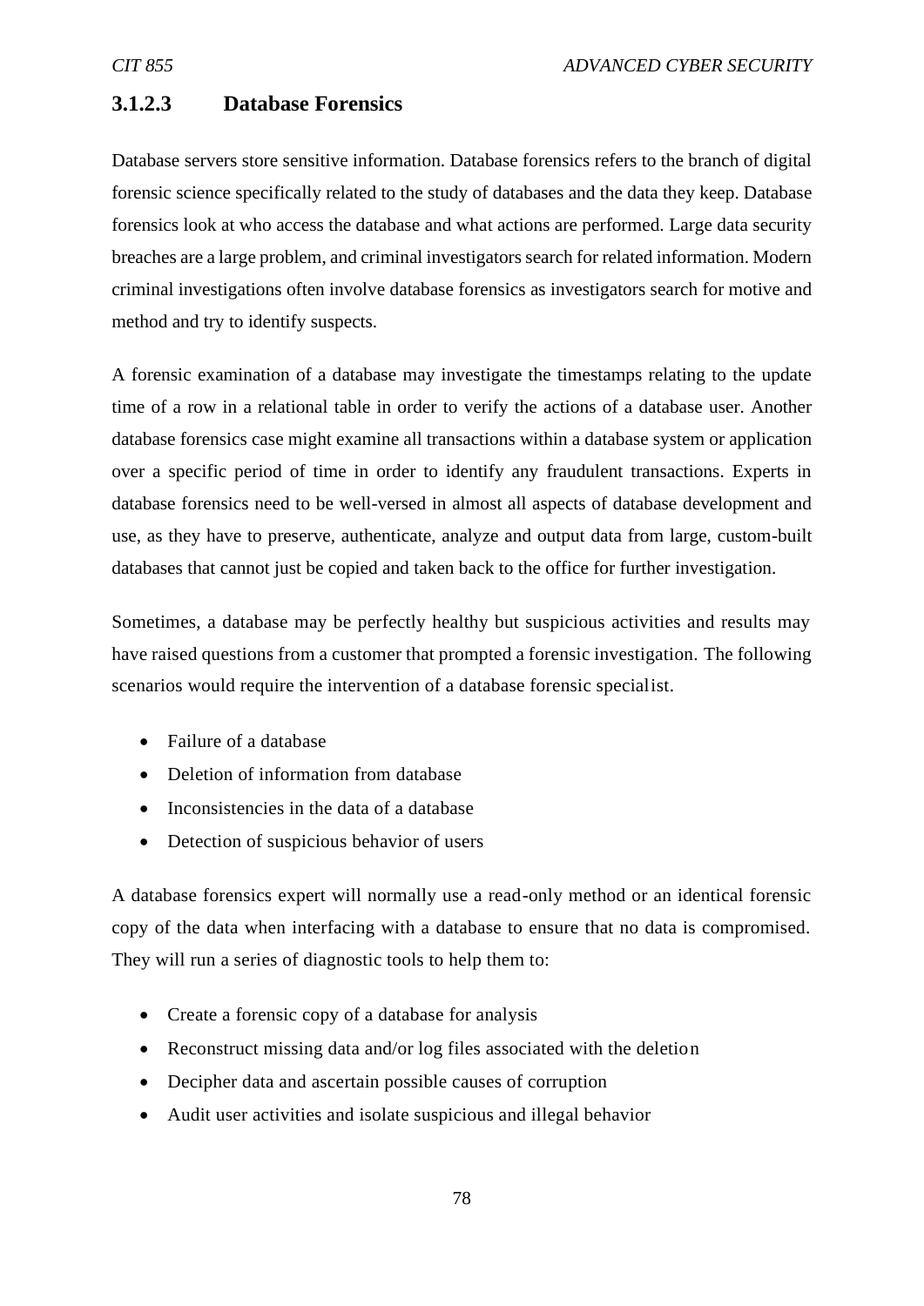### 3.1.2.3 Database Forensics

Database servers store sensitive information. Database forensics refers to the branch of digital forensic science specifically related to the study of databases and the data they keep. Database forensics look at who access the database and what actions are performed. Large data security breaches are a large problem, and criminal investigators search for related information. Modern criminal investigations often involve database forensics as investigators search for motive and method and try to identify suspects.

A forensic examination of a database may investigate the timestamps relating to the update time of a row in a relational table in order to verify the actions of a database user. Another database forensics case might examine all transactions within a database system or application over a specific period of time in order to identify any fraudulent transactions. Experts in database forensics need to be well-versed in almost all aspects of database development and use, as they have to preserve, authenticate, analyze and output data from large, custom-built databases that cannot just be copied and taken back to the office for further investigation.

Sometimes, a database may be perfectly healthy but suspicious activities and results may have raised questions from a customer that prompted a forensic investigation. The following scenarios would require the intervention of a database forensic specialist.

- Failure of a database
- Deletion of information from database
- Inconsistencies in the data of a database
- Detection of suspicious behavior of users

A database forensics expert will normally use a read-only method or an identical forensic copy of the data when interfacing with a database to ensure that no data is compromised. They will run a series of diagnostic tools to help them to:

- Create a forensic copy of a database for analysis
- Reconstruct missing data and/or log files associated with the deletion
- Decipher data and ascertain possible causes of corruption
- Audit user activities and isolate suspicious and illegal behavior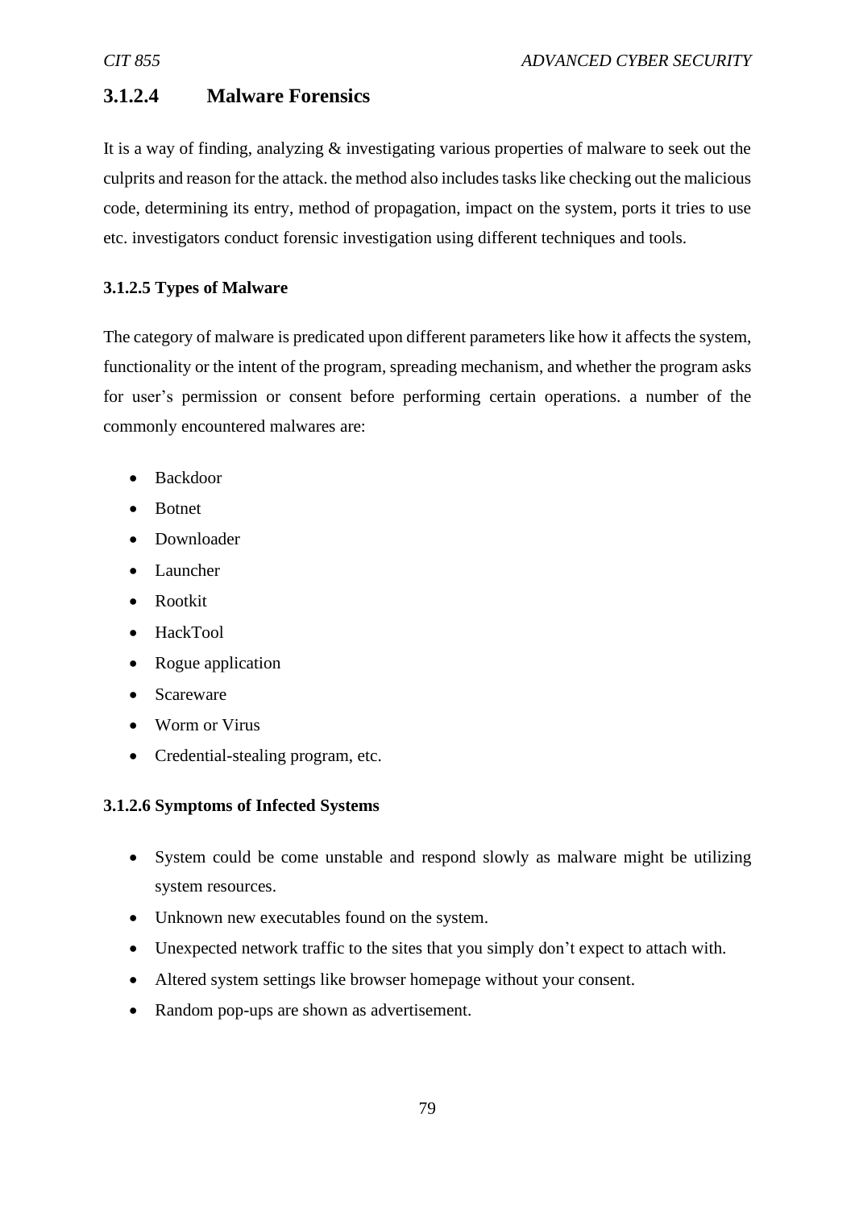### 3.1.2.4 Malware Forensics

It is a way of finding, analyzing & investigating various properties of malware to seek out the culprits and reason for the attack. the method also includes tasks like checking out the malicious code, determining its entry, method of propagation, impact on the system, ports it tries to use etc. investigators conduct forensic investigation using different techniques and tools.

#### 3.1.2.5 Types of Malware

The category of malware is predicated upon different parameters like how it affects the system, functionality or the intent of the program, spreading mechanism, and whether the program asks for user's permission or consent before performing certain operations. a number of the commonly encountered malwares are:

- Backdoor
- Botnet
- Downloader
- Launcher
- Rootkit
- HackTool
- Rogue application
- Scareware
- Worm or Virus
- Credential-stealing program, etc.

#### 3.1.2.6 Symptoms of Infected Systems

- System could be come unstable and respond slowly as malware might be utilizing system resources.
- Unknown new executables found on the system.
- Unexpected network traffic to the sites that you simply don't expect to attach with.
- Altered system settings like browser homepage without your consent.
- Random pop-ups are shown as advertisement.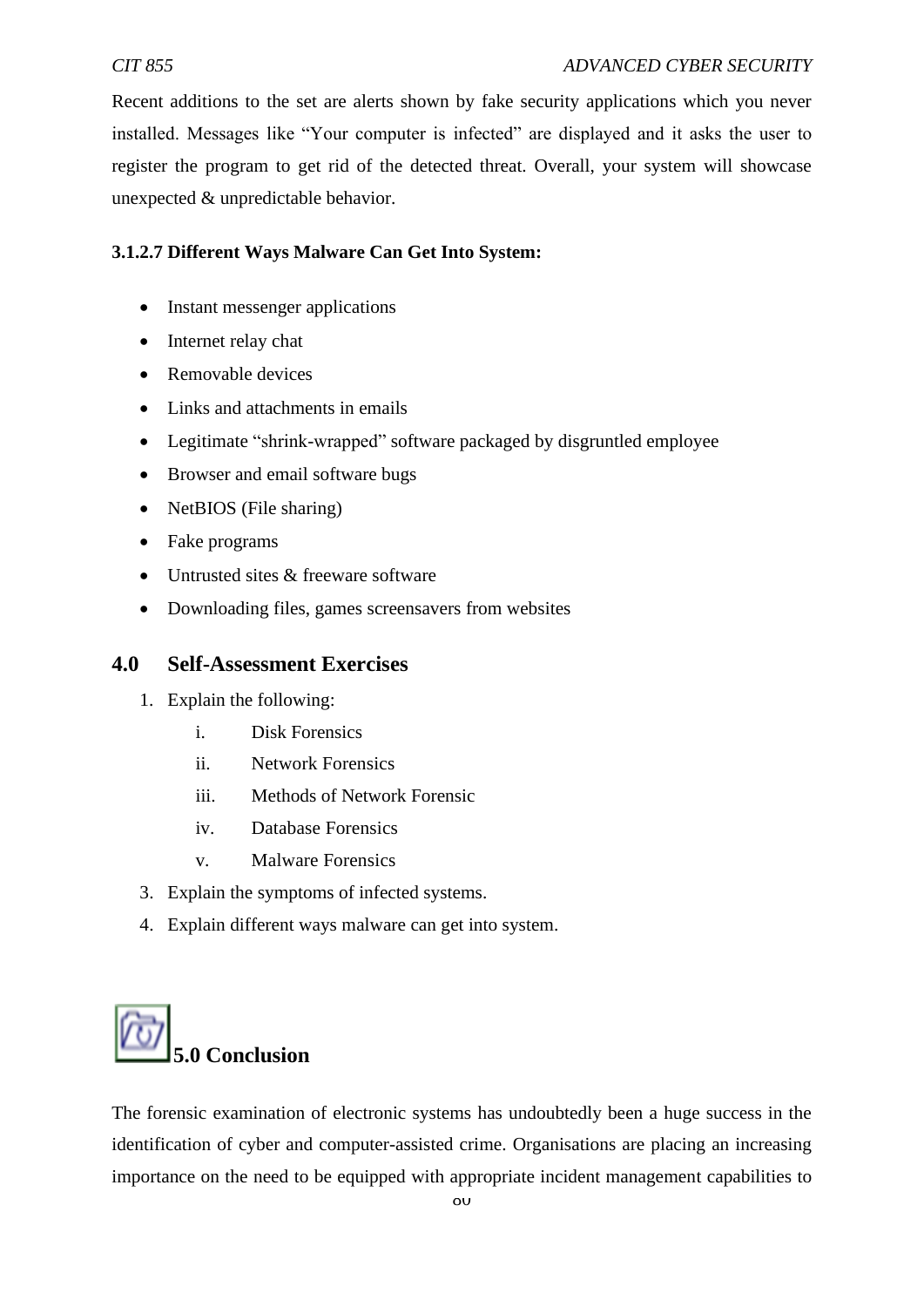Recent additions to the set are alerts shown by fake security applications which you never installed. Messages like "Your computer is infected" are displayed and it asks the user to register the program to get rid of the detected threat. Overall, your system will showcase unexpected & unpredictable behavior.

**3.1.2.7 Different Ways Malware Can Get Into System:**

- Instant messenger applications
- Internet relay chat
- Removable devices
- Links and attachments in emails
- Legitimate "shrink-wrapped" software packaged by disgruntled employee
- Browser and email software bugs
- NetBIOS (File sharing)
- Fake programs
- Untrusted sites & freeware software
- Downloading files, games screensavers from websites

## 4.0 Self-Assessment Exercises

1. Explain the following:
   - i. Disk Forensics
   - ii. Network Forensics
   - iii. Methods of Network Forensic
   - iv. Database Forensics
   - v. Malware Forensics
3. Explain the symptoms of infected systems.
4. Explain different ways malware can get into system.

## 5.0 Conclusion

The forensic examination of electronic systems has undoubtedly been a huge success in the identification of cyber and computer-assisted crime. Organisations are placing an increasing importance on the need to be equipped with appropriate incident management capabilities to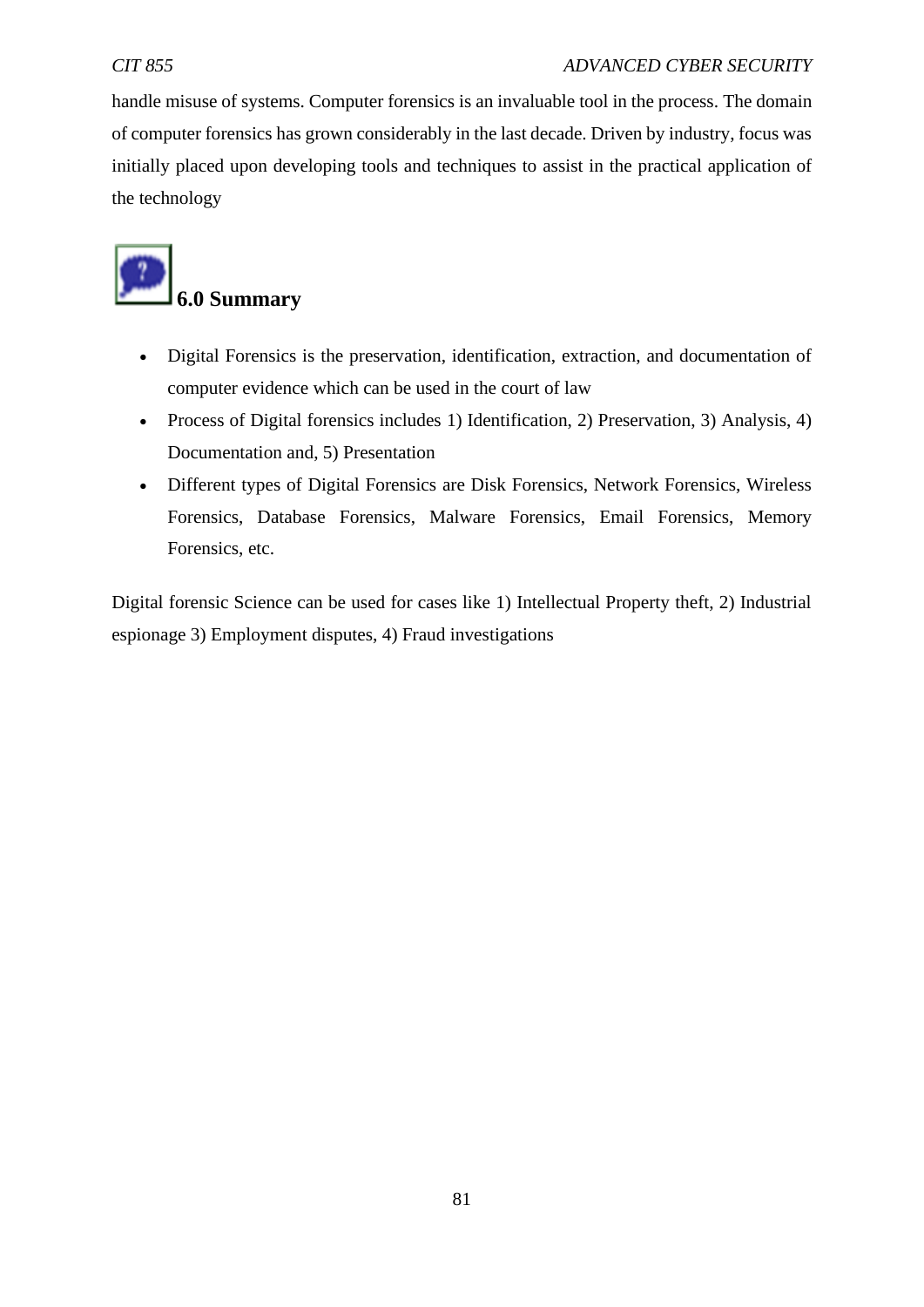handle misuse of systems. Computer forensics is an invaluable tool in the process. The domain of computer forensics has grown considerably in the last decade. Driven by industry, focus was initially placed upon developing tools and techniques to assist in the practical application of the technology

## 6.0 Summary

- Digital Forensics is the preservation, identification, extraction, and documentation of computer evidence which can be used in the court of law
- Process of Digital forensics includes 1) Identification, 2) Preservation, 3) Analysis, 4) Documentation and, 5) Presentation
- Different types of Digital Forensics are Disk Forensics, Network Forensics, Wireless Forensics, Database Forensics, Malware Forensics, Email Forensics, Memory Forensics, etc.

Digital forensic Science can be used for cases like 1) Intellectual Property theft, 2) Industrial espionage 3) Employment disputes, 4) Fraud investigations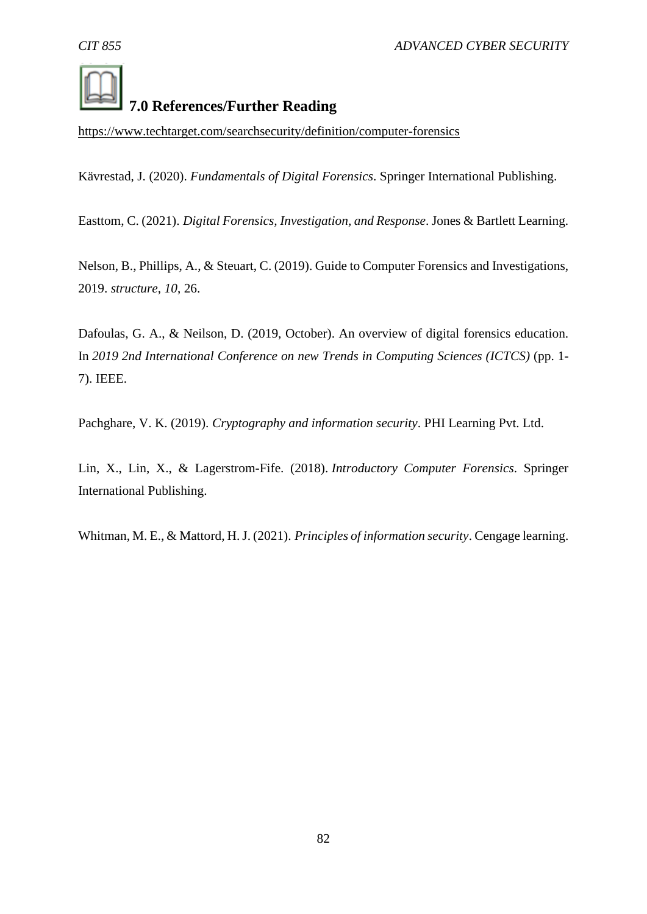## 7.0 References/Further Reading

https://www.techtarget.com/searchsecurity/definition/computer-forensics

Kävrestad, J. (2020). *Fundamentals of Digital Forensics*. Springer International Publishing.

Easttom, C. (2021). *Digital Forensics, Investigation, and Response*. Jones & Bartlett Learning.

Nelson, B., Phillips, A., & Steuart, C. (2019). Guide to Computer Forensics and Investigations, 2019. *structure*, *10*, 26.

Dafoulas, G. A., & Neilson, D. (2019, October). An overview of digital forensics education. In *2019 2nd International Conference on new Trends in Computing Sciences (ICTCS)* (pp. 1-7). IEEE.

Pachghare, V. K. (2019). *Cryptography and information security*. PHI Learning Pvt. Ltd.

Lin, X., Lin, X., & Lagerstrom-Fife. (2018). *Introductory Computer Forensics*. Springer International Publishing.

Whitman, M. E., & Mattord, H. J. (2021). *Principles of information security*. Cengage learning.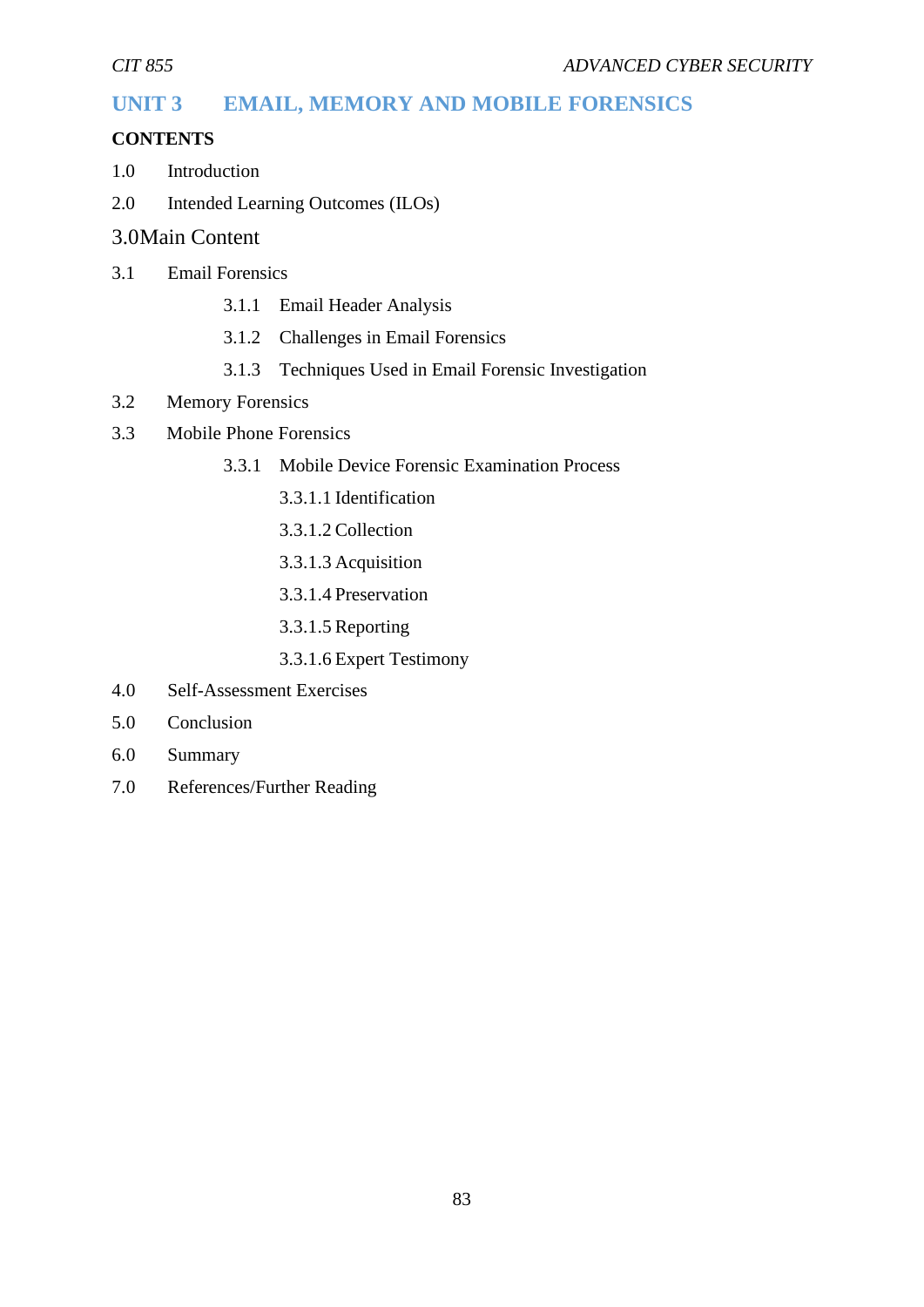# UNIT 3 EMAIL, MEMORY AND MOBILE FORENSICS

**CONTENTS**

1.0 Introduction

2.0 Intended Learning Outcomes (ILOs)

3.0 Main Content

3.1 Email Forensics

- 3.1.1 Email Header Analysis
- 3.1.2 Challenges in Email Forensics
- 3.1.3 Techniques Used in Email Forensic Investigation

3.2 Memory Forensics

3.3 Mobile Phone Forensics

- 3.3.1 Mobile Device Forensic Examination Process
  - 3.3.1.1 Identification
  - 3.3.1.2 Collection
  - 3.3.1.3 Acquisition
  - 3.3.1.4 Preservation
  - 3.3.1.5 Reporting
  - 3.3.1.6 Expert Testimony

4.0 Self-Assessment Exercises

5.0 Conclusion

6.0 Summary

7.0 References/Further Reading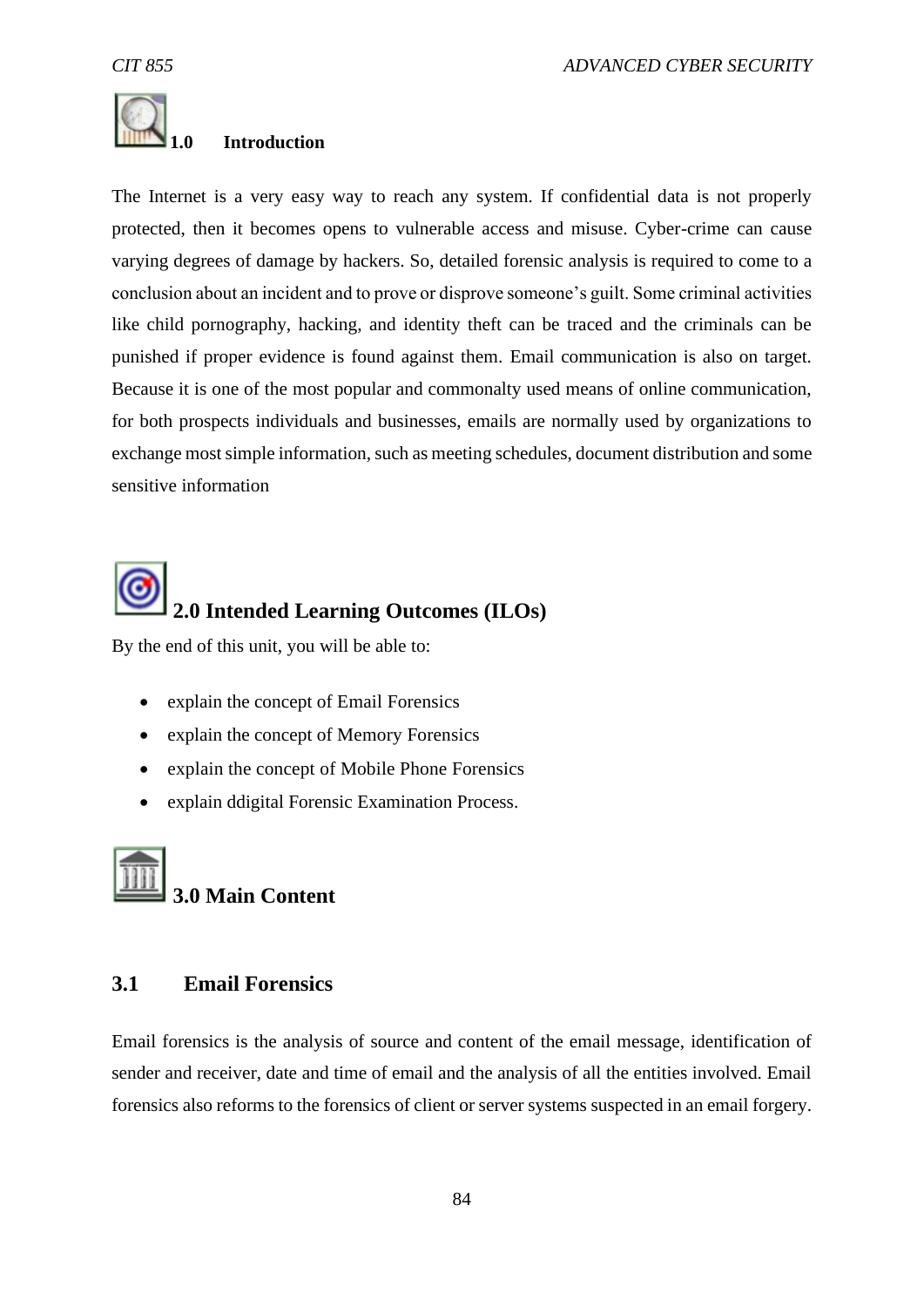## 1.0 Introduction

The Internet is a very easy way to reach any system. If confidential data is not properly protected, then it becomes opens to vulnerable access and misuse. Cyber-crime can cause varying degrees of damage by hackers. So, detailed forensic analysis is required to come to a conclusion about an incident and to prove or disprove someone's guilt. Some criminal activities like child pornography, hacking, and identity theft can be traced and the criminals can be punished if proper evidence is found against them. Email communication is also on target. Because it is one of the most popular and commonalty used means of online communication, for both prospects individuals and businesses, emails are normally used by organizations to exchange most simple information, such as meeting schedules, document distribution and some sensitive information

## 2.0 Intended Learning Outcomes (ILOs)

By the end of this unit, you will be able to:

- explain the concept of Email Forensics
- explain the concept of Memory Forensics
- explain the concept of Mobile Phone Forensics
- explain ddigital Forensic Examination Process.

## 3.0 Main Content

### 3.1 Email Forensics

Email forensics is the analysis of source and content of the email message, identification of sender and receiver, date and time of email and the analysis of all the entities involved. Email forensics also reforms to the forensics of client or server systems suspected in an email forgery.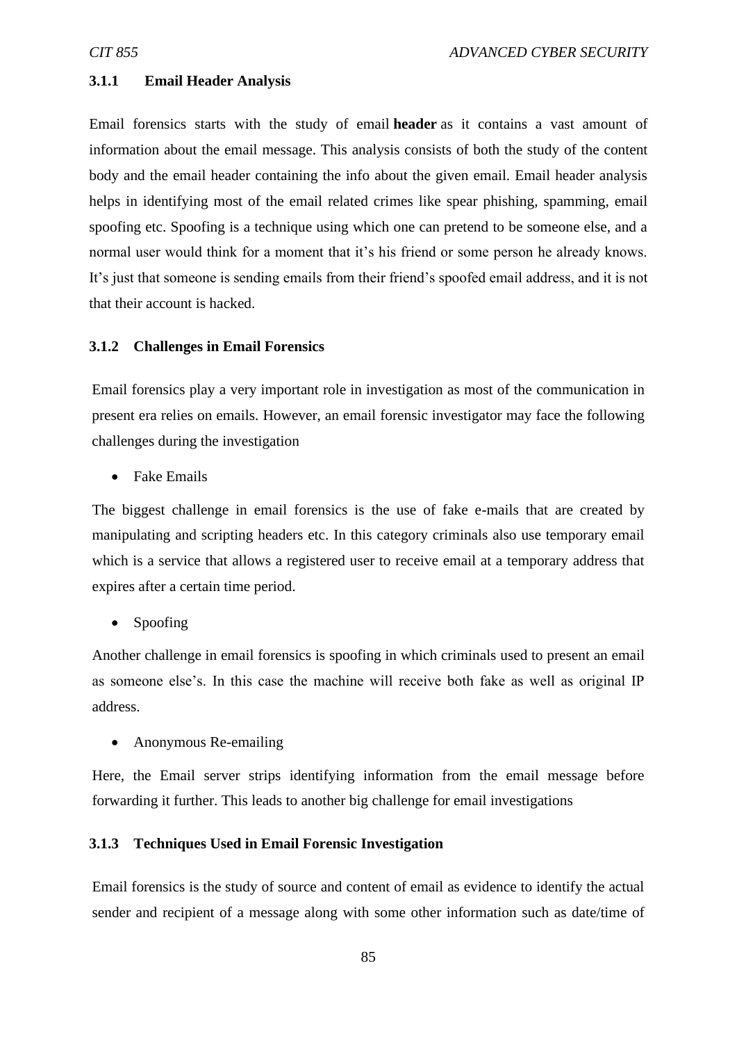### 3.1.1 Email Header Analysis

Email forensics starts with the study of email **header** as it contains a vast amount of information about the email message. This analysis consists of both the study of the content body and the email header containing the info about the given email. Email header analysis helps in identifying most of the email related crimes like spear phishing, spamming, email spoofing etc. Spoofing is a technique using which one can pretend to be someone else, and a normal user would think for a moment that it's his friend or some person he already knows. It's just that someone is sending emails from their friend's spoofed email address, and it is not that their account is hacked.

### 3.1.2 Challenges in Email Forensics

Email forensics play a very important role in investigation as most of the communication in present era relies on emails. However, an email forensic investigator may face the following challenges during the investigation

- Fake Emails

The biggest challenge in email forensics is the use of fake e-mails that are created by manipulating and scripting headers etc. In this category criminals also use temporary email which is a service that allows a registered user to receive email at a temporary address that expires after a certain time period.

- Spoofing

Another challenge in email forensics is spoofing in which criminals used to present an email as someone else's. In this case the machine will receive both fake as well as original IP address.

- Anonymous Re-emailing

Here, the Email server strips identifying information from the email message before forwarding it further. This leads to another big challenge for email investigations

### 3.1.3 Techniques Used in Email Forensic Investigation

Email forensics is the study of source and content of email as evidence to identify the actual sender and recipient of a message along with some other information such as date/time of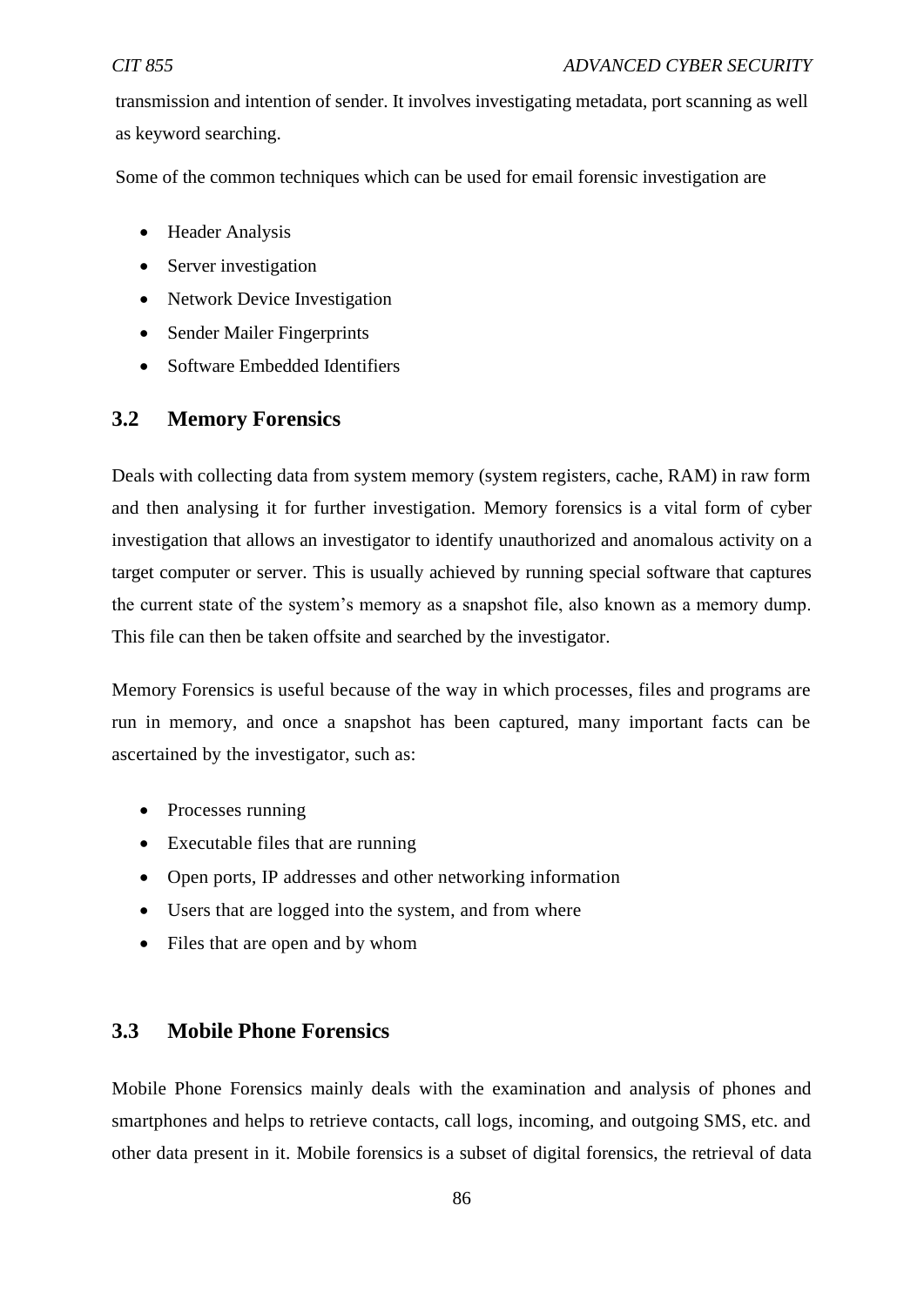transmission and intention of sender. It involves investigating metadata, port scanning as well as keyword searching.

Some of the common techniques which can be used for email forensic investigation are

- Header Analysis
- Server investigation
- Network Device Investigation
- Sender Mailer Fingerprints
- Software Embedded Identifiers

## 3.2 Memory Forensics

Deals with collecting data from system memory (system registers, cache, RAM) in raw form and then analysing it for further investigation. Memory forensics is a vital form of cyber investigation that allows an investigator to identify unauthorized and anomalous activity on a target computer or server. This is usually achieved by running special software that captures the current state of the system's memory as a snapshot file, also known as a memory dump. This file can then be taken offsite and searched by the investigator.

Memory Forensics is useful because of the way in which processes, files and programs are run in memory, and once a snapshot has been captured, many important facts can be ascertained by the investigator, such as:

- Processes running
- Executable files that are running
- Open ports, IP addresses and other networking information
- Users that are logged into the system, and from where
- Files that are open and by whom

## 3.3 Mobile Phone Forensics

Mobile Phone Forensics mainly deals with the examination and analysis of phones and smartphones and helps to retrieve contacts, call logs, incoming, and outgoing SMS, etc. and other data present in it. Mobile forensics is a subset of digital forensics, the retrieval of data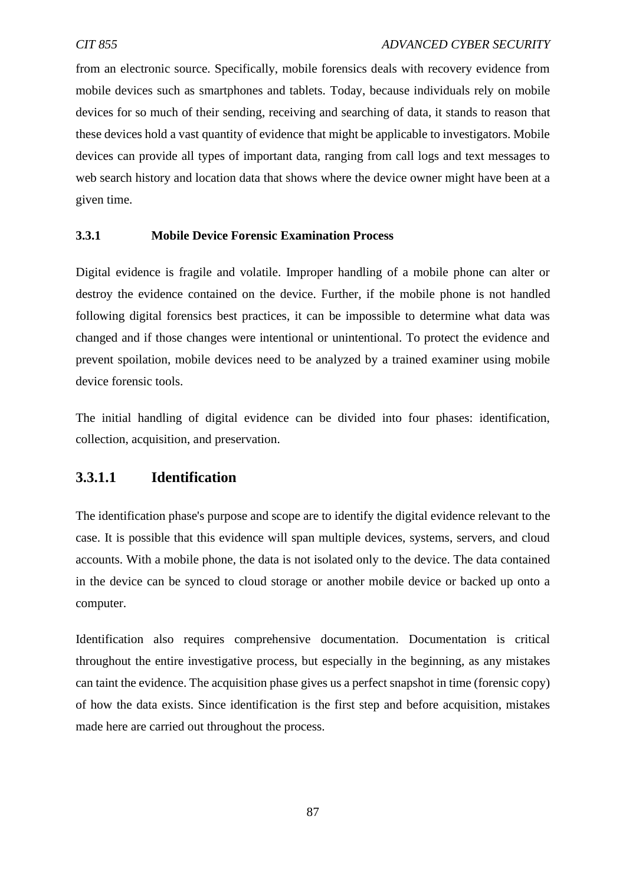from an electronic source. Specifically, mobile forensics deals with recovery evidence from mobile devices such as smartphones and tablets. Today, because individuals rely on mobile devices for so much of their sending, receiving and searching of data, it stands to reason that these devices hold a vast quantity of evidence that might be applicable to investigators. Mobile devices can provide all types of important data, ranging from call logs and text messages to web search history and location data that shows where the device owner might have been at a given time.

### 3.3.1 Mobile Device Forensic Examination Process

Digital evidence is fragile and volatile. Improper handling of a mobile phone can alter or destroy the evidence contained on the device. Further, if the mobile phone is not handled following digital forensics best practices, it can be impossible to determine what data was changed and if those changes were intentional or unintentional. To protect the evidence and prevent spoilation, mobile devices need to be analyzed by a trained examiner using mobile device forensic tools.

The initial handling of digital evidence can be divided into four phases: identification, collection, acquisition, and preservation.

#### 3.3.1.1 Identification

The identification phase's purpose and scope are to identify the digital evidence relevant to the case. It is possible that this evidence will span multiple devices, systems, servers, and cloud accounts. With a mobile phone, the data is not isolated only to the device. The data contained in the device can be synced to cloud storage or another mobile device or backed up onto a computer.

Identification also requires comprehensive documentation. Documentation is critical throughout the entire investigative process, but especially in the beginning, as any mistakes can taint the evidence. The acquisition phase gives us a perfect snapshot in time (forensic copy) of how the data exists. Since identification is the first step and before acquisition, mistakes made here are carried out throughout the process.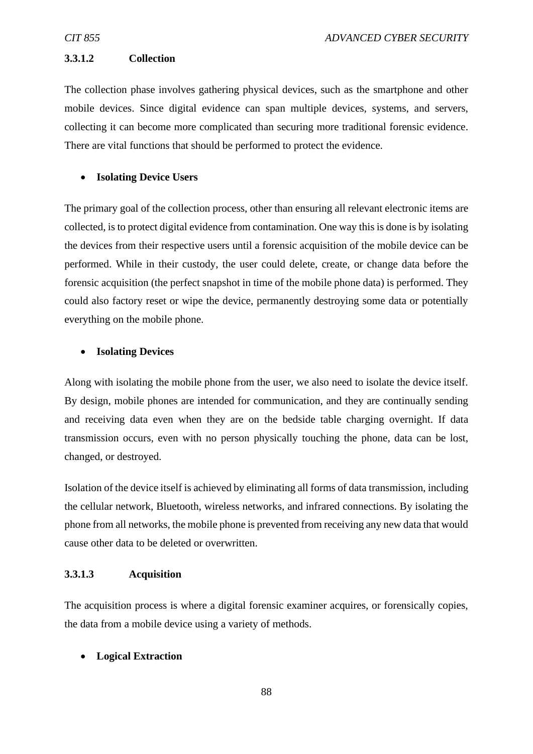#### 3.3.1.2 Collection

The collection phase involves gathering physical devices, such as the smartphone and other mobile devices. Since digital evidence can span multiple devices, systems, and servers, collecting it can become more complicated than securing more traditional forensic evidence. There are vital functions that should be performed to protect the evidence.

- **Isolating Device Users**

The primary goal of the collection process, other than ensuring all relevant electronic items are collected, is to protect digital evidence from contamination. One way this is done is by isolating the devices from their respective users until a forensic acquisition of the mobile device can be performed. While in their custody, the user could delete, create, or change data before the forensic acquisition (the perfect snapshot in time of the mobile phone data) is performed. They could also factory reset or wipe the device, permanently destroying some data or potentially everything on the mobile phone.

- **Isolating Devices**

Along with isolating the mobile phone from the user, we also need to isolate the device itself. By design, mobile phones are intended for communication, and they are continually sending and receiving data even when they are on the bedside table charging overnight. If data transmission occurs, even with no person physically touching the phone, data can be lost, changed, or destroyed.

Isolation of the device itself is achieved by eliminating all forms of data transmission, including the cellular network, Bluetooth, wireless networks, and infrared connections. By isolating the phone from all networks, the mobile phone is prevented from receiving any new data that would cause other data to be deleted or overwritten.

#### 3.3.1.3 Acquisition

The acquisition process is where a digital forensic examiner acquires, or forensically copies, the data from a mobile device using a variety of methods.

- **Logical Extraction**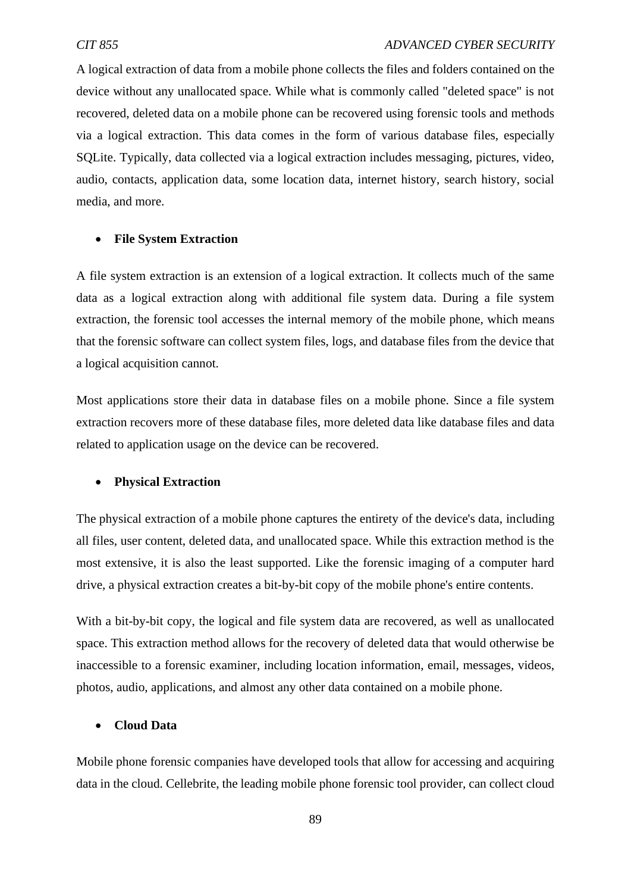A logical extraction of data from a mobile phone collects the files and folders contained on the device without any unallocated space. While what is commonly called "deleted space" is not recovered, deleted data on a mobile phone can be recovered using forensic tools and methods via a logical extraction. This data comes in the form of various database files, especially SQLite. Typically, data collected via a logical extraction includes messaging, pictures, video, audio, contacts, application data, some location data, internet history, search history, social media, and more.

- **File System Extraction**

A file system extraction is an extension of a logical extraction. It collects much of the same data as a logical extraction along with additional file system data. During a file system extraction, the forensic tool accesses the internal memory of the mobile phone, which means that the forensic software can collect system files, logs, and database files from the device that a logical acquisition cannot.

Most applications store their data in database files on a mobile phone. Since a file system extraction recovers more of these database files, more deleted data like database files and data related to application usage on the device can be recovered.

- **Physical Extraction**

The physical extraction of a mobile phone captures the entirety of the device's data, including all files, user content, deleted data, and unallocated space. While this extraction method is the most extensive, it is also the least supported. Like the forensic imaging of a computer hard drive, a physical extraction creates a bit-by-bit copy of the mobile phone's entire contents.

With a bit-by-bit copy, the logical and file system data are recovered, as well as unallocated space. This extraction method allows for the recovery of deleted data that would otherwise be inaccessible to a forensic examiner, including location information, email, messages, videos, photos, audio, applications, and almost any other data contained on a mobile phone.

- **Cloud Data**

Mobile phone forensic companies have developed tools that allow for accessing and acquiring data in the cloud. Cellebrite, the leading mobile phone forensic tool provider, can collect cloud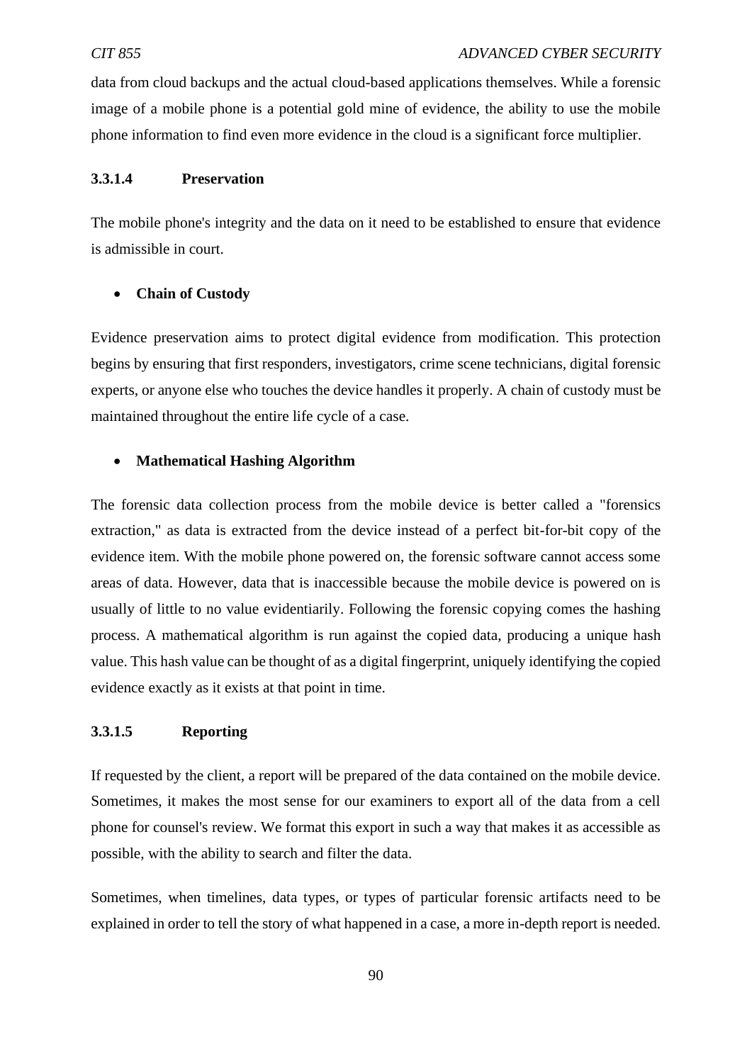data from cloud backups and the actual cloud-based applications themselves. While a forensic image of a mobile phone is a potential gold mine of evidence, the ability to use the mobile phone information to find even more evidence in the cloud is a significant force multiplier.

#### 3.3.1.4 Preservation

The mobile phone's integrity and the data on it need to be established to ensure that evidence is admissible in court.

- **Chain of Custody**

Evidence preservation aims to protect digital evidence from modification. This protection begins by ensuring that first responders, investigators, crime scene technicians, digital forensic experts, or anyone else who touches the device handles it properly. A chain of custody must be maintained throughout the entire life cycle of a case.

- **Mathematical Hashing Algorithm**

The forensic data collection process from the mobile device is better called a "forensics extraction," as data is extracted from the device instead of a perfect bit-for-bit copy of the evidence item. With the mobile phone powered on, the forensic software cannot access some areas of data. However, data that is inaccessible because the mobile device is powered on is usually of little to no value evidentiarily. Following the forensic copying comes the hashing process. A mathematical algorithm is run against the copied data, producing a unique hash value. This hash value can be thought of as a digital fingerprint, uniquely identifying the copied evidence exactly as it exists at that point in time.

#### 3.3.1.5 Reporting

If requested by the client, a report will be prepared of the data contained on the mobile device. Sometimes, it makes the most sense for our examiners to export all of the data from a cell phone for counsel's review. We format this export in such a way that makes it as accessible as possible, with the ability to search and filter the data.

Sometimes, when timelines, data types, or types of particular forensic artifacts need to be explained in order to tell the story of what happened in a case, a more in-depth report is needed.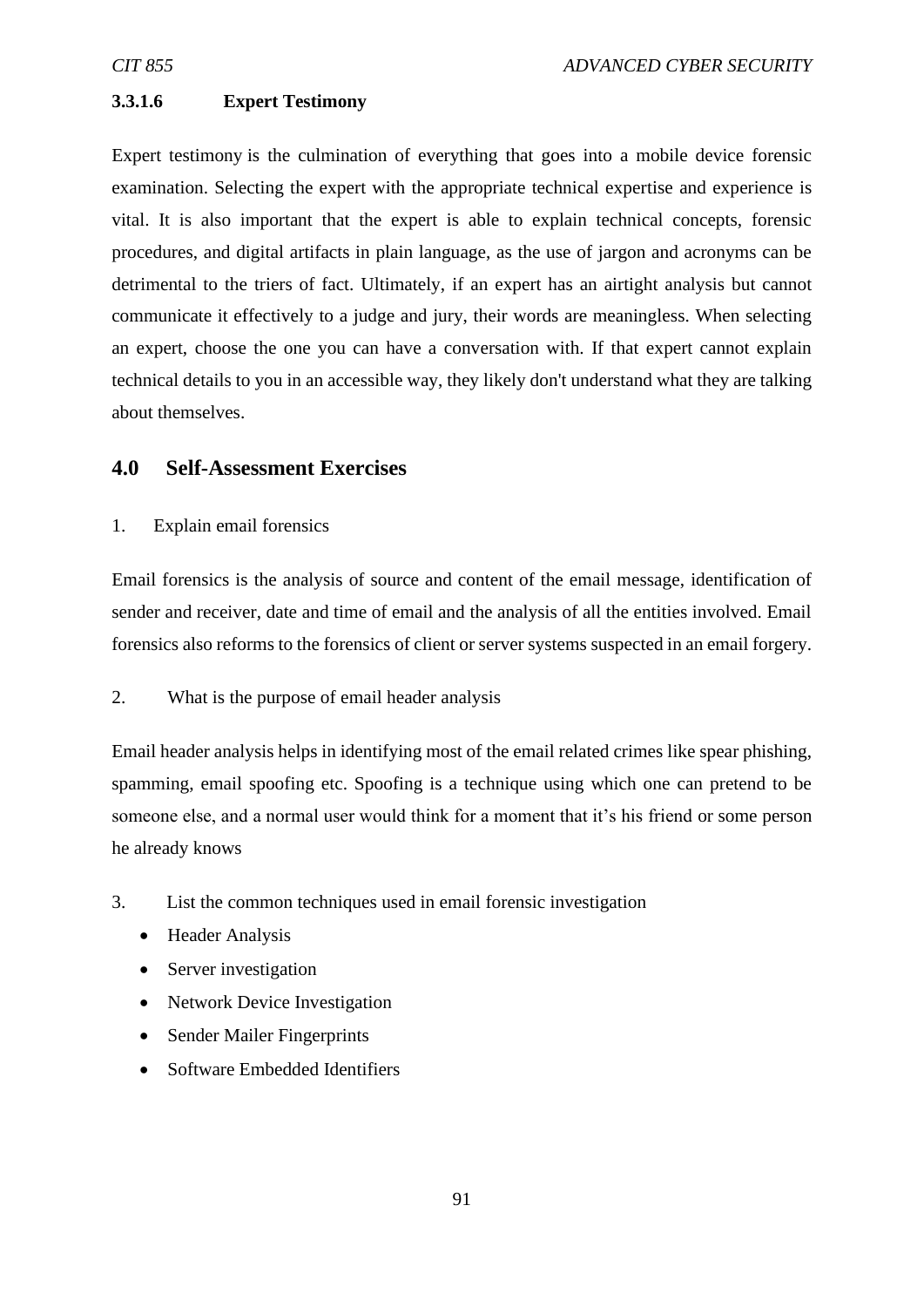#### 3.3.1.6 Expert Testimony

Expert testimony is the culmination of everything that goes into a mobile device forensic examination. Selecting the expert with the appropriate technical expertise and experience is vital. It is also important that the expert is able to explain technical concepts, forensic procedures, and digital artifacts in plain language, as the use of jargon and acronyms can be detrimental to the triers of fact. Ultimately, if an expert has an airtight analysis but cannot communicate it effectively to a judge and jury, their words are meaningless. When selecting an expert, choose the one you can have a conversation with. If that expert cannot explain technical details to you in an accessible way, they likely don't understand what they are talking about themselves.

## 4.0 Self-Assessment Exercises

1. Explain email forensics

Email forensics is the analysis of source and content of the email message, identification of sender and receiver, date and time of email and the analysis of all the entities involved. Email forensics also reforms to the forensics of client or server systems suspected in an email forgery.

2. What is the purpose of email header analysis

Email header analysis helps in identifying most of the email related crimes like spear phishing, spamming, email spoofing etc. Spoofing is a technique using which one can pretend to be someone else, and a normal user would think for a moment that it's his friend or some person he already knows

3. List the common techniques used in email forensic investigation

- Header Analysis
- Server investigation
- Network Device Investigation
- Sender Mailer Fingerprints
- Software Embedded Identifiers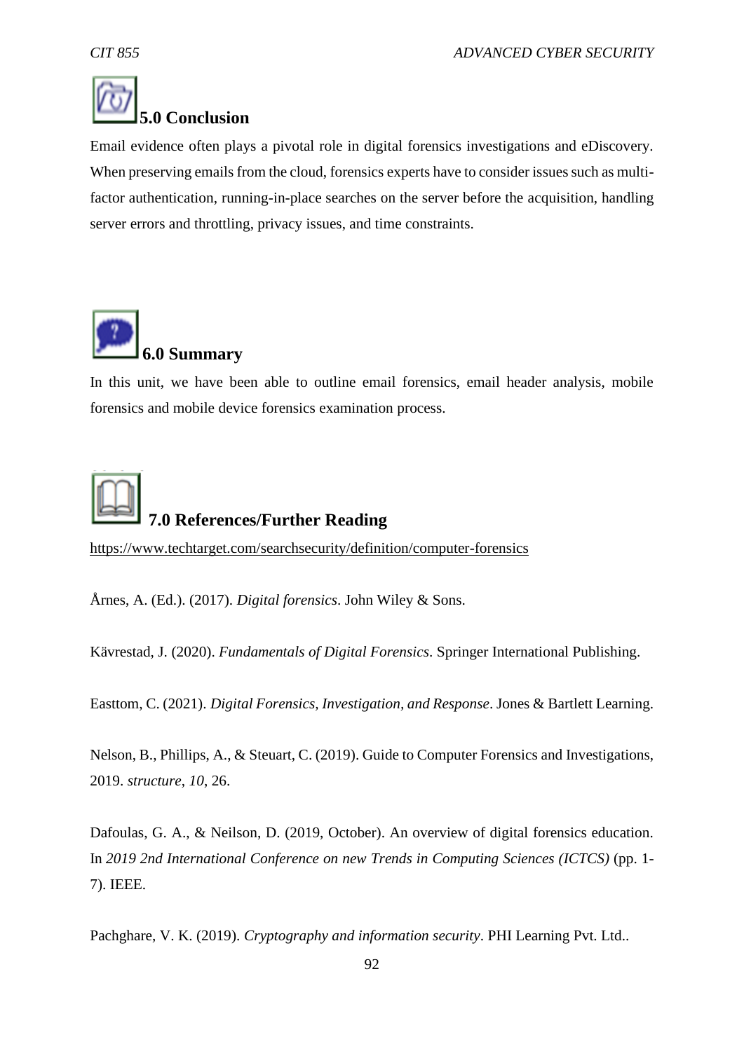## 5.0 Conclusion

Email evidence often plays a pivotal role in digital forensics investigations and eDiscovery. When preserving emails from the cloud, forensics experts have to consider issues such as multi-factor authentication, running-in-place searches on the server before the acquisition, handling server errors and throttling, privacy issues, and time constraints.

## 6.0 Summary

In this unit, we have been able to outline email forensics, email header analysis, mobile forensics and mobile device forensics examination process.

## 7.0 References/Further Reading

https://www.techtarget.com/searchsecurity/definition/computer-forensics

Årnes, A. (Ed.). (2017). *Digital forensics*. John Wiley & Sons.

Kävrestad, J. (2020). *Fundamentals of Digital Forensics*. Springer International Publishing.

Easttom, C. (2021). *Digital Forensics, Investigation, and Response*. Jones & Bartlett Learning.

Nelson, B., Phillips, A., & Steuart, C. (2019). Guide to Computer Forensics and Investigations, 2019. *structure*, *10*, 26.

Dafoulas, G. A., & Neilson, D. (2019, October). An overview of digital forensics education. In *2019 2nd International Conference on new Trends in Computing Sciences (ICTCS)* (pp. 1-7). IEEE.

Pachghare, V. K. (2019). *Cryptography and information security*. PHI Learning Pvt. Ltd..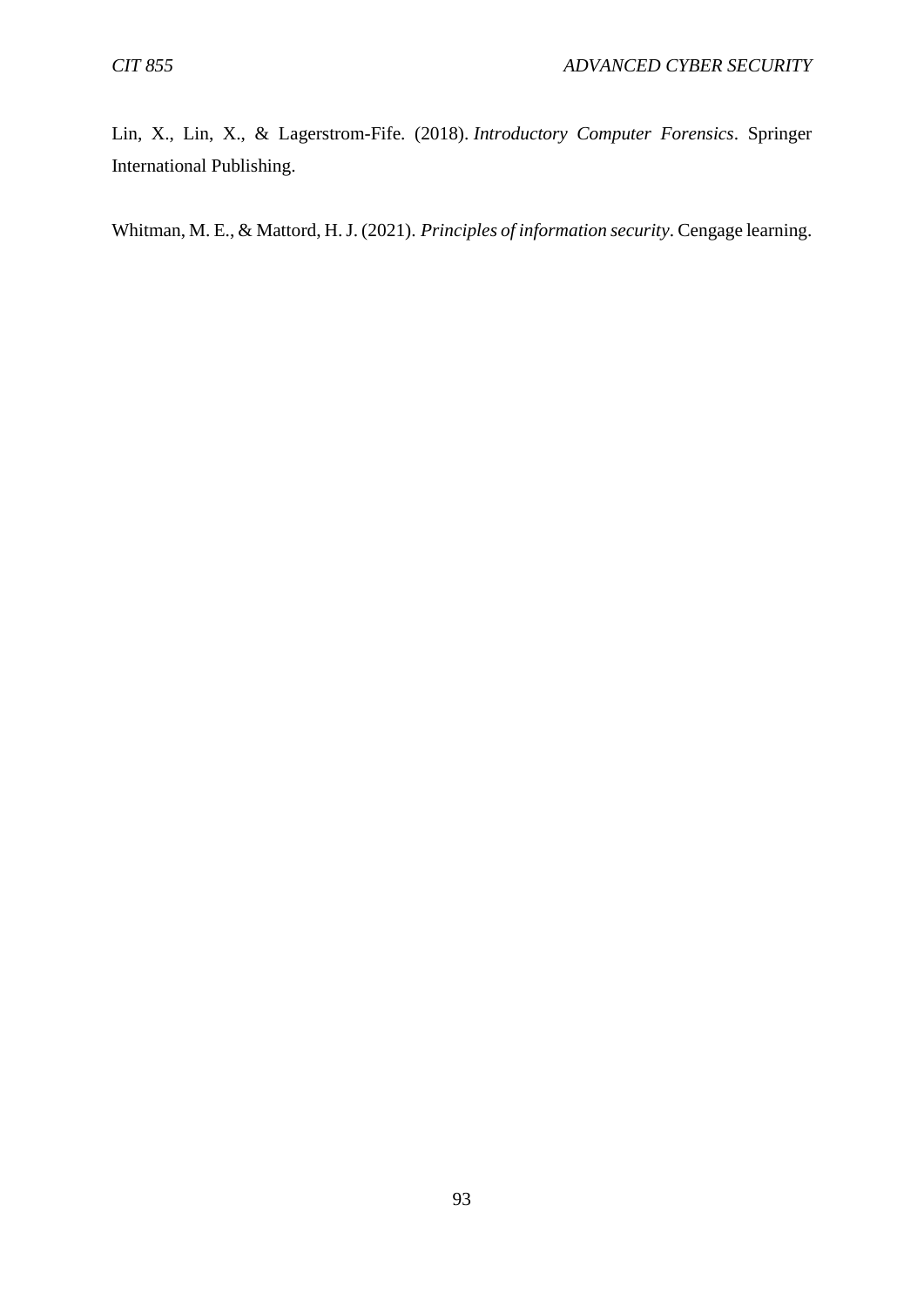Lin, X., Lin, X., & Lagerstrom-Fife. (2018). *Introductory Computer Forensics*. Springer International Publishing.

Whitman, M. E., & Mattord, H. J. (2021). *Principles of information security*. Cengage learning.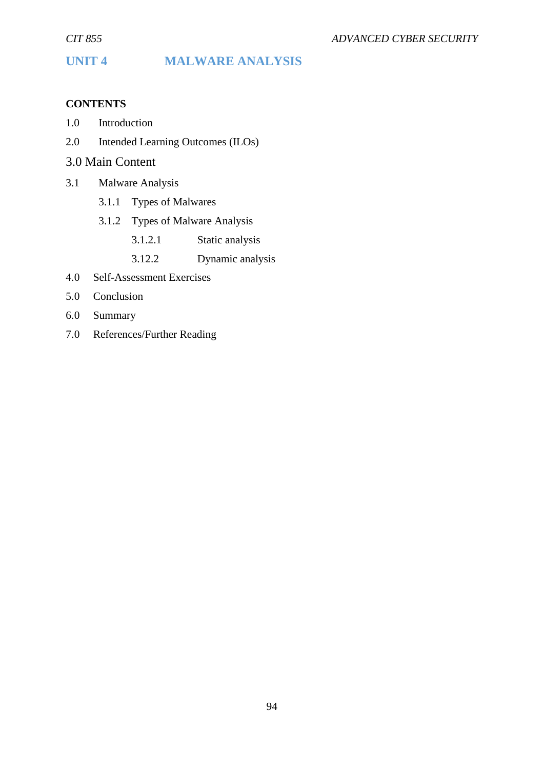# UNIT 4 MALWARE ANALYSIS

**CONTENTS**

1.0 Introduction

2.0 Intended Learning Outcomes (ILOs)

3.0 Main Content

3.1 Malware Analysis

- 3.1.1 Types of Malwares
- 3.1.2 Types of Malware Analysis
  - 3.1.2.1 Static analysis
  - 3.12.2 Dynamic analysis

4.0 Self-Assessment Exercises

5.0 Conclusion

6.0 Summary

7.0 References/Further Reading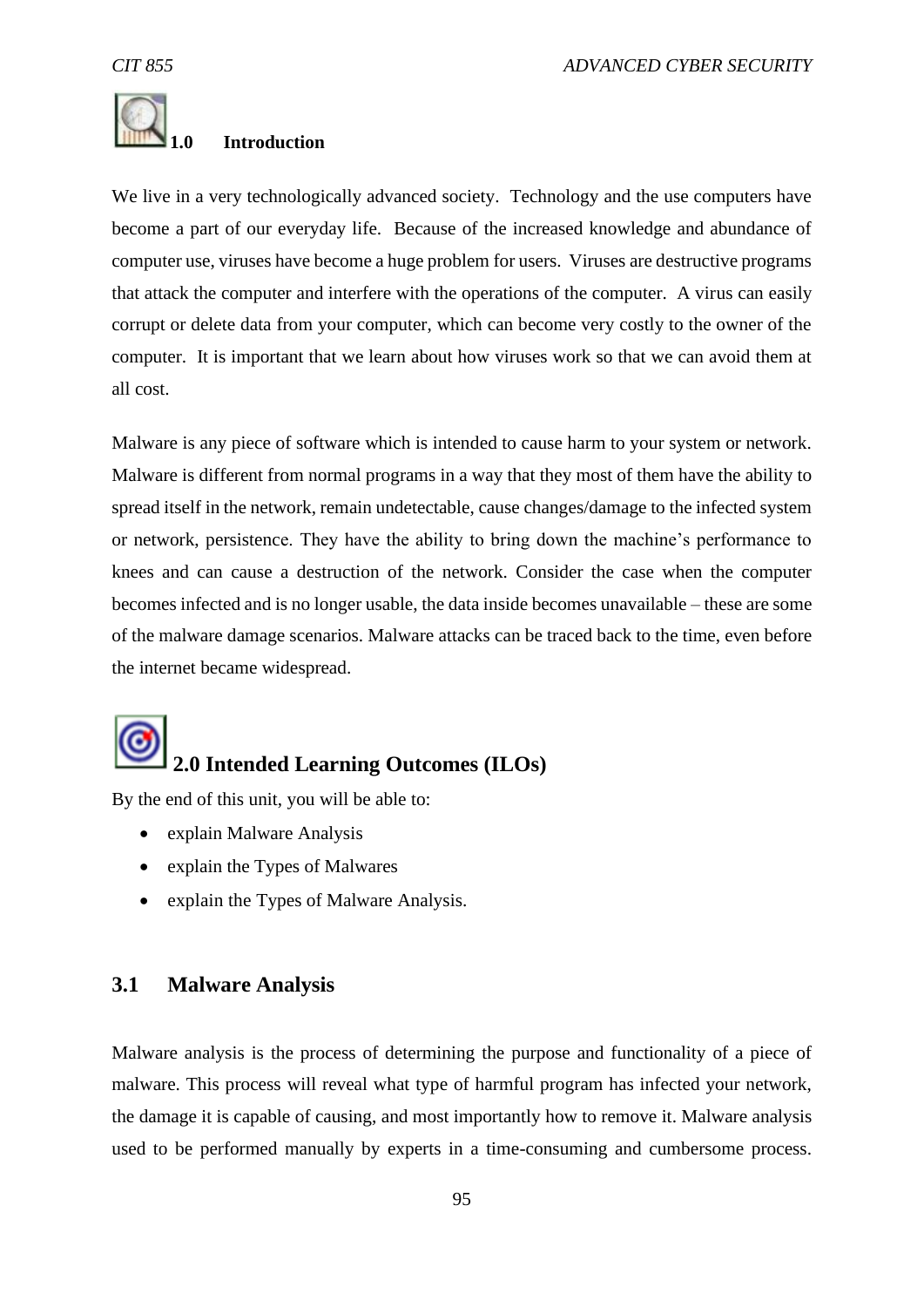## 1.0 Introduction

We live in a very technologically advanced society. Technology and the use computers have become a part of our everyday life. Because of the increased knowledge and abundance of computer use, viruses have become a huge problem for users. Viruses are destructive programs that attack the computer and interfere with the operations of the computer. A virus can easily corrupt or delete data from your computer, which can become very costly to the owner of the computer. It is important that we learn about how viruses work so that we can avoid them at all cost.

Malware is any piece of software which is intended to cause harm to your system or network. Malware is different from normal programs in a way that they most of them have the ability to spread itself in the network, remain undetectable, cause changes/damage to the infected system or network, persistence. They have the ability to bring down the machine's performance to knees and can cause a destruction of the network. Consider the case when the computer becomes infected and is no longer usable, the data inside becomes unavailable – these are some of the malware damage scenarios. Malware attacks can be traced back to the time, even before the internet became widespread.

## 2.0 Intended Learning Outcomes (ILOs)

By the end of this unit, you will be able to:

- explain Malware Analysis
- explain the Types of Malwares
- explain the Types of Malware Analysis.

## 3.1 Malware Analysis

Malware analysis is the process of determining the purpose and functionality of a piece of malware. This process will reveal what type of harmful program has infected your network, the damage it is capable of causing, and most importantly how to remove it. Malware analysis used to be performed manually by experts in a time-consuming and cumbersome process.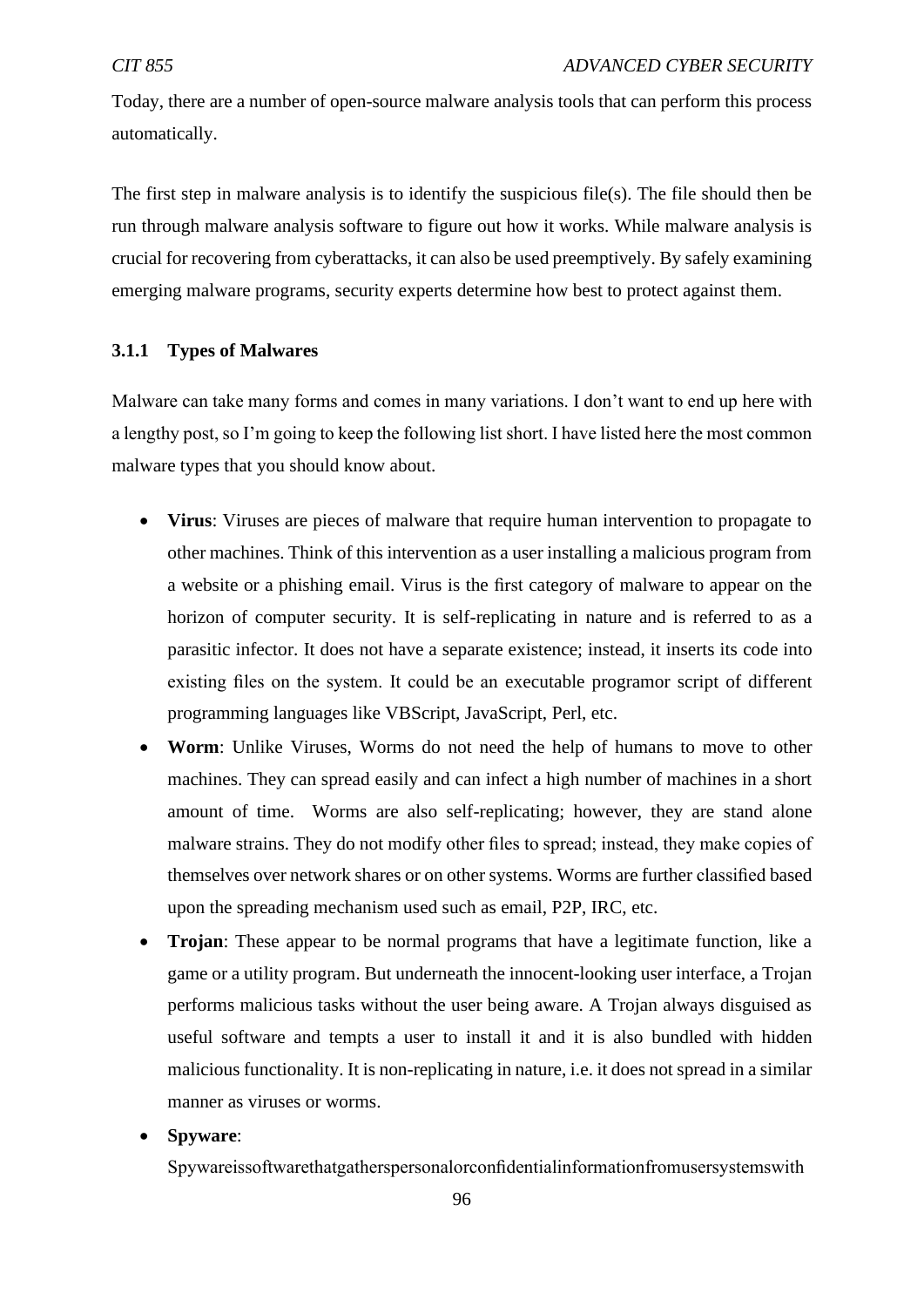Today, there are a number of open-source malware analysis tools that can perform this process automatically.

The first step in malware analysis is to identify the suspicious file(s). The file should then be run through malware analysis software to figure out how it works. While malware analysis is crucial for recovering from cyberattacks, it can also be used preemptively. By safely examining emerging malware programs, security experts determine how best to protect against them.

### 3.1.1 Types of Malwares

Malware can take many forms and comes in many variations. I don't want to end up here with a lengthy post, so I'm going to keep the following list short. I have listed here the most common malware types that you should know about.

- **Virus**: Viruses are pieces of malware that require human intervention to propagate to other machines. Think of this intervention as a user installing a malicious program from a website or a phishing email. Virus is the first category of malware to appear on the horizon of computer security. It is self-replicating in nature and is referred to as a parasitic infector. It does not have a separate existence; instead, it inserts its code into existing files on the system. It could be an executable programor script of different programming languages like VBScript, JavaScript, Perl, etc.
- **Worm**: Unlike Viruses, Worms do not need the help of humans to move to other machines. They can spread easily and can infect a high number of machines in a short amount of time. Worms are also self-replicating; however, they are stand alone malware strains. They do not modify other files to spread; instead, they make copies of themselves over network shares or on other systems. Worms are further classified based upon the spreading mechanism used such as email, P2P, IRC, etc.
- **Trojan**: These appear to be normal programs that have a legitimate function, like a game or a utility program. But underneath the innocent-looking user interface, a Trojan performs malicious tasks without the user being aware. A Trojan always disguised as useful software and tempts a user to install it and it is also bundled with hidden malicious functionality. It is non-replicating in nature, i.e. it does not spread in a similar manner as viruses or worms.
- **Spyware**:
  Spywareissoftwarethatgatherspersonalorconfidentialinformationfromusersystemswith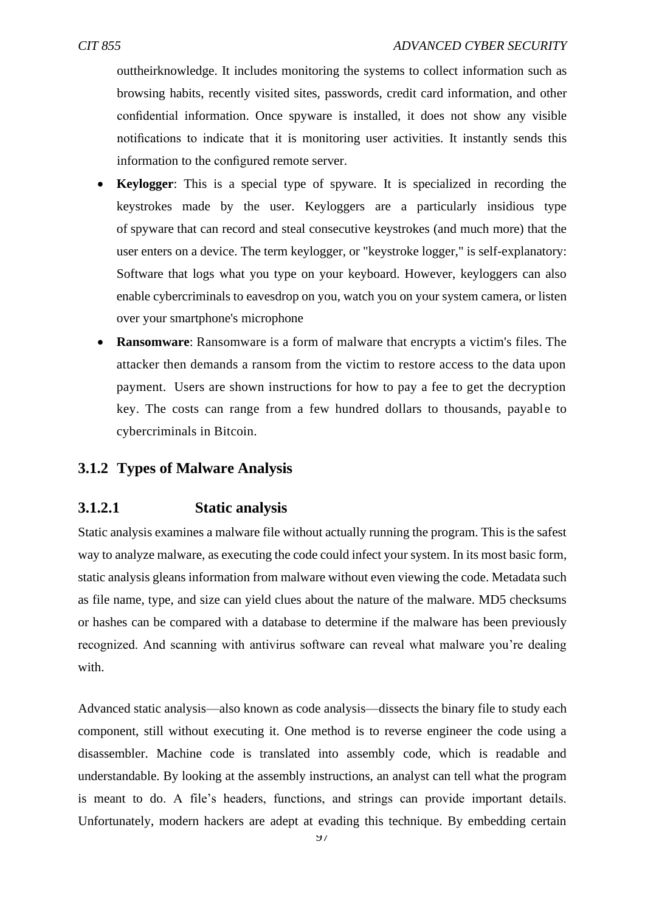outtheirknowledge. It includes monitoring the systems to collect information such as browsing habits, recently visited sites, passwords, credit card information, and other confidential information. Once spyware is installed, it does not show any visible notifications to indicate that it is monitoring user activities. It instantly sends this information to the configured remote server.

- **Keylogger**: This is a special type of spyware. It is specialized in recording the keystrokes made by the user. Keyloggers are a particularly insidious type of spyware that can record and steal consecutive keystrokes (and much more) that the user enters on a device. The term keylogger, or "keystroke logger," is self-explanatory: Software that logs what you type on your keyboard. However, keyloggers can also enable cybercriminals to eavesdrop on you, watch you on your system camera, or listen over your smartphone's microphone
- **Ransomware**: Ransomware is a form of malware that encrypts a victim's files. The attacker then demands a ransom from the victim to restore access to the data upon payment. Users are shown instructions for how to pay a fee to get the decryption key. The costs can range from a few hundred dollars to thousands, payable to cybercriminals in Bitcoin.

## 3.1.2 Types of Malware Analysis

### 3.1.2.1 Static analysis

Static analysis examines a malware file without actually running the program. This is the safest way to analyze malware, as executing the code could infect your system. In its most basic form, static analysis gleans information from malware without even viewing the code. Metadata such as file name, type, and size can yield clues about the nature of the malware. MD5 checksums or hashes can be compared with a database to determine if the malware has been previously recognized. And scanning with antivirus software can reveal what malware you're dealing with.

Advanced static analysis—also known as code analysis—dissects the binary file to study each component, still without executing it. One method is to reverse engineer the code using a disassembler. Machine code is translated into assembly code, which is readable and understandable. By looking at the assembly instructions, an analyst can tell what the program is meant to do. A file's headers, functions, and strings can provide important details. Unfortunately, modern hackers are adept at evading this technique. By embedding certain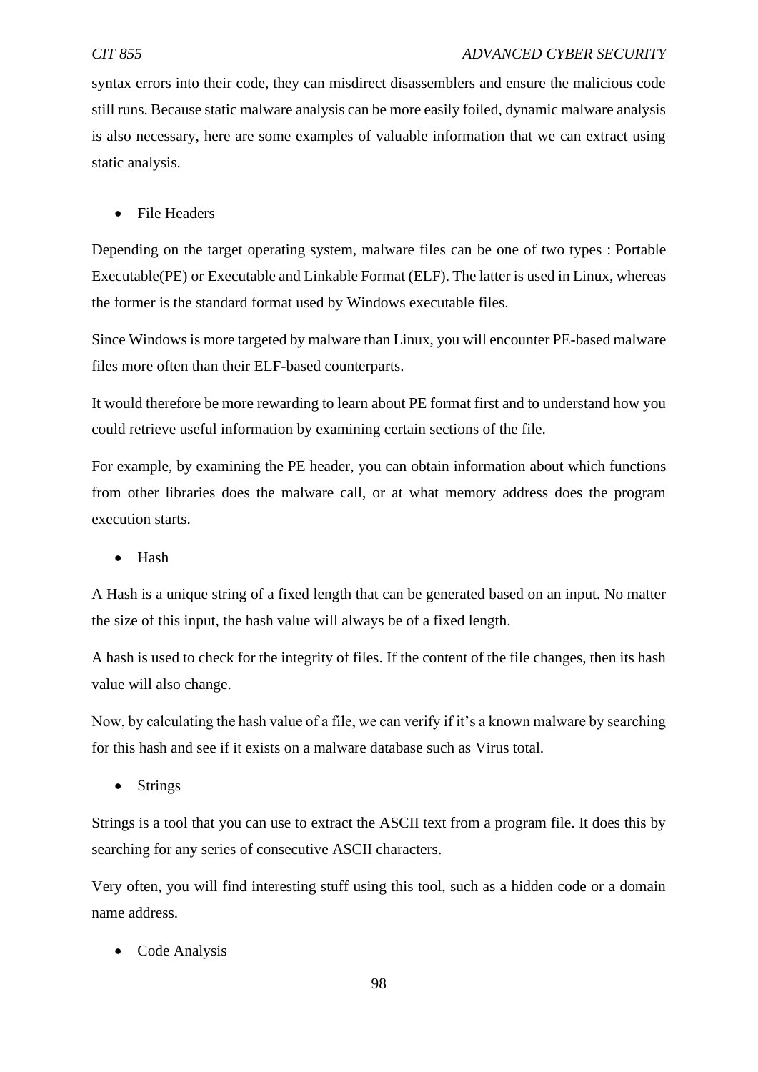syntax errors into their code, they can misdirect disassemblers and ensure the malicious code still runs. Because static malware analysis can be more easily foiled, dynamic malware analysis is also necessary, here are some examples of valuable information that we can extract using static analysis.

- File Headers

Depending on the target operating system, malware files can be one of two types : Portable Executable(PE) or Executable and Linkable Format (ELF). The latter is used in Linux, whereas the former is the standard format used by Windows executable files.

Since Windows is more targeted by malware than Linux, you will encounter PE-based malware files more often than their ELF-based counterparts.

It would therefore be more rewarding to learn about PE format first and to understand how you could retrieve useful information by examining certain sections of the file.

For example, by examining the PE header, you can obtain information about which functions from other libraries does the malware call, or at what memory address does the program execution starts.

- Hash

A Hash is a unique string of a fixed length that can be generated based on an input. No matter the size of this input, the hash value will always be of a fixed length.

A hash is used to check for the integrity of files. If the content of the file changes, then its hash value will also change.

Now, by calculating the hash value of a file, we can verify if it's a known malware by searching for this hash and see if it exists on a malware database such as Virus total.

- Strings

Strings is a tool that you can use to extract the ASCII text from a program file. It does this by searching for any series of consecutive ASCII characters.

Very often, you will find interesting stuff using this tool, such as a hidden code or a domain name address.

- Code Analysis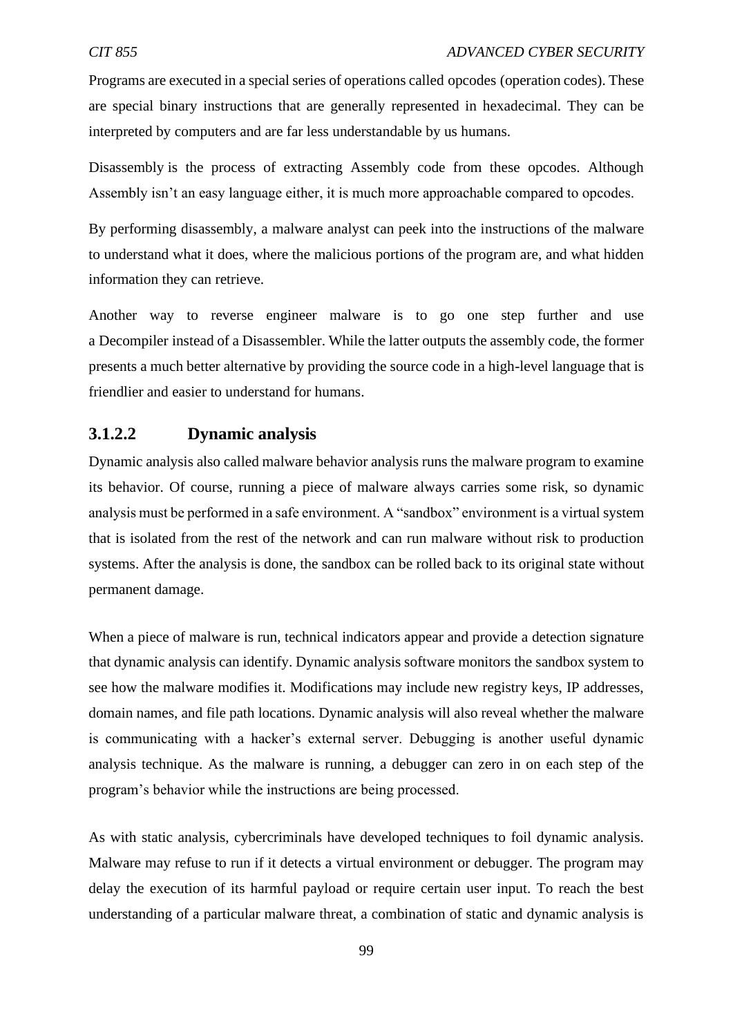Programs are executed in a special series of operations called opcodes (operation codes). These are special binary instructions that are generally represented in hexadecimal. They can be interpreted by computers and are far less understandable by us humans.

Disassembly is the process of extracting Assembly code from these opcodes. Although Assembly isn't an easy language either, it is much more approachable compared to opcodes.

By performing disassembly, a malware analyst can peek into the instructions of the malware to understand what it does, where the malicious portions of the program are, and what hidden information they can retrieve.

Another way to reverse engineer malware is to go one step further and use a Decompiler instead of a Disassembler. While the latter outputs the assembly code, the former presents a much better alternative by providing the source code in a high-level language that is friendlier and easier to understand for humans.

#### 3.1.2.2 Dynamic analysis

Dynamic analysis also called malware behavior analysis runs the malware program to examine its behavior. Of course, running a piece of malware always carries some risk, so dynamic analysis must be performed in a safe environment. A "sandbox" environment is a virtual system that is isolated from the rest of the network and can run malware without risk to production systems. After the analysis is done, the sandbox can be rolled back to its original state without permanent damage.

When a piece of malware is run, technical indicators appear and provide a detection signature that dynamic analysis can identify. Dynamic analysis software monitors the sandbox system to see how the malware modifies it. Modifications may include new registry keys, IP addresses, domain names, and file path locations. Dynamic analysis will also reveal whether the malware is communicating with a hacker's external server. Debugging is another useful dynamic analysis technique. As the malware is running, a debugger can zero in on each step of the program's behavior while the instructions are being processed.

As with static analysis, cybercriminals have developed techniques to foil dynamic analysis. Malware may refuse to run if it detects a virtual environment or debugger. The program may delay the execution of its harmful payload or require certain user input. To reach the best understanding of a particular malware threat, a combination of static and dynamic analysis is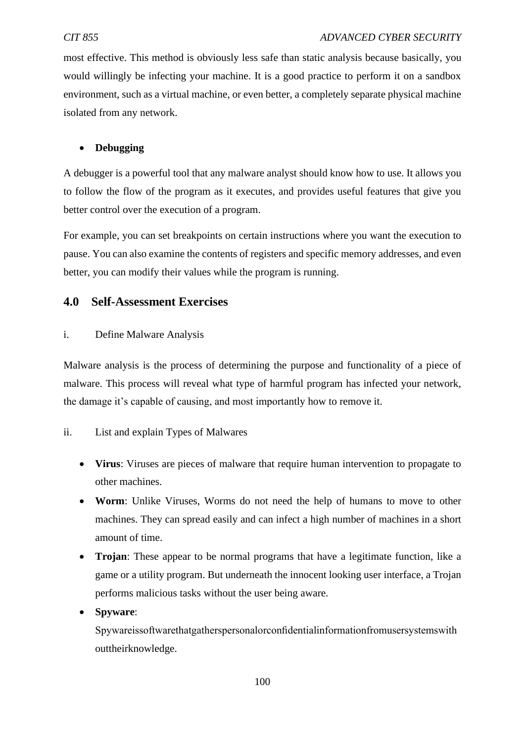most effective. This method is obviously less safe than static analysis because basically, you would willingly be infecting your machine. It is a good practice to perform it on a sandbox environment, such as a virtual machine, or even better, a completely separate physical machine isolated from any network.

- **Debugging**

A debugger is a powerful tool that any malware analyst should know how to use. It allows you to follow the flow of the program as it executes, and provides useful features that give you better control over the execution of a program.

For example, you can set breakpoints on certain instructions where you want the execution to pause. You can also examine the contents of registers and specific memory addresses, and even better, you can modify their values while the program is running.

## 4.0 Self-Assessment Exercises

i. Define Malware Analysis

Malware analysis is the process of determining the purpose and functionality of a piece of malware. This process will reveal what type of harmful program has infected your network, the damage it's capable of causing, and most importantly how to remove it.

ii. List and explain Types of Malwares

- **Virus**: Viruses are pieces of malware that require human intervention to propagate to other machines.
- **Worm**: Unlike Viruses, Worms do not need the help of humans to move to other machines. They can spread easily and can infect a high number of machines in a short amount of time.
- **Trojan**: These appear to be normal programs that have a legitimate function, like a game or a utility program. But underneath the innocent looking user interface, a Trojan performs malicious tasks without the user being aware.
- **Spyware**: Spywareissoftwarethatgatherspersonalorconfidentialinformationfromusersystemswithouttheirknowledge.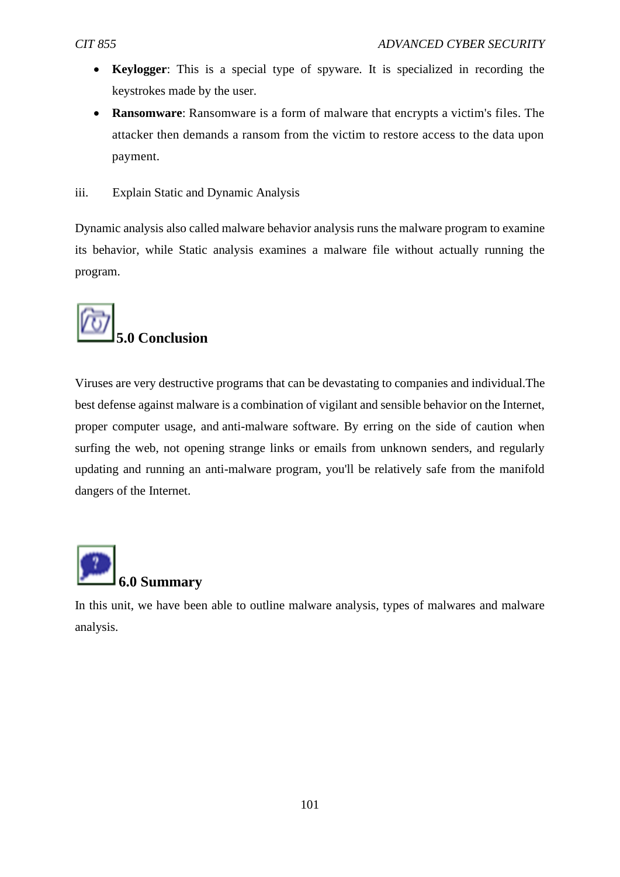- **Keylogger**: This is a special type of spyware. It is specialized in recording the keystrokes made by the user.
- **Ransomware**: Ransomware is a form of malware that encrypts a victim's files. The attacker then demands a ransom from the victim to restore access to the data upon payment.

iii. Explain Static and Dynamic Analysis

Dynamic analysis also called malware behavior analysis runs the malware program to examine its behavior, while Static analysis examines a malware file without actually running the program.

## 5.0 Conclusion

Viruses are very destructive programs that can be devastating to companies and individual.The best defense against malware is a combination of vigilant and sensible behavior on the Internet, proper computer usage, and anti-malware software. By erring on the side of caution when surfing the web, not opening strange links or emails from unknown senders, and regularly updating and running an anti-malware program, you'll be relatively safe from the manifold dangers of the Internet.

## 6.0 Summary

In this unit, we have been able to outline malware analysis, types of malwares and malware analysis.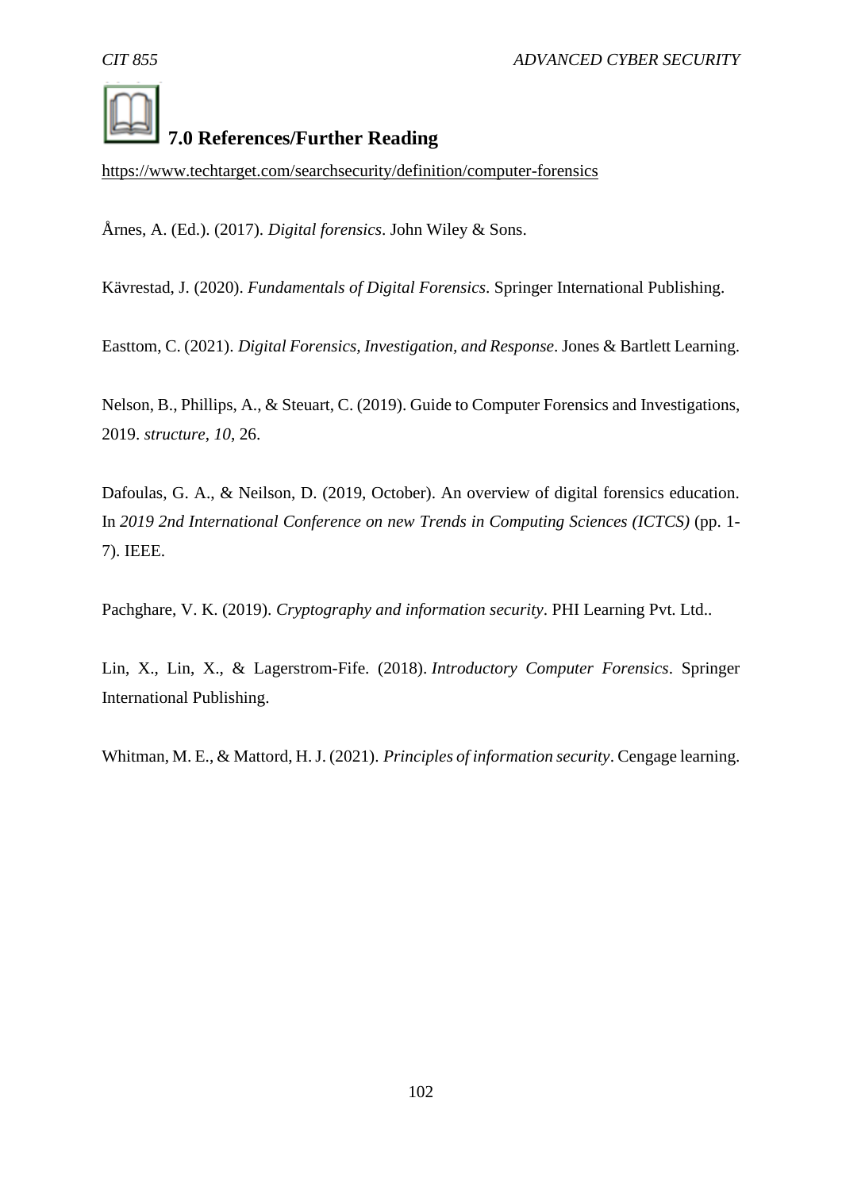## 7.0 References/Further Reading

https://www.techtarget.com/searchsecurity/definition/computer-forensics

Årnes, A. (Ed.). (2017). *Digital forensics*. John Wiley & Sons.

Kävrestad, J. (2020). *Fundamentals of Digital Forensics*. Springer International Publishing.

Easttom, C. (2021). *Digital Forensics, Investigation, and Response*. Jones & Bartlett Learning.

Nelson, B., Phillips, A., & Steuart, C. (2019). Guide to Computer Forensics and Investigations, 2019. *structure*, *10*, 26.

Dafoulas, G. A., & Neilson, D. (2019, October). An overview of digital forensics education. In *2019 2nd International Conference on new Trends in Computing Sciences (ICTCS)* (pp. 1-7). IEEE.

Pachghare, V. K. (2019). *Cryptography and information security*. PHI Learning Pvt. Ltd..

Lin, X., Lin, X., & Lagerstrom-Fife. (2018). *Introductory Computer Forensics*. Springer International Publishing.

Whitman, M. E., & Mattord, H. J. (2021). *Principles of information security*. Cengage learning.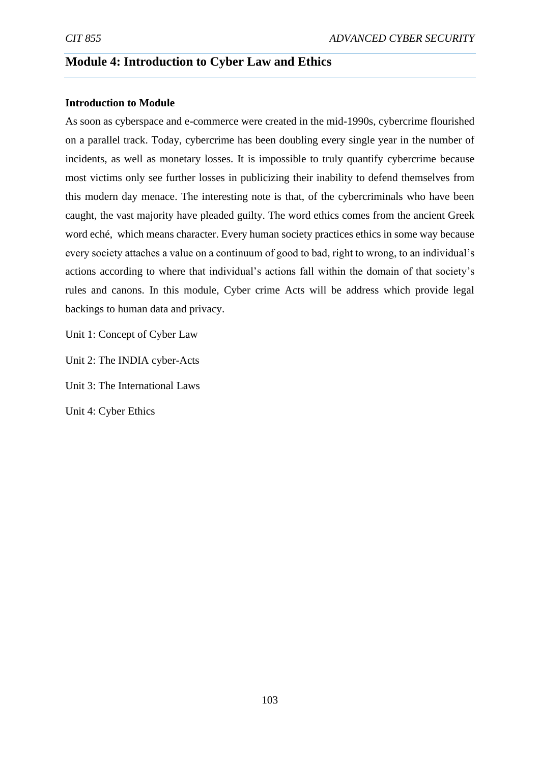# Module 4: Introduction to Cyber Law and Ethics

**Introduction to Module**

As soon as cyberspace and e-commerce were created in the mid-1990s, cybercrime flourished on a parallel track. Today, cybercrime has been doubling every single year in the number of incidents, as well as monetary losses. It is impossible to truly quantify cybercrime because most victims only see further losses in publicizing their inability to defend themselves from this modern day menace. The interesting note is that, of the cybercriminals who have been caught, the vast majority have pleaded guilty. The word ethics comes from the ancient Greek word eché, which means character. Every human society practices ethics in some way because every society attaches a value on a continuum of good to bad, right to wrong, to an individual's actions according to where that individual's actions fall within the domain of that society's rules and canons. In this module, Cyber crime Acts will be address which provide legal backings to human data and privacy.

Unit 1: Concept of Cyber Law

Unit 2: The INDIA cyber-Acts

Unit 3: The International Laws

Unit 4: Cyber Ethics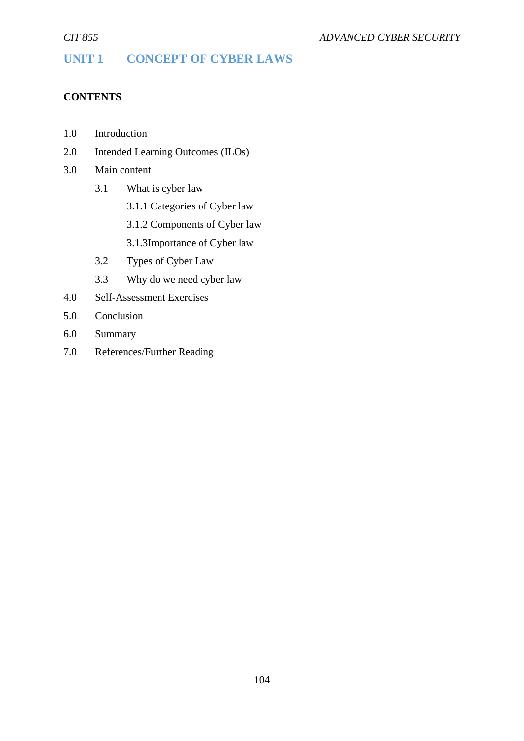# UNIT 1 CONCEPT OF CYBER LAWS

**CONTENTS**

1.0 Introduction
2.0 Intended Learning Outcomes (ILOs)
3.0 Main content
    3.1 What is cyber law
        3.1.1 Categories of Cyber law
        3.1.2 Components of Cyber law
        3.1.3Importance of Cyber law
    3.2 Types of Cyber Law
    3.3 Why do we need cyber law
4.0 Self-Assessment Exercises
5.0 Conclusion
6.0 Summary
7.0 References/Further Reading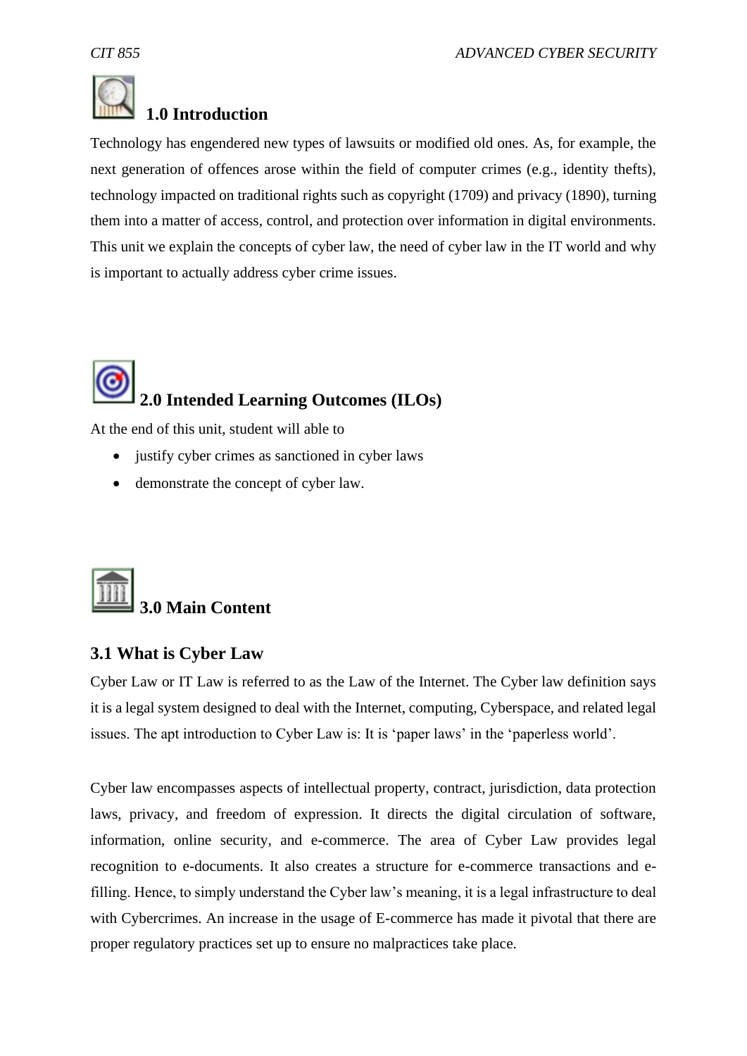## 1.0 Introduction

Technology has engendered new types of lawsuits or modified old ones. As, for example, the next generation of offences arose within the field of computer crimes (e.g., identity thefts), technology impacted on traditional rights such as copyright (1709) and privacy (1890), turning them into a matter of access, control, and protection over information in digital environments. This unit we explain the concepts of cyber law, the need of cyber law in the IT world and why is important to actually address cyber crime issues.

## 2.0 Intended Learning Outcomes (ILOs)

At the end of this unit, student will able to

- justify cyber crimes as sanctioned in cyber laws
- demonstrate the concept of cyber law.

## 3.0 Main Content

### 3.1 What is Cyber Law

Cyber Law or IT Law is referred to as the Law of the Internet. The Cyber law definition says it is a legal system designed to deal with the Internet, computing, Cyberspace, and related legal issues. The apt introduction to Cyber Law is: It is 'paper laws' in the 'paperless world'.

Cyber law encompasses aspects of intellectual property, contract, jurisdiction, data protection laws, privacy, and freedom of expression. It directs the digital circulation of software, information, online security, and e-commerce. The area of Cyber Law provides legal recognition to e-documents. It also creates a structure for e-commerce transactions and e-filling. Hence, to simply understand the Cyber law's meaning, it is a legal infrastructure to deal with Cybercrimes. An increase in the usage of E-commerce has made it pivotal that there are proper regulatory practices set up to ensure no malpractices take place.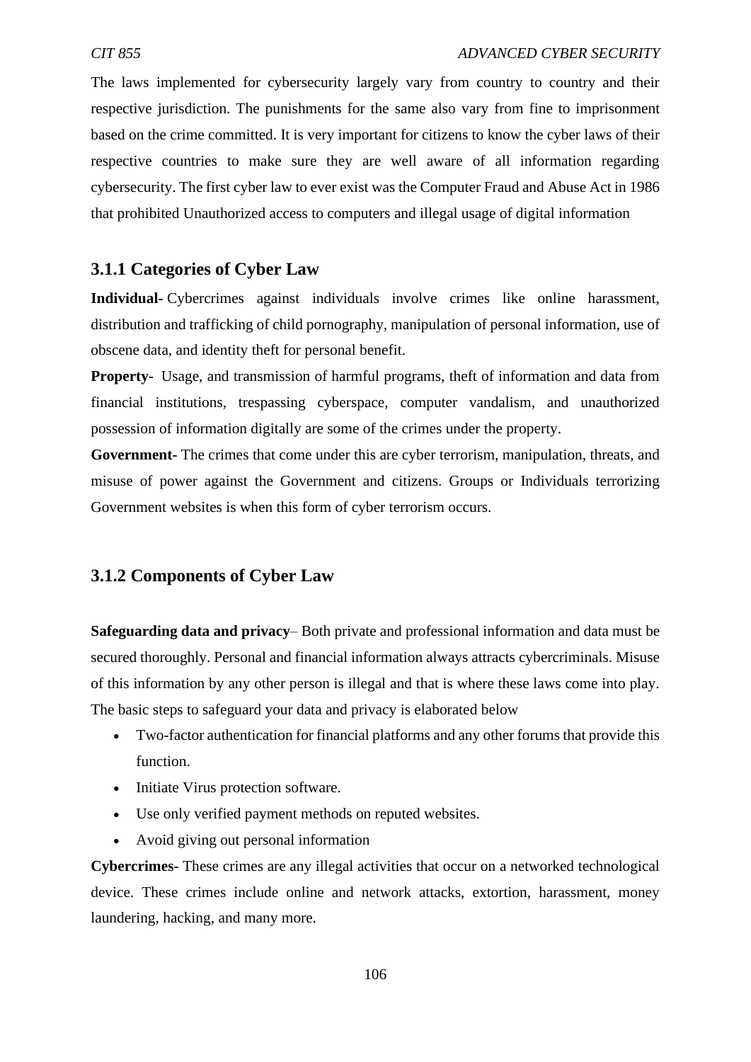The laws implemented for cybersecurity largely vary from country to country and their respective jurisdiction. The punishments for the same also vary from fine to imprisonment based on the crime committed. It is very important for citizens to know the cyber laws of their respective countries to make sure they are well aware of all information regarding cybersecurity. The first cyber law to ever exist was the Computer Fraud and Abuse Act in 1986 that prohibited Unauthorized access to computers and illegal usage of digital information

### 3.1.1 Categories of Cyber Law

**Individual-** Cybercrimes against individuals involve crimes like online harassment, distribution and trafficking of child pornography, manipulation of personal information, use of obscene data, and identity theft for personal benefit.

**Property-** Usage, and transmission of harmful programs, theft of information and data from financial institutions, trespassing cyberspace, computer vandalism, and unauthorized possession of information digitally are some of the crimes under the property.

**Government-** The crimes that come under this are cyber terrorism, manipulation, threats, and misuse of power against the Government and citizens. Groups or Individuals terrorizing Government websites is when this form of cyber terrorism occurs.

### 3.1.2 Components of Cyber Law

**Safeguarding data and privacy**– Both private and professional information and data must be secured thoroughly. Personal and financial information always attracts cybercriminals. Misuse of this information by any other person is illegal and that is where these laws come into play. The basic steps to safeguard your data and privacy is elaborated below

- Two-factor authentication for financial platforms and any other forums that provide this function.
- Initiate Virus protection software.
- Use only verified payment methods on reputed websites.
- Avoid giving out personal information

**Cybercrimes-** These crimes are any illegal activities that occur on a networked technological device. These crimes include online and network attacks, extortion, harassment, money laundering, hacking, and many more.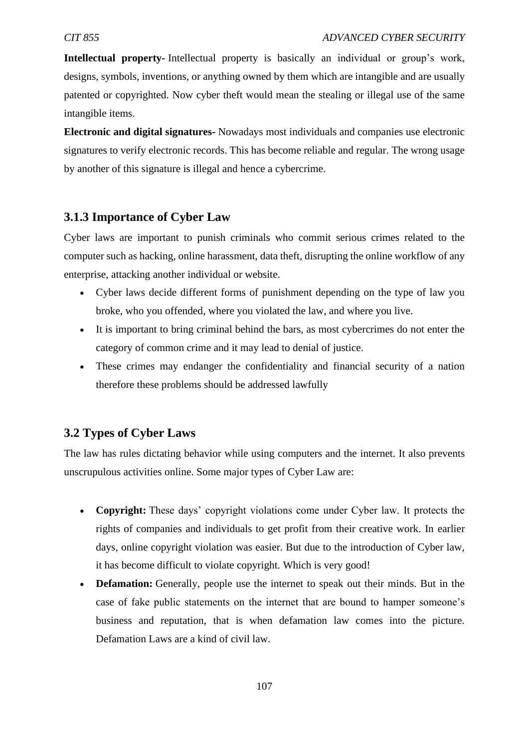**Intellectual property-** Intellectual property is basically an individual or group's work, designs, symbols, inventions, or anything owned by them which are intangible and are usually patented or copyrighted. Now cyber theft would mean the stealing or illegal use of the same intangible items.

**Electronic and digital signatures-** Nowadays most individuals and companies use electronic signatures to verify electronic records. This has become reliable and regular. The wrong usage by another of this signature is illegal and hence a cybercrime.

### 3.1.3 Importance of Cyber Law

Cyber laws are important to punish criminals who commit serious crimes related to the computer such as hacking, online harassment, data theft, disrupting the online workflow of any enterprise, attacking another individual or website.

- Cyber laws decide different forms of punishment depending on the type of law you broke, who you offended, where you violated the law, and where you live.
- It is important to bring criminal behind the bars, as most cybercrimes do not enter the category of common crime and it may lead to denial of justice.
- These crimes may endanger the confidentiality and financial security of a nation therefore these problems should be addressed lawfully

## 3.2 Types of Cyber Laws

The law has rules dictating behavior while using computers and the internet. It also prevents unscrupulous activities online. Some major types of Cyber Law are:

- **Copyright:** These days' copyright violations come under Cyber law. It protects the rights of companies and individuals to get profit from their creative work. In earlier days, online copyright violation was easier. But due to the introduction of Cyber law, it has become difficult to violate copyright. Which is very good!
- **Defamation:** Generally, people use the internet to speak out their minds. But in the case of fake public statements on the internet that are bound to hamper someone's business and reputation, that is when defamation law comes into the picture. Defamation Laws are a kind of civil law.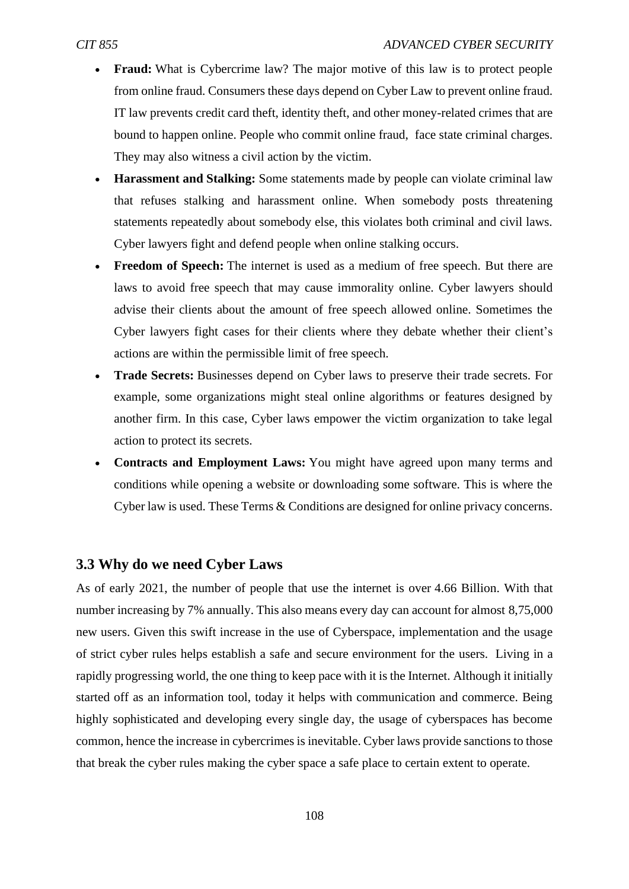- **Fraud:** What is Cybercrime law? The major motive of this law is to protect people from online fraud. Consumers these days depend on Cyber Law to prevent online fraud. IT law prevents credit card theft, identity theft, and other money-related crimes that are bound to happen online. People who commit online fraud, face state criminal charges. They may also witness a civil action by the victim.
- **Harassment and Stalking:** Some statements made by people can violate criminal law that refuses stalking and harassment online. When somebody posts threatening statements repeatedly about somebody else, this violates both criminal and civil laws. Cyber lawyers fight and defend people when online stalking occurs.
- **Freedom of Speech:** The internet is used as a medium of free speech. But there are laws to avoid free speech that may cause immorality online. Cyber lawyers should advise their clients about the amount of free speech allowed online. Sometimes the Cyber lawyers fight cases for their clients where they debate whether their client's actions are within the permissible limit of free speech.
- **Trade Secrets:** Businesses depend on Cyber laws to preserve their trade secrets. For example, some organizations might steal online algorithms or features designed by another firm. In this case, Cyber laws empower the victim organization to take legal action to protect its secrets.
- **Contracts and Employment Laws:** You might have agreed upon many terms and conditions while opening a website or downloading some software. This is where the Cyber law is used. These Terms & Conditions are designed for online privacy concerns.

## 3.3 Why do we need Cyber Laws

As of early 2021, the number of people that use the internet is over 4.66 Billion. With that number increasing by 7% annually. This also means every day can account for almost 8,75,000 new users. Given this swift increase in the use of Cyberspace, implementation and the usage of strict cyber rules helps establish a safe and secure environment for the users. Living in a rapidly progressing world, the one thing to keep pace with it is the Internet. Although it initially started off as an information tool, today it helps with communication and commerce. Being highly sophisticated and developing every single day, the usage of cyberspaces has become common, hence the increase in cybercrimes is inevitable. Cyber laws provide sanctions to those that break the cyber rules making the cyber space a safe place to certain extent to operate.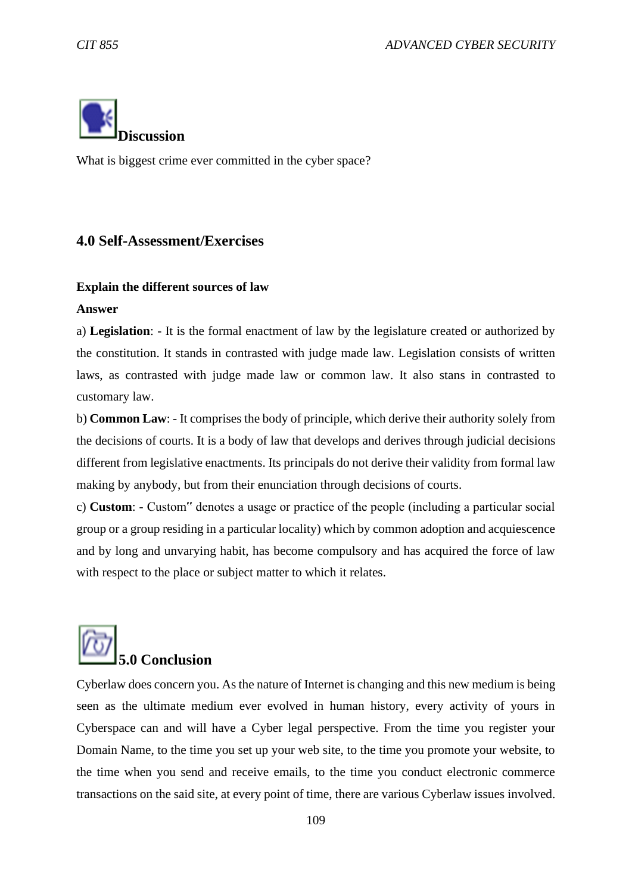## Discussion

What is biggest crime ever committed in the cyber space?

## 4.0 Self-Assessment/Exercises

**Explain the different sources of law**

**Answer**

a) **Legislation**: - It is the formal enactment of law by the legislature created or authorized by the constitution. It stands in contrasted with judge made law. Legislation consists of written laws, as contrasted with judge made law or common law. It also stans in contrasted to customary law.

b) **Common Law**: - It comprises the body of principle, which derive their authority solely from the decisions of courts. It is a body of law that develops and derives through judicial decisions different from legislative enactments. Its principals do not derive their validity from formal law making by anybody, but from their enunciation through decisions of courts.

c) **Custom**: - Custom‟ denotes a usage or practice of the people (including a particular social group or a group residing in a particular locality) which by common adoption and acquiescence and by long and unvarying habit, has become compulsory and has acquired the force of law with respect to the place or subject matter to which it relates.

## 5.0 Conclusion

Cyberlaw does concern you. As the nature of Internet is changing and this new medium is being seen as the ultimate medium ever evolved in human history, every activity of yours in Cyberspace can and will have a Cyber legal perspective. From the time you register your Domain Name, to the time you set up your web site, to the time you promote your website, to the time when you send and receive emails, to the time you conduct electronic commerce transactions on the said site, at every point of time, there are various Cyberlaw issues involved.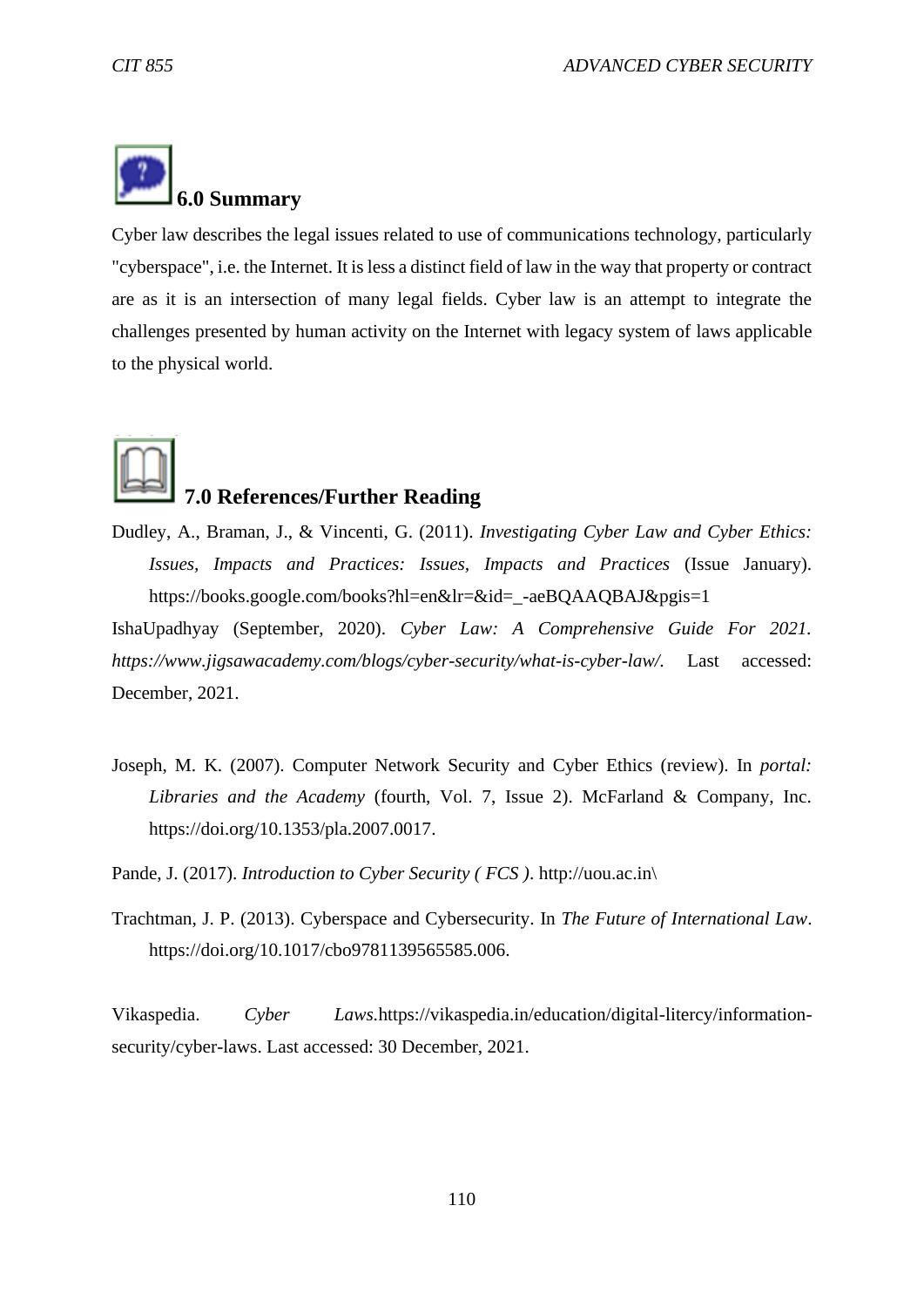## 6.0 Summary

Cyber law describes the legal issues related to use of communications technology, particularly "cyberspace", i.e. the Internet. It is less a distinct field of law in the way that property or contract are as it is an intersection of many legal fields. Cyber law is an attempt to integrate the challenges presented by human activity on the Internet with legacy system of laws applicable to the physical world.

## 7.0 References/Further Reading

Dudley, A., Braman, J., & Vincenti, G. (2011). *Investigating Cyber Law and Cyber Ethics: Issues, Impacts and Practices: Issues, Impacts and Practices* (Issue January). https://books.google.com/books?hl=en&lr=&id=_-aeBQAAQBAJ&pgis=1

IshaUpadhyay (September, 2020). *Cyber Law: A Comprehensive Guide For 2021. https://www.jigsawacademy.com/blogs/cyber-security/what-is-cyber-law/.* Last accessed: December, 2021.

Joseph, M. K. (2007). Computer Network Security and Cyber Ethics (review). In *portal: Libraries and the Academy* (fourth, Vol. 7, Issue 2). McFarland & Company, Inc. https://doi.org/10.1353/pla.2007.0017.

Pande, J. (2017). *Introduction to Cyber Security ( FCS )*. http://uou.ac.in\

Trachtman, J. P. (2013). Cyberspace and Cybersecurity. In *The Future of International Law*. https://doi.org/10.1017/cbo9781139565585.006.

Vikaspedia. *Cyber Laws*.https://vikaspedia.in/education/digital-litercy/information-security/cyber-laws. Last accessed: 30 December, 2021.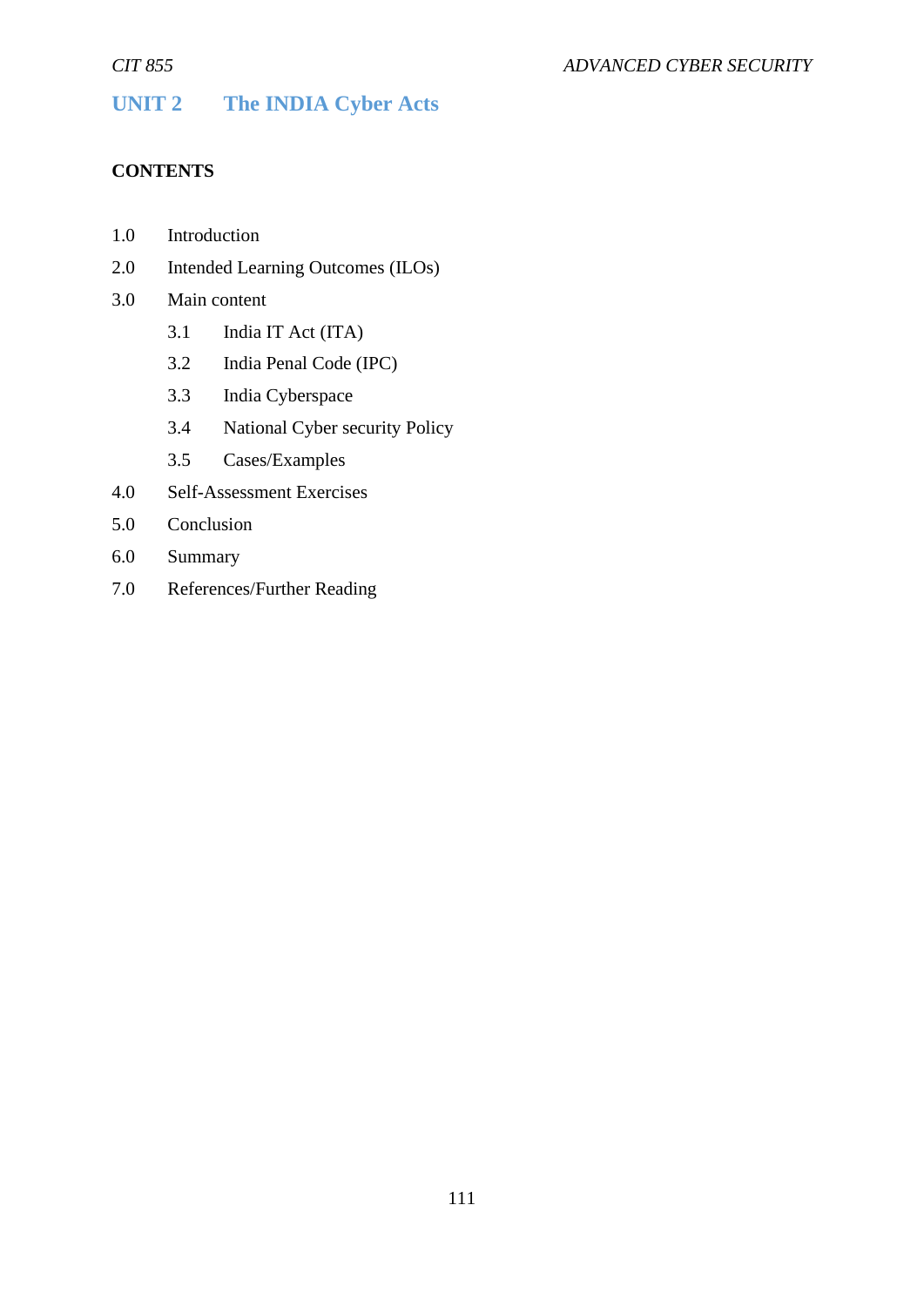## UNIT 2 The INDIA Cyber Acts

**CONTENTS**

1.0 Introduction

2.0 Intended Learning Outcomes (ILOs)

3.0 Main content

    3.1 India IT Act (ITA)

    3.2 India Penal Code (IPC)

    3.3 India Cyberspace

    3.4 National Cyber security Policy

    3.5 Cases/Examples

4.0 Self-Assessment Exercises

5.0 Conclusion

6.0 Summary

7.0 References/Further Reading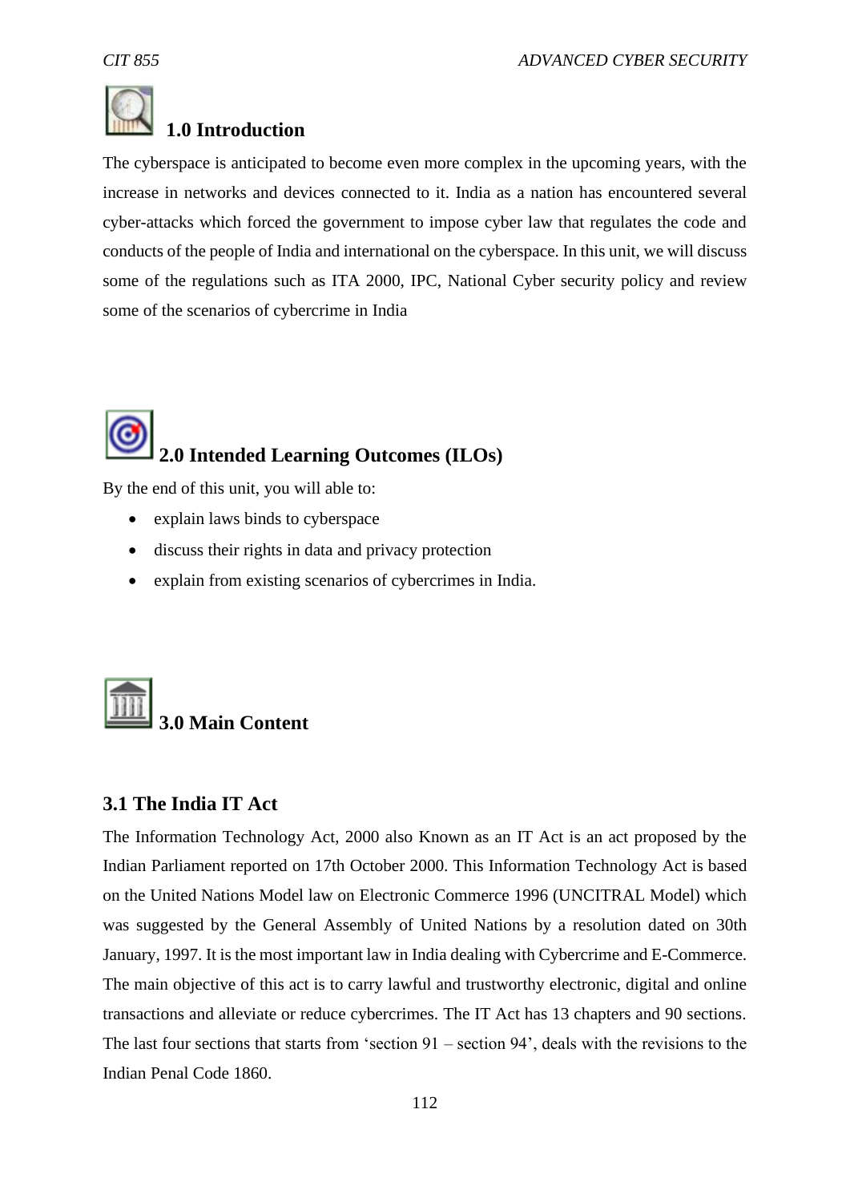## 1.0 Introduction

The cyberspace is anticipated to become even more complex in the upcoming years, with the increase in networks and devices connected to it. India as a nation has encountered several cyber-attacks which forced the government to impose cyber law that regulates the code and conducts of the people of India and international on the cyberspace. In this unit, we will discuss some of the regulations such as ITA 2000, IPC, National Cyber security policy and review some of the scenarios of cybercrime in India

## 2.0 Intended Learning Outcomes (ILOs)

By the end of this unit, you will able to:

- explain laws binds to cyberspace
- discuss their rights in data and privacy protection
- explain from existing scenarios of cybercrimes in India.

## 3.0 Main Content

### 3.1 The India IT Act

The Information Technology Act, 2000 also Known as an IT Act is an act proposed by the Indian Parliament reported on 17th October 2000. This Information Technology Act is based on the United Nations Model law on Electronic Commerce 1996 (UNCITRAL Model) which was suggested by the General Assembly of United Nations by a resolution dated on 30th January, 1997. It is the most important law in India dealing with Cybercrime and E-Commerce. The main objective of this act is to carry lawful and trustworthy electronic, digital and online transactions and alleviate or reduce cybercrimes. The IT Act has 13 chapters and 90 sections. The last four sections that starts from 'section 91 – section 94', deals with the revisions to the Indian Penal Code 1860.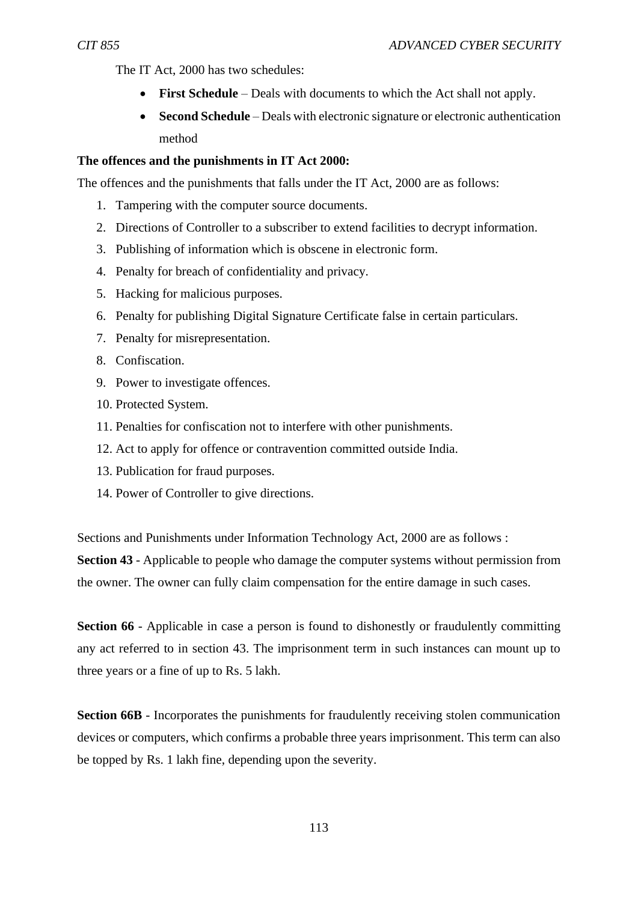The IT Act, 2000 has two schedules:

- **First Schedule** – Deals with documents to which the Act shall not apply.
- **Second Schedule** – Deals with electronic signature or electronic authentication method

**The offences and the punishments in IT Act 2000:**

The offences and the punishments that falls under the IT Act, 2000 are as follows:

1. Tampering with the computer source documents.
2. Directions of Controller to a subscriber to extend facilities to decrypt information.
3. Publishing of information which is obscene in electronic form.
4. Penalty for breach of confidentiality and privacy.
5. Hacking for malicious purposes.
6. Penalty for publishing Digital Signature Certificate false in certain particulars.
7. Penalty for misrepresentation.
8. Confiscation.
9. Power to investigate offences.
10. Protected System.
11. Penalties for confiscation not to interfere with other punishments.
12. Act to apply for offence or contravention committed outside India.
13. Publication for fraud purposes.
14. Power of Controller to give directions.

Sections and Punishments under Information Technology Act, 2000 are as follows :

**Section 43** - Applicable to people who damage the computer systems without permission from the owner. The owner can fully claim compensation for the entire damage in such cases.

**Section 66** - Applicable in case a person is found to dishonestly or fraudulently committing any act referred to in section 43. The imprisonment term in such instances can mount up to three years or a fine of up to Rs. 5 lakh.

**Section 66B** - Incorporates the punishments for fraudulently receiving stolen communication devices or computers, which confirms a probable three years imprisonment. This term can also be topped by Rs. 1 lakh fine, depending upon the severity.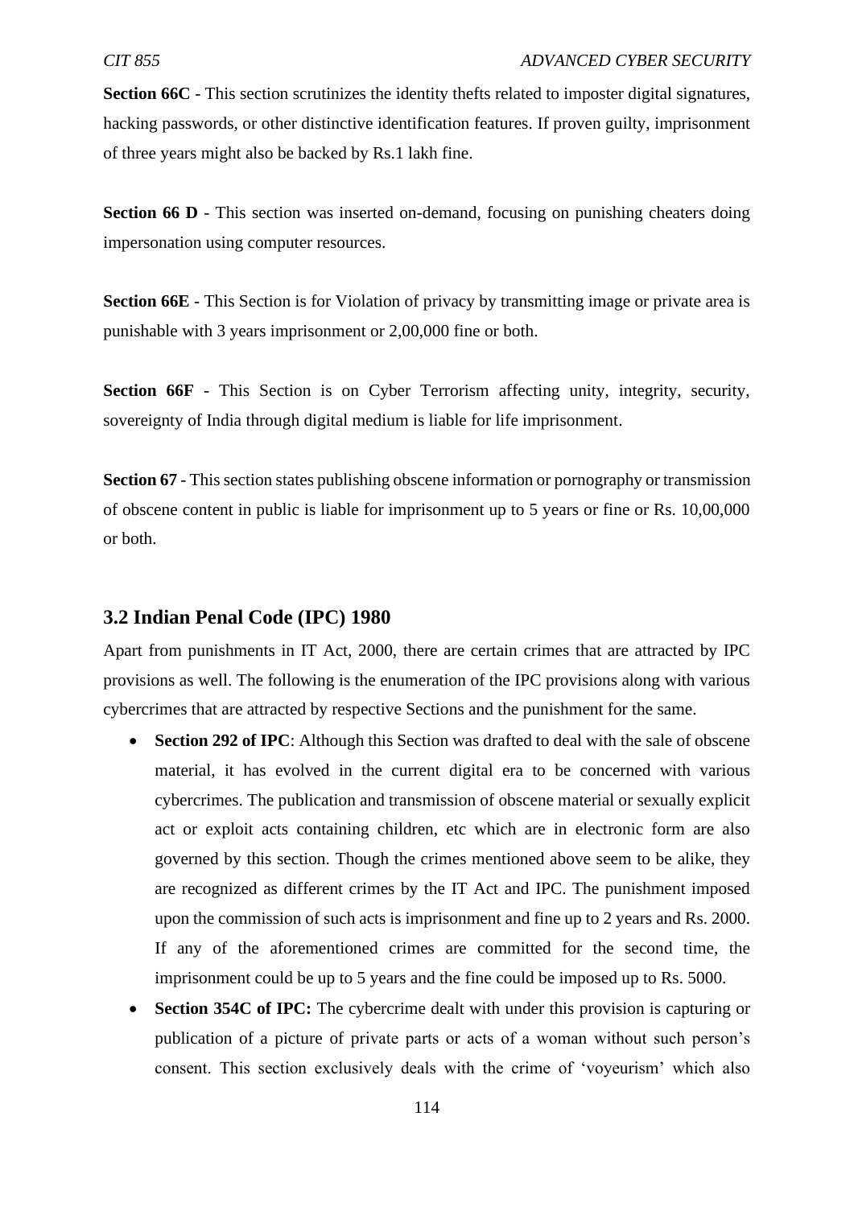**Section 66C** - This section scrutinizes the identity thefts related to imposter digital signatures, hacking passwords, or other distinctive identification features. If proven guilty, imprisonment of three years might also be backed by Rs.1 lakh fine.

**Section 66 D** - This section was inserted on-demand, focusing on punishing cheaters doing impersonation using computer resources.

**Section 66E** - This Section is for Violation of privacy by transmitting image or private area is punishable with 3 years imprisonment or 2,00,000 fine or both.

**Section 66F** - This Section is on Cyber Terrorism affecting unity, integrity, security, sovereignty of India through digital medium is liable for life imprisonment.

**Section 67** - This section states publishing obscene information or pornography or transmission of obscene content in public is liable for imprisonment up to 5 years or fine or Rs. 10,00,000 or both.

## 3.2 Indian Penal Code (IPC) 1980

Apart from punishments in IT Act, 2000, there are certain crimes that are attracted by IPC provisions as well. The following is the enumeration of the IPC provisions along with various cybercrimes that are attracted by respective Sections and the punishment for the same.

- **Section 292 of IPC**: Although this Section was drafted to deal with the sale of obscene material, it has evolved in the current digital era to be concerned with various cybercrimes. The publication and transmission of obscene material or sexually explicit act or exploit acts containing children, etc which are in electronic form are also governed by this section. Though the crimes mentioned above seem to be alike, they are recognized as different crimes by the IT Act and IPC. The punishment imposed upon the commission of such acts is imprisonment and fine up to 2 years and Rs. 2000. If any of the aforementioned crimes are committed for the second time, the imprisonment could be up to 5 years and the fine could be imposed up to Rs. 5000.
- **Section 354C of IPC:** The cybercrime dealt with under this provision is capturing or publication of a picture of private parts or acts of a woman without such person's consent. This section exclusively deals with the crime of 'voyeurism' which also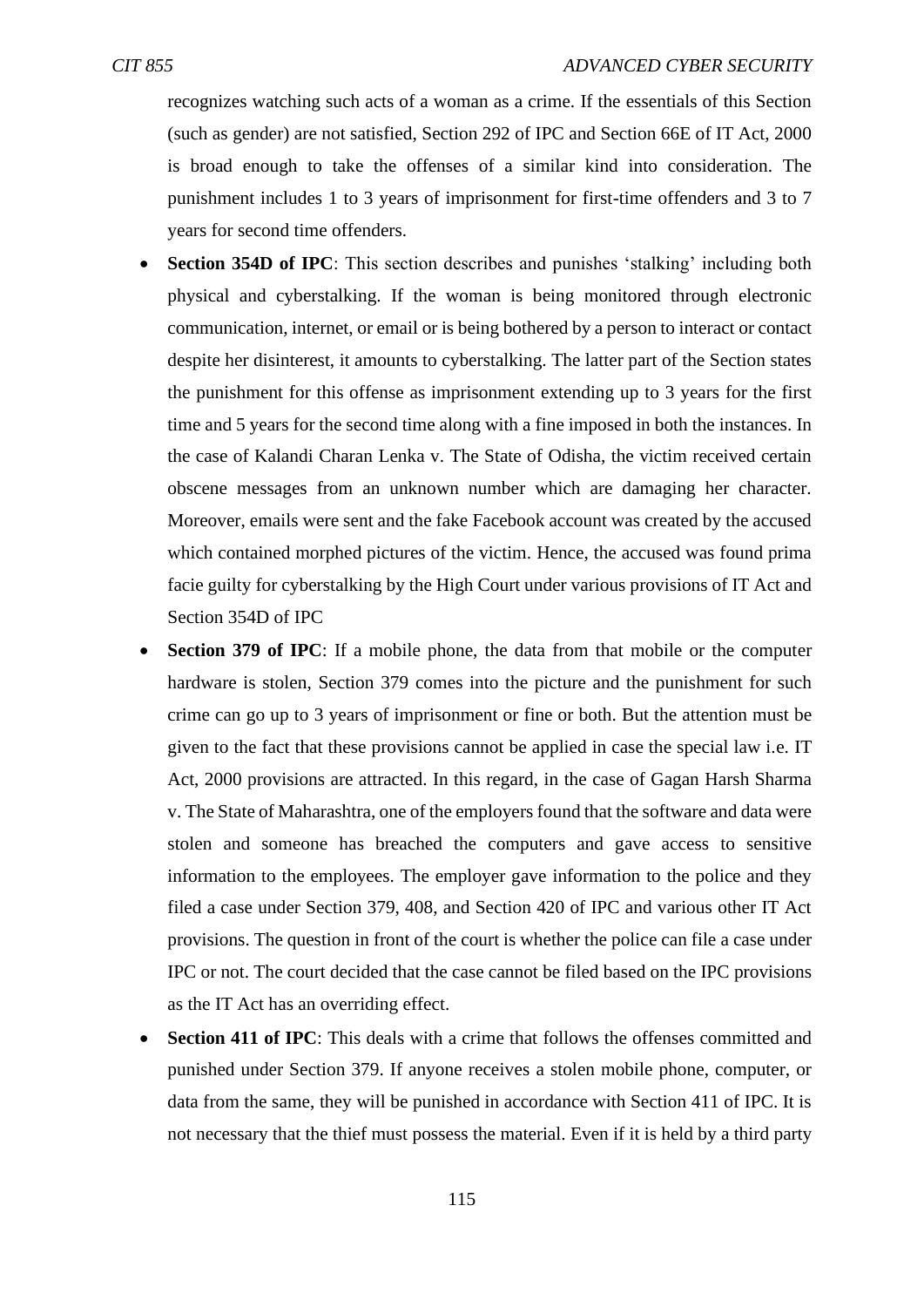recognizes watching such acts of a woman as a crime. If the essentials of this Section (such as gender) are not satisfied, Section 292 of IPC and Section 66E of IT Act, 2000 is broad enough to take the offenses of a similar kind into consideration. The punishment includes 1 to 3 years of imprisonment for first-time offenders and 3 to 7 years for second time offenders.

- **Section 354D of IPC**: This section describes and punishes 'stalking' including both physical and cyberstalking. If the woman is being monitored through electronic communication, internet, or email or is being bothered by a person to interact or contact despite her disinterest, it amounts to cyberstalking. The latter part of the Section states the punishment for this offense as imprisonment extending up to 3 years for the first time and 5 years for the second time along with a fine imposed in both the instances. In the case of Kalandi Charan Lenka v. The State of Odisha, the victim received certain obscene messages from an unknown number which are damaging her character. Moreover, emails were sent and the fake Facebook account was created by the accused which contained morphed pictures of the victim. Hence, the accused was found prima facie guilty for cyberstalking by the High Court under various provisions of IT Act and Section 354D of IPC
- **Section 379 of IPC**: If a mobile phone, the data from that mobile or the computer hardware is stolen, Section 379 comes into the picture and the punishment for such crime can go up to 3 years of imprisonment or fine or both. But the attention must be given to the fact that these provisions cannot be applied in case the special law i.e. IT Act, 2000 provisions are attracted. In this regard, in the case of Gagan Harsh Sharma v. The State of Maharashtra, one of the employers found that the software and data were stolen and someone has breached the computers and gave access to sensitive information to the employees. The employer gave information to the police and they filed a case under Section 379, 408, and Section 420 of IPC and various other IT Act provisions. The question in front of the court is whether the police can file a case under IPC or not. The court decided that the case cannot be filed based on the IPC provisions as the IT Act has an overriding effect.
- **Section 411 of IPC**: This deals with a crime that follows the offenses committed and punished under Section 379. If anyone receives a stolen mobile phone, computer, or data from the same, they will be punished in accordance with Section 411 of IPC. It is not necessary that the thief must possess the material. Even if it is held by a third party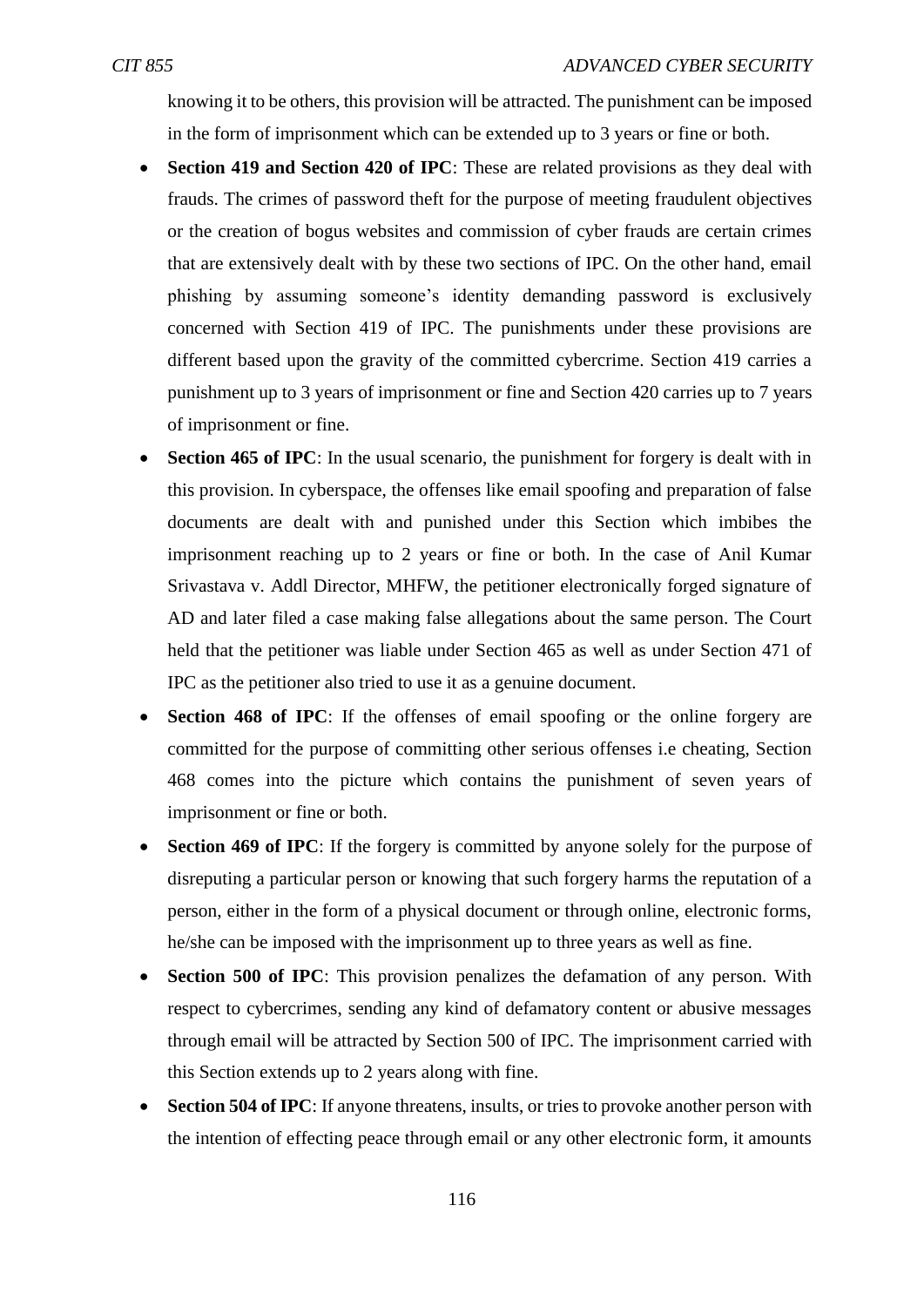knowing it to be others, this provision will be attracted. The punishment can be imposed in the form of imprisonment which can be extended up to 3 years or fine or both.

- **Section 419 and Section 420 of IPC**: These are related provisions as they deal with frauds. The crimes of password theft for the purpose of meeting fraudulent objectives or the creation of bogus websites and commission of cyber frauds are certain crimes that are extensively dealt with by these two sections of IPC. On the other hand, email phishing by assuming someone's identity demanding password is exclusively concerned with Section 419 of IPC. The punishments under these provisions are different based upon the gravity of the committed cybercrime. Section 419 carries a punishment up to 3 years of imprisonment or fine and Section 420 carries up to 7 years of imprisonment or fine.
- **Section 465 of IPC**: In the usual scenario, the punishment for forgery is dealt with in this provision. In cyberspace, the offenses like email spoofing and preparation of false documents are dealt with and punished under this Section which imbibes the imprisonment reaching up to 2 years or fine or both. In the case of Anil Kumar Srivastava v. Addl Director, MHFW, the petitioner electronically forged signature of AD and later filed a case making false allegations about the same person. The Court held that the petitioner was liable under Section 465 as well as under Section 471 of IPC as the petitioner also tried to use it as a genuine document.
- **Section 468 of IPC**: If the offenses of email spoofing or the online forgery are committed for the purpose of committing other serious offenses i.e cheating, Section 468 comes into the picture which contains the punishment of seven years of imprisonment or fine or both.
- **Section 469 of IPC**: If the forgery is committed by anyone solely for the purpose of disreputing a particular person or knowing that such forgery harms the reputation of a person, either in the form of a physical document or through online, electronic forms, he/she can be imposed with the imprisonment up to three years as well as fine.
- **Section 500 of IPC**: This provision penalizes the defamation of any person. With respect to cybercrimes, sending any kind of defamatory content or abusive messages through email will be attracted by Section 500 of IPC. The imprisonment carried with this Section extends up to 2 years along with fine.
- **Section 504 of IPC**: If anyone threatens, insults, or tries to provoke another person with the intention of effecting peace through email or any other electronic form, it amounts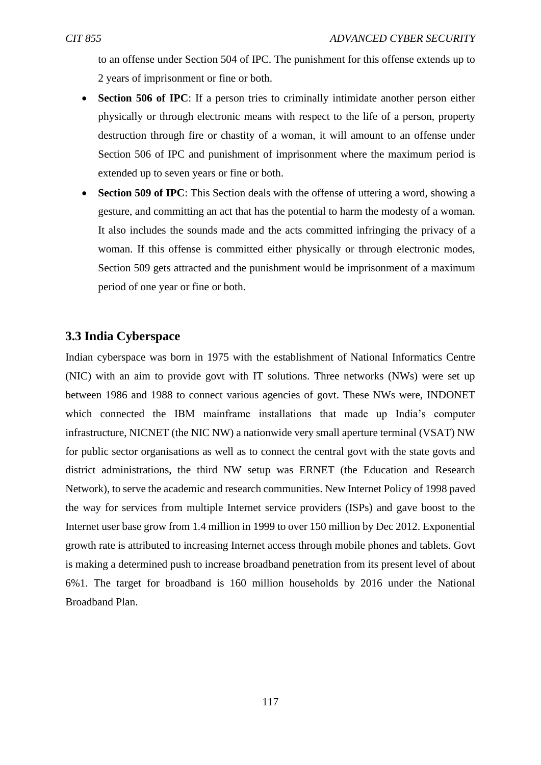to an offense under Section 504 of IPC. The punishment for this offense extends up to 2 years of imprisonment or fine or both.

- **Section 506 of IPC**: If a person tries to criminally intimidate another person either physically or through electronic means with respect to the life of a person, property destruction through fire or chastity of a woman, it will amount to an offense under Section 506 of IPC and punishment of imprisonment where the maximum period is extended up to seven years or fine or both.
- **Section 509 of IPC**: This Section deals with the offense of uttering a word, showing a gesture, and committing an act that has the potential to harm the modesty of a woman. It also includes the sounds made and the acts committed infringing the privacy of a woman. If this offense is committed either physically or through electronic modes, Section 509 gets attracted and the punishment would be imprisonment of a maximum period of one year or fine or both.

### 3.3 India Cyberspace

Indian cyberspace was born in 1975 with the establishment of National Informatics Centre (NIC) with an aim to provide govt with IT solutions. Three networks (NWs) were set up between 1986 and 1988 to connect various agencies of govt. These NWs were, INDONET which connected the IBM mainframe installations that made up India's computer infrastructure, NICNET (the NIC NW) a nationwide very small aperture terminal (VSAT) NW for public sector organisations as well as to connect the central govt with the state govts and district administrations, the third NW setup was ERNET (the Education and Research Network), to serve the academic and research communities. New Internet Policy of 1998 paved the way for services from multiple Internet service providers (ISPs) and gave boost to the Internet user base grow from 1.4 million in 1999 to over 150 million by Dec 2012. Exponential growth rate is attributed to increasing Internet access through mobile phones and tablets. Govt is making a determined push to increase broadband penetration from its present level of about 6%1. The target for broadband is 160 million households by 2016 under the National Broadband Plan.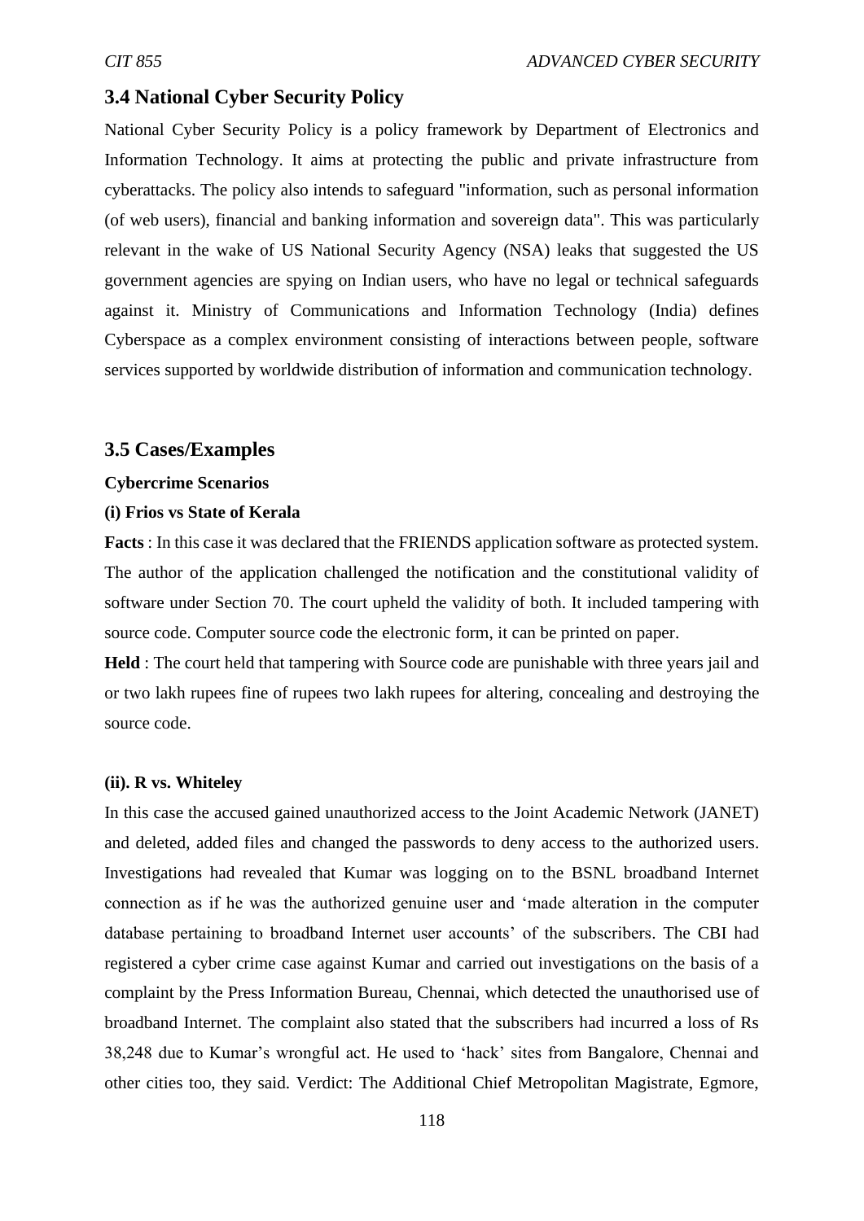## 3.4 National Cyber Security Policy

National Cyber Security Policy is a policy framework by Department of Electronics and Information Technology. It aims at protecting the public and private infrastructure from cyberattacks. The policy also intends to safeguard "information, such as personal information (of web users), financial and banking information and sovereign data". This was particularly relevant in the wake of US National Security Agency (NSA) leaks that suggested the US government agencies are spying on Indian users, who have no legal or technical safeguards against it. Ministry of Communications and Information Technology (India) defines Cyberspace as a complex environment consisting of interactions between people, software services supported by worldwide distribution of information and communication technology.

## 3.5 Cases/Examples

**Cybercrime Scenarios**

**(i) Frios vs State of Kerala**

**Facts** : In this case it was declared that the FRIENDS application software as protected system. The author of the application challenged the notification and the constitutional validity of software under Section 70. The court upheld the validity of both. It included tampering with source code. Computer source code the electronic form, it can be printed on paper.

**Held** : The court held that tampering with Source code are punishable with three years jail and or two lakh rupees fine of rupees two lakh rupees for altering, concealing and destroying the source code.

**(ii). R vs. Whiteley**

In this case the accused gained unauthorized access to the Joint Academic Network (JANET) and deleted, added files and changed the passwords to deny access to the authorized users. Investigations had revealed that Kumar was logging on to the BSNL broadband Internet connection as if he was the authorized genuine user and 'made alteration in the computer database pertaining to broadband Internet user accounts' of the subscribers. The CBI had registered a cyber crime case against Kumar and carried out investigations on the basis of a complaint by the Press Information Bureau, Chennai, which detected the unauthorised use of broadband Internet. The complaint also stated that the subscribers had incurred a loss of Rs 38,248 due to Kumar's wrongful act. He used to 'hack' sites from Bangalore, Chennai and other cities too, they said. Verdict: The Additional Chief Metropolitan Magistrate, Egmore,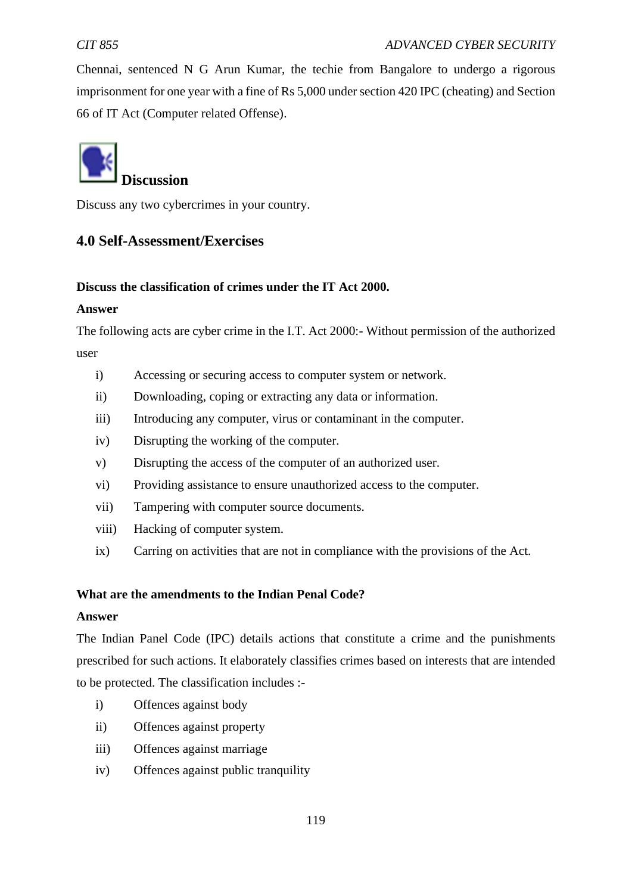Chennai, sentenced N G Arun Kumar, the techie from Bangalore to undergo a rigorous imprisonment for one year with a fine of Rs 5,000 under section 420 IPC (cheating) and Section 66 of IT Act (Computer related Offense).

### Discussion

Discuss any two cybercrimes in your country.

## 4.0 Self-Assessment/Exercises

**Discuss the classification of crimes under the IT Act 2000.**

**Answer**

The following acts are cyber crime in the I.T. Act 2000:- Without permission of the authorized user

i) Accessing or securing access to computer system or network.
ii) Downloading, coping or extracting any data or information.
iii) Introducing any computer, virus or contaminant in the computer.
iv) Disrupting the working of the computer.
v) Disrupting the access of the computer of an authorized user.
vi) Providing assistance to ensure unauthorized access to the computer.
vii) Tampering with computer source documents.
viii) Hacking of computer system.
ix) Carring on activities that are not in compliance with the provisions of the Act.

**What are the amendments to the Indian Penal Code?**

**Answer**

The Indian Panel Code (IPC) details actions that constitute a crime and the punishments prescribed for such actions. It elaborately classifies crimes based on interests that are intended to be protected. The classification includes :-

i) Offences against body
ii) Offences against property
iii) Offences against marriage
iv) Offences against public tranquility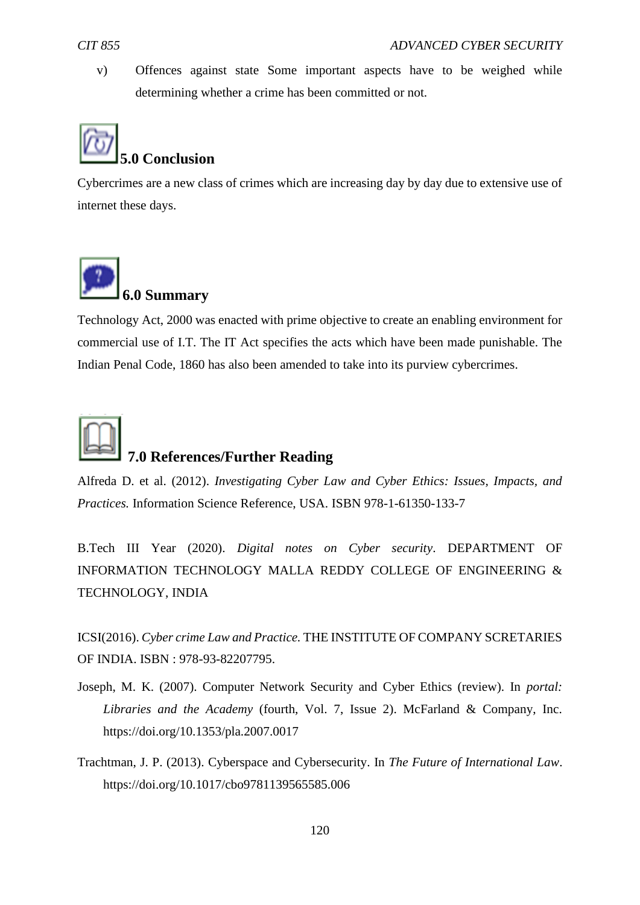v) Offences against state Some important aspects have to be weighed while determining whether a crime has been committed or not.

## 5.0 Conclusion

Cybercrimes are a new class of crimes which are increasing day by day due to extensive use of internet these days.

## 6.0 Summary

Technology Act, 2000 was enacted with prime objective to create an enabling environment for commercial use of I.T. The IT Act specifies the acts which have been made punishable. The Indian Penal Code, 1860 has also been amended to take into its purview cybercrimes.

## 7.0 References/Further Reading

Alfreda D. et al. (2012). *Investigating Cyber Law and Cyber Ethics: Issues, Impacts, and Practices.* Information Science Reference, USA. ISBN 978-1-61350-133-7

B.Tech III Year (2020). *Digital notes on Cyber security*. DEPARTMENT OF INFORMATION TECHNOLOGY MALLA REDDY COLLEGE OF ENGINEERING & TECHNOLOGY, INDIA

ICSI(2016). *Cyber crime Law and Practice.* THE INSTITUTE OF COMPANY SCRETARIES OF INDIA. ISBN : 978-93-82207795.

Joseph, M. K. (2007). Computer Network Security and Cyber Ethics (review). In *portal: Libraries and the Academy* (fourth, Vol. 7, Issue 2). McFarland & Company, Inc. https://doi.org/10.1353/pla.2007.0017

Trachtman, J. P. (2013). Cyberspace and Cybersecurity. In *The Future of International Law*. https://doi.org/10.1017/cbo9781139565585.006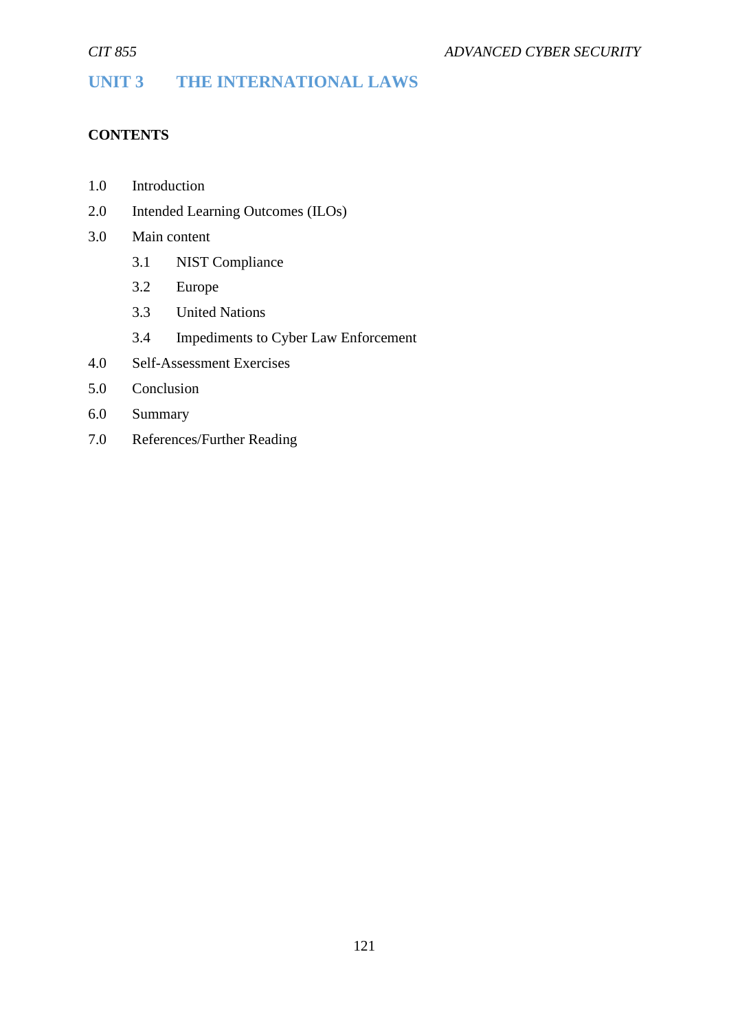# UNIT 3 THE INTERNATIONAL LAWS

**CONTENTS**

1.0 Introduction
2.0 Intended Learning Outcomes (ILOs)
3.0 Main content
    3.1 NIST Compliance
    3.2 Europe
    3.3 United Nations
    3.4 Impediments to Cyber Law Enforcement
4.0 Self-Assessment Exercises
5.0 Conclusion
6.0 Summary
7.0 References/Further Reading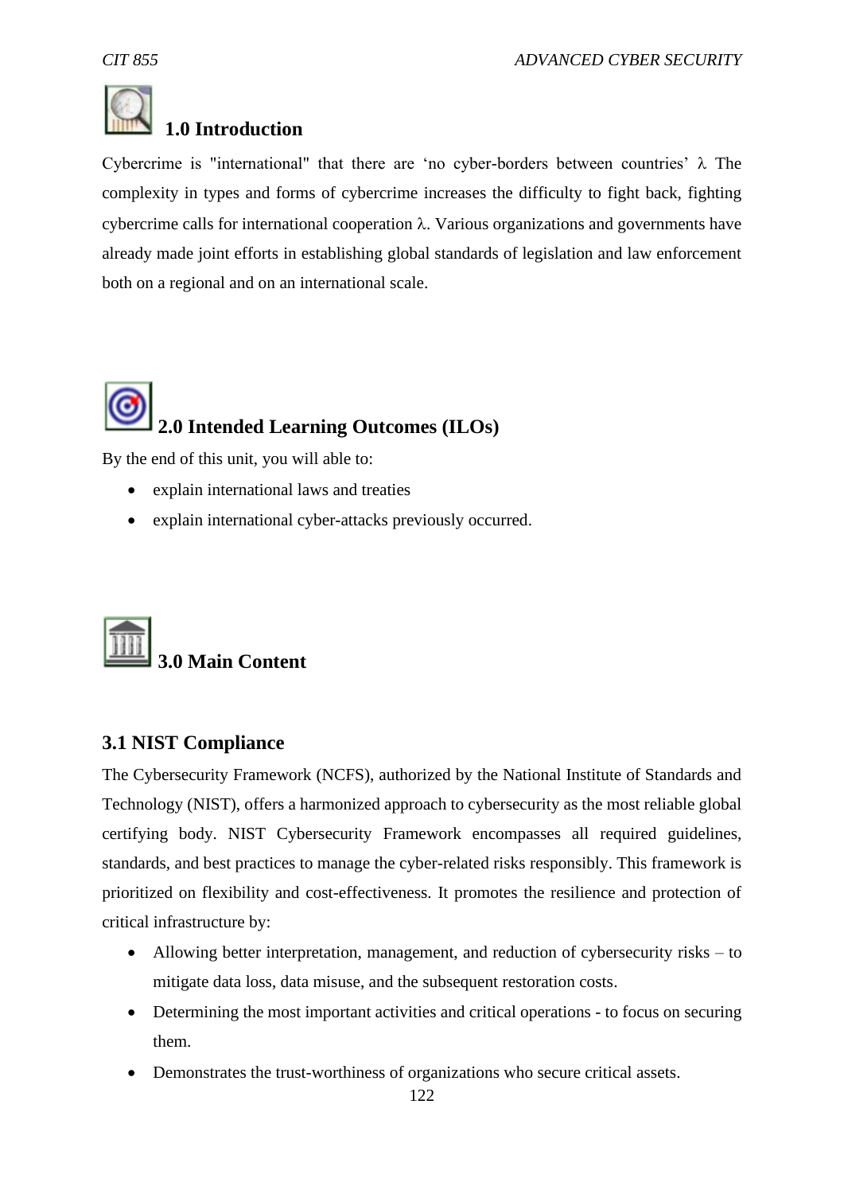## 1.0 Introduction

Cybercrime is "international" that there are 'no cyber-borders between countries' λ The complexity in types and forms of cybercrime increases the difficulty to fight back, fighting cybercrime calls for international cooperation λ. Various organizations and governments have already made joint efforts in establishing global standards of legislation and law enforcement both on a regional and on an international scale.

## 2.0 Intended Learning Outcomes (ILOs)

By the end of this unit, you will able to:

- explain international laws and treaties
- explain international cyber-attacks previously occurred.

## 3.0 Main Content

### 3.1 NIST Compliance

The Cybersecurity Framework (NCFS), authorized by the National Institute of Standards and Technology (NIST), offers a harmonized approach to cybersecurity as the most reliable global certifying body. NIST Cybersecurity Framework encompasses all required guidelines, standards, and best practices to manage the cyber-related risks responsibly. This framework is prioritized on flexibility and cost-effectiveness. It promotes the resilience and protection of critical infrastructure by:

- Allowing better interpretation, management, and reduction of cybersecurity risks – to mitigate data loss, data misuse, and the subsequent restoration costs.
- Determining the most important activities and critical operations - to focus on securing them.
- Demonstrates the trust-worthiness of organizations who secure critical assets.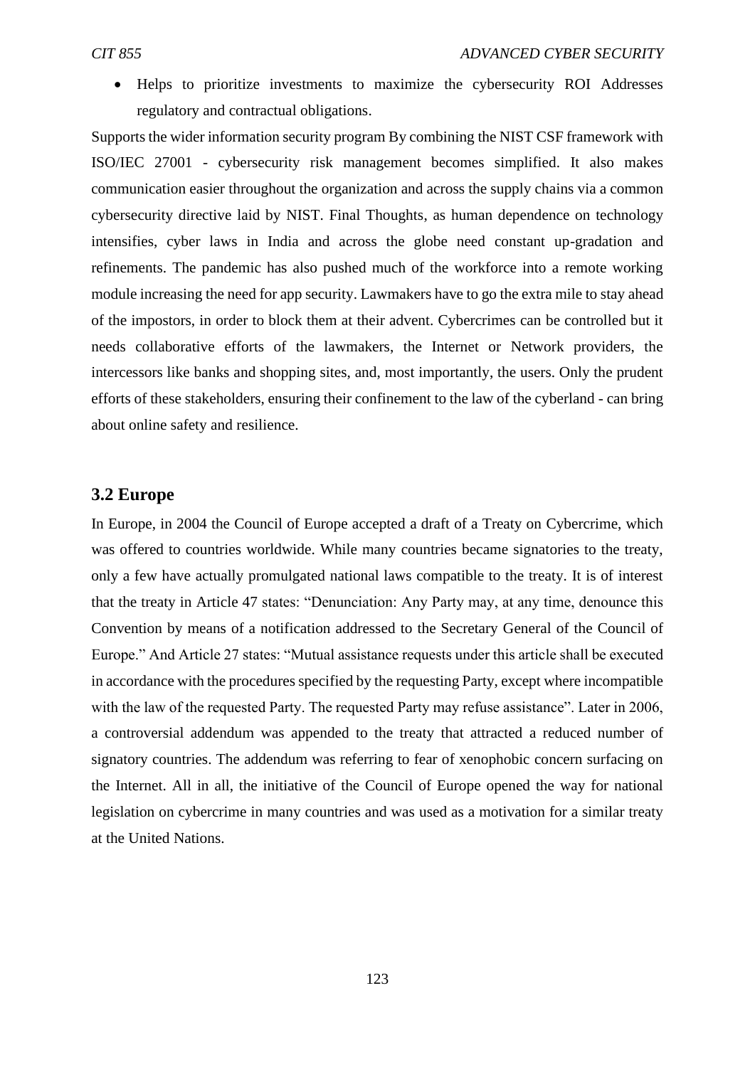- Helps to prioritize investments to maximize the cybersecurity ROI Addresses regulatory and contractual obligations.

Supports the wider information security program By combining the NIST CSF framework with ISO/IEC 27001 - cybersecurity risk management becomes simplified. It also makes communication easier throughout the organization and across the supply chains via a common cybersecurity directive laid by NIST. Final Thoughts, as human dependence on technology intensifies, cyber laws in India and across the globe need constant up-gradation and refinements. The pandemic has also pushed much of the workforce into a remote working module increasing the need for app security. Lawmakers have to go the extra mile to stay ahead of the impostors, in order to block them at their advent. Cybercrimes can be controlled but it needs collaborative efforts of the lawmakers, the Internet or Network providers, the intercessors like banks and shopping sites, and, most importantly, the users. Only the prudent efforts of these stakeholders, ensuring their confinement to the law of the cyberland - can bring about online safety and resilience.

## 3.2 Europe

In Europe, in 2004 the Council of Europe accepted a draft of a Treaty on Cybercrime, which was offered to countries worldwide. While many countries became signatories to the treaty, only a few have actually promulgated national laws compatible to the treaty. It is of interest that the treaty in Article 47 states: "Denunciation: Any Party may, at any time, denounce this Convention by means of a notification addressed to the Secretary General of the Council of Europe." And Article 27 states: "Mutual assistance requests under this article shall be executed in accordance with the procedures specified by the requesting Party, except where incompatible with the law of the requested Party. The requested Party may refuse assistance". Later in 2006, a controversial addendum was appended to the treaty that attracted a reduced number of signatory countries. The addendum was referring to fear of xenophobic concern surfacing on the Internet. All in all, the initiative of the Council of Europe opened the way for national legislation on cybercrime in many countries and was used as a motivation for a similar treaty at the United Nations.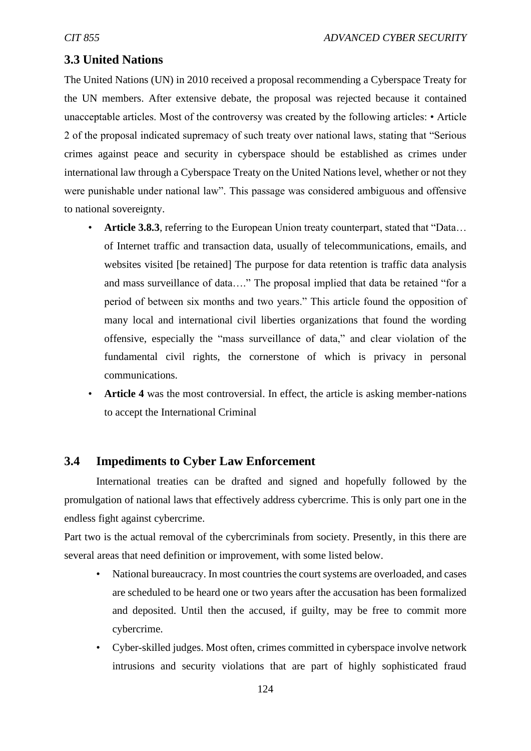### 3.3 United Nations

The United Nations (UN) in 2010 received a proposal recommending a Cyberspace Treaty for the UN members. After extensive debate, the proposal was rejected because it contained unacceptable articles. Most of the controversy was created by the following articles: • Article 2 of the proposal indicated supremacy of such treaty over national laws, stating that "Serious crimes against peace and security in cyberspace should be established as crimes under international law through a Cyberspace Treaty on the United Nations level, whether or not they were punishable under national law". This passage was considered ambiguous and offensive to national sovereignty.

- **Article 3.8.3**, referring to the European Union treaty counterpart, stated that "Data… of Internet traffic and transaction data, usually of telecommunications, emails, and websites visited [be retained] The purpose for data retention is traffic data analysis and mass surveillance of data…." The proposal implied that data be retained "for a period of between six months and two years." This article found the opposition of many local and international civil liberties organizations that found the wording offensive, especially the "mass surveillance of data," and clear violation of the fundamental civil rights, the cornerstone of which is privacy in personal communications.
- **Article 4** was the most controversial. In effect, the article is asking member-nations to accept the International Criminal

### 3.4 Impediments to Cyber Law Enforcement

International treaties can be drafted and signed and hopefully followed by the promulgation of national laws that effectively address cybercrime. This is only part one in the endless fight against cybercrime.

Part two is the actual removal of the cybercriminals from society. Presently, in this there are several areas that need definition or improvement, with some listed below.

- National bureaucracy. In most countries the court systems are overloaded, and cases are scheduled to be heard one or two years after the accusation has been formalized and deposited. Until then the accused, if guilty, may be free to commit more cybercrime.
- Cyber-skilled judges. Most often, crimes committed in cyberspace involve network intrusions and security violations that are part of highly sophisticated fraud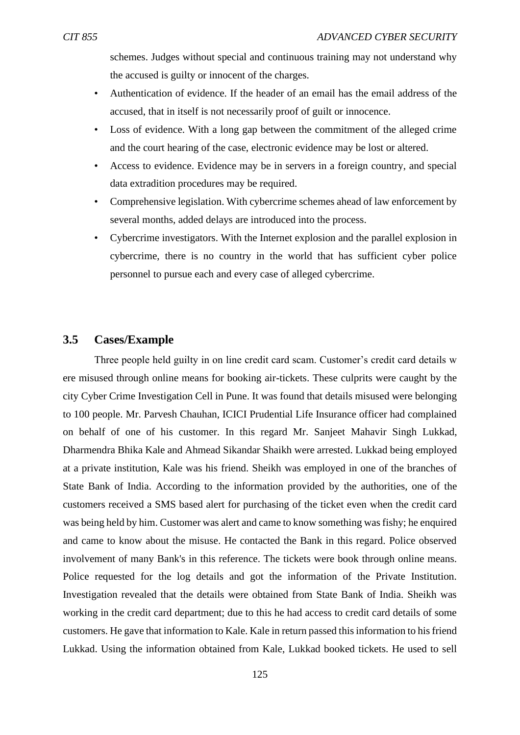schemes. Judges without special and continuous training may not understand why the accused is guilty or innocent of the charges.

- Authentication of evidence. If the header of an email has the email address of the accused, that in itself is not necessarily proof of guilt or innocence.
- Loss of evidence. With a long gap between the commitment of the alleged crime and the court hearing of the case, electronic evidence may be lost or altered.
- Access to evidence. Evidence may be in servers in a foreign country, and special data extradition procedures may be required.
- Comprehensive legislation. With cybercrime schemes ahead of law enforcement by several months, added delays are introduced into the process.
- Cybercrime investigators. With the Internet explosion and the parallel explosion in cybercrime, there is no country in the world that has sufficient cyber police personnel to pursue each and every case of alleged cybercrime.

## 3.5 Cases/Example

Three people held guilty in on line credit card scam. Customer's credit card details w ere misused through online means for booking air-tickets. These culprits were caught by the city Cyber Crime Investigation Cell in Pune. It was found that details misused were belonging to 100 people. Mr. Parvesh Chauhan, ICICI Prudential Life Insurance officer had complained on behalf of one of his customer. In this regard Mr. Sanjeet Mahavir Singh Lukkad, Dharmendra Bhika Kale and Ahmead Sikandar Shaikh were arrested. Lukkad being employed at a private institution, Kale was his friend. Sheikh was employed in one of the branches of State Bank of India. According to the information provided by the authorities, one of the customers received a SMS based alert for purchasing of the ticket even when the credit card was being held by him. Customer was alert and came to know something was fishy; he enquired and came to know about the misuse. He contacted the Bank in this regard. Police observed involvement of many Bank's in this reference. The tickets were book through online means. Police requested for the log details and got the information of the Private Institution. Investigation revealed that the details were obtained from State Bank of India. Sheikh was working in the credit card department; due to this he had access to credit card details of some customers. He gave that information to Kale. Kale in return passed this information to his friend Lukkad. Using the information obtained from Kale, Lukkad booked tickets. He used to sell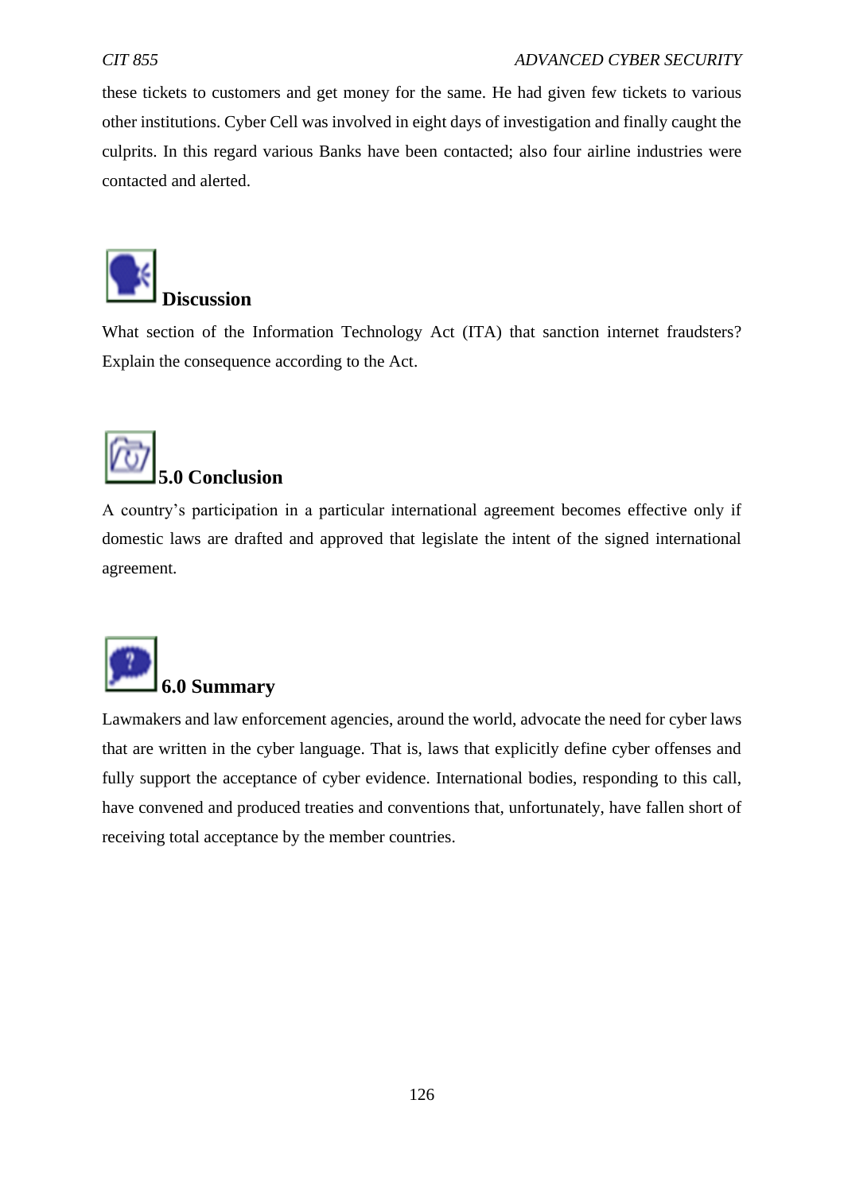these tickets to customers and get money for the same. He had given few tickets to various other institutions. Cyber Cell was involved in eight days of investigation and finally caught the culprits. In this regard various Banks have been contacted; also four airline industries were contacted and alerted.

## Discussion

What section of the Information Technology Act (ITA) that sanction internet fraudsters? Explain the consequence according to the Act.

## 5.0 Conclusion

A country's participation in a particular international agreement becomes effective only if domestic laws are drafted and approved that legislate the intent of the signed international agreement.

## 6.0 Summary

Lawmakers and law enforcement agencies, around the world, advocate the need for cyber laws that are written in the cyber language. That is, laws that explicitly define cyber offenses and fully support the acceptance of cyber evidence. International bodies, responding to this call, have convened and produced treaties and conventions that, unfortunately, have fallen short of receiving total acceptance by the member countries.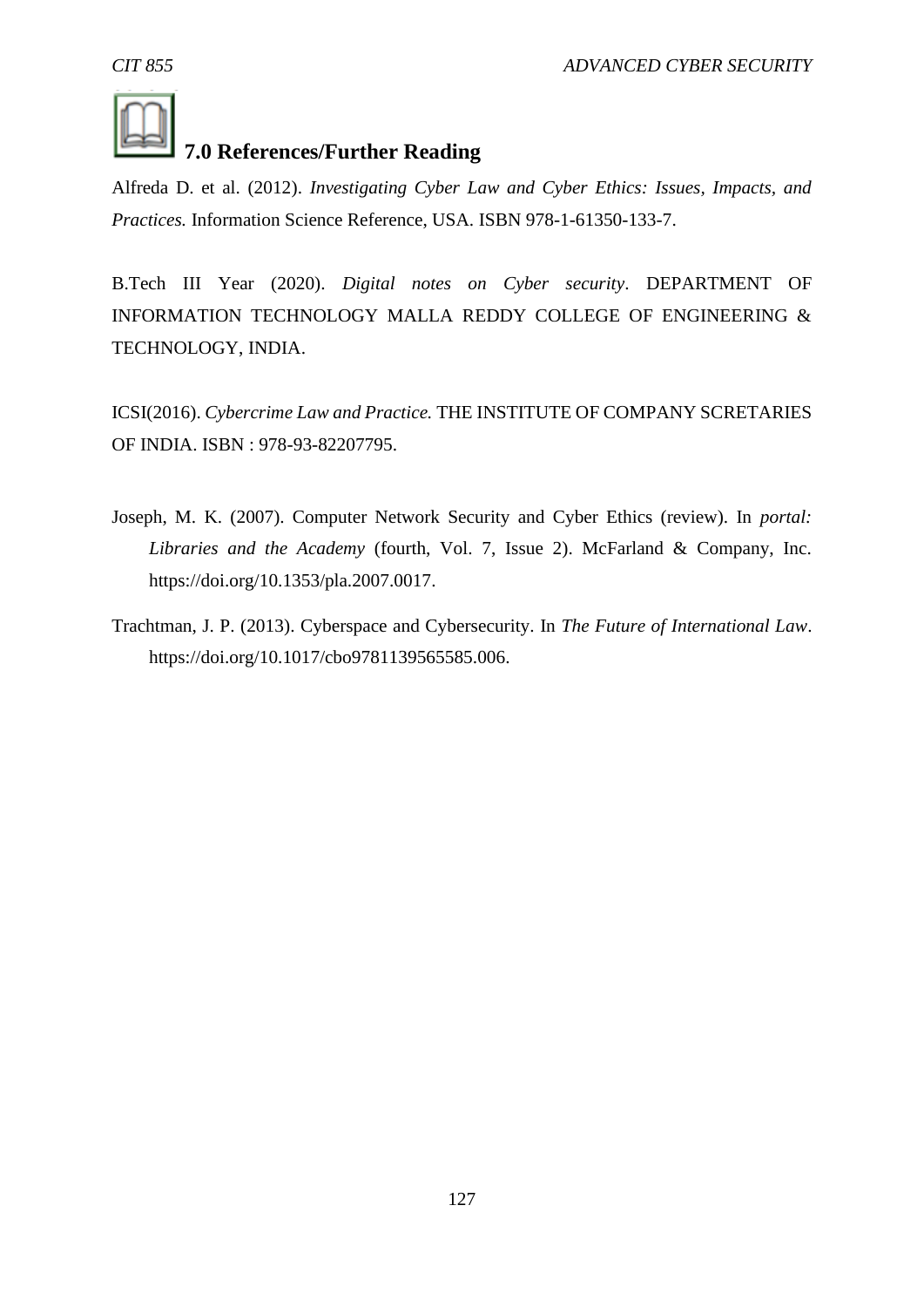## 7.0 References/Further Reading

Alfreda D. et al. (2012). *Investigating Cyber Law and Cyber Ethics: Issues, Impacts, and Practices.* Information Science Reference, USA. ISBN 978-1-61350-133-7.

B.Tech III Year (2020). *Digital notes on Cyber security*. DEPARTMENT OF INFORMATION TECHNOLOGY MALLA REDDY COLLEGE OF ENGINEERING & TECHNOLOGY, INDIA.

ICSI(2016). *Cybercrime Law and Practice.* THE INSTITUTE OF COMPANY SCRETARIES OF INDIA. ISBN : 978-93-82207795.

Joseph, M. K. (2007). Computer Network Security and Cyber Ethics (review). In *portal: Libraries and the Academy* (fourth, Vol. 7, Issue 2). McFarland & Company, Inc. https://doi.org/10.1353/pla.2007.0017.

Trachtman, J. P. (2013). Cyberspace and Cybersecurity. In *The Future of International Law*. https://doi.org/10.1017/cbo9781139565585.006.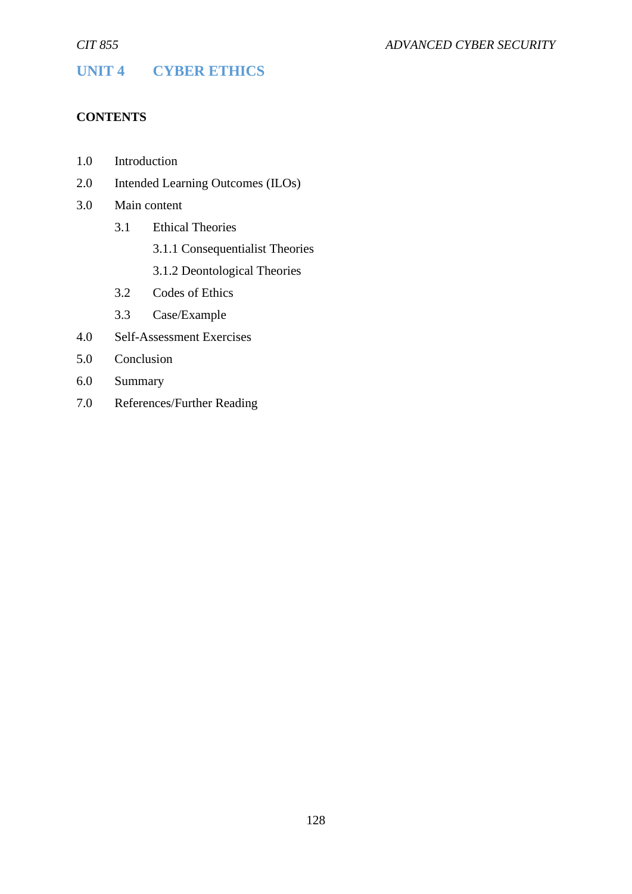# UNIT 4 CYBER ETHICS

**CONTENTS**

1.0 Introduction

2.0 Intended Learning Outcomes (ILOs)

3.0 Main content

  3.1 Ethical Theories

    3.1.1 Consequentialist Theories

    3.1.2 Deontological Theories

  3.2 Codes of Ethics

  3.3 Case/Example

4.0 Self-Assessment Exercises

5.0 Conclusion

6.0 Summary

7.0 References/Further Reading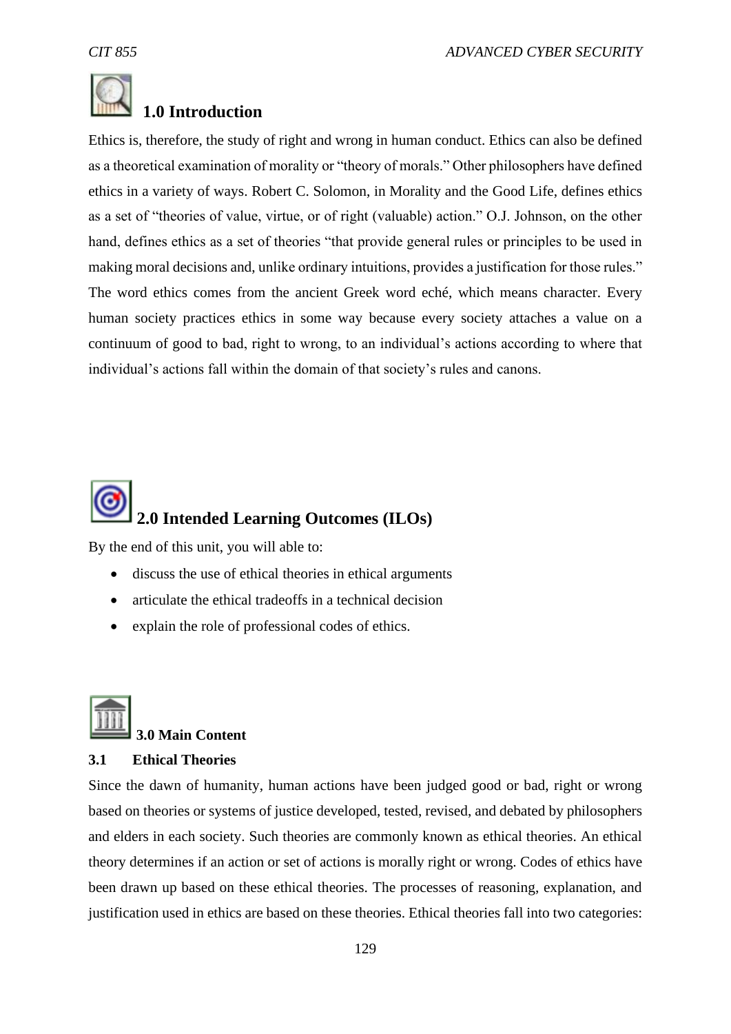## 1.0 Introduction

Ethics is, therefore, the study of right and wrong in human conduct. Ethics can also be defined as a theoretical examination of morality or "theory of morals." Other philosophers have defined ethics in a variety of ways. Robert C. Solomon, in Morality and the Good Life, defines ethics as a set of "theories of value, virtue, or of right (valuable) action." O.J. Johnson, on the other hand, defines ethics as a set of theories "that provide general rules or principles to be used in making moral decisions and, unlike ordinary intuitions, provides a justification for those rules." The word ethics comes from the ancient Greek word eché, which means character. Every human society practices ethics in some way because every society attaches a value on a continuum of good to bad, right to wrong, to an individual's actions according to where that individual's actions fall within the domain of that society's rules and canons.

## 2.0 Intended Learning Outcomes (ILOs)

By the end of this unit, you will able to:

- discuss the use of ethical theories in ethical arguments
- articulate the ethical tradeoffs in a technical decision
- explain the role of professional codes of ethics.

## 3.0 Main Content

### 3.1 Ethical Theories

Since the dawn of humanity, human actions have been judged good or bad, right or wrong based on theories or systems of justice developed, tested, revised, and debated by philosophers and elders in each society. Such theories are commonly known as ethical theories. An ethical theory determines if an action or set of actions is morally right or wrong. Codes of ethics have been drawn up based on these ethical theories. The processes of reasoning, explanation, and justification used in ethics are based on these theories. Ethical theories fall into two categories: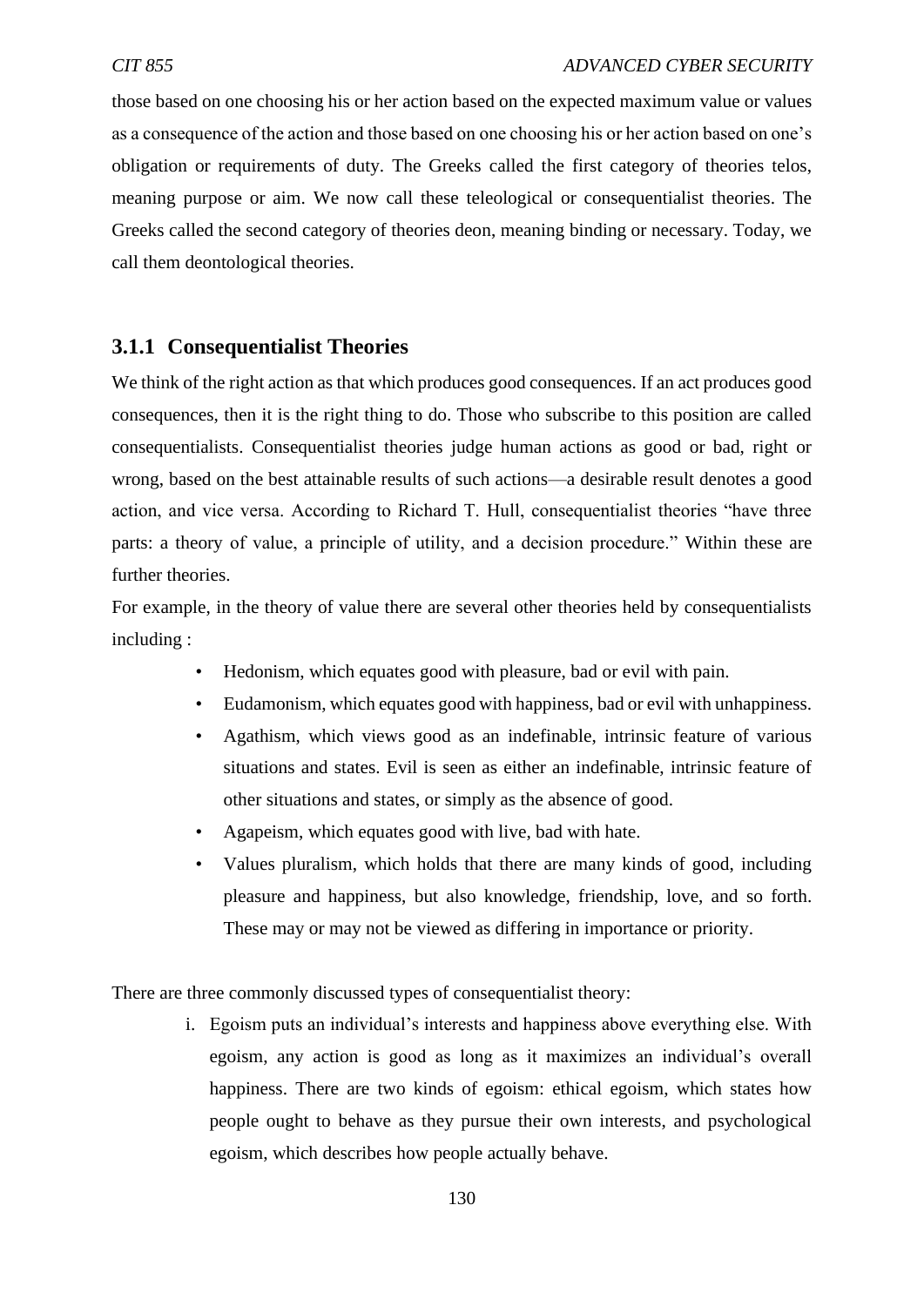those based on one choosing his or her action based on the expected maximum value or values as a consequence of the action and those based on one choosing his or her action based on one's obligation or requirements of duty. The Greeks called the first category of theories telos, meaning purpose or aim. We now call these teleological or consequentialist theories. The Greeks called the second category of theories deon, meaning binding or necessary. Today, we call them deontological theories.

### 3.1.1 Consequentialist Theories

We think of the right action as that which produces good consequences. If an act produces good consequences, then it is the right thing to do. Those who subscribe to this position are called consequentialists. Consequentialist theories judge human actions as good or bad, right or wrong, based on the best attainable results of such actions—a desirable result denotes a good action, and vice versa. According to Richard T. Hull, consequentialist theories "have three parts: a theory of value, a principle of utility, and a decision procedure." Within these are further theories.

For example, in the theory of value there are several other theories held by consequentialists including :

- Hedonism, which equates good with pleasure, bad or evil with pain.
- Eudamonism, which equates good with happiness, bad or evil with unhappiness.
- Agathism, which views good as an indefinable, intrinsic feature of various situations and states. Evil is seen as either an indefinable, intrinsic feature of other situations and states, or simply as the absence of good.
- Agapeism, which equates good with live, bad with hate.
- Values pluralism, which holds that there are many kinds of good, including pleasure and happiness, but also knowledge, friendship, love, and so forth. These may or may not be viewed as differing in importance or priority.

There are three commonly discussed types of consequentialist theory:

i. Egoism puts an individual's interests and happiness above everything else. With egoism, any action is good as long as it maximizes an individual's overall happiness. There are two kinds of egoism: ethical egoism, which states how people ought to behave as they pursue their own interests, and psychological egoism, which describes how people actually behave.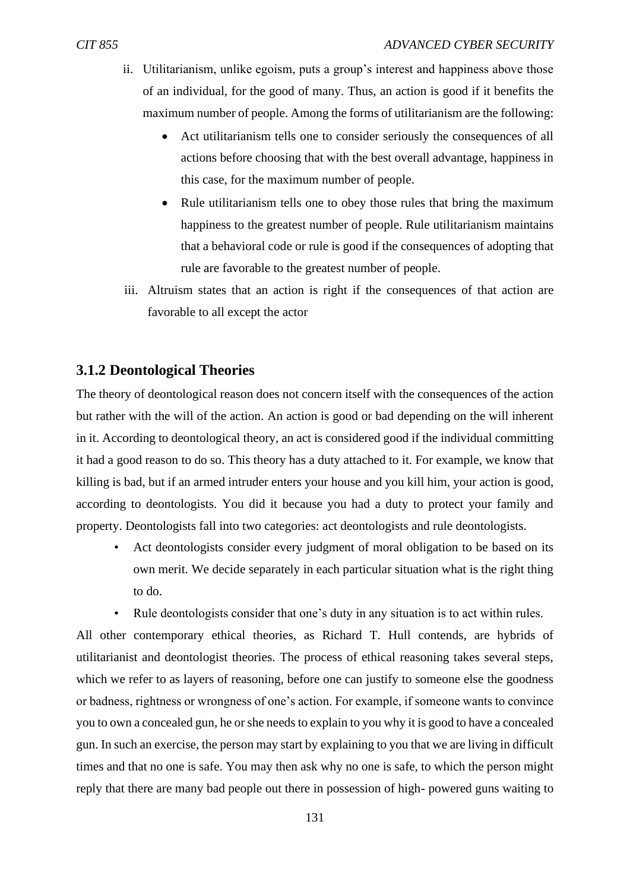ii. Utilitarianism, unlike egoism, puts a group's interest and happiness above those of an individual, for the good of many. Thus, an action is good if it benefits the maximum number of people. Among the forms of utilitarianism are the following:

   - Act utilitarianism tells one to consider seriously the consequences of all actions before choosing that with the best overall advantage, happiness in this case, for the maximum number of people.
   - Rule utilitarianism tells one to obey those rules that bring the maximum happiness to the greatest number of people. Rule utilitarianism maintains that a behavioral code or rule is good if the consequences of adopting that rule are favorable to the greatest number of people.

iii. Altruism states that an action is right if the consequences of that action are favorable to all except the actor

### 3.1.2 Deontological Theories

The theory of deontological reason does not concern itself with the consequences of the action but rather with the will of the action. An action is good or bad depending on the will inherent in it. According to deontological theory, an act is considered good if the individual committing it had a good reason to do so. This theory has a duty attached to it. For example, we know that killing is bad, but if an armed intruder enters your house and you kill him, your action is good, according to deontologists. You did it because you had a duty to protect your family and property. Deontologists fall into two categories: act deontologists and rule deontologists.

- Act deontologists consider every judgment of moral obligation to be based on its own merit. We decide separately in each particular situation what is the right thing to do.
- Rule deontologists consider that one's duty in any situation is to act within rules.

All other contemporary ethical theories, as Richard T. Hull contends, are hybrids of utilitarianist and deontologist theories. The process of ethical reasoning takes several steps, which we refer to as layers of reasoning, before one can justify to someone else the goodness or badness, rightness or wrongness of one's action. For example, if someone wants to convince you to own a concealed gun, he or she needs to explain to you why it is good to have a concealed gun. In such an exercise, the person may start by explaining to you that we are living in difficult times and that no one is safe. You may then ask why no one is safe, to which the person might reply that there are many bad people out there in possession of high- powered guns waiting to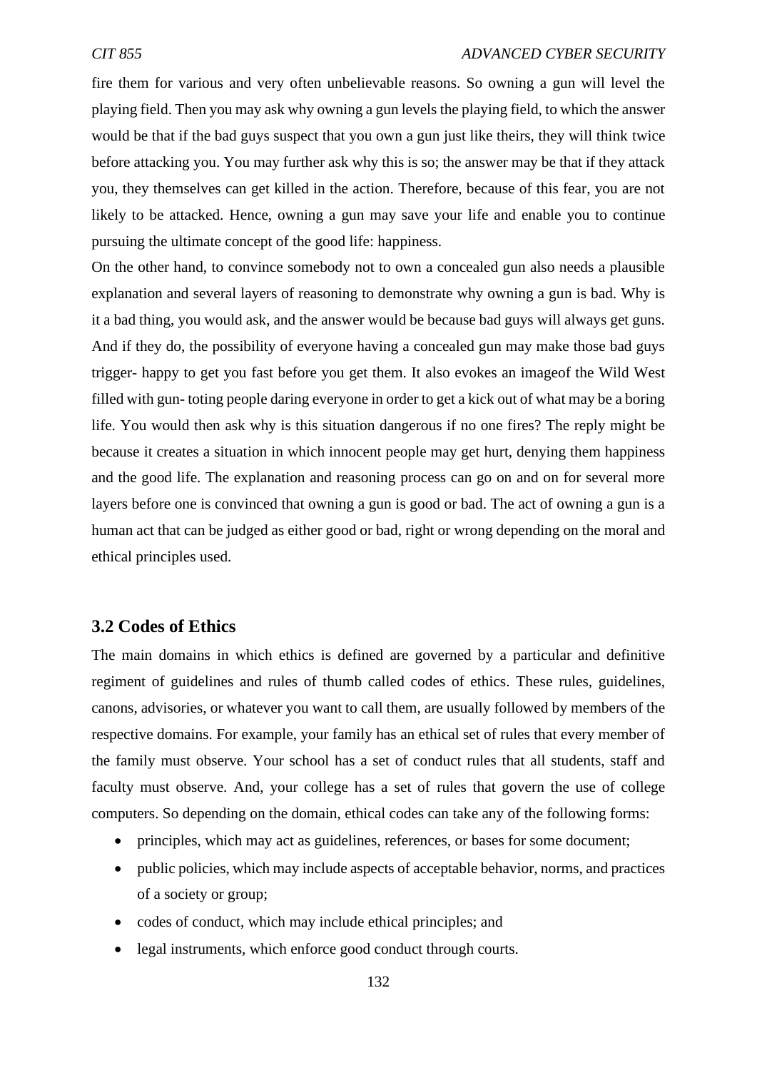fire them for various and very often unbelievable reasons. So owning a gun will level the playing field. Then you may ask why owning a gun levels the playing field, to which the answer would be that if the bad guys suspect that you own a gun just like theirs, they will think twice before attacking you. You may further ask why this is so; the answer may be that if they attack you, they themselves can get killed in the action. Therefore, because of this fear, you are not likely to be attacked. Hence, owning a gun may save your life and enable you to continue pursuing the ultimate concept of the good life: happiness.

On the other hand, to convince somebody not to own a concealed gun also needs a plausible explanation and several layers of reasoning to demonstrate why owning a gun is bad. Why is it a bad thing, you would ask, and the answer would be because bad guys will always get guns. And if they do, the possibility of everyone having a concealed gun may make those bad guys trigger- happy to get you fast before you get them. It also evokes an imageof the Wild West filled with gun- toting people daring everyone in order to get a kick out of what may be a boring life. You would then ask why is this situation dangerous if no one fires? The reply might be because it creates a situation in which innocent people may get hurt, denying them happiness and the good life. The explanation and reasoning process can go on and on for several more layers before one is convinced that owning a gun is good or bad. The act of owning a gun is a human act that can be judged as either good or bad, right or wrong depending on the moral and ethical principles used.

### 3.2 Codes of Ethics

The main domains in which ethics is defined are governed by a particular and definitive regiment of guidelines and rules of thumb called codes of ethics. These rules, guidelines, canons, advisories, or whatever you want to call them, are usually followed by members of the respective domains. For example, your family has an ethical set of rules that every member of the family must observe. Your school has a set of conduct rules that all students, staff and faculty must observe. And, your college has a set of rules that govern the use of college computers. So depending on the domain, ethical codes can take any of the following forms:

- principles, which may act as guidelines, references, or bases for some document;
- public policies, which may include aspects of acceptable behavior, norms, and practices of a society or group;
- codes of conduct, which may include ethical principles; and
- legal instruments, which enforce good conduct through courts.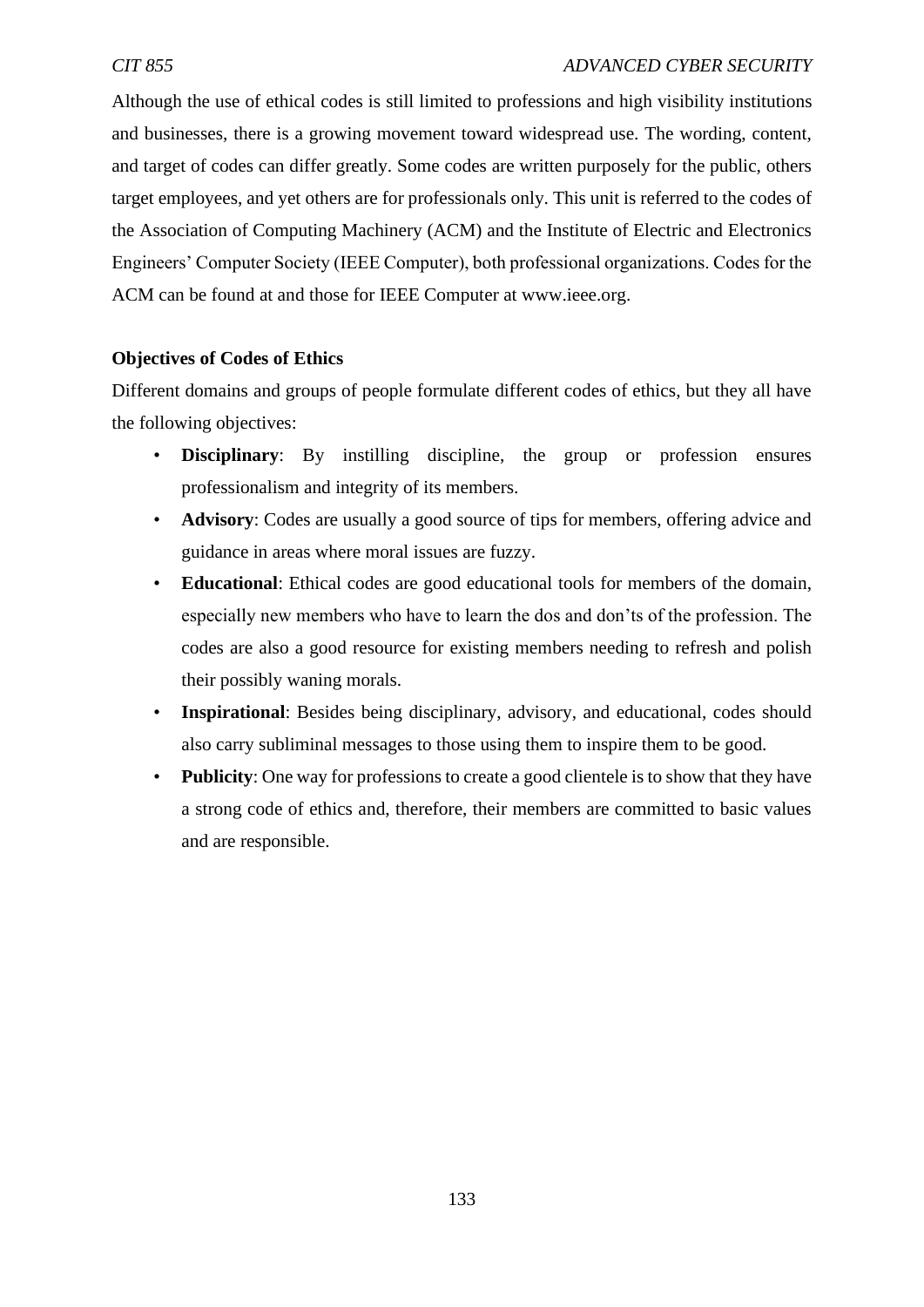Although the use of ethical codes is still limited to professions and high visibility institutions and businesses, there is a growing movement toward widespread use. The wording, content, and target of codes can differ greatly. Some codes are written purposely for the public, others target employees, and yet others are for professionals only. This unit is referred to the codes of the Association of Computing Machinery (ACM) and the Institute of Electric and Electronics Engineers' Computer Society (IEEE Computer), both professional organizations. Codes for the ACM can be found at and those for IEEE Computer at www.ieee.org.

**Objectives of Codes of Ethics**

Different domains and groups of people formulate different codes of ethics, but they all have the following objectives:

- **Disciplinary**: By instilling discipline, the group or profession ensures professionalism and integrity of its members.
- **Advisory**: Codes are usually a good source of tips for members, offering advice and guidance in areas where moral issues are fuzzy.
- **Educational**: Ethical codes are good educational tools for members of the domain, especially new members who have to learn the dos and don'ts of the profession. The codes are also a good resource for existing members needing to refresh and polish their possibly waning morals.
- **Inspirational**: Besides being disciplinary, advisory, and educational, codes should also carry subliminal messages to those using them to inspire them to be good.
- **Publicity**: One way for professions to create a good clientele is to show that they have a strong code of ethics and, therefore, their members are committed to basic values and are responsible.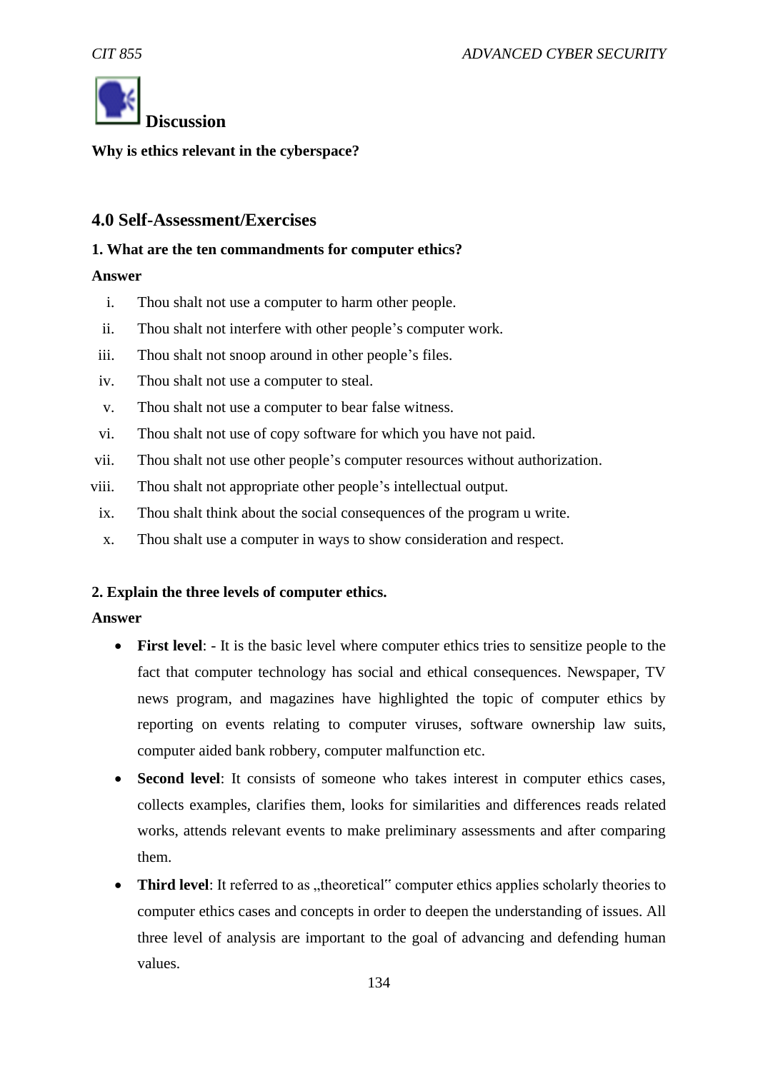**Discussion**

**Why is ethics relevant in the cyberspace?**

## 4.0 Self-Assessment/Exercises

**1. What are the ten commandments for computer ethics?**

**Answer**

i. Thou shalt not use a computer to harm other people.
ii. Thou shalt not interfere with other people's computer work.
iii. Thou shalt not snoop around in other people's files.
iv. Thou shalt not use a computer to steal.
v. Thou shalt not use a computer to bear false witness.
vi. Thou shalt not use of copy software for which you have not paid.
vii. Thou shalt not use other people's computer resources without authorization.
viii. Thou shalt not appropriate other people's intellectual output.
ix. Thou shalt think about the social consequences of the program u write.
x. Thou shalt use a computer in ways to show consideration and respect.

**2. Explain the three levels of computer ethics.**

**Answer**

- **First level**: - It is the basic level where computer ethics tries to sensitize people to the fact that computer technology has social and ethical consequences. Newspaper, TV news program, and magazines have highlighted the topic of computer ethics by reporting on events relating to computer viruses, software ownership law suits, computer aided bank robbery, computer malfunction etc.
- **Second level**: It consists of someone who takes interest in computer ethics cases, collects examples, clarifies them, looks for similarities and differences reads related works, attends relevant events to make preliminary assessments and after comparing them.
- **Third level**: It referred to as „theoretical" computer ethics applies scholarly theories to computer ethics cases and concepts in order to deepen the understanding of issues. All three level of analysis are important to the goal of advancing and defending human values.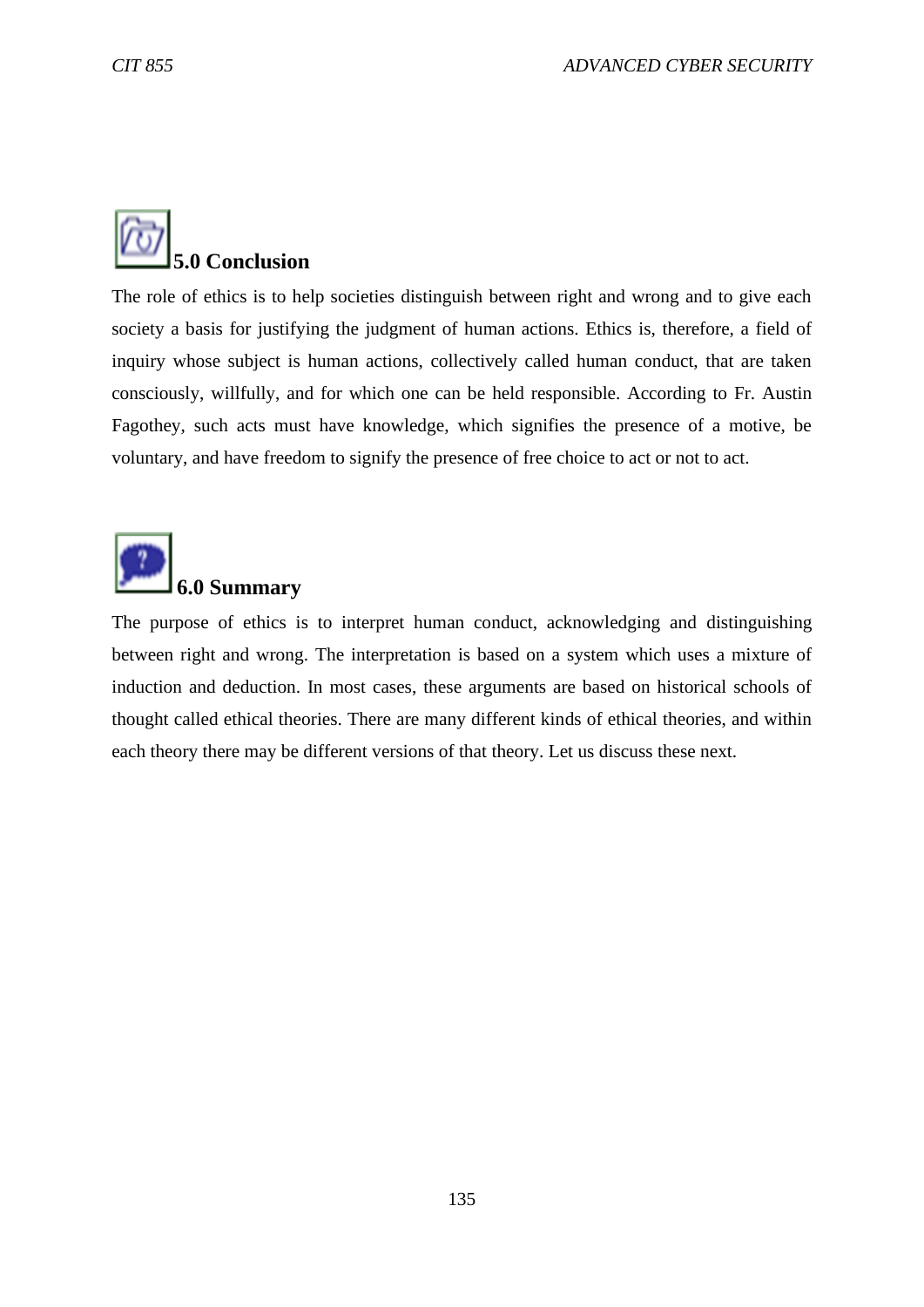## 5.0 Conclusion

The role of ethics is to help societies distinguish between right and wrong and to give each society a basis for justifying the judgment of human actions. Ethics is, therefore, a field of inquiry whose subject is human actions, collectively called human conduct, that are taken consciously, willfully, and for which one can be held responsible. According to Fr. Austin Fagothey, such acts must have knowledge, which signifies the presence of a motive, be voluntary, and have freedom to signify the presence of free choice to act or not to act.

## 6.0 Summary

The purpose of ethics is to interpret human conduct, acknowledging and distinguishing between right and wrong. The interpretation is based on a system which uses a mixture of induction and deduction. In most cases, these arguments are based on historical schools of thought called ethical theories. There are many different kinds of ethical theories, and within each theory there may be different versions of that theory. Let us discuss these next.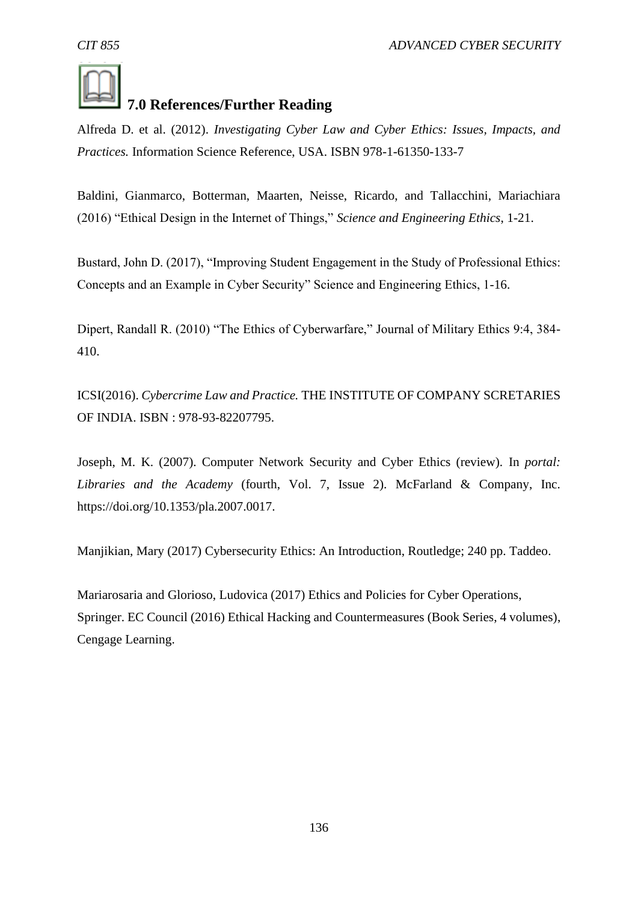## 7.0 References/Further Reading

Alfreda D. et al. (2012). *Investigating Cyber Law and Cyber Ethics: Issues, Impacts, and Practices.* Information Science Reference, USA. ISBN 978-1-61350-133-7

Baldini, Gianmarco, Botterman, Maarten, Neisse, Ricardo, and Tallacchini, Mariachiara (2016) "Ethical Design in the Internet of Things," *Science and Engineering Ethics*, 1-21.

Bustard, John D. (2017), "Improving Student Engagement in the Study of Professional Ethics: Concepts and an Example in Cyber Security" Science and Engineering Ethics, 1-16.

Dipert, Randall R. (2010) "The Ethics of Cyberwarfare," Journal of Military Ethics 9:4, 384-410.

ICSI(2016). *Cybercrime Law and Practice.* THE INSTITUTE OF COMPANY SCRETARIES OF INDIA. ISBN : 978-93-82207795.

Joseph, M. K. (2007). Computer Network Security and Cyber Ethics (review). In *portal: Libraries and the Academy* (fourth, Vol. 7, Issue 2). McFarland & Company, Inc. https://doi.org/10.1353/pla.2007.0017.

Manjikian, Mary (2017) Cybersecurity Ethics: An Introduction, Routledge; 240 pp. Taddeo.

Mariarosaria and Glorioso, Ludovica (2017) Ethics and Policies for Cyber Operations, Springer. EC Council (2016) Ethical Hacking and Countermeasures (Book Series, 4 volumes), Cengage Learning.